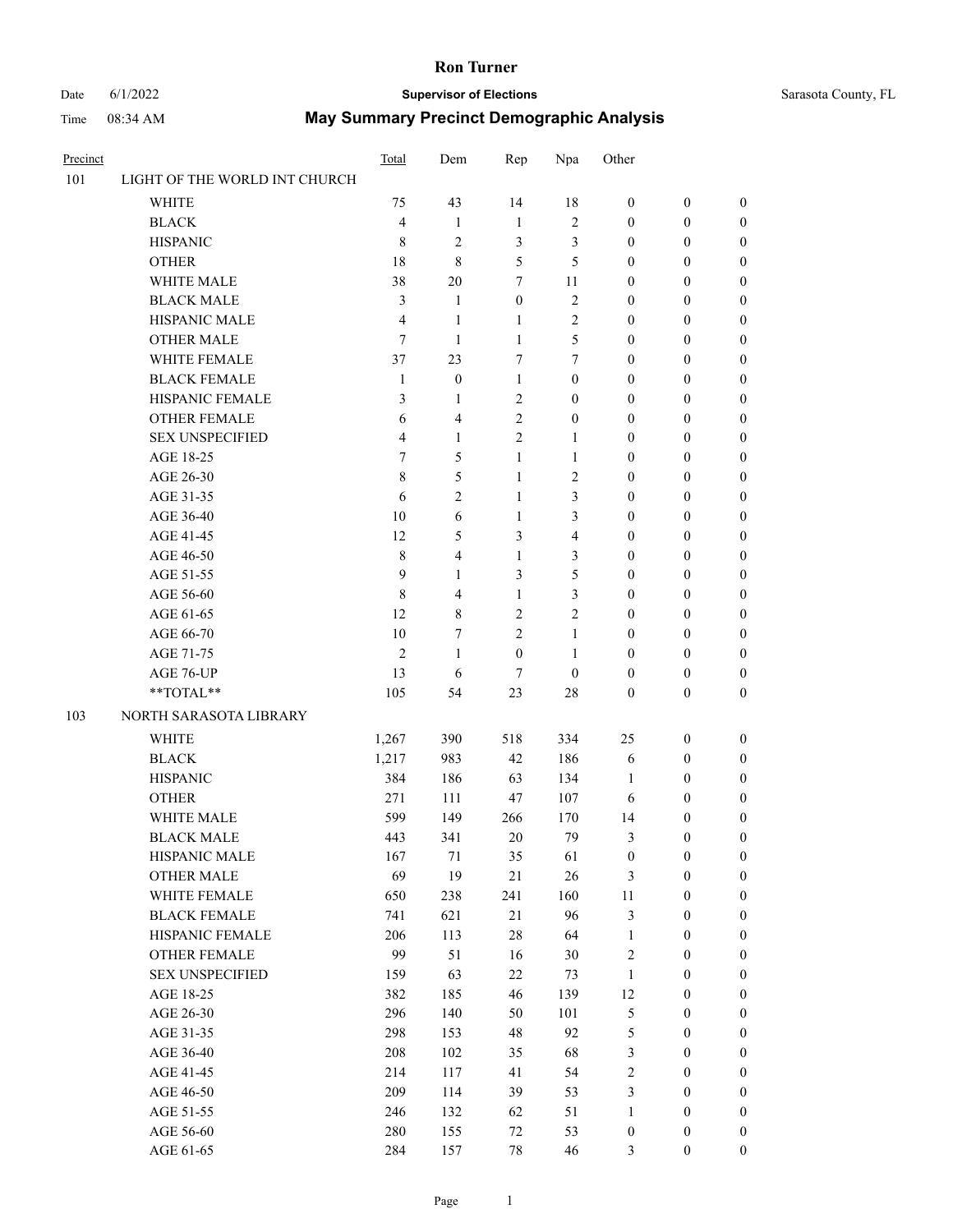# Ron Turner

Date 6/1/2022 **Supervisor of Elections** Sarasota County, FL

Time 08:34 AM **May Summary Precinct Demographic Analysis**

| Precinct | | Total | Dem | Rep | Npa | Other | | |
|---|---|---|---|---|---|---|---|---|
| 101 | LIGHT OF THE WORLD INT CHURCH | | | | | | | |
| | WHITE | 75 | 43 | 14 | 18 | 0 | 0 | 0 |
| | BLACK | 4 | 1 | 1 | 2 | 0 | 0 | 0 |
| | HISPANIC | 8 | 2 | 3 | 3 | 0 | 0 | 0 |
| | OTHER | 18 | 8 | 5 | 5 | 0 | 0 | 0 |
| | WHITE MALE | 38 | 20 | 7 | 11 | 0 | 0 | 0 |
| | BLACK MALE | 3 | 1 | 0 | 2 | 0 | 0 | 0 |
| | HISPANIC MALE | 4 | 1 | 1 | 2 | 0 | 0 | 0 |
| | OTHER MALE | 7 | 1 | 1 | 5 | 0 | 0 | 0 |
| | WHITE FEMALE | 37 | 23 | 7 | 7 | 0 | 0 | 0 |
| | BLACK FEMALE | 1 | 0 | 1 | 0 | 0 | 0 | 0 |
| | HISPANIC FEMALE | 3 | 1 | 2 | 0 | 0 | 0 | 0 |
| | OTHER FEMALE | 6 | 4 | 2 | 0 | 0 | 0 | 0 |
| | SEX UNSPECIFIED | 4 | 1 | 2 | 1 | 0 | 0 | 0 |
| | AGE 18-25 | 7 | 5 | 1 | 1 | 0 | 0 | 0 |
| | AGE 26-30 | 8 | 5 | 1 | 2 | 0 | 0 | 0 |
| | AGE 31-35 | 6 | 2 | 1 | 3 | 0 | 0 | 0 |
| | AGE 36-40 | 10 | 6 | 1 | 3 | 0 | 0 | 0 |
| | AGE 41-45 | 12 | 5 | 3 | 4 | 0 | 0 | 0 |
| | AGE 46-50 | 8 | 4 | 1 | 3 | 0 | 0 | 0 |
| | AGE 51-55 | 9 | 1 | 3 | 5 | 0 | 0 | 0 |
| | AGE 56-60 | 8 | 4 | 1 | 3 | 0 | 0 | 0 |
| | AGE 61-65 | 12 | 8 | 2 | 2 | 0 | 0 | 0 |
| | AGE 66-70 | 10 | 7 | 2 | 1 | 0 | 0 | 0 |
| | AGE 71-75 | 2 | 1 | 0 | 1 | 0 | 0 | 0 |
| | AGE 76-UP | 13 | 6 | 7 | 0 | 0 | 0 | 0 |
| | **TOTAL** | 105 | 54 | 23 | 28 | 0 | 0 | 0 |
| 103 | NORTH SARASOTA LIBRARY | | | | | | | |
| | WHITE | 1,267 | 390 | 518 | 334 | 25 | 0 | 0 |
| | BLACK | 1,217 | 983 | 42 | 186 | 6 | 0 | 0 |
| | HISPANIC | 384 | 186 | 63 | 134 | 1 | 0 | 0 |
| | OTHER | 271 | 111 | 47 | 107 | 6 | 0 | 0 |
| | WHITE MALE | 599 | 149 | 266 | 170 | 14 | 0 | 0 |
| | BLACK MALE | 443 | 341 | 20 | 79 | 3 | 0 | 0 |
| | HISPANIC MALE | 167 | 71 | 35 | 61 | 0 | 0 | 0 |
| | OTHER MALE | 69 | 19 | 21 | 26 | 3 | 0 | 0 |
| | WHITE FEMALE | 650 | 238 | 241 | 160 | 11 | 0 | 0 |
| | BLACK FEMALE | 741 | 621 | 21 | 96 | 3 | 0 | 0 |
| | HISPANIC FEMALE | 206 | 113 | 28 | 64 | 1 | 0 | 0 |
| | OTHER FEMALE | 99 | 51 | 16 | 30 | 2 | 0 | 0 |
| | SEX UNSPECIFIED | 159 | 63 | 22 | 73 | 1 | 0 | 0 |
| | AGE 18-25 | 382 | 185 | 46 | 139 | 12 | 0 | 0 |
| | AGE 26-30 | 296 | 140 | 50 | 101 | 5 | 0 | 0 |
| | AGE 31-35 | 298 | 153 | 48 | 92 | 5 | 0 | 0 |
| | AGE 36-40 | 208 | 102 | 35 | 68 | 3 | 0 | 0 |
| | AGE 41-45 | 214 | 117 | 41 | 54 | 2 | 0 | 0 |
| | AGE 46-50 | 209 | 114 | 39 | 53 | 3 | 0 | 0 |
| | AGE 51-55 | 246 | 132 | 62 | 51 | 1 | 0 | 0 |
| | AGE 56-60 | 280 | 155 | 72 | 53 | 0 | 0 | 0 |
| | AGE 61-65 | 284 | 157 | 78 | 46 | 3 | 0 | 0 |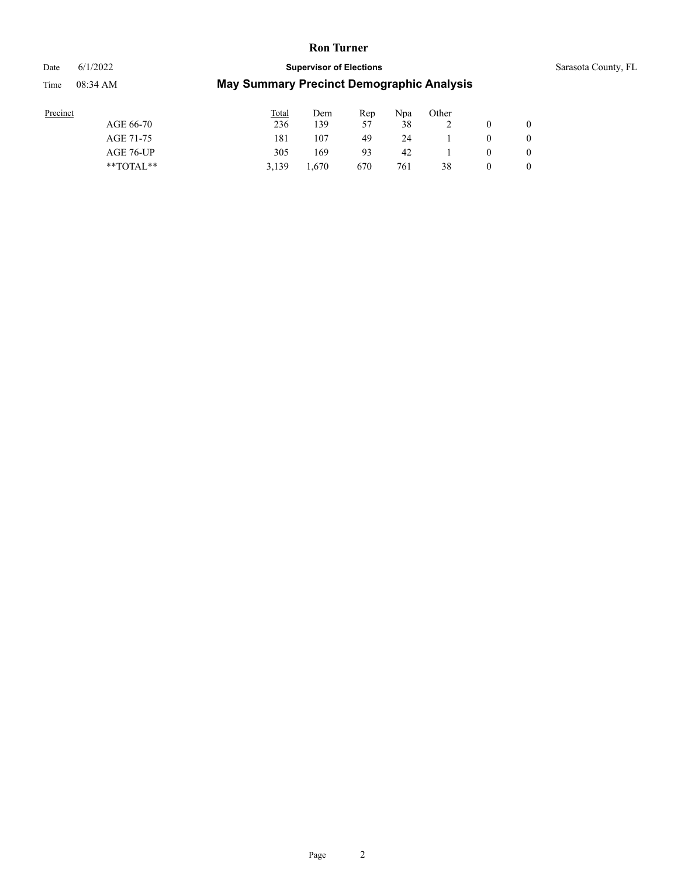| Precinct | Total | Dem | Rep | Npa | Other | | |
|---|---|---|---|---|---|---|---|
| AGE 66-70 | 236 | 139 | 57 | 38 | 2 | 0 | 0 |
| AGE 71-75 | 181 | 107 | 49 | 24 | 1 | 0 | 0 |
| AGE 76-UP | 305 | 169 | 93 | 42 | 1 | 0 | 0 |
| **TOTAL** | 3,139 | 1,670 | 670 | 761 | 38 | 0 | 0 |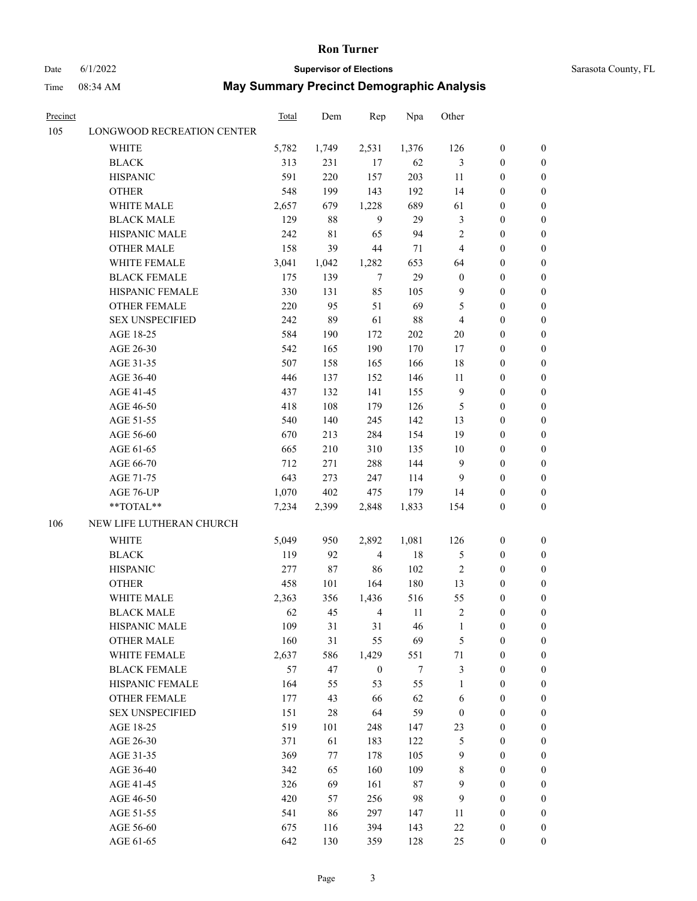# May Summary Precinct Demographic Analysis

Ron Turner — Supervisor of Elections — Sarasota County, FL

Date 6/1/2022 — Time 08:34 AM

| Precinct | | Total | Dem | Rep | Npa | Other | | |
|---|---|---|---|---|---|---|---|---|
| 105 | LONGWOOD RECREATION CENTER | | | | | | | |
| | WHITE | 5,782 | 1,749 | 2,531 | 1,376 | 126 | 0 | 0 |
| | BLACK | 313 | 231 | 17 | 62 | 3 | 0 | 0 |
| | HISPANIC | 591 | 220 | 157 | 203 | 11 | 0 | 0 |
| | OTHER | 548 | 199 | 143 | 192 | 14 | 0 | 0 |
| | WHITE MALE | 2,657 | 679 | 1,228 | 689 | 61 | 0 | 0 |
| | BLACK MALE | 129 | 88 | 9 | 29 | 3 | 0 | 0 |
| | HISPANIC MALE | 242 | 81 | 65 | 94 | 2 | 0 | 0 |
| | OTHER MALE | 158 | 39 | 44 | 71 | 4 | 0 | 0 |
| | WHITE FEMALE | 3,041 | 1,042 | 1,282 | 653 | 64 | 0 | 0 |
| | BLACK FEMALE | 175 | 139 | 7 | 29 | 0 | 0 | 0 |
| | HISPANIC FEMALE | 330 | 131 | 85 | 105 | 9 | 0 | 0 |
| | OTHER FEMALE | 220 | 95 | 51 | 69 | 5 | 0 | 0 |
| | SEX UNSPECIFIED | 242 | 89 | 61 | 88 | 4 | 0 | 0 |
| | AGE 18-25 | 584 | 190 | 172 | 202 | 20 | 0 | 0 |
| | AGE 26-30 | 542 | 165 | 190 | 170 | 17 | 0 | 0 |
| | AGE 31-35 | 507 | 158 | 165 | 166 | 18 | 0 | 0 |
| | AGE 36-40 | 446 | 137 | 152 | 146 | 11 | 0 | 0 |
| | AGE 41-45 | 437 | 132 | 141 | 155 | 9 | 0 | 0 |
| | AGE 46-50 | 418 | 108 | 179 | 126 | 5 | 0 | 0 |
| | AGE 51-55 | 540 | 140 | 245 | 142 | 13 | 0 | 0 |
| | AGE 56-60 | 670 | 213 | 284 | 154 | 19 | 0 | 0 |
| | AGE 61-65 | 665 | 210 | 310 | 135 | 10 | 0 | 0 |
| | AGE 66-70 | 712 | 271 | 288 | 144 | 9 | 0 | 0 |
| | AGE 71-75 | 643 | 273 | 247 | 114 | 9 | 0 | 0 |
| | AGE 76-UP | 1,070 | 402 | 475 | 179 | 14 | 0 | 0 |
| | **TOTAL** | 7,234 | 2,399 | 2,848 | 1,833 | 154 | 0 | 0 |
| 106 | NEW LIFE LUTHERAN CHURCH | | | | | | | |
| | WHITE | 5,049 | 950 | 2,892 | 1,081 | 126 | 0 | 0 |
| | BLACK | 119 | 92 | 4 | 18 | 5 | 0 | 0 |
| | HISPANIC | 277 | 87 | 86 | 102 | 2 | 0 | 0 |
| | OTHER | 458 | 101 | 164 | 180 | 13 | 0 | 0 |
| | WHITE MALE | 2,363 | 356 | 1,436 | 516 | 55 | 0 | 0 |
| | BLACK MALE | 62 | 45 | 4 | 11 | 2 | 0 | 0 |
| | HISPANIC MALE | 109 | 31 | 31 | 46 | 1 | 0 | 0 |
| | OTHER MALE | 160 | 31 | 55 | 69 | 5 | 0 | 0 |
| | WHITE FEMALE | 2,637 | 586 | 1,429 | 551 | 71 | 0 | 0 |
| | BLACK FEMALE | 57 | 47 | 0 | 7 | 3 | 0 | 0 |
| | HISPANIC FEMALE | 164 | 55 | 53 | 55 | 1 | 0 | 0 |
| | OTHER FEMALE | 177 | 43 | 66 | 62 | 6 | 0 | 0 |
| | SEX UNSPECIFIED | 151 | 28 | 64 | 59 | 0 | 0 | 0 |
| | AGE 18-25 | 519 | 101 | 248 | 147 | 23 | 0 | 0 |
| | AGE 26-30 | 371 | 61 | 183 | 122 | 5 | 0 | 0 |
| | AGE 31-35 | 369 | 77 | 178 | 105 | 9 | 0 | 0 |
| | AGE 36-40 | 342 | 65 | 160 | 109 | 8 | 0 | 0 |
| | AGE 41-45 | 326 | 69 | 161 | 87 | 9 | 0 | 0 |
| | AGE 46-50 | 420 | 57 | 256 | 98 | 9 | 0 | 0 |
| | AGE 51-55 | 541 | 86 | 297 | 147 | 11 | 0 | 0 |
| | AGE 56-60 | 675 | 116 | 394 | 143 | 22 | 0 | 0 |
| | AGE 61-65 | 642 | 130 | 359 | 128 | 25 | 0 | 0 |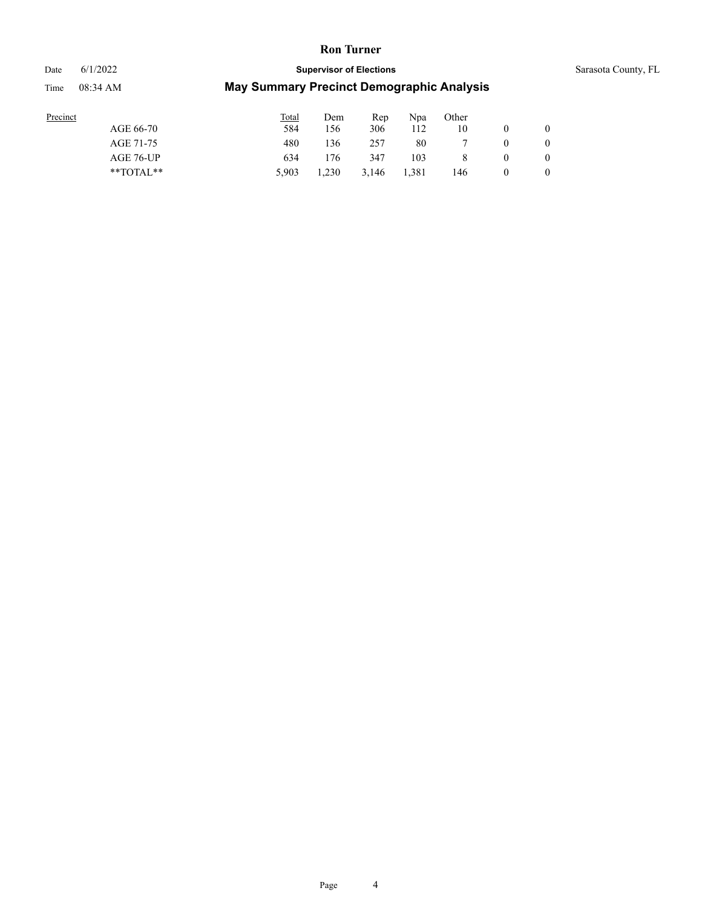| Precinct | Total | Dem | Rep | Npa | Other | | |
|---|---|---|---|---|---|---|---|
| AGE 66-70 | 584 | 156 | 306 | 112 | 10 | 0 | 0 |
| AGE 71-75 | 480 | 136 | 257 | 80 | 7 | 0 | 0 |
| AGE 76-UP | 634 | 176 | 347 | 103 | 8 | 0 | 0 |
| **TOTAL** | 5,903 | 1,230 | 3,146 | 1,381 | 146 | 0 | 0 |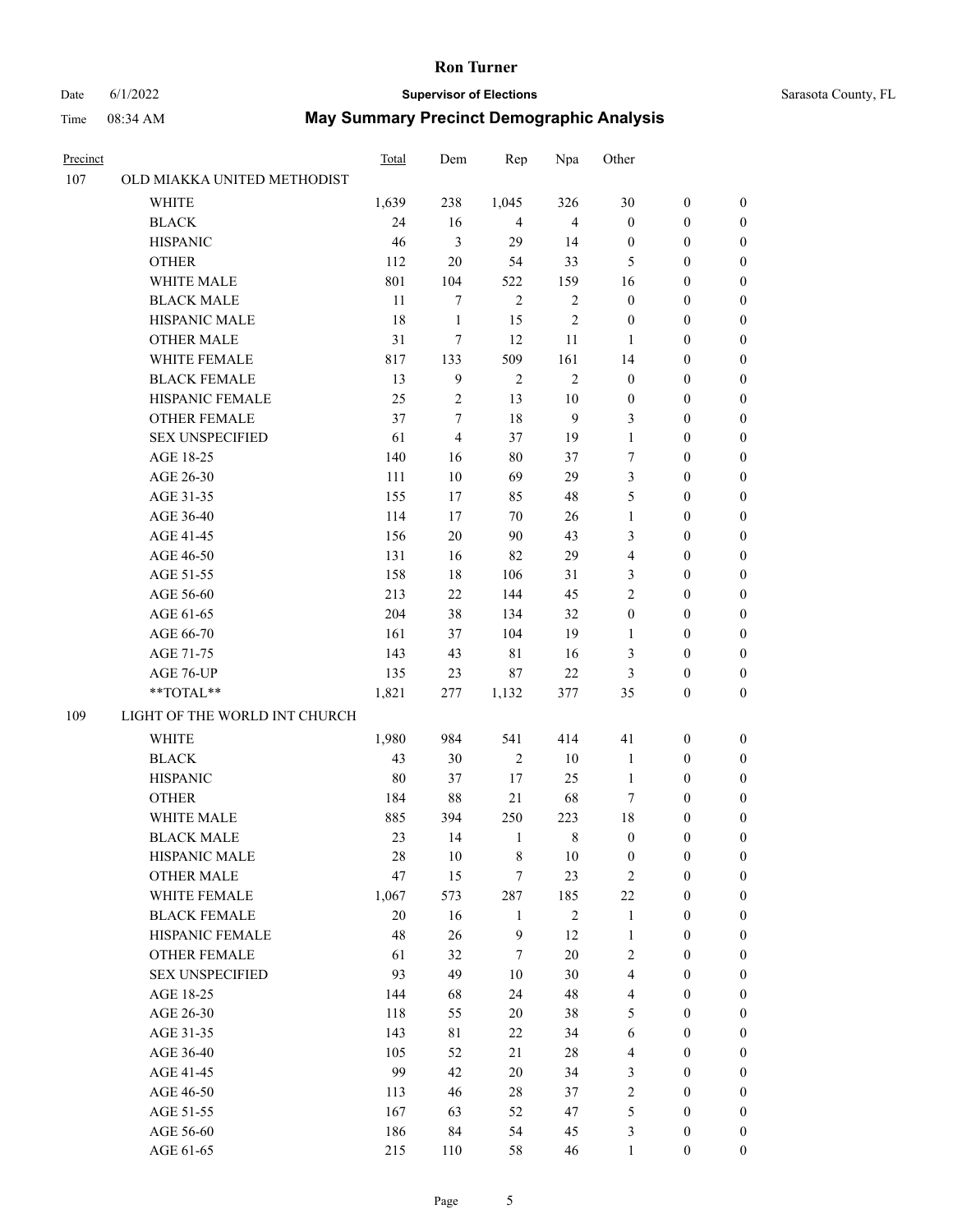| Precinct | | Total | Dem | Rep | Npa | Other | | |
|---|---|---|---|---|---|---|---|---|
| 107 | OLD MIAKKA UNITED METHODIST | | | | | | | |
| | WHITE | 1,639 | 238 | 1,045 | 326 | 30 | 0 | 0 |
| | BLACK | 24 | 16 | 4 | 4 | 0 | 0 | 0 |
| | HISPANIC | 46 | 3 | 29 | 14 | 0 | 0 | 0 |
| | OTHER | 112 | 20 | 54 | 33 | 5 | 0 | 0 |
| | WHITE MALE | 801 | 104 | 522 | 159 | 16 | 0 | 0 |
| | BLACK MALE | 11 | 7 | 2 | 2 | 0 | 0 | 0 |
| | HISPANIC MALE | 18 | 1 | 15 | 2 | 0 | 0 | 0 |
| | OTHER MALE | 31 | 7 | 12 | 11 | 1 | 0 | 0 |
| | WHITE FEMALE | 817 | 133 | 509 | 161 | 14 | 0 | 0 |
| | BLACK FEMALE | 13 | 9 | 2 | 2 | 0 | 0 | 0 |
| | HISPANIC FEMALE | 25 | 2 | 13 | 10 | 0 | 0 | 0 |
| | OTHER FEMALE | 37 | 7 | 18 | 9 | 3 | 0 | 0 |
| | SEX UNSPECIFIED | 61 | 4 | 37 | 19 | 1 | 0 | 0 |
| | AGE 18-25 | 140 | 16 | 80 | 37 | 7 | 0 | 0 |
| | AGE 26-30 | 111 | 10 | 69 | 29 | 3 | 0 | 0 |
| | AGE 31-35 | 155 | 17 | 85 | 48 | 5 | 0 | 0 |
| | AGE 36-40 | 114 | 17 | 70 | 26 | 1 | 0 | 0 |
| | AGE 41-45 | 156 | 20 | 90 | 43 | 3 | 0 | 0 |
| | AGE 46-50 | 131 | 16 | 82 | 29 | 4 | 0 | 0 |
| | AGE 51-55 | 158 | 18 | 106 | 31 | 3 | 0 | 0 |
| | AGE 56-60 | 213 | 22 | 144 | 45 | 2 | 0 | 0 |
| | AGE 61-65 | 204 | 38 | 134 | 32 | 0 | 0 | 0 |
| | AGE 66-70 | 161 | 37 | 104 | 19 | 1 | 0 | 0 |
| | AGE 71-75 | 143 | 43 | 81 | 16 | 3 | 0 | 0 |
| | AGE 76-UP | 135 | 23 | 87 | 22 | 3 | 0 | 0 |
| | **TOTAL** | 1,821 | 277 | 1,132 | 377 | 35 | 0 | 0 |
| 109 | LIGHT OF THE WORLD INT CHURCH | | | | | | | |
| | WHITE | 1,980 | 984 | 541 | 414 | 41 | 0 | 0 |
| | BLACK | 43 | 30 | 2 | 10 | 1 | 0 | 0 |
| | HISPANIC | 80 | 37 | 17 | 25 | 1 | 0 | 0 |
| | OTHER | 184 | 88 | 21 | 68 | 7 | 0 | 0 |
| | WHITE MALE | 885 | 394 | 250 | 223 | 18 | 0 | 0 |
| | BLACK MALE | 23 | 14 | 1 | 8 | 0 | 0 | 0 |
| | HISPANIC MALE | 28 | 10 | 8 | 10 | 0 | 0 | 0 |
| | OTHER MALE | 47 | 15 | 7 | 23 | 2 | 0 | 0 |
| | WHITE FEMALE | 1,067 | 573 | 287 | 185 | 22 | 0 | 0 |
| | BLACK FEMALE | 20 | 16 | 1 | 2 | 1 | 0 | 0 |
| | HISPANIC FEMALE | 48 | 26 | 9 | 12 | 1 | 0 | 0 |
| | OTHER FEMALE | 61 | 32 | 7 | 20 | 2 | 0 | 0 |
| | SEX UNSPECIFIED | 93 | 49 | 10 | 30 | 4 | 0 | 0 |
| | AGE 18-25 | 144 | 68 | 24 | 48 | 4 | 0 | 0 |
| | AGE 26-30 | 118 | 55 | 20 | 38 | 5 | 0 | 0 |
| | AGE 31-35 | 143 | 81 | 22 | 34 | 6 | 0 | 0 |
| | AGE 36-40 | 105 | 52 | 21 | 28 | 4 | 0 | 0 |
| | AGE 41-45 | 99 | 42 | 20 | 34 | 3 | 0 | 0 |
| | AGE 46-50 | 113 | 46 | 28 | 37 | 2 | 0 | 0 |
| | AGE 51-55 | 167 | 63 | 52 | 47 | 5 | 0 | 0 |
| | AGE 56-60 | 186 | 84 | 54 | 45 | 3 | 0 | 0 |
| | AGE 61-65 | 215 | 110 | 58 | 46 | 1 | 0 | 0 |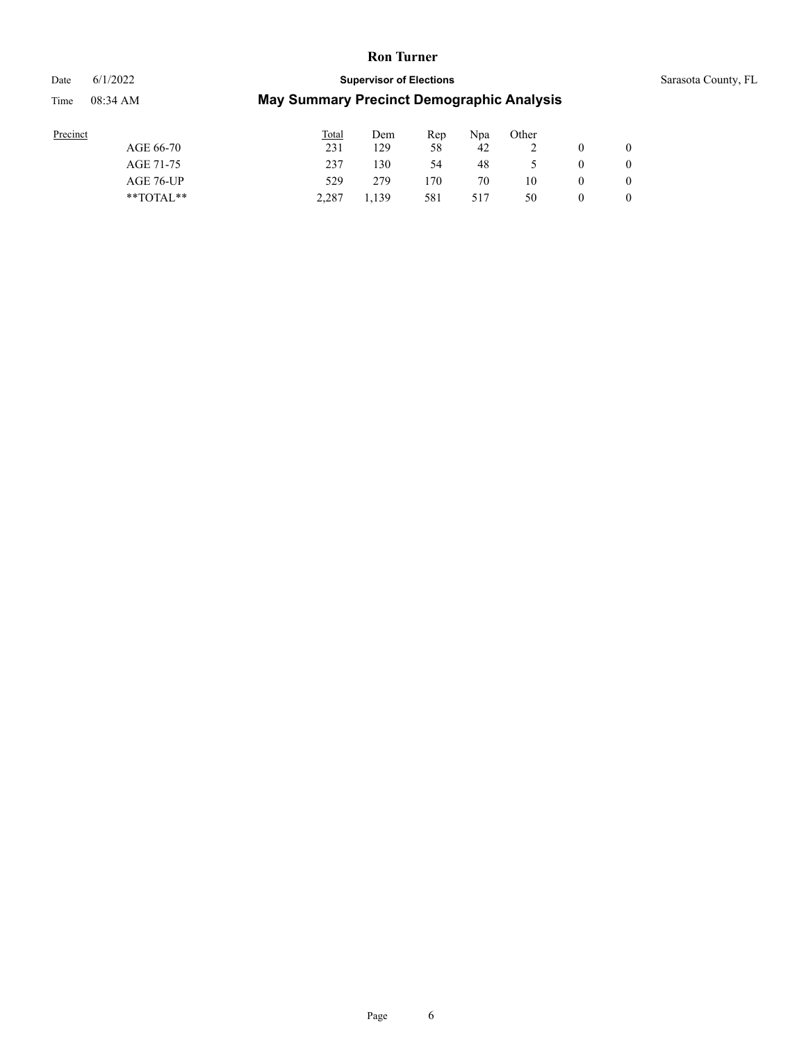| Precinct | Total | Dem | Rep | Npa | Other | | |
|---|---|---|---|---|---|---|---|
| AGE 66-70 | 231 | 129 | 58 | 42 | 2 | 0 | 0 |
| AGE 71-75 | 237 | 130 | 54 | 48 | 5 | 0 | 0 |
| AGE 76-UP | 529 | 279 | 170 | 70 | 10 | 0 | 0 |
| **TOTAL** | 2,287 | 1,139 | 581 | 517 | 50 | 0 | 0 |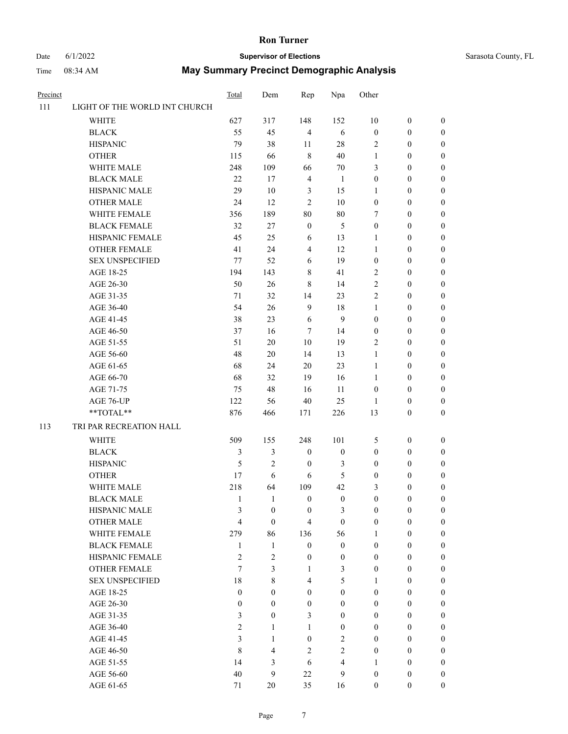# Ron Turner

Date 6/1/2022 | **Supervisor of Elections** | Sarasota County, FL

Time 08:34 AM | **May Summary Precinct Demographic Analysis**

| Precinct | | Total | Dem | Rep | Npa | Other | | |
|---|---|---|---|---|---|---|---|---|
| 111 | LIGHT OF THE WORLD INT CHURCH | | | | | | | |
| | WHITE | 627 | 317 | 148 | 152 | 10 | 0 | 0 |
| | BLACK | 55 | 45 | 4 | 6 | 0 | 0 | 0 |
| | HISPANIC | 79 | 38 | 11 | 28 | 2 | 0 | 0 |
| | OTHER | 115 | 66 | 8 | 40 | 1 | 0 | 0 |
| | WHITE MALE | 248 | 109 | 66 | 70 | 3 | 0 | 0 |
| | BLACK MALE | 22 | 17 | 4 | 1 | 0 | 0 | 0 |
| | HISPANIC MALE | 29 | 10 | 3 | 15 | 1 | 0 | 0 |
| | OTHER MALE | 24 | 12 | 2 | 10 | 0 | 0 | 0 |
| | WHITE FEMALE | 356 | 189 | 80 | 80 | 7 | 0 | 0 |
| | BLACK FEMALE | 32 | 27 | 0 | 5 | 0 | 0 | 0 |
| | HISPANIC FEMALE | 45 | 25 | 6 | 13 | 1 | 0 | 0 |
| | OTHER FEMALE | 41 | 24 | 4 | 12 | 1 | 0 | 0 |
| | SEX UNSPECIFIED | 77 | 52 | 6 | 19 | 0 | 0 | 0 |
| | AGE 18-25 | 194 | 143 | 8 | 41 | 2 | 0 | 0 |
| | AGE 26-30 | 50 | 26 | 8 | 14 | 2 | 0 | 0 |
| | AGE 31-35 | 71 | 32 | 14 | 23 | 2 | 0 | 0 |
| | AGE 36-40 | 54 | 26 | 9 | 18 | 1 | 0 | 0 |
| | AGE 41-45 | 38 | 23 | 6 | 9 | 0 | 0 | 0 |
| | AGE 46-50 | 37 | 16 | 7 | 14 | 0 | 0 | 0 |
| | AGE 51-55 | 51 | 20 | 10 | 19 | 2 | 0 | 0 |
| | AGE 56-60 | 48 | 20 | 14 | 13 | 1 | 0 | 0 |
| | AGE 61-65 | 68 | 24 | 20 | 23 | 1 | 0 | 0 |
| | AGE 66-70 | 68 | 32 | 19 | 16 | 1 | 0 | 0 |
| | AGE 71-75 | 75 | 48 | 16 | 11 | 0 | 0 | 0 |
| | AGE 76-UP | 122 | 56 | 40 | 25 | 1 | 0 | 0 |
| | **TOTAL** | 876 | 466 | 171 | 226 | 13 | 0 | 0 |
| 113 | TRI PAR RECREATION HALL | | | | | | | |
| | WHITE | 509 | 155 | 248 | 101 | 5 | 0 | 0 |
| | BLACK | 3 | 3 | 0 | 0 | 0 | 0 | 0 |
| | HISPANIC | 5 | 2 | 0 | 3 | 0 | 0 | 0 |
| | OTHER | 17 | 6 | 6 | 5 | 0 | 0 | 0 |
| | WHITE MALE | 218 | 64 | 109 | 42 | 3 | 0 | 0 |
| | BLACK MALE | 1 | 1 | 0 | 0 | 0 | 0 | 0 |
| | HISPANIC MALE | 3 | 0 | 0 | 3 | 0 | 0 | 0 |
| | OTHER MALE | 4 | 0 | 4 | 0 | 0 | 0 | 0 |
| | WHITE FEMALE | 279 | 86 | 136 | 56 | 1 | 0 | 0 |
| | BLACK FEMALE | 1 | 1 | 0 | 0 | 0 | 0 | 0 |
| | HISPANIC FEMALE | 2 | 2 | 0 | 0 | 0 | 0 | 0 |
| | OTHER FEMALE | 7 | 3 | 1 | 3 | 0 | 0 | 0 |
| | SEX UNSPECIFIED | 18 | 8 | 4 | 5 | 1 | 0 | 0 |
| | AGE 18-25 | 0 | 0 | 0 | 0 | 0 | 0 | 0 |
| | AGE 26-30 | 0 | 0 | 0 | 0 | 0 | 0 | 0 |
| | AGE 31-35 | 3 | 0 | 3 | 0 | 0 | 0 | 0 |
| | AGE 36-40 | 2 | 1 | 1 | 0 | 0 | 0 | 0 |
| | AGE 41-45 | 3 | 1 | 0 | 2 | 0 | 0 | 0 |
| | AGE 46-50 | 8 | 4 | 2 | 2 | 0 | 0 | 0 |
| | AGE 51-55 | 14 | 3 | 6 | 4 | 1 | 0 | 0 |
| | AGE 56-60 | 40 | 9 | 22 | 9 | 0 | 0 | 0 |
| | AGE 61-65 | 71 | 20 | 35 | 16 | 0 | 0 | 0 |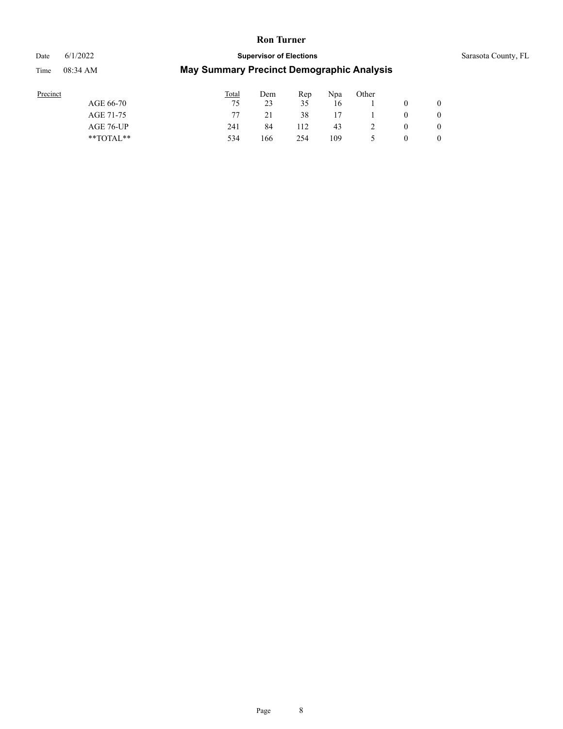| Precinct | Total | Dem | Rep | Npa | Other | | |
|---|---|---|---|---|---|---|---|
| AGE 66-70 | 75 | 23 | 35 | 16 | 1 | 0 | 0 |
| AGE 71-75 | 77 | 21 | 38 | 17 | 1 | 0 | 0 |
| AGE 76-UP | 241 | 84 | 112 | 43 | 2 | 0 | 0 |
| **TOTAL** | 534 | 166 | 254 | 109 | 5 | 0 | 0 |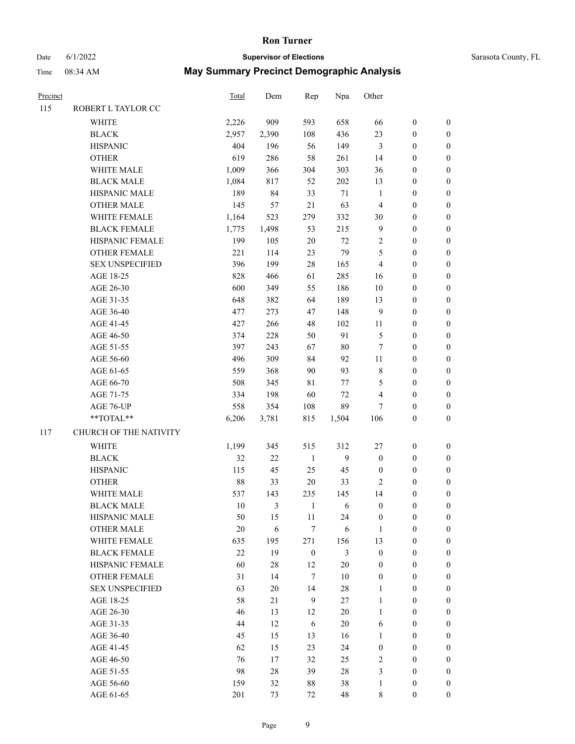# Ron Turner

Date 6/1/2022 **Supervisor of Elections** Sarasota County, FL

Time 08:34 AM **May Summary Precinct Demographic Analysis**

| Precinct | | Total | Dem | Rep | Npa | Other | | |
|---|---|---|---|---|---|---|---|---|
| 115 | ROBERT L TAYLOR CC | | | | | | | |
| | WHITE | 2,226 | 909 | 593 | 658 | 66 | 0 | 0 |
| | BLACK | 2,957 | 2,390 | 108 | 436 | 23 | 0 | 0 |
| | HISPANIC | 404 | 196 | 56 | 149 | 3 | 0 | 0 |
| | OTHER | 619 | 286 | 58 | 261 | 14 | 0 | 0 |
| | WHITE MALE | 1,009 | 366 | 304 | 303 | 36 | 0 | 0 |
| | BLACK MALE | 1,084 | 817 | 52 | 202 | 13 | 0 | 0 |
| | HISPANIC MALE | 189 | 84 | 33 | 71 | 1 | 0 | 0 |
| | OTHER MALE | 145 | 57 | 21 | 63 | 4 | 0 | 0 |
| | WHITE FEMALE | 1,164 | 523 | 279 | 332 | 30 | 0 | 0 |
| | BLACK FEMALE | 1,775 | 1,498 | 53 | 215 | 9 | 0 | 0 |
| | HISPANIC FEMALE | 199 | 105 | 20 | 72 | 2 | 0 | 0 |
| | OTHER FEMALE | 221 | 114 | 23 | 79 | 5 | 0 | 0 |
| | SEX UNSPECIFIED | 396 | 199 | 28 | 165 | 4 | 0 | 0 |
| | AGE 18-25 | 828 | 466 | 61 | 285 | 16 | 0 | 0 |
| | AGE 26-30 | 600 | 349 | 55 | 186 | 10 | 0 | 0 |
| | AGE 31-35 | 648 | 382 | 64 | 189 | 13 | 0 | 0 |
| | AGE 36-40 | 477 | 273 | 47 | 148 | 9 | 0 | 0 |
| | AGE 41-45 | 427 | 266 | 48 | 102 | 11 | 0 | 0 |
| | AGE 46-50 | 374 | 228 | 50 | 91 | 5 | 0 | 0 |
| | AGE 51-55 | 397 | 243 | 67 | 80 | 7 | 0 | 0 |
| | AGE 56-60 | 496 | 309 | 84 | 92 | 11 | 0 | 0 |
| | AGE 61-65 | 559 | 368 | 90 | 93 | 8 | 0 | 0 |
| | AGE 66-70 | 508 | 345 | 81 | 77 | 5 | 0 | 0 |
| | AGE 71-75 | 334 | 198 | 60 | 72 | 4 | 0 | 0 |
| | AGE 76-UP | 558 | 354 | 108 | 89 | 7 | 0 | 0 |
| | **TOTAL** | 6,206 | 3,781 | 815 | 1,504 | 106 | 0 | 0 |
| 117 | CHURCH OF THE NATIVITY | | | | | | | |
| | WHITE | 1,199 | 345 | 515 | 312 | 27 | 0 | 0 |
| | BLACK | 32 | 22 | 1 | 9 | 0 | 0 | 0 |
| | HISPANIC | 115 | 45 | 25 | 45 | 0 | 0 | 0 |
| | OTHER | 88 | 33 | 20 | 33 | 2 | 0 | 0 |
| | WHITE MALE | 537 | 143 | 235 | 145 | 14 | 0 | 0 |
| | BLACK MALE | 10 | 3 | 1 | 6 | 0 | 0 | 0 |
| | HISPANIC MALE | 50 | 15 | 11 | 24 | 0 | 0 | 0 |
| | OTHER MALE | 20 | 6 | 7 | 6 | 1 | 0 | 0 |
| | WHITE FEMALE | 635 | 195 | 271 | 156 | 13 | 0 | 0 |
| | BLACK FEMALE | 22 | 19 | 0 | 3 | 0 | 0 | 0 |
| | HISPANIC FEMALE | 60 | 28 | 12 | 20 | 0 | 0 | 0 |
| | OTHER FEMALE | 31 | 14 | 7 | 10 | 0 | 0 | 0 |
| | SEX UNSPECIFIED | 63 | 20 | 14 | 28 | 1 | 0 | 0 |
| | AGE 18-25 | 58 | 21 | 9 | 27 | 1 | 0 | 0 |
| | AGE 26-30 | 46 | 13 | 12 | 20 | 1 | 0 | 0 |
| | AGE 31-35 | 44 | 12 | 6 | 20 | 6 | 0 | 0 |
| | AGE 36-40 | 45 | 15 | 13 | 16 | 1 | 0 | 0 |
| | AGE 41-45 | 62 | 15 | 23 | 24 | 0 | 0 | 0 |
| | AGE 46-50 | 76 | 17 | 32 | 25 | 2 | 0 | 0 |
| | AGE 51-55 | 98 | 28 | 39 | 28 | 3 | 0 | 0 |
| | AGE 56-60 | 159 | 32 | 88 | 38 | 1 | 0 | 0 |
| | AGE 61-65 | 201 | 73 | 72 | 48 | 8 | 0 | 0 |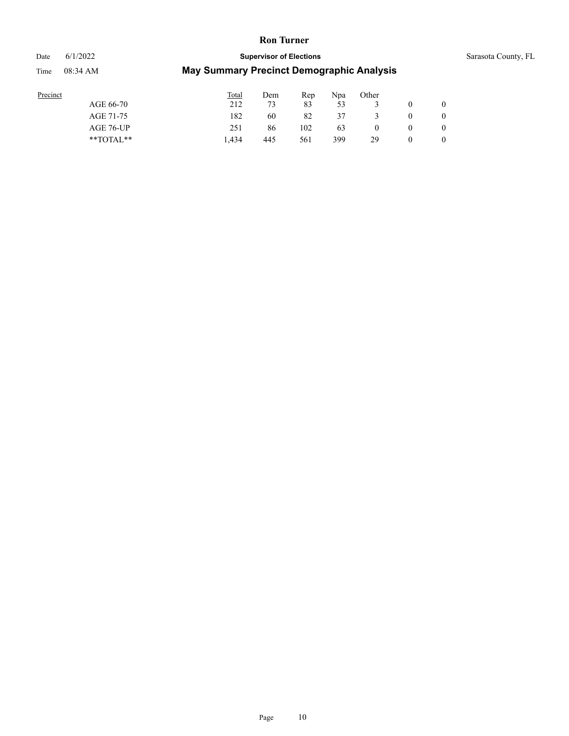| Precinct | Total | Dem | Rep | Npa | Other | | |
|---|---|---|---|---|---|---|---|
| AGE 66-70 | 212 | 73 | 83 | 53 | 3 | 0 | 0 |
| AGE 71-75 | 182 | 60 | 82 | 37 | 3 | 0 | 0 |
| AGE 76-UP | 251 | 86 | 102 | 63 | 0 | 0 | 0 |
| **TOTAL** | 1,434 | 445 | 561 | 399 | 29 | 0 | 0 |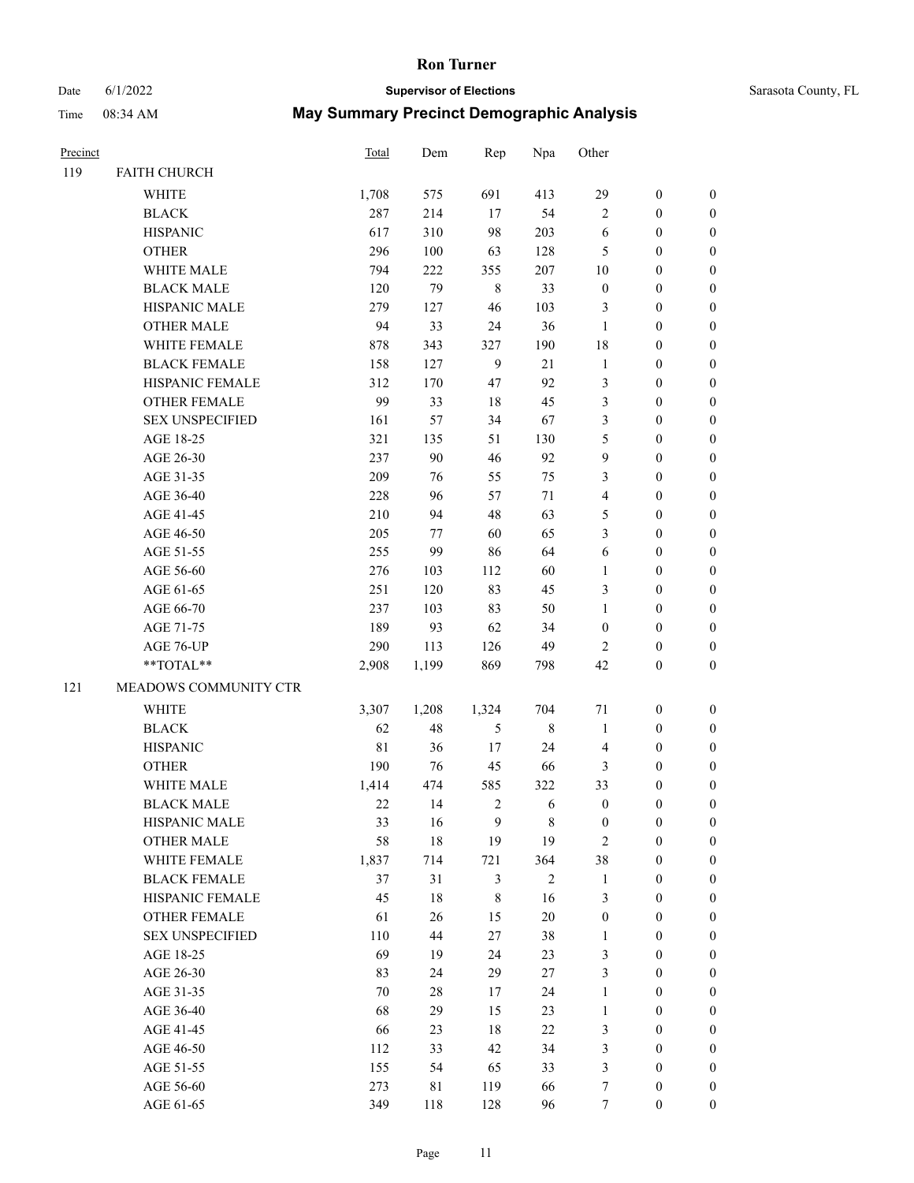# Ron Turner

Date 6/1/2022 **Supervisor of Elections** Sarasota County, FL

Time 08:34 AM **May Summary Precinct Demographic Analysis**

| Precinct | | Total | Dem | Rep | Npa | Other | | |
|---|---|---|---|---|---|---|---|---|
| 119 | FAITH CHURCH | | | | | | | |
| | WHITE | 1,708 | 575 | 691 | 413 | 29 | 0 | 0 |
| | BLACK | 287 | 214 | 17 | 54 | 2 | 0 | 0 |
| | HISPANIC | 617 | 310 | 98 | 203 | 6 | 0 | 0 |
| | OTHER | 296 | 100 | 63 | 128 | 5 | 0 | 0 |
| | WHITE MALE | 794 | 222 | 355 | 207 | 10 | 0 | 0 |
| | BLACK MALE | 120 | 79 | 8 | 33 | 0 | 0 | 0 |
| | HISPANIC MALE | 279 | 127 | 46 | 103 | 3 | 0 | 0 |
| | OTHER MALE | 94 | 33 | 24 | 36 | 1 | 0 | 0 |
| | WHITE FEMALE | 878 | 343 | 327 | 190 | 18 | 0 | 0 |
| | BLACK FEMALE | 158 | 127 | 9 | 21 | 1 | 0 | 0 |
| | HISPANIC FEMALE | 312 | 170 | 47 | 92 | 3 | 0 | 0 |
| | OTHER FEMALE | 99 | 33 | 18 | 45 | 3 | 0 | 0 |
| | SEX UNSPECIFIED | 161 | 57 | 34 | 67 | 3 | 0 | 0 |
| | AGE 18-25 | 321 | 135 | 51 | 130 | 5 | 0 | 0 |
| | AGE 26-30 | 237 | 90 | 46 | 92 | 9 | 0 | 0 |
| | AGE 31-35 | 209 | 76 | 55 | 75 | 3 | 0 | 0 |
| | AGE 36-40 | 228 | 96 | 57 | 71 | 4 | 0 | 0 |
| | AGE 41-45 | 210 | 94 | 48 | 63 | 5 | 0 | 0 |
| | AGE 46-50 | 205 | 77 | 60 | 65 | 3 | 0 | 0 |
| | AGE 51-55 | 255 | 99 | 86 | 64 | 6 | 0 | 0 |
| | AGE 56-60 | 276 | 103 | 112 | 60 | 1 | 0 | 0 |
| | AGE 61-65 | 251 | 120 | 83 | 45 | 3 | 0 | 0 |
| | AGE 66-70 | 237 | 103 | 83 | 50 | 1 | 0 | 0 |
| | AGE 71-75 | 189 | 93 | 62 | 34 | 0 | 0 | 0 |
| | AGE 76-UP | 290 | 113 | 126 | 49 | 2 | 0 | 0 |
| | **TOTAL** | 2,908 | 1,199 | 869 | 798 | 42 | 0 | 0 |
| 121 | MEADOWS COMMUNITY CTR | | | | | | | |
| | WHITE | 3,307 | 1,208 | 1,324 | 704 | 71 | 0 | 0 |
| | BLACK | 62 | 48 | 5 | 8 | 1 | 0 | 0 |
| | HISPANIC | 81 | 36 | 17 | 24 | 4 | 0 | 0 |
| | OTHER | 190 | 76 | 45 | 66 | 3 | 0 | 0 |
| | WHITE MALE | 1,414 | 474 | 585 | 322 | 33 | 0 | 0 |
| | BLACK MALE | 22 | 14 | 2 | 6 | 0 | 0 | 0 |
| | HISPANIC MALE | 33 | 16 | 9 | 8 | 0 | 0 | 0 |
| | OTHER MALE | 58 | 18 | 19 | 19 | 2 | 0 | 0 |
| | WHITE FEMALE | 1,837 | 714 | 721 | 364 | 38 | 0 | 0 |
| | BLACK FEMALE | 37 | 31 | 3 | 2 | 1 | 0 | 0 |
| | HISPANIC FEMALE | 45 | 18 | 8 | 16 | 3 | 0 | 0 |
| | OTHER FEMALE | 61 | 26 | 15 | 20 | 0 | 0 | 0 |
| | SEX UNSPECIFIED | 110 | 44 | 27 | 38 | 1 | 0 | 0 |
| | AGE 18-25 | 69 | 19 | 24 | 23 | 3 | 0 | 0 |
| | AGE 26-30 | 83 | 24 | 29 | 27 | 3 | 0 | 0 |
| | AGE 31-35 | 70 | 28 | 17 | 24 | 1 | 0 | 0 |
| | AGE 36-40 | 68 | 29 | 15 | 23 | 1 | 0 | 0 |
| | AGE 41-45 | 66 | 23 | 18 | 22 | 3 | 0 | 0 |
| | AGE 46-50 | 112 | 33 | 42 | 34 | 3 | 0 | 0 |
| | AGE 51-55 | 155 | 54 | 65 | 33 | 3 | 0 | 0 |
| | AGE 56-60 | 273 | 81 | 119 | 66 | 7 | 0 | 0 |
| | AGE 61-65 | 349 | 118 | 128 | 96 | 7 | 0 | 0 |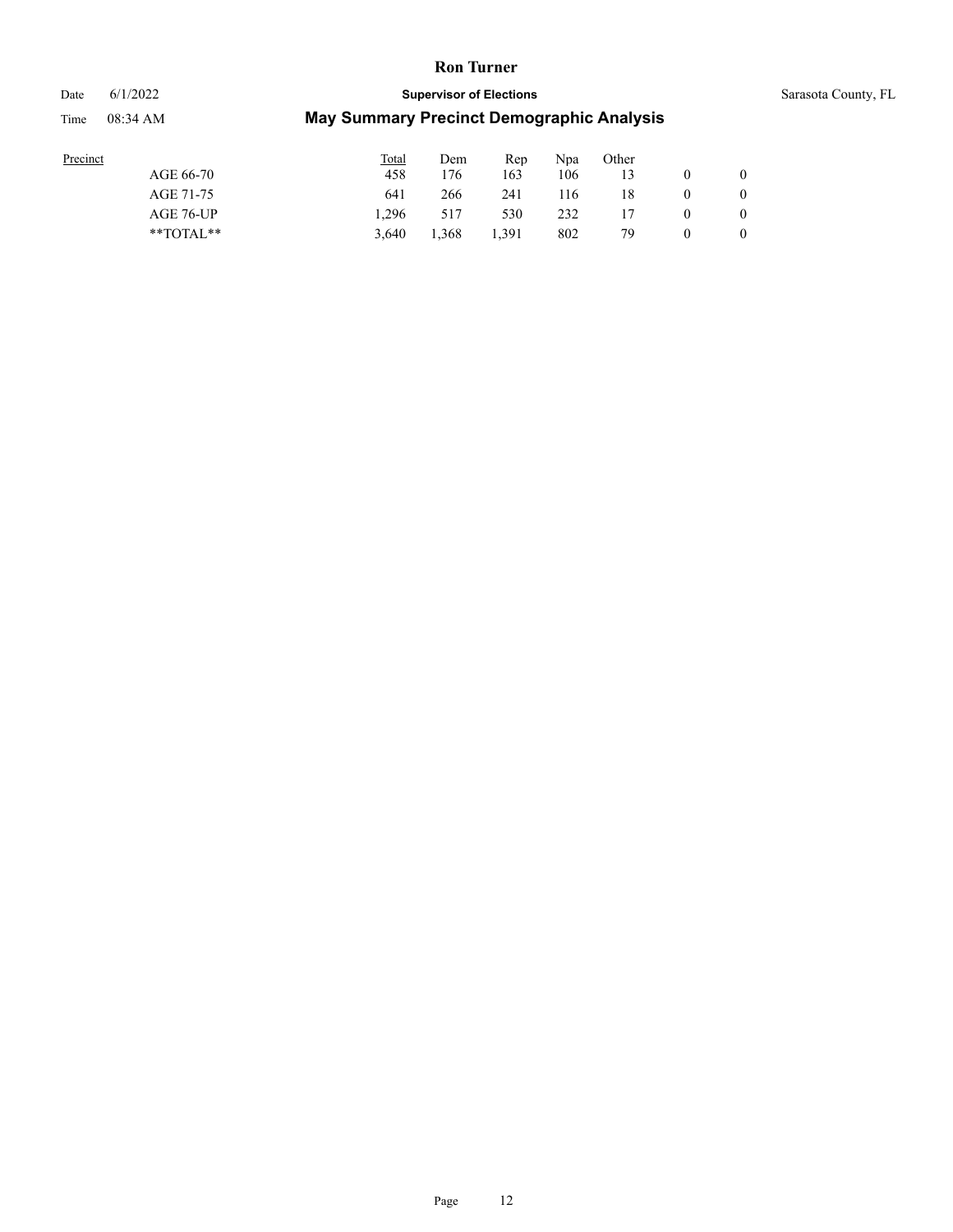| Precinct | Total | Dem | Rep | Npa | Other | | |
|---|---|---|---|---|---|---|---|
| AGE 66-70 | 458 | 176 | 163 | 106 | 13 | 0 | 0 |
| AGE 71-75 | 641 | 266 | 241 | 116 | 18 | 0 | 0 |
| AGE 76-UP | 1,296 | 517 | 530 | 232 | 17 | 0 | 0 |
| **TOTAL** | 3,640 | 1,368 | 1,391 | 802 | 79 | 0 | 0 |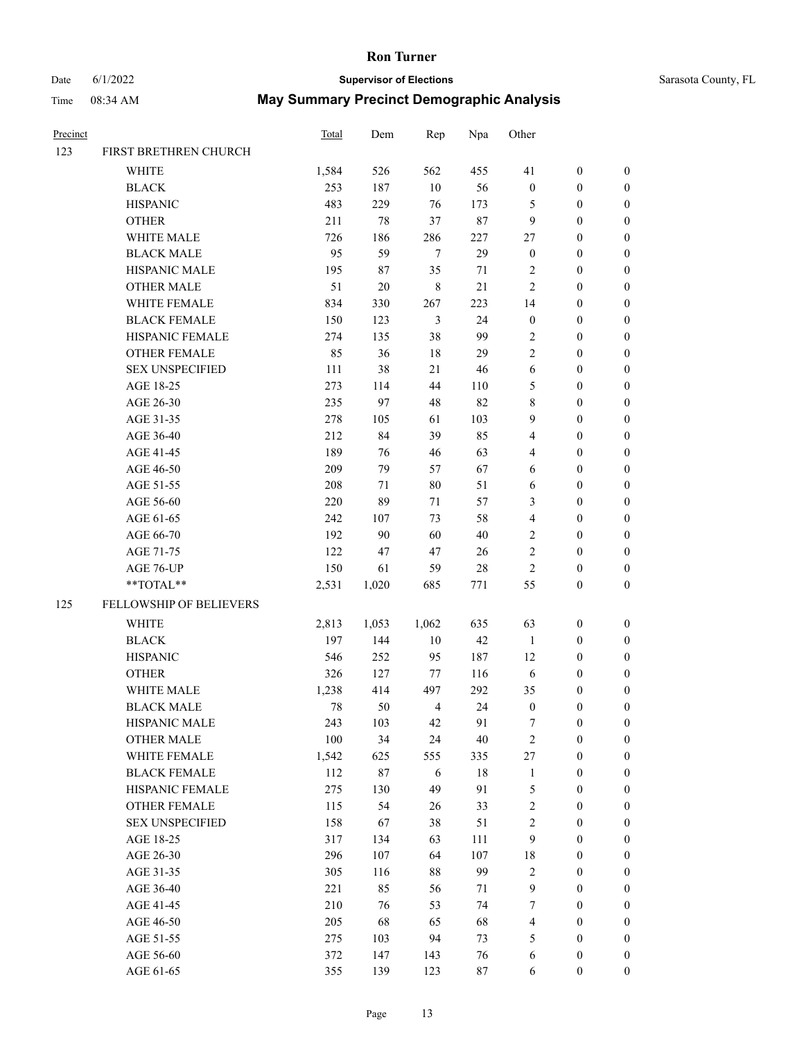# Ron Turner

**Supervisor of Elections**

Date 6/1/2022 — Sarasota County, FL

Time 08:34 AM

## May Summary Precinct Demographic Analysis

| Precinct | | Total | Dem | Rep | Npa | Other | | |
|---|---|---|---|---|---|---|---|---|
| 123 | FIRST BRETHREN CHURCH | | | | | | | |
| | WHITE | 1,584 | 526 | 562 | 455 | 41 | 0 | 0 |
| | BLACK | 253 | 187 | 10 | 56 | 0 | 0 | 0 |
| | HISPANIC | 483 | 229 | 76 | 173 | 5 | 0 | 0 |
| | OTHER | 211 | 78 | 37 | 87 | 9 | 0 | 0 |
| | WHITE MALE | 726 | 186 | 286 | 227 | 27 | 0 | 0 |
| | BLACK MALE | 95 | 59 | 7 | 29 | 0 | 0 | 0 |
| | HISPANIC MALE | 195 | 87 | 35 | 71 | 2 | 0 | 0 |
| | OTHER MALE | 51 | 20 | 8 | 21 | 2 | 0 | 0 |
| | WHITE FEMALE | 834 | 330 | 267 | 223 | 14 | 0 | 0 |
| | BLACK FEMALE | 150 | 123 | 3 | 24 | 0 | 0 | 0 |
| | HISPANIC FEMALE | 274 | 135 | 38 | 99 | 2 | 0 | 0 |
| | OTHER FEMALE | 85 | 36 | 18 | 29 | 2 | 0 | 0 |
| | SEX UNSPECIFIED | 111 | 38 | 21 | 46 | 6 | 0 | 0 |
| | AGE 18-25 | 273 | 114 | 44 | 110 | 5 | 0 | 0 |
| | AGE 26-30 | 235 | 97 | 48 | 82 | 8 | 0 | 0 |
| | AGE 31-35 | 278 | 105 | 61 | 103 | 9 | 0 | 0 |
| | AGE 36-40 | 212 | 84 | 39 | 85 | 4 | 0 | 0 |
| | AGE 41-45 | 189 | 76 | 46 | 63 | 4 | 0 | 0 |
| | AGE 46-50 | 209 | 79 | 57 | 67 | 6 | 0 | 0 |
| | AGE 51-55 | 208 | 71 | 80 | 51 | 6 | 0 | 0 |
| | AGE 56-60 | 220 | 89 | 71 | 57 | 3 | 0 | 0 |
| | AGE 61-65 | 242 | 107 | 73 | 58 | 4 | 0 | 0 |
| | AGE 66-70 | 192 | 90 | 60 | 40 | 2 | 0 | 0 |
| | AGE 71-75 | 122 | 47 | 47 | 26 | 2 | 0 | 0 |
| | AGE 76-UP | 150 | 61 | 59 | 28 | 2 | 0 | 0 |
| | **TOTAL** | 2,531 | 1,020 | 685 | 771 | 55 | 0 | 0 |
| 125 | FELLOWSHIP OF BELIEVERS | | | | | | | |
| | WHITE | 2,813 | 1,053 | 1,062 | 635 | 63 | 0 | 0 |
| | BLACK | 197 | 144 | 10 | 42 | 1 | 0 | 0 |
| | HISPANIC | 546 | 252 | 95 | 187 | 12 | 0 | 0 |
| | OTHER | 326 | 127 | 77 | 116 | 6 | 0 | 0 |
| | WHITE MALE | 1,238 | 414 | 497 | 292 | 35 | 0 | 0 |
| | BLACK MALE | 78 | 50 | 4 | 24 | 0 | 0 | 0 |
| | HISPANIC MALE | 243 | 103 | 42 | 91 | 7 | 0 | 0 |
| | OTHER MALE | 100 | 34 | 24 | 40 | 2 | 0 | 0 |
| | WHITE FEMALE | 1,542 | 625 | 555 | 335 | 27 | 0 | 0 |
| | BLACK FEMALE | 112 | 87 | 6 | 18 | 1 | 0 | 0 |
| | HISPANIC FEMALE | 275 | 130 | 49 | 91 | 5 | 0 | 0 |
| | OTHER FEMALE | 115 | 54 | 26 | 33 | 2 | 0 | 0 |
| | SEX UNSPECIFIED | 158 | 67 | 38 | 51 | 2 | 0 | 0 |
| | AGE 18-25 | 317 | 134 | 63 | 111 | 9 | 0 | 0 |
| | AGE 26-30 | 296 | 107 | 64 | 107 | 18 | 0 | 0 |
| | AGE 31-35 | 305 | 116 | 88 | 99 | 2 | 0 | 0 |
| | AGE 36-40 | 221 | 85 | 56 | 71 | 9 | 0 | 0 |
| | AGE 41-45 | 210 | 76 | 53 | 74 | 7 | 0 | 0 |
| | AGE 46-50 | 205 | 68 | 65 | 68 | 4 | 0 | 0 |
| | AGE 51-55 | 275 | 103 | 94 | 73 | 5 | 0 | 0 |
| | AGE 56-60 | 372 | 147 | 143 | 76 | 6 | 0 | 0 |
| | AGE 61-65 | 355 | 139 | 123 | 87 | 6 | 0 | 0 |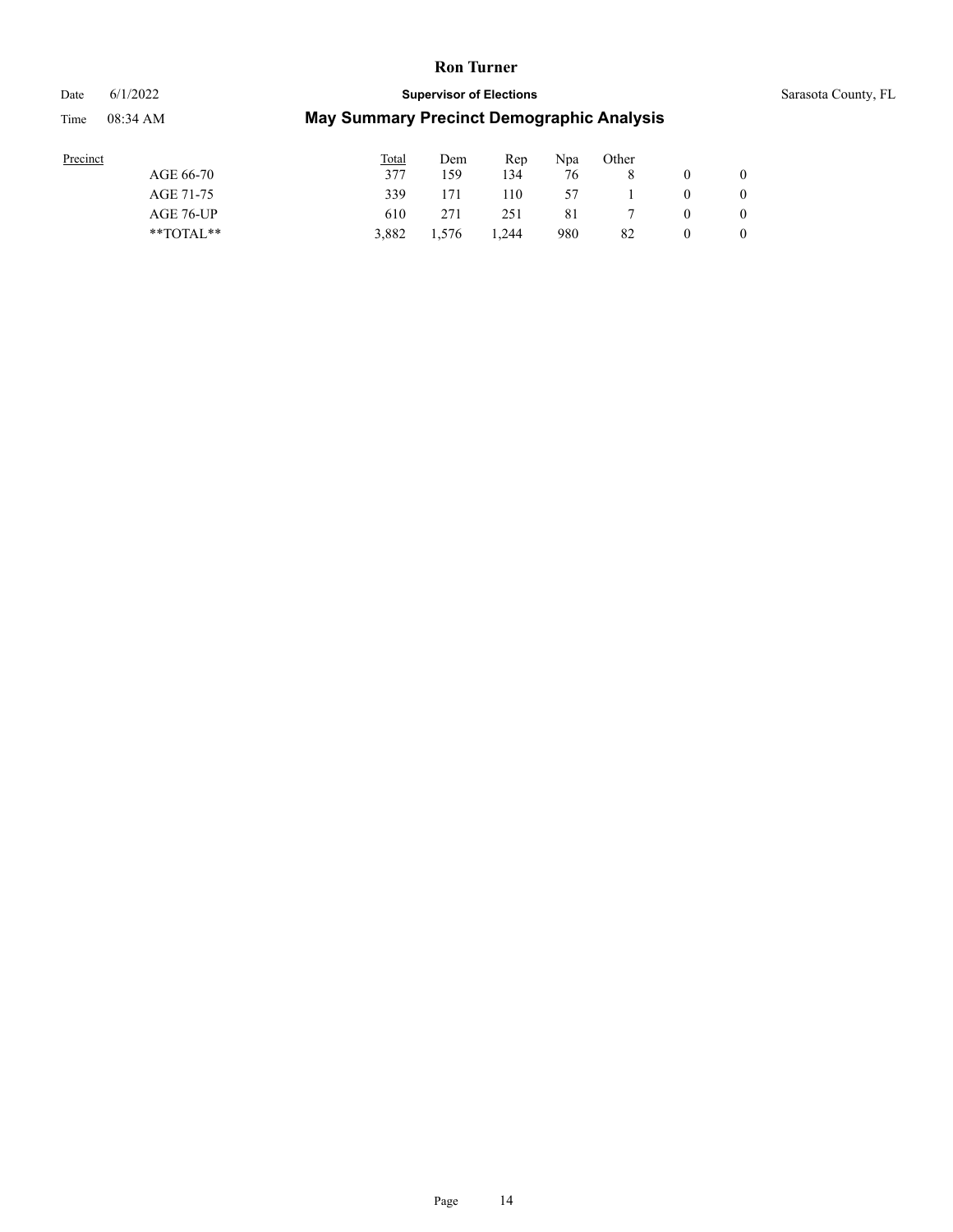| Precinct | Total | Dem | Rep | Npa | Other | | |
|---|---|---|---|---|---|---|---|
| AGE 66-70 | 377 | 159 | 134 | 76 | 8 | 0 | 0 |
| AGE 71-75 | 339 | 171 | 110 | 57 | 1 | 0 | 0 |
| AGE 76-UP | 610 | 271 | 251 | 81 | 7 | 0 | 0 |
| **TOTAL** | 3,882 | 1,576 | 1,244 | 980 | 82 | 0 | 0 |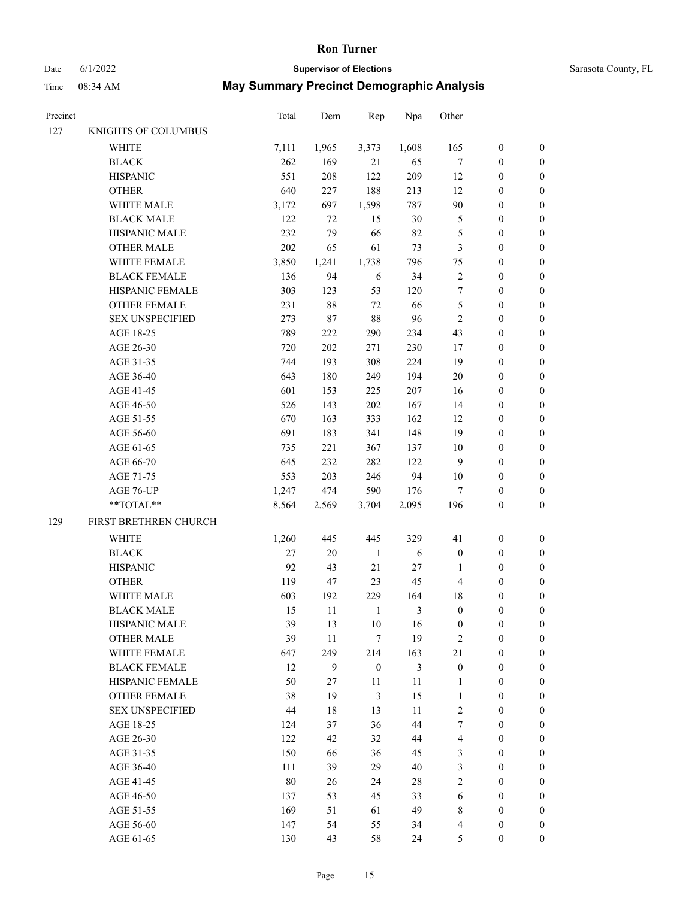# Ron Turner

Date 6/1/2022 **Supervisor of Elections** Sarasota County, FL

Time 08:34 AM **May Summary Precinct Demographic Analysis**

| Precinct | | Total | Dem | Rep | Npa | Other | | |
|---|---|---|---|---|---|---|---|---|
| 127 | KNIGHTS OF COLUMBUS | | | | | | | |
| | WHITE | 7,111 | 1,965 | 3,373 | 1,608 | 165 | 0 | 0 |
| | BLACK | 262 | 169 | 21 | 65 | 7 | 0 | 0 |
| | HISPANIC | 551 | 208 | 122 | 209 | 12 | 0 | 0 |
| | OTHER | 640 | 227 | 188 | 213 | 12 | 0 | 0 |
| | WHITE MALE | 3,172 | 697 | 1,598 | 787 | 90 | 0 | 0 |
| | BLACK MALE | 122 | 72 | 15 | 30 | 5 | 0 | 0 |
| | HISPANIC MALE | 232 | 79 | 66 | 82 | 5 | 0 | 0 |
| | OTHER MALE | 202 | 65 | 61 | 73 | 3 | 0 | 0 |
| | WHITE FEMALE | 3,850 | 1,241 | 1,738 | 796 | 75 | 0 | 0 |
| | BLACK FEMALE | 136 | 94 | 6 | 34 | 2 | 0 | 0 |
| | HISPANIC FEMALE | 303 | 123 | 53 | 120 | 7 | 0 | 0 |
| | OTHER FEMALE | 231 | 88 | 72 | 66 | 5 | 0 | 0 |
| | SEX UNSPECIFIED | 273 | 87 | 88 | 96 | 2 | 0 | 0 |
| | AGE 18-25 | 789 | 222 | 290 | 234 | 43 | 0 | 0 |
| | AGE 26-30 | 720 | 202 | 271 | 230 | 17 | 0 | 0 |
| | AGE 31-35 | 744 | 193 | 308 | 224 | 19 | 0 | 0 |
| | AGE 36-40 | 643 | 180 | 249 | 194 | 20 | 0 | 0 |
| | AGE 41-45 | 601 | 153 | 225 | 207 | 16 | 0 | 0 |
| | AGE 46-50 | 526 | 143 | 202 | 167 | 14 | 0 | 0 |
| | AGE 51-55 | 670 | 163 | 333 | 162 | 12 | 0 | 0 |
| | AGE 56-60 | 691 | 183 | 341 | 148 | 19 | 0 | 0 |
| | AGE 61-65 | 735 | 221 | 367 | 137 | 10 | 0 | 0 |
| | AGE 66-70 | 645 | 232 | 282 | 122 | 9 | 0 | 0 |
| | AGE 71-75 | 553 | 203 | 246 | 94 | 10 | 0 | 0 |
| | AGE 76-UP | 1,247 | 474 | 590 | 176 | 7 | 0 | 0 |
| | **TOTAL** | 8,564 | 2,569 | 3,704 | 2,095 | 196 | 0 | 0 |
| 129 | FIRST BRETHREN CHURCH | | | | | | | |
| | WHITE | 1,260 | 445 | 445 | 329 | 41 | 0 | 0 |
| | BLACK | 27 | 20 | 1 | 6 | 0 | 0 | 0 |
| | HISPANIC | 92 | 43 | 21 | 27 | 1 | 0 | 0 |
| | OTHER | 119 | 47 | 23 | 45 | 4 | 0 | 0 |
| | WHITE MALE | 603 | 192 | 229 | 164 | 18 | 0 | 0 |
| | BLACK MALE | 15 | 11 | 1 | 3 | 0 | 0 | 0 |
| | HISPANIC MALE | 39 | 13 | 10 | 16 | 0 | 0 | 0 |
| | OTHER MALE | 39 | 11 | 7 | 19 | 2 | 0 | 0 |
| | WHITE FEMALE | 647 | 249 | 214 | 163 | 21 | 0 | 0 |
| | BLACK FEMALE | 12 | 9 | 0 | 3 | 0 | 0 | 0 |
| | HISPANIC FEMALE | 50 | 27 | 11 | 11 | 1 | 0 | 0 |
| | OTHER FEMALE | 38 | 19 | 3 | 15 | 1 | 0 | 0 |
| | SEX UNSPECIFIED | 44 | 18 | 13 | 11 | 2 | 0 | 0 |
| | AGE 18-25 | 124 | 37 | 36 | 44 | 7 | 0 | 0 |
| | AGE 26-30 | 122 | 42 | 32 | 44 | 4 | 0 | 0 |
| | AGE 31-35 | 150 | 66 | 36 | 45 | 3 | 0 | 0 |
| | AGE 36-40 | 111 | 39 | 29 | 40 | 3 | 0 | 0 |
| | AGE 41-45 | 80 | 26 | 24 | 28 | 2 | 0 | 0 |
| | AGE 46-50 | 137 | 53 | 45 | 33 | 6 | 0 | 0 |
| | AGE 51-55 | 169 | 51 | 61 | 49 | 8 | 0 | 0 |
| | AGE 56-60 | 147 | 54 | 55 | 34 | 4 | 0 | 0 |
| | AGE 61-65 | 130 | 43 | 58 | 24 | 5 | 0 | 0 |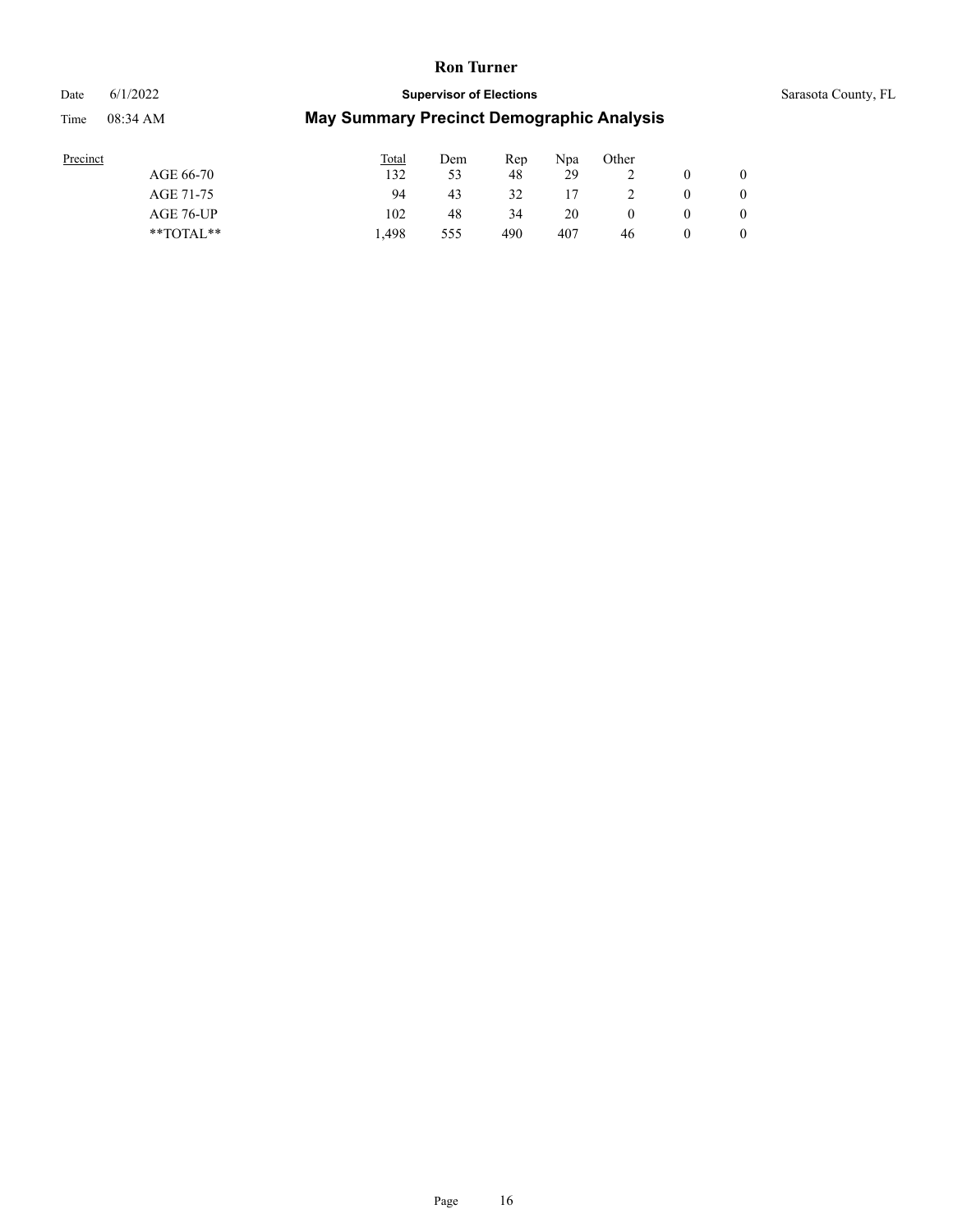| Precinct | Total | Dem | Rep | Npa | Other | | |
|---|---|---|---|---|---|---|---|
| AGE 66-70 | 132 | 53 | 48 | 29 | 2 | 0 | 0 |
| AGE 71-75 | 94 | 43 | 32 | 17 | 2 | 0 | 0 |
| AGE 76-UP | 102 | 48 | 34 | 20 | 0 | 0 | 0 |
| **TOTAL** | 1,498 | 555 | 490 | 407 | 46 | 0 | 0 |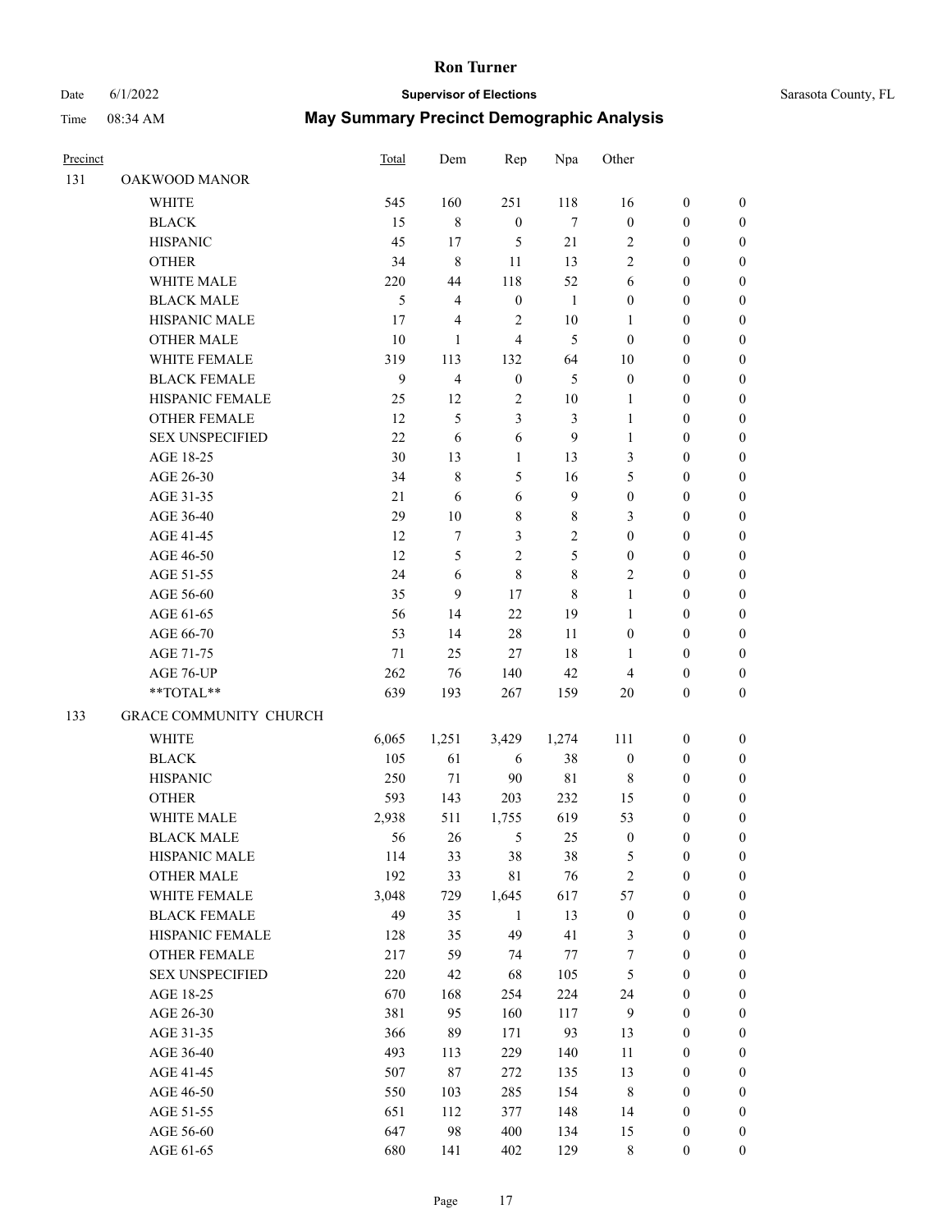# Ron Turner

Date 6/1/2022 **Supervisor of Elections** Sarasota County, FL

Time 08:34 AM **May Summary Precinct Demographic Analysis**

| Precinct | | Total | Dem | Rep | Npa | Other | | |
|---|---|---|---|---|---|---|---|---|
| 131 | OAKWOOD MANOR | | | | | | | |
| | WHITE | 545 | 160 | 251 | 118 | 16 | 0 | 0 |
| | BLACK | 15 | 8 | 0 | 7 | 0 | 0 | 0 |
| | HISPANIC | 45 | 17 | 5 | 21 | 2 | 0 | 0 |
| | OTHER | 34 | 8 | 11 | 13 | 2 | 0 | 0 |
| | WHITE MALE | 220 | 44 | 118 | 52 | 6 | 0 | 0 |
| | BLACK MALE | 5 | 4 | 0 | 1 | 0 | 0 | 0 |
| | HISPANIC MALE | 17 | 4 | 2 | 10 | 1 | 0 | 0 |
| | OTHER MALE | 10 | 1 | 4 | 5 | 0 | 0 | 0 |
| | WHITE FEMALE | 319 | 113 | 132 | 64 | 10 | 0 | 0 |
| | BLACK FEMALE | 9 | 4 | 0 | 5 | 0 | 0 | 0 |
| | HISPANIC FEMALE | 25 | 12 | 2 | 10 | 1 | 0 | 0 |
| | OTHER FEMALE | 12 | 5 | 3 | 3 | 1 | 0 | 0 |
| | SEX UNSPECIFIED | 22 | 6 | 6 | 9 | 1 | 0 | 0 |
| | AGE 18-25 | 30 | 13 | 1 | 13 | 3 | 0 | 0 |
| | AGE 26-30 | 34 | 8 | 5 | 16 | 5 | 0 | 0 |
| | AGE 31-35 | 21 | 6 | 6 | 9 | 0 | 0 | 0 |
| | AGE 36-40 | 29 | 10 | 8 | 8 | 3 | 0 | 0 |
| | AGE 41-45 | 12 | 7 | 3 | 2 | 0 | 0 | 0 |
| | AGE 46-50 | 12 | 5 | 2 | 5 | 0 | 0 | 0 |
| | AGE 51-55 | 24 | 6 | 8 | 8 | 2 | 0 | 0 |
| | AGE 56-60 | 35 | 9 | 17 | 8 | 1 | 0 | 0 |
| | AGE 61-65 | 56 | 14 | 22 | 19 | 1 | 0 | 0 |
| | AGE 66-70 | 53 | 14 | 28 | 11 | 0 | 0 | 0 |
| | AGE 71-75 | 71 | 25 | 27 | 18 | 1 | 0 | 0 |
| | AGE 76-UP | 262 | 76 | 140 | 42 | 4 | 0 | 0 |
| | **TOTAL** | 639 | 193 | 267 | 159 | 20 | 0 | 0 |
| 133 | GRACE COMMUNITY CHURCH | | | | | | | |
| | WHITE | 6,065 | 1,251 | 3,429 | 1,274 | 111 | 0 | 0 |
| | BLACK | 105 | 61 | 6 | 38 | 0 | 0 | 0 |
| | HISPANIC | 250 | 71 | 90 | 81 | 8 | 0 | 0 |
| | OTHER | 593 | 143 | 203 | 232 | 15 | 0 | 0 |
| | WHITE MALE | 2,938 | 511 | 1,755 | 619 | 53 | 0 | 0 |
| | BLACK MALE | 56 | 26 | 5 | 25 | 0 | 0 | 0 |
| | HISPANIC MALE | 114 | 33 | 38 | 38 | 5 | 0 | 0 |
| | OTHER MALE | 192 | 33 | 81 | 76 | 2 | 0 | 0 |
| | WHITE FEMALE | 3,048 | 729 | 1,645 | 617 | 57 | 0 | 0 |
| | BLACK FEMALE | 49 | 35 | 1 | 13 | 0 | 0 | 0 |
| | HISPANIC FEMALE | 128 | 35 | 49 | 41 | 3 | 0 | 0 |
| | OTHER FEMALE | 217 | 59 | 74 | 77 | 7 | 0 | 0 |
| | SEX UNSPECIFIED | 220 | 42 | 68 | 105 | 5 | 0 | 0 |
| | AGE 18-25 | 670 | 168 | 254 | 224 | 24 | 0 | 0 |
| | AGE 26-30 | 381 | 95 | 160 | 117 | 9 | 0 | 0 |
| | AGE 31-35 | 366 | 89 | 171 | 93 | 13 | 0 | 0 |
| | AGE 36-40 | 493 | 113 | 229 | 140 | 11 | 0 | 0 |
| | AGE 41-45 | 507 | 87 | 272 | 135 | 13 | 0 | 0 |
| | AGE 46-50 | 550 | 103 | 285 | 154 | 8 | 0 | 0 |
| | AGE 51-55 | 651 | 112 | 377 | 148 | 14 | 0 | 0 |
| | AGE 56-60 | 647 | 98 | 400 | 134 | 15 | 0 | 0 |
| | AGE 61-65 | 680 | 141 | 402 | 129 | 8 | 0 | 0 |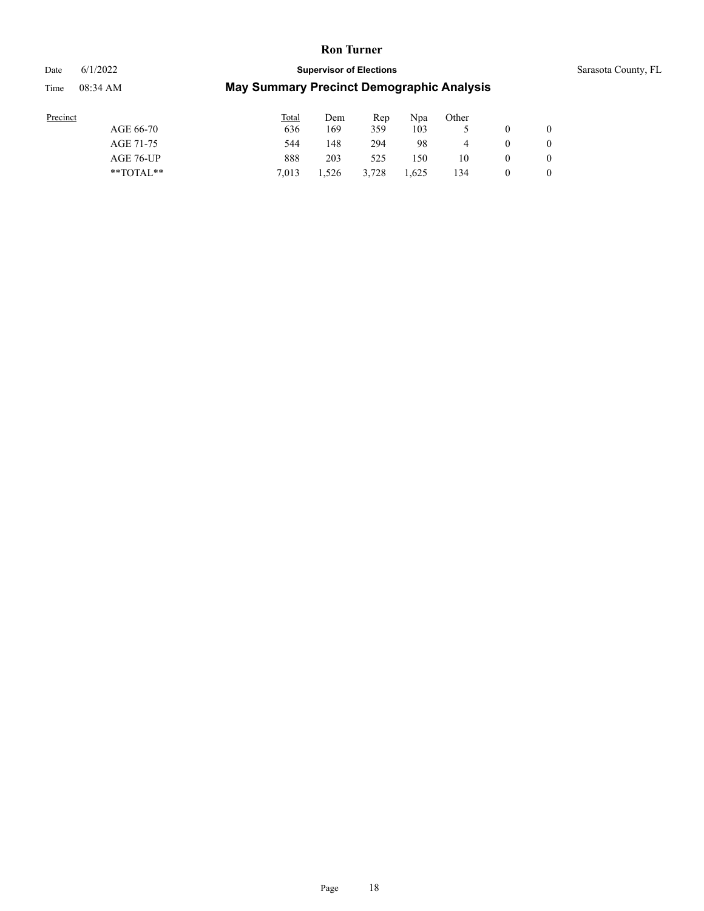| Precinct | Total | Dem | Rep | Npa | Other | | |
|---|---|---|---|---|---|---|---|
| AGE 66-70 | 636 | 169 | 359 | 103 | 5 | 0 | 0 |
| AGE 71-75 | 544 | 148 | 294 | 98 | 4 | 0 | 0 |
| AGE 76-UP | 888 | 203 | 525 | 150 | 10 | 0 | 0 |
| **TOTAL** | 7,013 | 1,526 | 3,728 | 1,625 | 134 | 0 | 0 |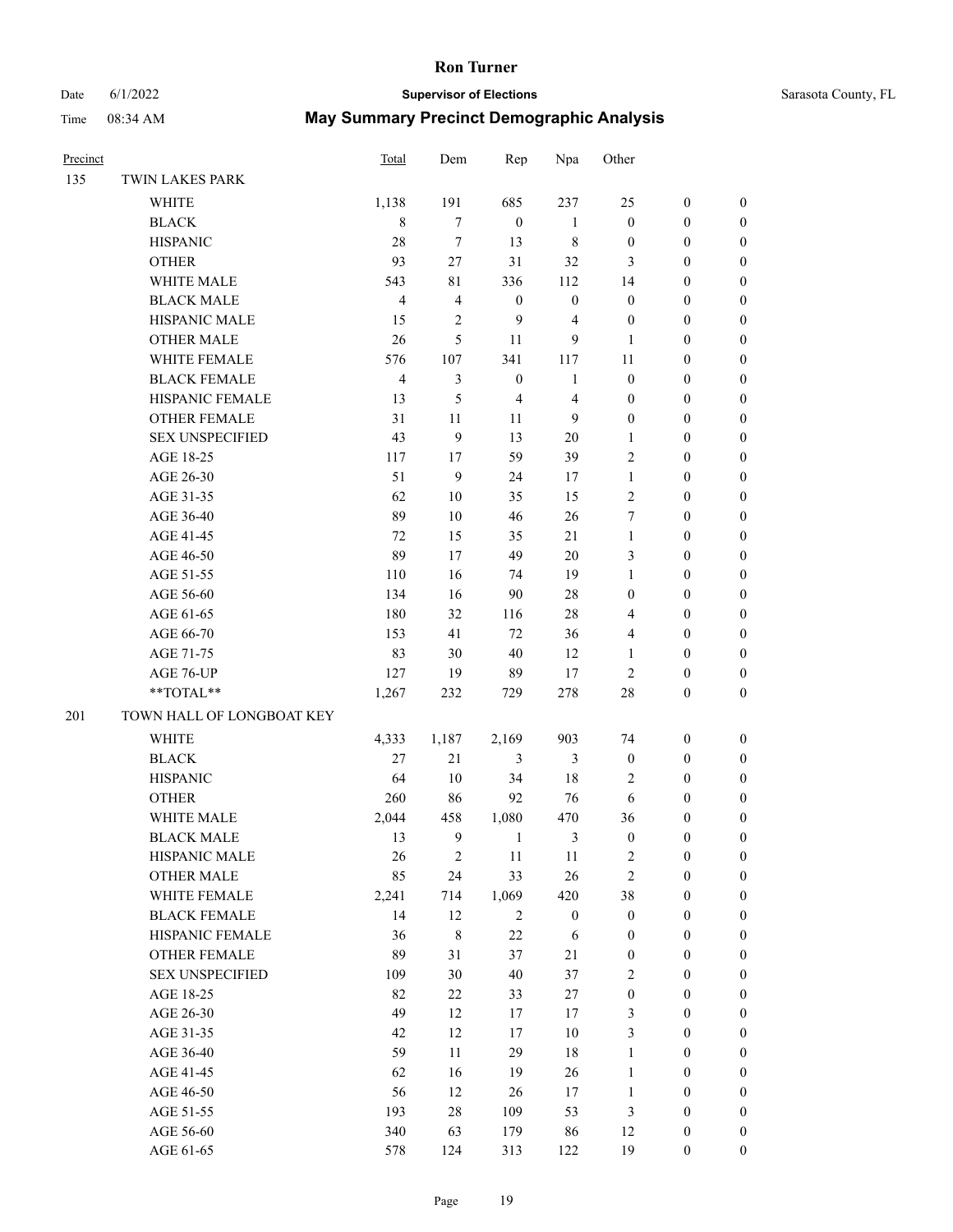# Ron Turner

Date 6/1/2022 **Supervisor of Elections** Sarasota County, FL

Time 08:34 AM **May Summary Precinct Demographic Analysis**

| Precinct | | Total | Dem | Rep | Npa | Other | | |
|---|---|---|---|---|---|---|---|---|
| 135 | TWIN LAKES PARK | | | | | | | |
| | WHITE | 1,138 | 191 | 685 | 237 | 25 | 0 | 0 |
| | BLACK | 8 | 7 | 0 | 1 | 0 | 0 | 0 |
| | HISPANIC | 28 | 7 | 13 | 8 | 0 | 0 | 0 |
| | OTHER | 93 | 27 | 31 | 32 | 3 | 0 | 0 |
| | WHITE MALE | 543 | 81 | 336 | 112 | 14 | 0 | 0 |
| | BLACK MALE | 4 | 4 | 0 | 0 | 0 | 0 | 0 |
| | HISPANIC MALE | 15 | 2 | 9 | 4 | 0 | 0 | 0 |
| | OTHER MALE | 26 | 5 | 11 | 9 | 1 | 0 | 0 |
| | WHITE FEMALE | 576 | 107 | 341 | 117 | 11 | 0 | 0 |
| | BLACK FEMALE | 4 | 3 | 0 | 1 | 0 | 0 | 0 |
| | HISPANIC FEMALE | 13 | 5 | 4 | 4 | 0 | 0 | 0 |
| | OTHER FEMALE | 31 | 11 | 11 | 9 | 0 | 0 | 0 |
| | SEX UNSPECIFIED | 43 | 9 | 13 | 20 | 1 | 0 | 0 |
| | AGE 18-25 | 117 | 17 | 59 | 39 | 2 | 0 | 0 |
| | AGE 26-30 | 51 | 9 | 24 | 17 | 1 | 0 | 0 |
| | AGE 31-35 | 62 | 10 | 35 | 15 | 2 | 0 | 0 |
| | AGE 36-40 | 89 | 10 | 46 | 26 | 7 | 0 | 0 |
| | AGE 41-45 | 72 | 15 | 35 | 21 | 1 | 0 | 0 |
| | AGE 46-50 | 89 | 17 | 49 | 20 | 3 | 0 | 0 |
| | AGE 51-55 | 110 | 16 | 74 | 19 | 1 | 0 | 0 |
| | AGE 56-60 | 134 | 16 | 90 | 28 | 0 | 0 | 0 |
| | AGE 61-65 | 180 | 32 | 116 | 28 | 4 | 0 | 0 |
| | AGE 66-70 | 153 | 41 | 72 | 36 | 4 | 0 | 0 |
| | AGE 71-75 | 83 | 30 | 40 | 12 | 1 | 0 | 0 |
| | AGE 76-UP | 127 | 19 | 89 | 17 | 2 | 0 | 0 |
| | **TOTAL** | 1,267 | 232 | 729 | 278 | 28 | 0 | 0 |
| 201 | TOWN HALL OF LONGBOAT KEY | | | | | | | |
| | WHITE | 4,333 | 1,187 | 2,169 | 903 | 74 | 0 | 0 |
| | BLACK | 27 | 21 | 3 | 3 | 0 | 0 | 0 |
| | HISPANIC | 64 | 10 | 34 | 18 | 2 | 0 | 0 |
| | OTHER | 260 | 86 | 92 | 76 | 6 | 0 | 0 |
| | WHITE MALE | 2,044 | 458 | 1,080 | 470 | 36 | 0 | 0 |
| | BLACK MALE | 13 | 9 | 1 | 3 | 0 | 0 | 0 |
| | HISPANIC MALE | 26 | 2 | 11 | 11 | 2 | 0 | 0 |
| | OTHER MALE | 85 | 24 | 33 | 26 | 2 | 0 | 0 |
| | WHITE FEMALE | 2,241 | 714 | 1,069 | 420 | 38 | 0 | 0 |
| | BLACK FEMALE | 14 | 12 | 2 | 0 | 0 | 0 | 0 |
| | HISPANIC FEMALE | 36 | 8 | 22 | 6 | 0 | 0 | 0 |
| | OTHER FEMALE | 89 | 31 | 37 | 21 | 0 | 0 | 0 |
| | SEX UNSPECIFIED | 109 | 30 | 40 | 37 | 2 | 0 | 0 |
| | AGE 18-25 | 82 | 22 | 33 | 27 | 0 | 0 | 0 |
| | AGE 26-30 | 49 | 12 | 17 | 17 | 3 | 0 | 0 |
| | AGE 31-35 | 42 | 12 | 17 | 10 | 3 | 0 | 0 |
| | AGE 36-40 | 59 | 11 | 29 | 18 | 1 | 0 | 0 |
| | AGE 41-45 | 62 | 16 | 19 | 26 | 1 | 0 | 0 |
| | AGE 46-50 | 56 | 12 | 26 | 17 | 1 | 0 | 0 |
| | AGE 51-55 | 193 | 28 | 109 | 53 | 3 | 0 | 0 |
| | AGE 56-60 | 340 | 63 | 179 | 86 | 12 | 0 | 0 |
| | AGE 61-65 | 578 | 124 | 313 | 122 | 19 | 0 | 0 |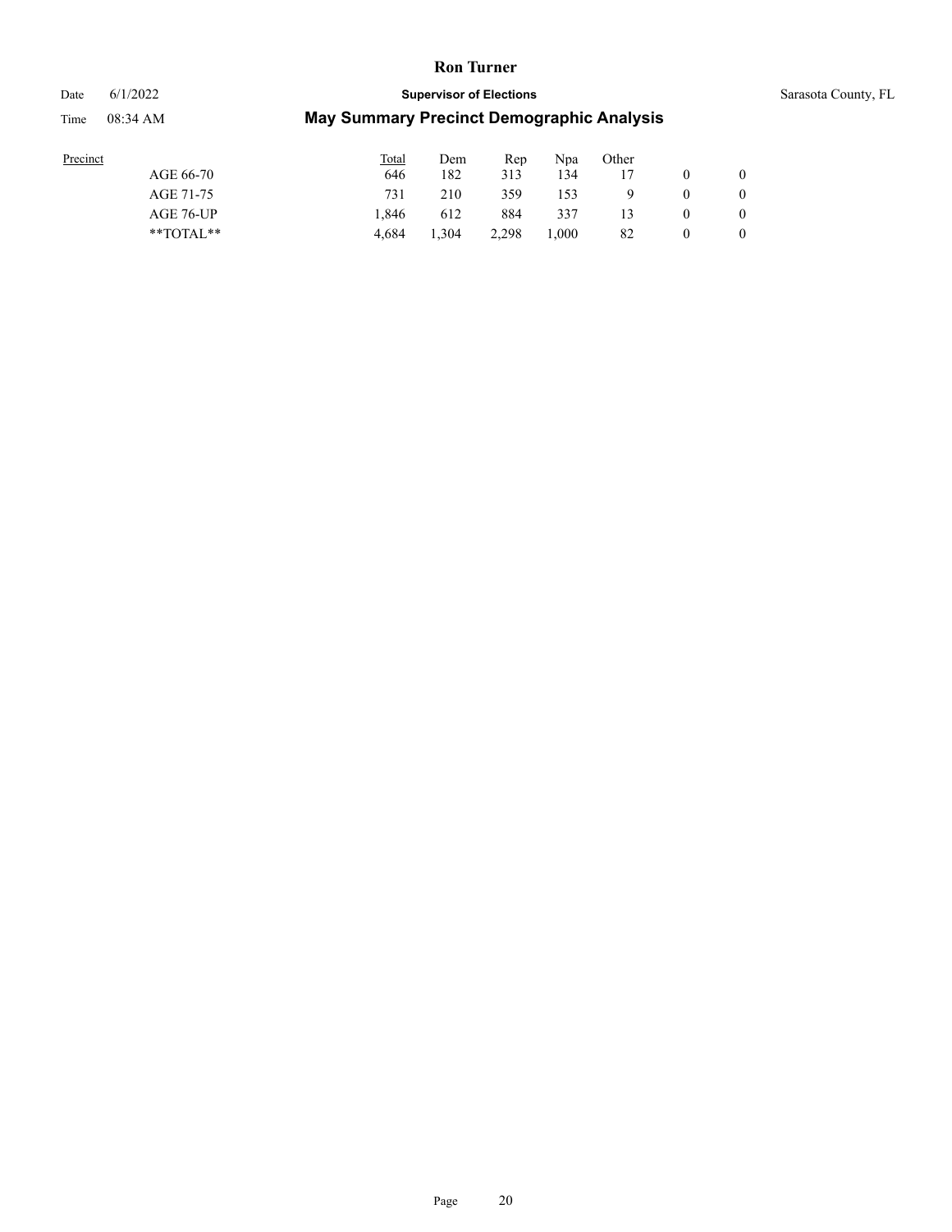| Precinct | Total | Dem | Rep | Npa | Other | | |
|---|---|---|---|---|---|---|---|
| AGE 66-70 | 646 | 182 | 313 | 134 | 17 | 0 | 0 |
| AGE 71-75 | 731 | 210 | 359 | 153 | 9 | 0 | 0 |
| AGE 76-UP | 1,846 | 612 | 884 | 337 | 13 | 0 | 0 |
| **TOTAL** | 4,684 | 1,304 | 2,298 | 1,000 | 82 | 0 | 0 |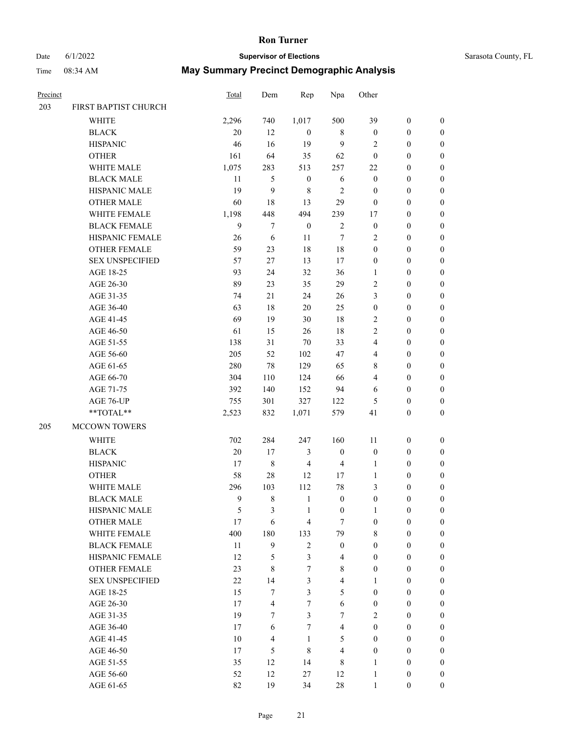# Ron Turner

Date 6/1/2022 **Supervisor of Elections** Sarasota County, FL

Time 08:34 AM **May Summary Precinct Demographic Analysis**

| Precinct | | Total | Dem | Rep | Npa | Other | | |
|---|---|---|---|---|---|---|---|---|
| 203 | FIRST BAPTIST CHURCH | | | | | | | |
| | WHITE | 2,296 | 740 | 1,017 | 500 | 39 | 0 | 0 |
| | BLACK | 20 | 12 | 0 | 8 | 0 | 0 | 0 |
| | HISPANIC | 46 | 16 | 19 | 9 | 2 | 0 | 0 |
| | OTHER | 161 | 64 | 35 | 62 | 0 | 0 | 0 |
| | WHITE MALE | 1,075 | 283 | 513 | 257 | 22 | 0 | 0 |
| | BLACK MALE | 11 | 5 | 0 | 6 | 0 | 0 | 0 |
| | HISPANIC MALE | 19 | 9 | 8 | 2 | 0 | 0 | 0 |
| | OTHER MALE | 60 | 18 | 13 | 29 | 0 | 0 | 0 |
| | WHITE FEMALE | 1,198 | 448 | 494 | 239 | 17 | 0 | 0 |
| | BLACK FEMALE | 9 | 7 | 0 | 2 | 0 | 0 | 0 |
| | HISPANIC FEMALE | 26 | 6 | 11 | 7 | 2 | 0 | 0 |
| | OTHER FEMALE | 59 | 23 | 18 | 18 | 0 | 0 | 0 |
| | SEX UNSPECIFIED | 57 | 27 | 13 | 17 | 0 | 0 | 0 |
| | AGE 18-25 | 93 | 24 | 32 | 36 | 1 | 0 | 0 |
| | AGE 26-30 | 89 | 23 | 35 | 29 | 2 | 0 | 0 |
| | AGE 31-35 | 74 | 21 | 24 | 26 | 3 | 0 | 0 |
| | AGE 36-40 | 63 | 18 | 20 | 25 | 0 | 0 | 0 |
| | AGE 41-45 | 69 | 19 | 30 | 18 | 2 | 0 | 0 |
| | AGE 46-50 | 61 | 15 | 26 | 18 | 2 | 0 | 0 |
| | AGE 51-55 | 138 | 31 | 70 | 33 | 4 | 0 | 0 |
| | AGE 56-60 | 205 | 52 | 102 | 47 | 4 | 0 | 0 |
| | AGE 61-65 | 280 | 78 | 129 | 65 | 8 | 0 | 0 |
| | AGE 66-70 | 304 | 110 | 124 | 66 | 4 | 0 | 0 |
| | AGE 71-75 | 392 | 140 | 152 | 94 | 6 | 0 | 0 |
| | AGE 76-UP | 755 | 301 | 327 | 122 | 5 | 0 | 0 |
| | **TOTAL** | 2,523 | 832 | 1,071 | 579 | 41 | 0 | 0 |
| 205 | MCCOWN TOWERS | | | | | | | |
| | WHITE | 702 | 284 | 247 | 160 | 11 | 0 | 0 |
| | BLACK | 20 | 17 | 3 | 0 | 0 | 0 | 0 |
| | HISPANIC | 17 | 8 | 4 | 4 | 1 | 0 | 0 |
| | OTHER | 58 | 28 | 12 | 17 | 1 | 0 | 0 |
| | WHITE MALE | 296 | 103 | 112 | 78 | 3 | 0 | 0 |
| | BLACK MALE | 9 | 8 | 1 | 0 | 0 | 0 | 0 |
| | HISPANIC MALE | 5 | 3 | 1 | 0 | 1 | 0 | 0 |
| | OTHER MALE | 17 | 6 | 4 | 7 | 0 | 0 | 0 |
| | WHITE FEMALE | 400 | 180 | 133 | 79 | 8 | 0 | 0 |
| | BLACK FEMALE | 11 | 9 | 2 | 0 | 0 | 0 | 0 |
| | HISPANIC FEMALE | 12 | 5 | 3 | 4 | 0 | 0 | 0 |
| | OTHER FEMALE | 23 | 8 | 7 | 8 | 0 | 0 | 0 |
| | SEX UNSPECIFIED | 22 | 14 | 3 | 4 | 1 | 0 | 0 |
| | AGE 18-25 | 15 | 7 | 3 | 5 | 0 | 0 | 0 |
| | AGE 26-30 | 17 | 4 | 7 | 6 | 0 | 0 | 0 |
| | AGE 31-35 | 19 | 7 | 3 | 7 | 2 | 0 | 0 |
| | AGE 36-40 | 17 | 6 | 7 | 4 | 0 | 0 | 0 |
| | AGE 41-45 | 10 | 4 | 1 | 5 | 0 | 0 | 0 |
| | AGE 46-50 | 17 | 5 | 8 | 4 | 0 | 0 | 0 |
| | AGE 51-55 | 35 | 12 | 14 | 8 | 1 | 0 | 0 |
| | AGE 56-60 | 52 | 12 | 27 | 12 | 1 | 0 | 0 |
| | AGE 61-65 | 82 | 19 | 34 | 28 | 1 | 0 | 0 |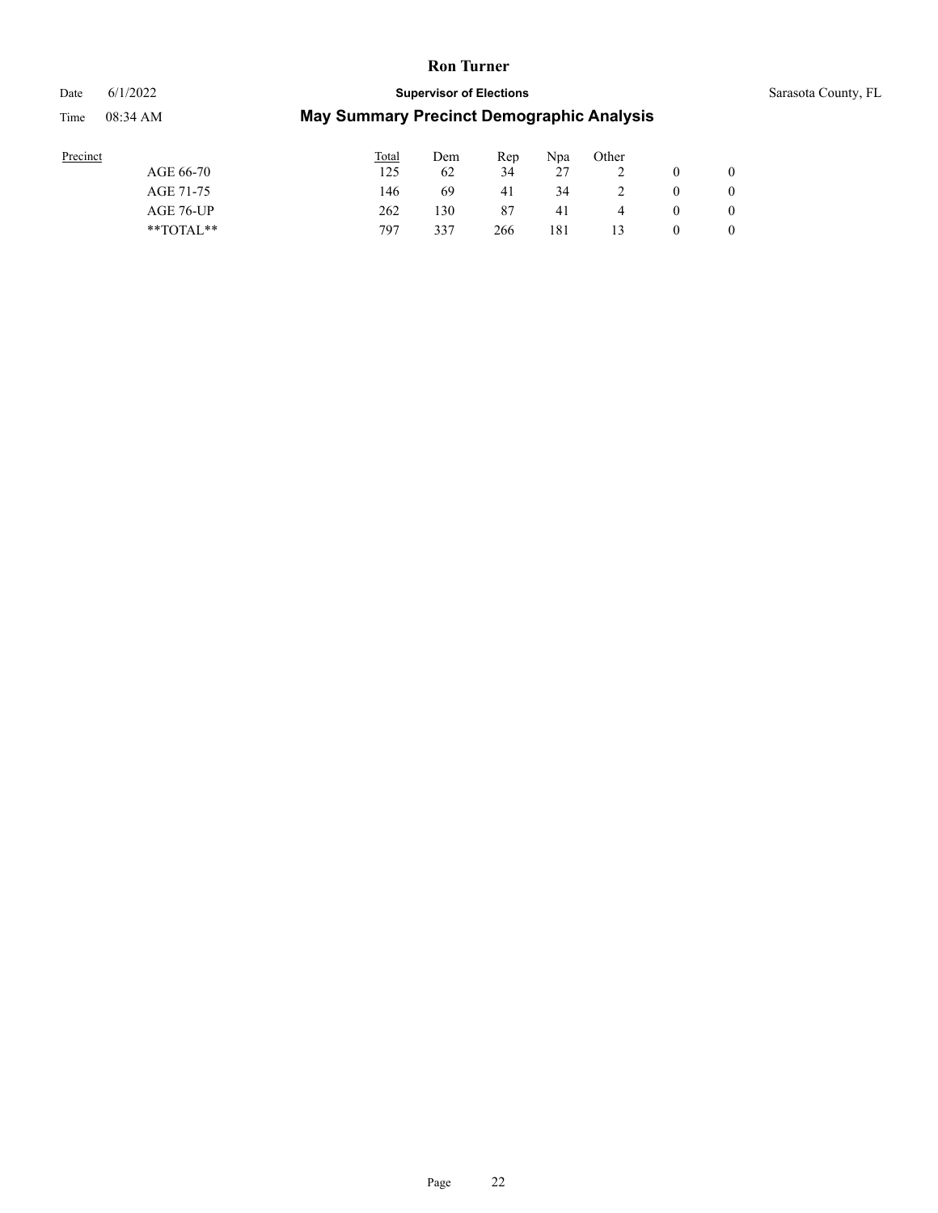| Precinct | Total | Dem | Rep | Npa | Other | | |
|---|---|---|---|---|---|---|---|
| AGE 66-70 | 125 | 62 | 34 | 27 | 2 | 0 | 0 |
| AGE 71-75 | 146 | 69 | 41 | 34 | 2 | 0 | 0 |
| AGE 76-UP | 262 | 130 | 87 | 41 | 4 | 0 | 0 |
| **TOTAL** | 797 | 337 | 266 | 181 | 13 | 0 | 0 |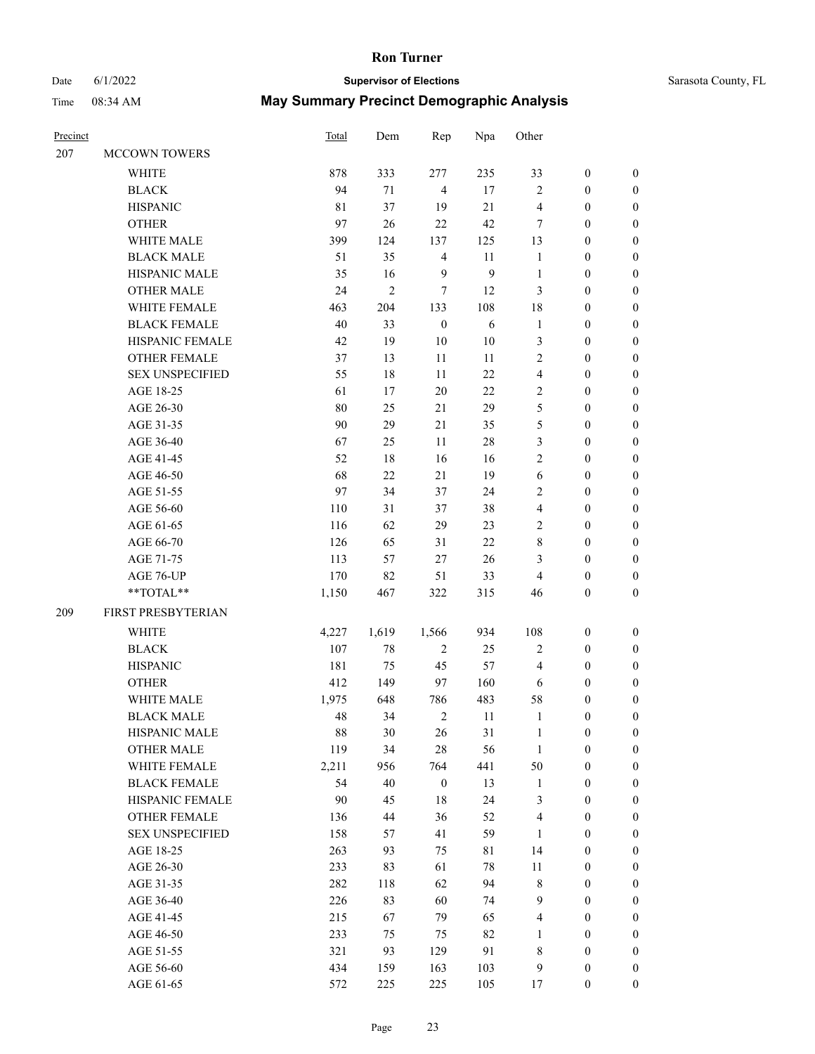# Ron Turner

Date 6/1/2022 **Supervisor of Elections** Sarasota County, FL

Time 08:34 AM **May Summary Precinct Demographic Analysis**

| Precinct | | Total | Dem | Rep | Npa | Other | | |
|---|---|---|---|---|---|---|---|---|
| 207 | MCCOWN TOWERS | | | | | | | |
| | WHITE | 878 | 333 | 277 | 235 | 33 | 0 | 0 |
| | BLACK | 94 | 71 | 4 | 17 | 2 | 0 | 0 |
| | HISPANIC | 81 | 37 | 19 | 21 | 4 | 0 | 0 |
| | OTHER | 97 | 26 | 22 | 42 | 7 | 0 | 0 |
| | WHITE MALE | 399 | 124 | 137 | 125 | 13 | 0 | 0 |
| | BLACK MALE | 51 | 35 | 4 | 11 | 1 | 0 | 0 |
| | HISPANIC MALE | 35 | 16 | 9 | 9 | 1 | 0 | 0 |
| | OTHER MALE | 24 | 2 | 7 | 12 | 3 | 0 | 0 |
| | WHITE FEMALE | 463 | 204 | 133 | 108 | 18 | 0 | 0 |
| | BLACK FEMALE | 40 | 33 | 0 | 6 | 1 | 0 | 0 |
| | HISPANIC FEMALE | 42 | 19 | 10 | 10 | 3 | 0 | 0 |
| | OTHER FEMALE | 37 | 13 | 11 | 11 | 2 | 0 | 0 |
| | SEX UNSPECIFIED | 55 | 18 | 11 | 22 | 4 | 0 | 0 |
| | AGE 18-25 | 61 | 17 | 20 | 22 | 2 | 0 | 0 |
| | AGE 26-30 | 80 | 25 | 21 | 29 | 5 | 0 | 0 |
| | AGE 31-35 | 90 | 29 | 21 | 35 | 5 | 0 | 0 |
| | AGE 36-40 | 67 | 25 | 11 | 28 | 3 | 0 | 0 |
| | AGE 41-45 | 52 | 18 | 16 | 16 | 2 | 0 | 0 |
| | AGE 46-50 | 68 | 22 | 21 | 19 | 6 | 0 | 0 |
| | AGE 51-55 | 97 | 34 | 37 | 24 | 2 | 0 | 0 |
| | AGE 56-60 | 110 | 31 | 37 | 38 | 4 | 0 | 0 |
| | AGE 61-65 | 116 | 62 | 29 | 23 | 2 | 0 | 0 |
| | AGE 66-70 | 126 | 65 | 31 | 22 | 8 | 0 | 0 |
| | AGE 71-75 | 113 | 57 | 27 | 26 | 3 | 0 | 0 |
| | AGE 76-UP | 170 | 82 | 51 | 33 | 4 | 0 | 0 |
| | **TOTAL** | 1,150 | 467 | 322 | 315 | 46 | 0 | 0 |
| 209 | FIRST PRESBYTERIAN | | | | | | | |
| | WHITE | 4,227 | 1,619 | 1,566 | 934 | 108 | 0 | 0 |
| | BLACK | 107 | 78 | 2 | 25 | 2 | 0 | 0 |
| | HISPANIC | 181 | 75 | 45 | 57 | 4 | 0 | 0 |
| | OTHER | 412 | 149 | 97 | 160 | 6 | 0 | 0 |
| | WHITE MALE | 1,975 | 648 | 786 | 483 | 58 | 0 | 0 |
| | BLACK MALE | 48 | 34 | 2 | 11 | 1 | 0 | 0 |
| | HISPANIC MALE | 88 | 30 | 26 | 31 | 1 | 0 | 0 |
| | OTHER MALE | 119 | 34 | 28 | 56 | 1 | 0 | 0 |
| | WHITE FEMALE | 2,211 | 956 | 764 | 441 | 50 | 0 | 0 |
| | BLACK FEMALE | 54 | 40 | 0 | 13 | 1 | 0 | 0 |
| | HISPANIC FEMALE | 90 | 45 | 18 | 24 | 3 | 0 | 0 |
| | OTHER FEMALE | 136 | 44 | 36 | 52 | 4 | 0 | 0 |
| | SEX UNSPECIFIED | 158 | 57 | 41 | 59 | 1 | 0 | 0 |
| | AGE 18-25 | 263 | 93 | 75 | 81 | 14 | 0 | 0 |
| | AGE 26-30 | 233 | 83 | 61 | 78 | 11 | 0 | 0 |
| | AGE 31-35 | 282 | 118 | 62 | 94 | 8 | 0 | 0 |
| | AGE 36-40 | 226 | 83 | 60 | 74 | 9 | 0 | 0 |
| | AGE 41-45 | 215 | 67 | 79 | 65 | 4 | 0 | 0 |
| | AGE 46-50 | 233 | 75 | 75 | 82 | 1 | 0 | 0 |
| | AGE 51-55 | 321 | 93 | 129 | 91 | 8 | 0 | 0 |
| | AGE 56-60 | 434 | 159 | 163 | 103 | 9 | 0 | 0 |
| | AGE 61-65 | 572 | 225 | 225 | 105 | 17 | 0 | 0 |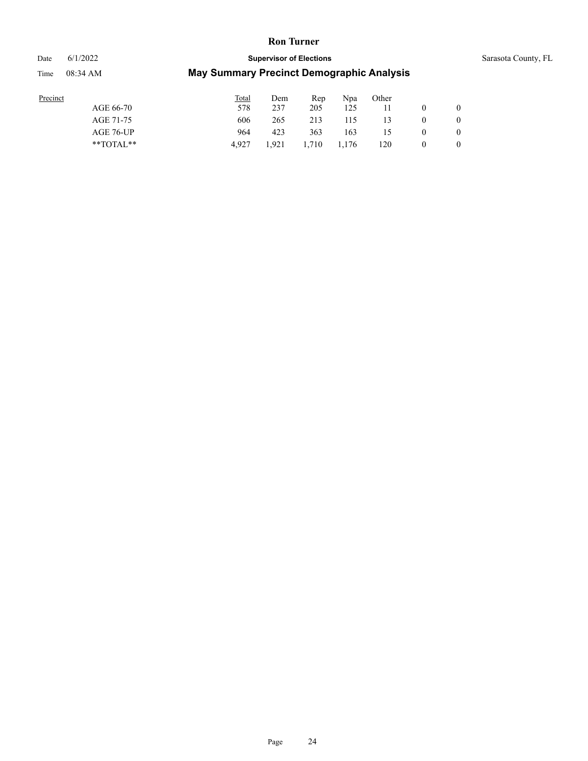| Precinct | Total | Dem | Rep | Npa | Other | | |
|---|---|---|---|---|---|---|---|
| AGE 66-70 | 578 | 237 | 205 | 125 | 11 | 0 | 0 |
| AGE 71-75 | 606 | 265 | 213 | 115 | 13 | 0 | 0 |
| AGE 76-UP | 964 | 423 | 363 | 163 | 15 | 0 | 0 |
| **TOTAL** | 4,927 | 1,921 | 1,710 | 1,176 | 120 | 0 | 0 |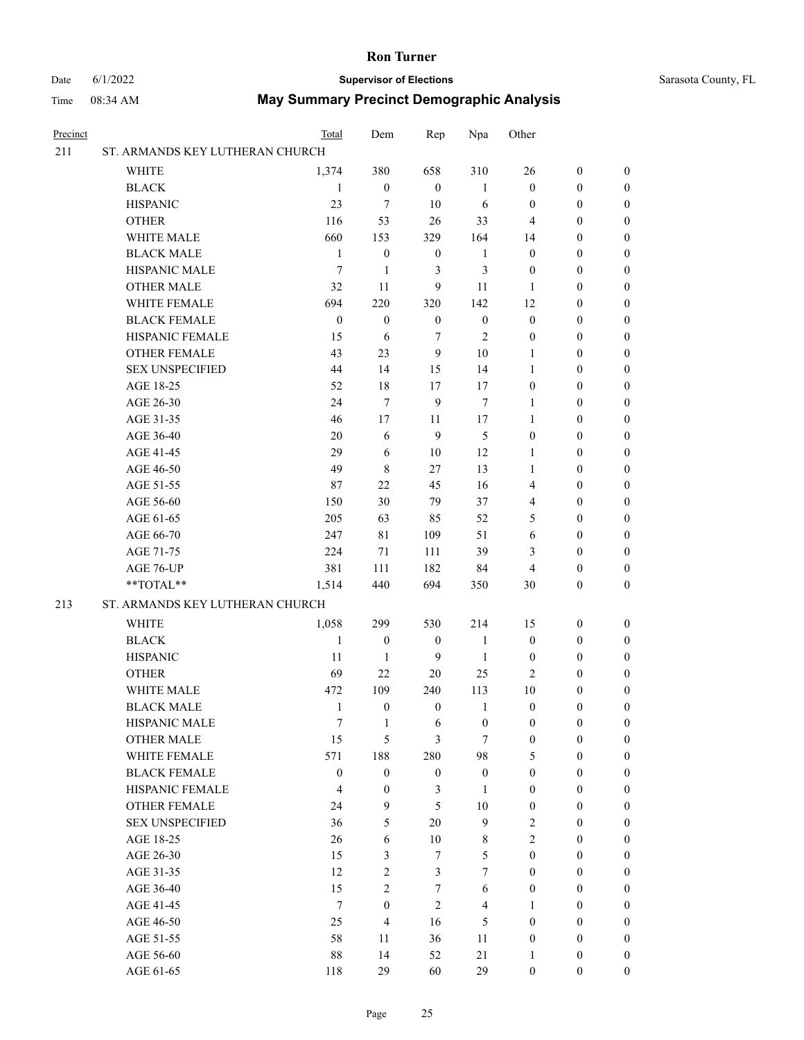# Ron Turner

Date 6/1/2022 **Supervisor of Elections** Sarasota County, FL

Time 08:34 AM **May Summary Precinct Demographic Analysis**

| Precinct | | Total | Dem | Rep | Npa | Other | | |
|---|---|---|---|---|---|---|---|---|
| 211 | ST. ARMANDS KEY LUTHERAN CHURCH | | | | | | | |
| | WHITE | 1,374 | 380 | 658 | 310 | 26 | 0 | 0 |
| | BLACK | 1 | 0 | 0 | 1 | 0 | 0 | 0 |
| | HISPANIC | 23 | 7 | 10 | 6 | 0 | 0 | 0 |
| | OTHER | 116 | 53 | 26 | 33 | 4 | 0 | 0 |
| | WHITE MALE | 660 | 153 | 329 | 164 | 14 | 0 | 0 |
| | BLACK MALE | 1 | 0 | 0 | 1 | 0 | 0 | 0 |
| | HISPANIC MALE | 7 | 1 | 3 | 3 | 0 | 0 | 0 |
| | OTHER MALE | 32 | 11 | 9 | 11 | 1 | 0 | 0 |
| | WHITE FEMALE | 694 | 220 | 320 | 142 | 12 | 0 | 0 |
| | BLACK FEMALE | 0 | 0 | 0 | 0 | 0 | 0 | 0 |
| | HISPANIC FEMALE | 15 | 6 | 7 | 2 | 0 | 0 | 0 |
| | OTHER FEMALE | 43 | 23 | 9 | 10 | 1 | 0 | 0 |
| | SEX UNSPECIFIED | 44 | 14 | 15 | 14 | 1 | 0 | 0 |
| | AGE 18-25 | 52 | 18 | 17 | 17 | 0 | 0 | 0 |
| | AGE 26-30 | 24 | 7 | 9 | 7 | 1 | 0 | 0 |
| | AGE 31-35 | 46 | 17 | 11 | 17 | 1 | 0 | 0 |
| | AGE 36-40 | 20 | 6 | 9 | 5 | 0 | 0 | 0 |
| | AGE 41-45 | 29 | 6 | 10 | 12 | 1 | 0 | 0 |
| | AGE 46-50 | 49 | 8 | 27 | 13 | 1 | 0 | 0 |
| | AGE 51-55 | 87 | 22 | 45 | 16 | 4 | 0 | 0 |
| | AGE 56-60 | 150 | 30 | 79 | 37 | 4 | 0 | 0 |
| | AGE 61-65 | 205 | 63 | 85 | 52 | 5 | 0 | 0 |
| | AGE 66-70 | 247 | 81 | 109 | 51 | 6 | 0 | 0 |
| | AGE 71-75 | 224 | 71 | 111 | 39 | 3 | 0 | 0 |
| | AGE 76-UP | 381 | 111 | 182 | 84 | 4 | 0 | 0 |
| | **TOTAL** | 1,514 | 440 | 694 | 350 | 30 | 0 | 0 |
| 213 | ST. ARMANDS KEY LUTHERAN CHURCH | | | | | | | |
| | WHITE | 1,058 | 299 | 530 | 214 | 15 | 0 | 0 |
| | BLACK | 1 | 0 | 0 | 1 | 0 | 0 | 0 |
| | HISPANIC | 11 | 1 | 9 | 1 | 0 | 0 | 0 |
| | OTHER | 69 | 22 | 20 | 25 | 2 | 0 | 0 |
| | WHITE MALE | 472 | 109 | 240 | 113 | 10 | 0 | 0 |
| | BLACK MALE | 1 | 0 | 0 | 1 | 0 | 0 | 0 |
| | HISPANIC MALE | 7 | 1 | 6 | 0 | 0 | 0 | 0 |
| | OTHER MALE | 15 | 5 | 3 | 7 | 0 | 0 | 0 |
| | WHITE FEMALE | 571 | 188 | 280 | 98 | 5 | 0 | 0 |
| | BLACK FEMALE | 0 | 0 | 0 | 0 | 0 | 0 | 0 |
| | HISPANIC FEMALE | 4 | 0 | 3 | 1 | 0 | 0 | 0 |
| | OTHER FEMALE | 24 | 9 | 5 | 10 | 0 | 0 | 0 |
| | SEX UNSPECIFIED | 36 | 5 | 20 | 9 | 2 | 0 | 0 |
| | AGE 18-25 | 26 | 6 | 10 | 8 | 2 | 0 | 0 |
| | AGE 26-30 | 15 | 3 | 7 | 5 | 0 | 0 | 0 |
| | AGE 31-35 | 12 | 2 | 3 | 7 | 0 | 0 | 0 |
| | AGE 36-40 | 15 | 2 | 7 | 6 | 0 | 0 | 0 |
| | AGE 41-45 | 7 | 0 | 2 | 4 | 1 | 0 | 0 |
| | AGE 46-50 | 25 | 4 | 16 | 5 | 0 | 0 | 0 |
| | AGE 51-55 | 58 | 11 | 36 | 11 | 0 | 0 | 0 |
| | AGE 56-60 | 88 | 14 | 52 | 21 | 1 | 0 | 0 |
| | AGE 61-65 | 118 | 29 | 60 | 29 | 0 | 0 | 0 |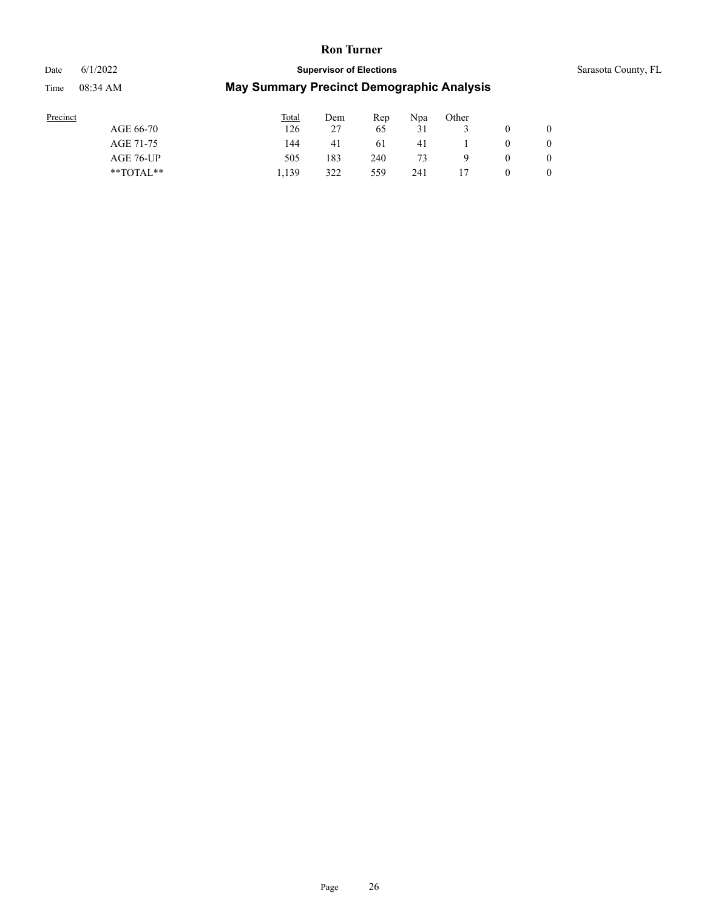| Precinct | Total | Dem | Rep | Npa | Other | | |
|---|---|---|---|---|---|---|---|
| AGE 66-70 | 126 | 27 | 65 | 31 | 3 | 0 | 0 |
| AGE 71-75 | 144 | 41 | 61 | 41 | 1 | 0 | 0 |
| AGE 76-UP | 505 | 183 | 240 | 73 | 9 | 0 | 0 |
| **TOTAL** | 1,139 | 322 | 559 | 241 | 17 | 0 | 0 |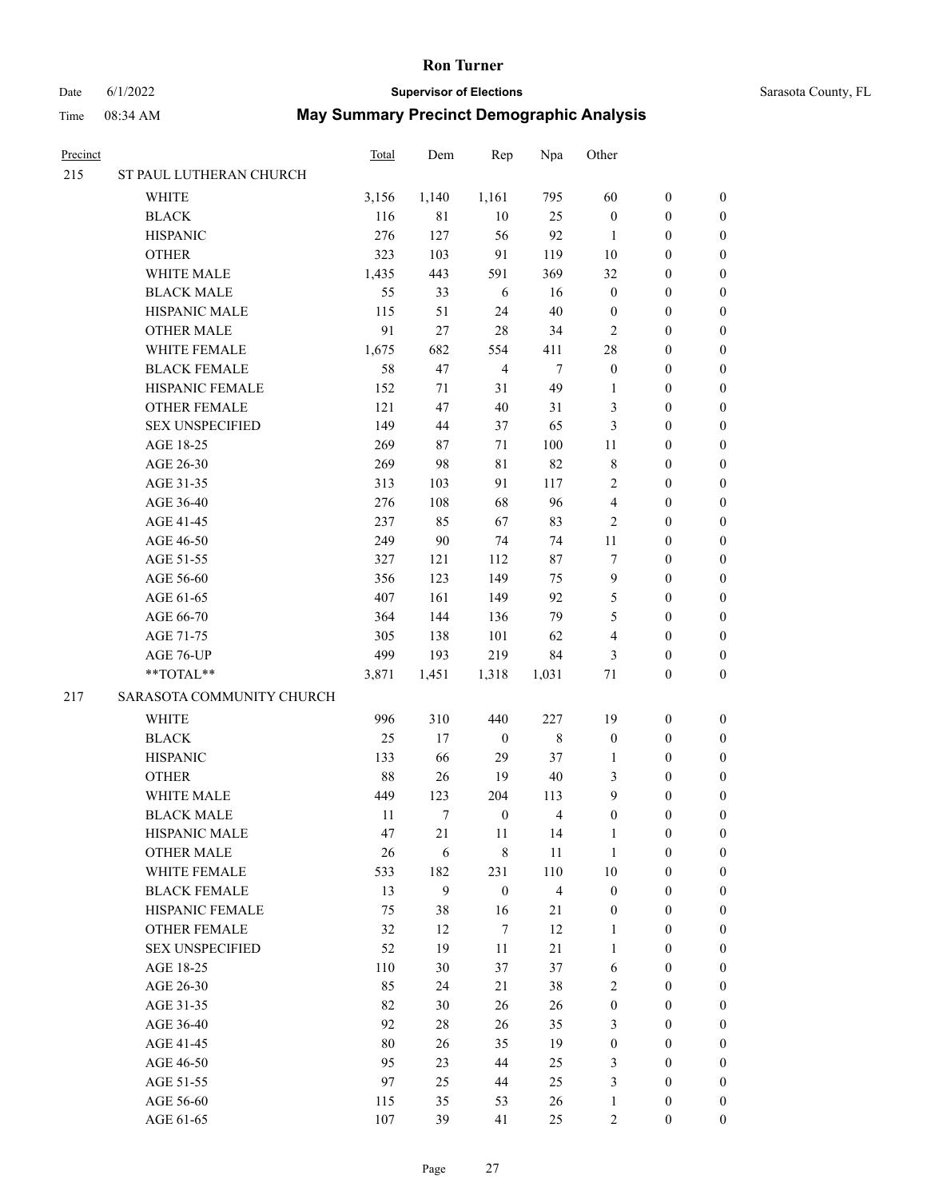# Ron Turner

Date 6/1/2022 **Supervisor of Elections** Sarasota County, FL

Time 08:34 AM **May Summary Precinct Demographic Analysis**

| Precinct | | Total | Dem | Rep | Npa | Other | | |
|---|---|---|---|---|---|---|---|---|
| 215 | ST PAUL LUTHERAN CHURCH | | | | | | | |
| | WHITE | 3,156 | 1,140 | 1,161 | 795 | 60 | 0 | 0 |
| | BLACK | 116 | 81 | 10 | 25 | 0 | 0 | 0 |
| | HISPANIC | 276 | 127 | 56 | 92 | 1 | 0 | 0 |
| | OTHER | 323 | 103 | 91 | 119 | 10 | 0 | 0 |
| | WHITE MALE | 1,435 | 443 | 591 | 369 | 32 | 0 | 0 |
| | BLACK MALE | 55 | 33 | 6 | 16 | 0 | 0 | 0 |
| | HISPANIC MALE | 115 | 51 | 24 | 40 | 0 | 0 | 0 |
| | OTHER MALE | 91 | 27 | 28 | 34 | 2 | 0 | 0 |
| | WHITE FEMALE | 1,675 | 682 | 554 | 411 | 28 | 0 | 0 |
| | BLACK FEMALE | 58 | 47 | 4 | 7 | 0 | 0 | 0 |
| | HISPANIC FEMALE | 152 | 71 | 31 | 49 | 1 | 0 | 0 |
| | OTHER FEMALE | 121 | 47 | 40 | 31 | 3 | 0 | 0 |
| | SEX UNSPECIFIED | 149 | 44 | 37 | 65 | 3 | 0 | 0 |
| | AGE 18-25 | 269 | 87 | 71 | 100 | 11 | 0 | 0 |
| | AGE 26-30 | 269 | 98 | 81 | 82 | 8 | 0 | 0 |
| | AGE 31-35 | 313 | 103 | 91 | 117 | 2 | 0 | 0 |
| | AGE 36-40 | 276 | 108 | 68 | 96 | 4 | 0 | 0 |
| | AGE 41-45 | 237 | 85 | 67 | 83 | 2 | 0 | 0 |
| | AGE 46-50 | 249 | 90 | 74 | 74 | 11 | 0 | 0 |
| | AGE 51-55 | 327 | 121 | 112 | 87 | 7 | 0 | 0 |
| | AGE 56-60 | 356 | 123 | 149 | 75 | 9 | 0 | 0 |
| | AGE 61-65 | 407 | 161 | 149 | 92 | 5 | 0 | 0 |
| | AGE 66-70 | 364 | 144 | 136 | 79 | 5 | 0 | 0 |
| | AGE 71-75 | 305 | 138 | 101 | 62 | 4 | 0 | 0 |
| | AGE 76-UP | 499 | 193 | 219 | 84 | 3 | 0 | 0 |
| | **TOTAL** | 3,871 | 1,451 | 1,318 | 1,031 | 71 | 0 | 0 |
| 217 | SARASOTA COMMUNITY CHURCH | | | | | | | |
| | WHITE | 996 | 310 | 440 | 227 | 19 | 0 | 0 |
| | BLACK | 25 | 17 | 0 | 8 | 0 | 0 | 0 |
| | HISPANIC | 133 | 66 | 29 | 37 | 1 | 0 | 0 |
| | OTHER | 88 | 26 | 19 | 40 | 3 | 0 | 0 |
| | WHITE MALE | 449 | 123 | 204 | 113 | 9 | 0 | 0 |
| | BLACK MALE | 11 | 7 | 0 | 4 | 0 | 0 | 0 |
| | HISPANIC MALE | 47 | 21 | 11 | 14 | 1 | 0 | 0 |
| | OTHER MALE | 26 | 6 | 8 | 11 | 1 | 0 | 0 |
| | WHITE FEMALE | 533 | 182 | 231 | 110 | 10 | 0 | 0 |
| | BLACK FEMALE | 13 | 9 | 0 | 4 | 0 | 0 | 0 |
| | HISPANIC FEMALE | 75 | 38 | 16 | 21 | 0 | 0 | 0 |
| | OTHER FEMALE | 32 | 12 | 7 | 12 | 1 | 0 | 0 |
| | SEX UNSPECIFIED | 52 | 19 | 11 | 21 | 1 | 0 | 0 |
| | AGE 18-25 | 110 | 30 | 37 | 37 | 6 | 0 | 0 |
| | AGE 26-30 | 85 | 24 | 21 | 38 | 2 | 0 | 0 |
| | AGE 31-35 | 82 | 30 | 26 | 26 | 0 | 0 | 0 |
| | AGE 36-40 | 92 | 28 | 26 | 35 | 3 | 0 | 0 |
| | AGE 41-45 | 80 | 26 | 35 | 19 | 0 | 0 | 0 |
| | AGE 46-50 | 95 | 23 | 44 | 25 | 3 | 0 | 0 |
| | AGE 51-55 | 97 | 25 | 44 | 25 | 3 | 0 | 0 |
| | AGE 56-60 | 115 | 35 | 53 | 26 | 1 | 0 | 0 |
| | AGE 61-65 | 107 | 39 | 41 | 25 | 2 | 0 | 0 |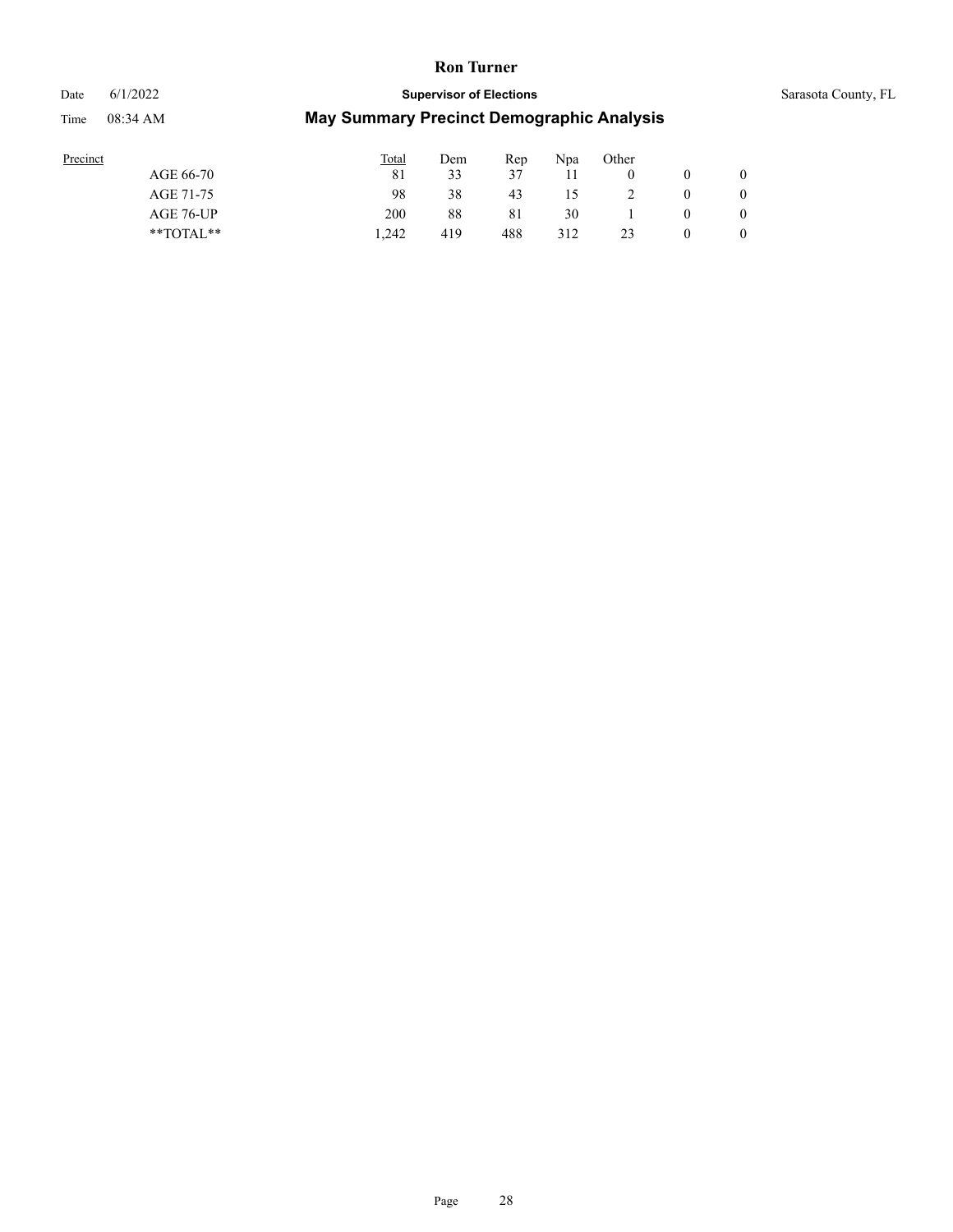| Precinct | Total | Dem | Rep | Npa | Other | | |
|---|---|---|---|---|---|---|---|
| AGE 66-70 | 81 | 33 | 37 | 11 | 0 | 0 | 0 |
| AGE 71-75 | 98 | 38 | 43 | 15 | 2 | 0 | 0 |
| AGE 76-UP | 200 | 88 | 81 | 30 | 1 | 0 | 0 |
| **TOTAL** | 1,242 | 419 | 488 | 312 | 23 | 0 | 0 |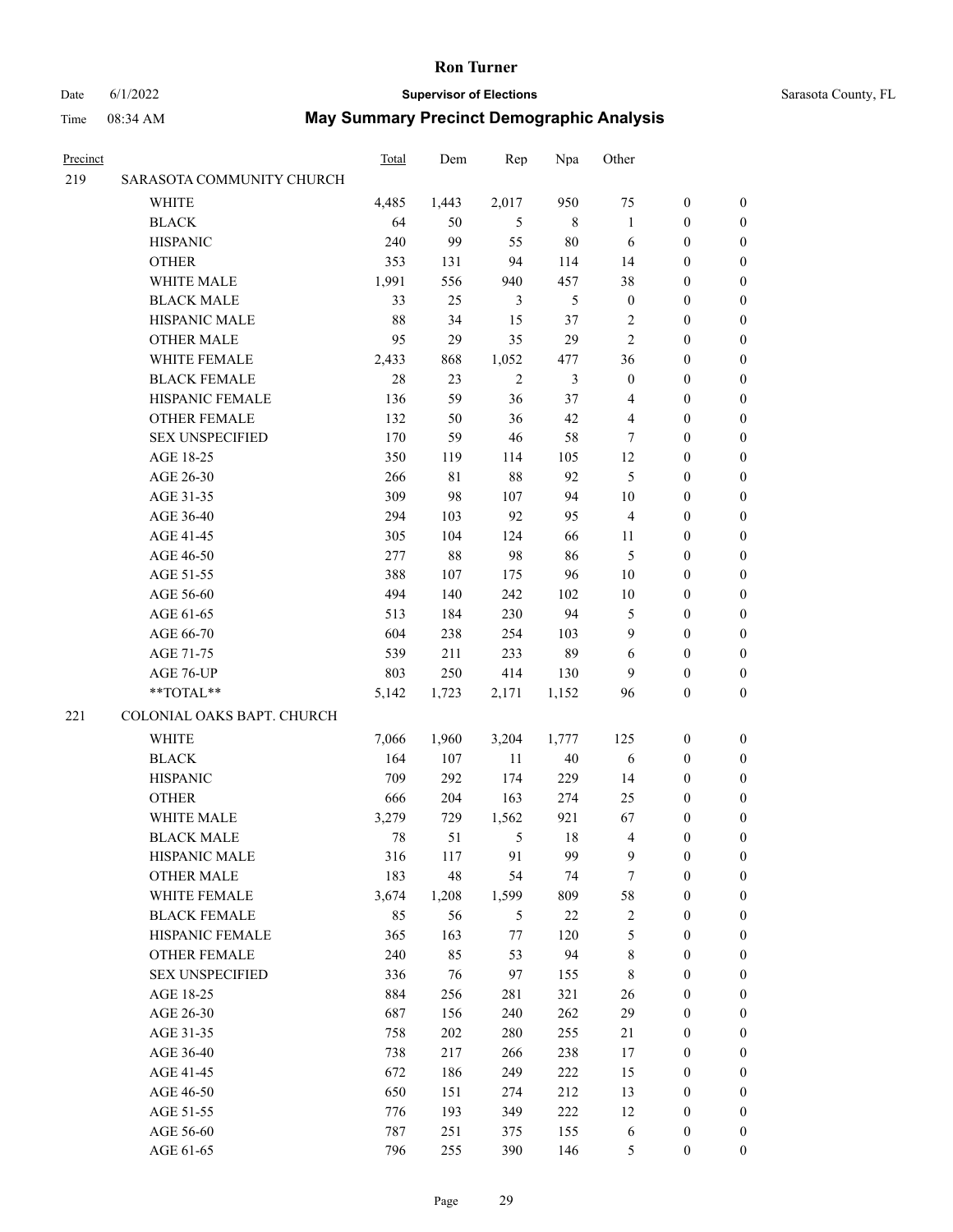# Ron Turner

Date 6/1/2022 **Supervisor of Elections** Sarasota County, FL

Time 08:34 AM **May Summary Precinct Demographic Analysis**

| Precinct | | Total | Dem | Rep | Npa | Other | | |
|---|---|---|---|---|---|---|---|---|
| 219 | SARASOTA COMMUNITY CHURCH | | | | | | | |
| | WHITE | 4,485 | 1,443 | 2,017 | 950 | 75 | 0 | 0 |
| | BLACK | 64 | 50 | 5 | 8 | 1 | 0 | 0 |
| | HISPANIC | 240 | 99 | 55 | 80 | 6 | 0 | 0 |
| | OTHER | 353 | 131 | 94 | 114 | 14 | 0 | 0 |
| | WHITE MALE | 1,991 | 556 | 940 | 457 | 38 | 0 | 0 |
| | BLACK MALE | 33 | 25 | 3 | 5 | 0 | 0 | 0 |
| | HISPANIC MALE | 88 | 34 | 15 | 37 | 2 | 0 | 0 |
| | OTHER MALE | 95 | 29 | 35 | 29 | 2 | 0 | 0 |
| | WHITE FEMALE | 2,433 | 868 | 1,052 | 477 | 36 | 0 | 0 |
| | BLACK FEMALE | 28 | 23 | 2 | 3 | 0 | 0 | 0 |
| | HISPANIC FEMALE | 136 | 59 | 36 | 37 | 4 | 0 | 0 |
| | OTHER FEMALE | 132 | 50 | 36 | 42 | 4 | 0 | 0 |
| | SEX UNSPECIFIED | 170 | 59 | 46 | 58 | 7 | 0 | 0 |
| | AGE 18-25 | 350 | 119 | 114 | 105 | 12 | 0 | 0 |
| | AGE 26-30 | 266 | 81 | 88 | 92 | 5 | 0 | 0 |
| | AGE 31-35 | 309 | 98 | 107 | 94 | 10 | 0 | 0 |
| | AGE 36-40 | 294 | 103 | 92 | 95 | 4 | 0 | 0 |
| | AGE 41-45 | 305 | 104 | 124 | 66 | 11 | 0 | 0 |
| | AGE 46-50 | 277 | 88 | 98 | 86 | 5 | 0 | 0 |
| | AGE 51-55 | 388 | 107 | 175 | 96 | 10 | 0 | 0 |
| | AGE 56-60 | 494 | 140 | 242 | 102 | 10 | 0 | 0 |
| | AGE 61-65 | 513 | 184 | 230 | 94 | 5 | 0 | 0 |
| | AGE 66-70 | 604 | 238 | 254 | 103 | 9 | 0 | 0 |
| | AGE 71-75 | 539 | 211 | 233 | 89 | 6 | 0 | 0 |
| | AGE 76-UP | 803 | 250 | 414 | 130 | 9 | 0 | 0 |
| | **TOTAL** | 5,142 | 1,723 | 2,171 | 1,152 | 96 | 0 | 0 |
| 221 | COLONIAL OAKS BAPT. CHURCH | | | | | | | |
| | WHITE | 7,066 | 1,960 | 3,204 | 1,777 | 125 | 0 | 0 |
| | BLACK | 164 | 107 | 11 | 40 | 6 | 0 | 0 |
| | HISPANIC | 709 | 292 | 174 | 229 | 14 | 0 | 0 |
| | OTHER | 666 | 204 | 163 | 274 | 25 | 0 | 0 |
| | WHITE MALE | 3,279 | 729 | 1,562 | 921 | 67 | 0 | 0 |
| | BLACK MALE | 78 | 51 | 5 | 18 | 4 | 0 | 0 |
| | HISPANIC MALE | 316 | 117 | 91 | 99 | 9 | 0 | 0 |
| | OTHER MALE | 183 | 48 | 54 | 74 | 7 | 0 | 0 |
| | WHITE FEMALE | 3,674 | 1,208 | 1,599 | 809 | 58 | 0 | 0 |
| | BLACK FEMALE | 85 | 56 | 5 | 22 | 2 | 0 | 0 |
| | HISPANIC FEMALE | 365 | 163 | 77 | 120 | 5 | 0 | 0 |
| | OTHER FEMALE | 240 | 85 | 53 | 94 | 8 | 0 | 0 |
| | SEX UNSPECIFIED | 336 | 76 | 97 | 155 | 8 | 0 | 0 |
| | AGE 18-25 | 884 | 256 | 281 | 321 | 26 | 0 | 0 |
| | AGE 26-30 | 687 | 156 | 240 | 262 | 29 | 0 | 0 |
| | AGE 31-35 | 758 | 202 | 280 | 255 | 21 | 0 | 0 |
| | AGE 36-40 | 738 | 217 | 266 | 238 | 17 | 0 | 0 |
| | AGE 41-45 | 672 | 186 | 249 | 222 | 15 | 0 | 0 |
| | AGE 46-50 | 650 | 151 | 274 | 212 | 13 | 0 | 0 |
| | AGE 51-55 | 776 | 193 | 349 | 222 | 12 | 0 | 0 |
| | AGE 56-60 | 787 | 251 | 375 | 155 | 6 | 0 | 0 |
| | AGE 61-65 | 796 | 255 | 390 | 146 | 5 | 0 | 0 |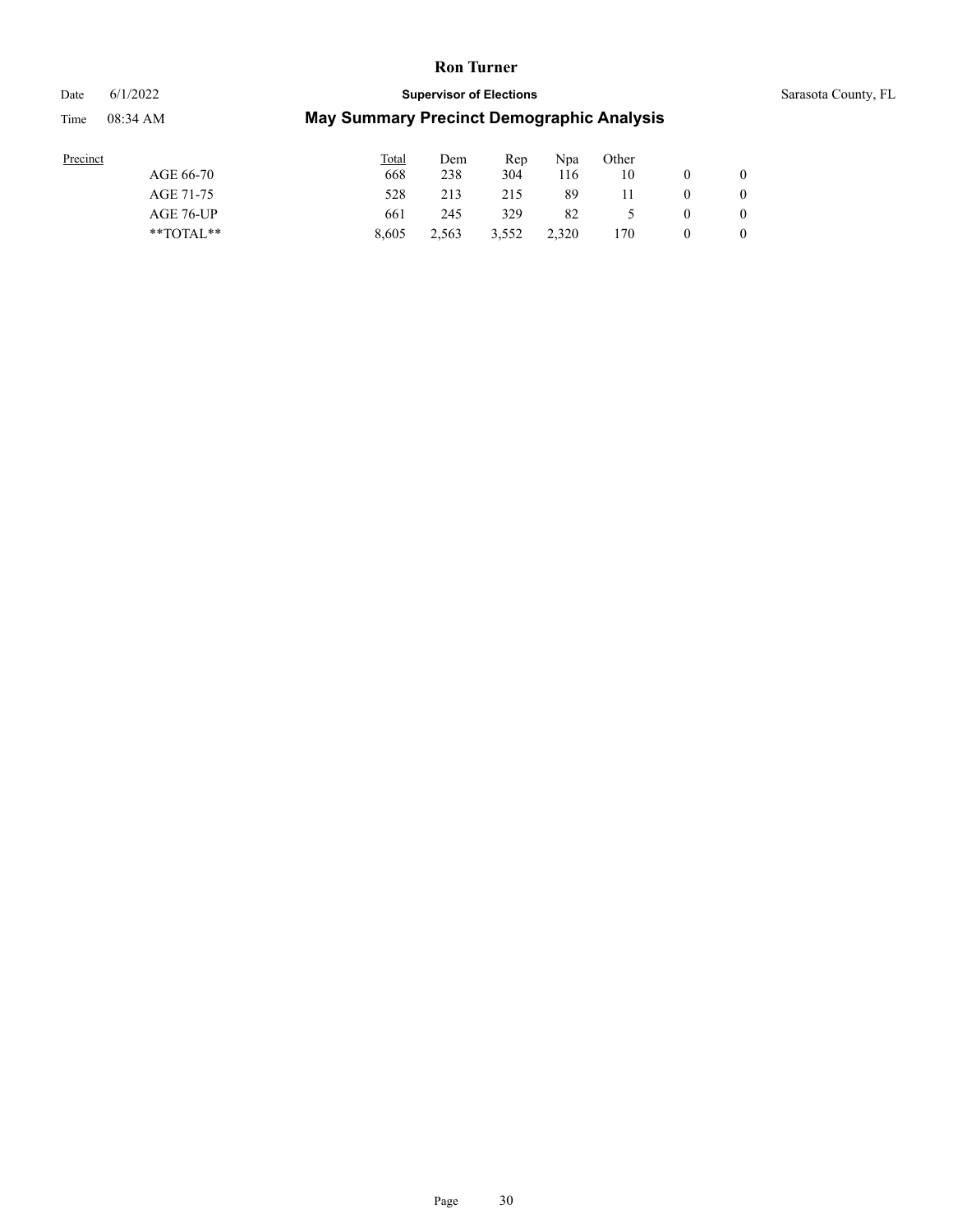| Precinct | Total | Dem | Rep | Npa | Other | | |
|---|---|---|---|---|---|---|---|
| AGE 66-70 | 668 | 238 | 304 | 116 | 10 | 0 | 0 |
| AGE 71-75 | 528 | 213 | 215 | 89 | 11 | 0 | 0 |
| AGE 76-UP | 661 | 245 | 329 | 82 | 5 | 0 | 0 |
| **TOTAL** | 8,605 | 2,563 | 3,552 | 2,320 | 170 | 0 | 0 |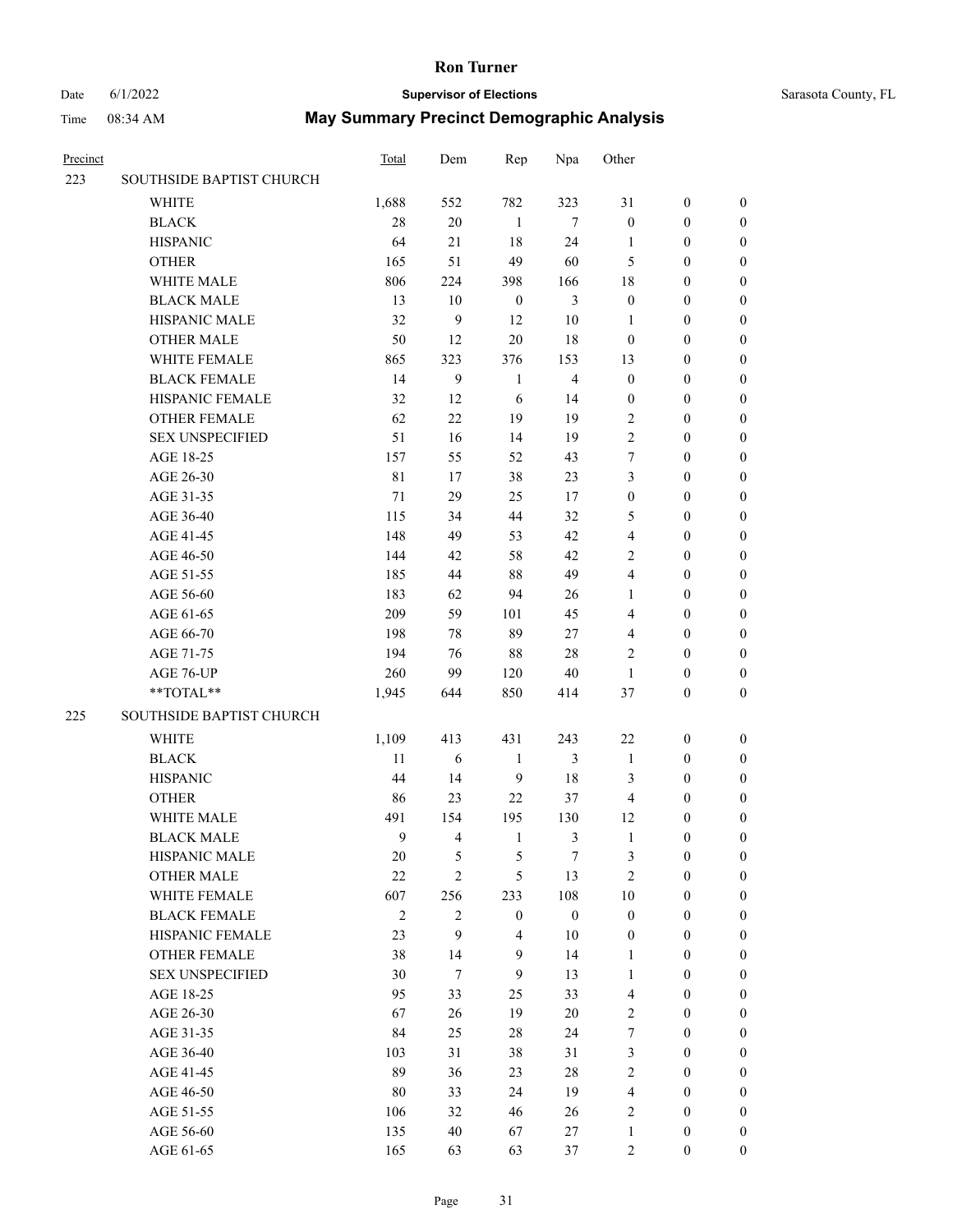# Ron Turner

Date 6/1/2022 **Supervisor of Elections** Sarasota County, FL

Time 08:34 AM **May Summary Precinct Demographic Analysis**

| Precinct | | Total | Dem | Rep | Npa | Other | | |
|---|---|---|---|---|---|---|---|---|
| 223 | SOUTHSIDE BAPTIST CHURCH | | | | | | | |
| | WHITE | 1,688 | 552 | 782 | 323 | 31 | 0 | 0 |
| | BLACK | 28 | 20 | 1 | 7 | 0 | 0 | 0 |
| | HISPANIC | 64 | 21 | 18 | 24 | 1 | 0 | 0 |
| | OTHER | 165 | 51 | 49 | 60 | 5 | 0 | 0 |
| | WHITE MALE | 806 | 224 | 398 | 166 | 18 | 0 | 0 |
| | BLACK MALE | 13 | 10 | 0 | 3 | 0 | 0 | 0 |
| | HISPANIC MALE | 32 | 9 | 12 | 10 | 1 | 0 | 0 |
| | OTHER MALE | 50 | 12 | 20 | 18 | 0 | 0 | 0 |
| | WHITE FEMALE | 865 | 323 | 376 | 153 | 13 | 0 | 0 |
| | BLACK FEMALE | 14 | 9 | 1 | 4 | 0 | 0 | 0 |
| | HISPANIC FEMALE | 32 | 12 | 6 | 14 | 0 | 0 | 0 |
| | OTHER FEMALE | 62 | 22 | 19 | 19 | 2 | 0 | 0 |
| | SEX UNSPECIFIED | 51 | 16 | 14 | 19 | 2 | 0 | 0 |
| | AGE 18-25 | 157 | 55 | 52 | 43 | 7 | 0 | 0 |
| | AGE 26-30 | 81 | 17 | 38 | 23 | 3 | 0 | 0 |
| | AGE 31-35 | 71 | 29 | 25 | 17 | 0 | 0 | 0 |
| | AGE 36-40 | 115 | 34 | 44 | 32 | 5 | 0 | 0 |
| | AGE 41-45 | 148 | 49 | 53 | 42 | 4 | 0 | 0 |
| | AGE 46-50 | 144 | 42 | 58 | 42 | 2 | 0 | 0 |
| | AGE 51-55 | 185 | 44 | 88 | 49 | 4 | 0 | 0 |
| | AGE 56-60 | 183 | 62 | 94 | 26 | 1 | 0 | 0 |
| | AGE 61-65 | 209 | 59 | 101 | 45 | 4 | 0 | 0 |
| | AGE 66-70 | 198 | 78 | 89 | 27 | 4 | 0 | 0 |
| | AGE 71-75 | 194 | 76 | 88 | 28 | 2 | 0 | 0 |
| | AGE 76-UP | 260 | 99 | 120 | 40 | 1 | 0 | 0 |
| | **TOTAL** | 1,945 | 644 | 850 | 414 | 37 | 0 | 0 |
| 225 | SOUTHSIDE BAPTIST CHURCH | | | | | | | |
| | WHITE | 1,109 | 413 | 431 | 243 | 22 | 0 | 0 |
| | BLACK | 11 | 6 | 1 | 3 | 1 | 0 | 0 |
| | HISPANIC | 44 | 14 | 9 | 18 | 3 | 0 | 0 |
| | OTHER | 86 | 23 | 22 | 37 | 4 | 0 | 0 |
| | WHITE MALE | 491 | 154 | 195 | 130 | 12 | 0 | 0 |
| | BLACK MALE | 9 | 4 | 1 | 3 | 1 | 0 | 0 |
| | HISPANIC MALE | 20 | 5 | 5 | 7 | 3 | 0 | 0 |
| | OTHER MALE | 22 | 2 | 5 | 13 | 2 | 0 | 0 |
| | WHITE FEMALE | 607 | 256 | 233 | 108 | 10 | 0 | 0 |
| | BLACK FEMALE | 2 | 2 | 0 | 0 | 0 | 0 | 0 |
| | HISPANIC FEMALE | 23 | 9 | 4 | 10 | 0 | 0 | 0 |
| | OTHER FEMALE | 38 | 14 | 9 | 14 | 1 | 0 | 0 |
| | SEX UNSPECIFIED | 30 | 7 | 9 | 13 | 1 | 0 | 0 |
| | AGE 18-25 | 95 | 33 | 25 | 33 | 4 | 0 | 0 |
| | AGE 26-30 | 67 | 26 | 19 | 20 | 2 | 0 | 0 |
| | AGE 31-35 | 84 | 25 | 28 | 24 | 7 | 0 | 0 |
| | AGE 36-40 | 103 | 31 | 38 | 31 | 3 | 0 | 0 |
| | AGE 41-45 | 89 | 36 | 23 | 28 | 2 | 0 | 0 |
| | AGE 46-50 | 80 | 33 | 24 | 19 | 4 | 0 | 0 |
| | AGE 51-55 | 106 | 32 | 46 | 26 | 2 | 0 | 0 |
| | AGE 56-60 | 135 | 40 | 67 | 27 | 1 | 0 | 0 |
| | AGE 61-65 | 165 | 63 | 63 | 37 | 2 | 0 | 0 |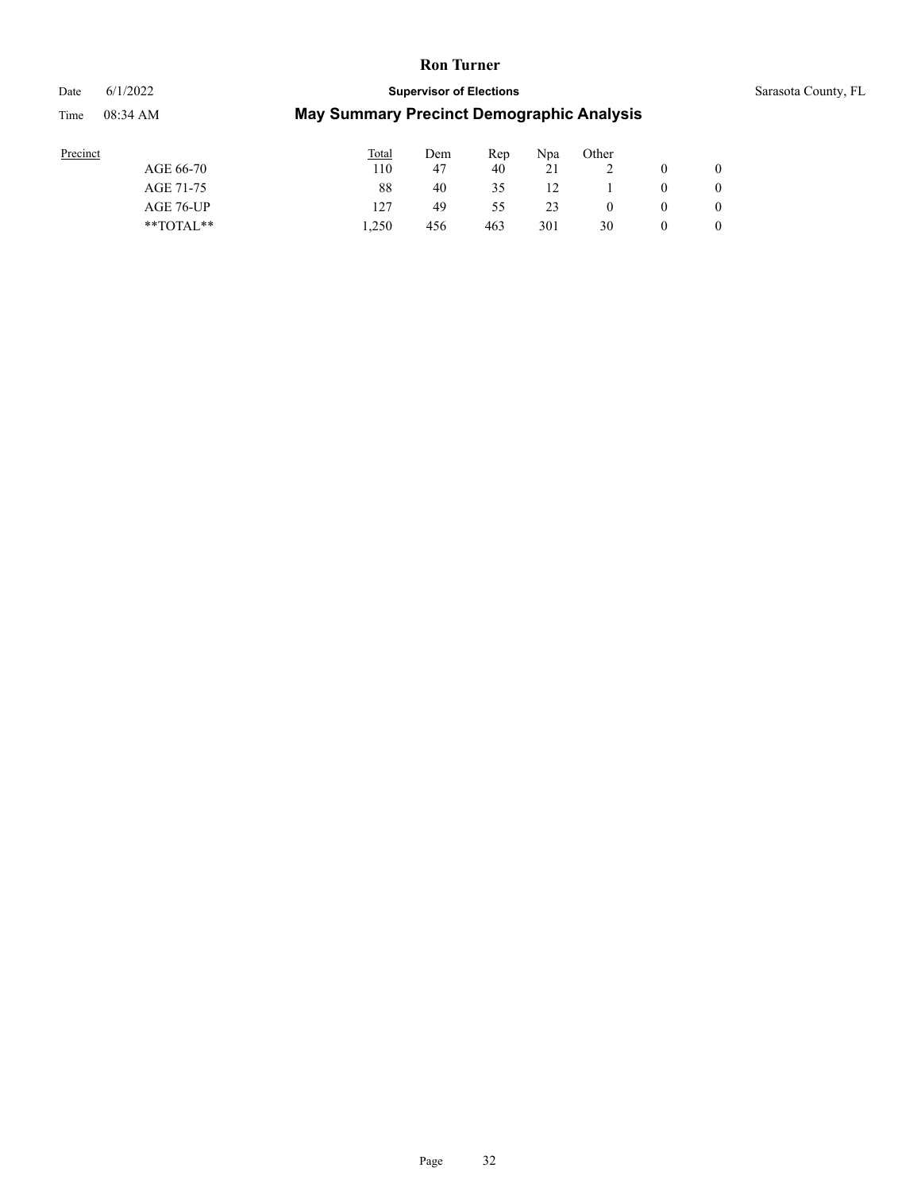# Ron Turner

Date 6/1/2022 **Supervisor of Elections** Sarasota County, FL

Time 08:34 AM **May Summary Precinct Demographic Analysis**

| Precinct | Total | Dem | Rep | Npa | Other | | |
|---|---|---|---|---|---|---|---|
| AGE 66-70 | 110 | 47 | 40 | 21 | 2 | 0 | 0 |
| AGE 71-75 | 88 | 40 | 35 | 12 | 1 | 0 | 0 |
| AGE 76-UP | 127 | 49 | 55 | 23 | 0 | 0 | 0 |
| **TOTAL** | 1,250 | 456 | 463 | 301 | 30 | 0 | 0 |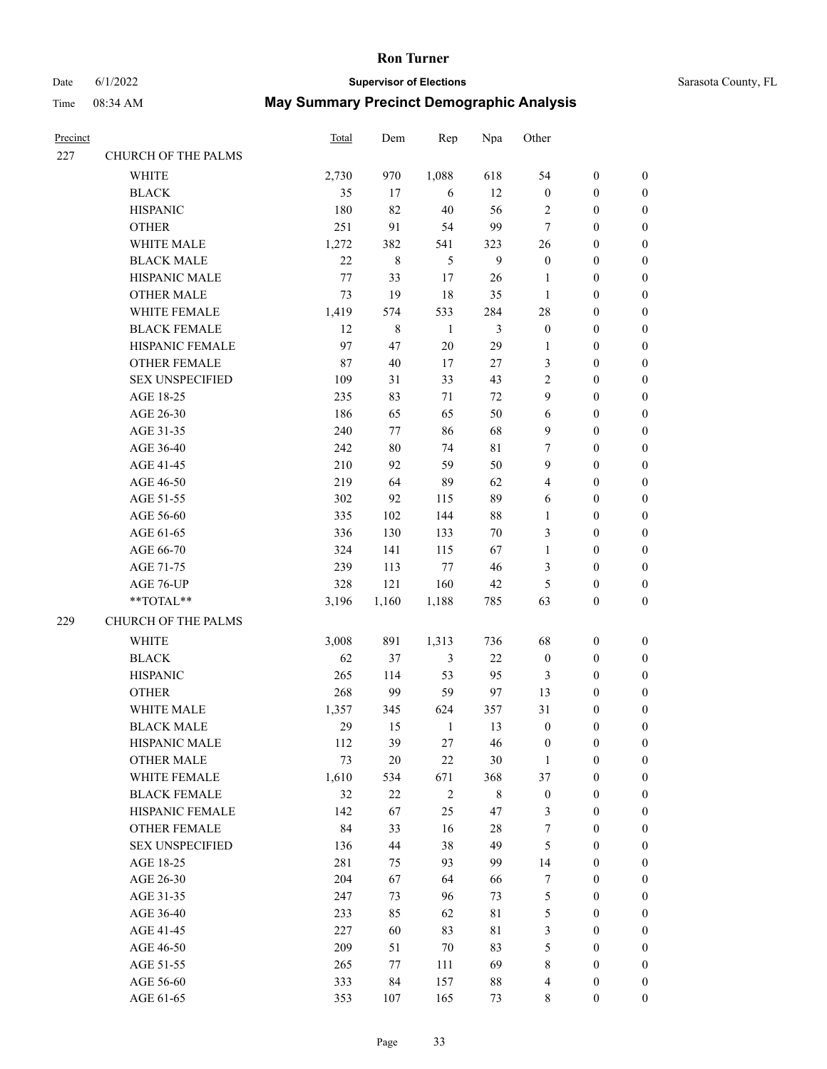# Ron Turner

Date 6/1/2022 **Supervisor of Elections** Sarasota County, FL

Time 08:34 AM **May Summary Precinct Demographic Analysis**

| Precinct | | Total | Dem | Rep | Npa | Other | | |
|---|---|---|---|---|---|---|---|---|
| 227 | CHURCH OF THE PALMS | | | | | | | |
| | WHITE | 2,730 | 970 | 1,088 | 618 | 54 | 0 | 0 |
| | BLACK | 35 | 17 | 6 | 12 | 0 | 0 | 0 |
| | HISPANIC | 180 | 82 | 40 | 56 | 2 | 0 | 0 |
| | OTHER | 251 | 91 | 54 | 99 | 7 | 0 | 0 |
| | WHITE MALE | 1,272 | 382 | 541 | 323 | 26 | 0 | 0 |
| | BLACK MALE | 22 | 8 | 5 | 9 | 0 | 0 | 0 |
| | HISPANIC MALE | 77 | 33 | 17 | 26 | 1 | 0 | 0 |
| | OTHER MALE | 73 | 19 | 18 | 35 | 1 | 0 | 0 |
| | WHITE FEMALE | 1,419 | 574 | 533 | 284 | 28 | 0 | 0 |
| | BLACK FEMALE | 12 | 8 | 1 | 3 | 0 | 0 | 0 |
| | HISPANIC FEMALE | 97 | 47 | 20 | 29 | 1 | 0 | 0 |
| | OTHER FEMALE | 87 | 40 | 17 | 27 | 3 | 0 | 0 |
| | SEX UNSPECIFIED | 109 | 31 | 33 | 43 | 2 | 0 | 0 |
| | AGE 18-25 | 235 | 83 | 71 | 72 | 9 | 0 | 0 |
| | AGE 26-30 | 186 | 65 | 65 | 50 | 6 | 0 | 0 |
| | AGE 31-35 | 240 | 77 | 86 | 68 | 9 | 0 | 0 |
| | AGE 36-40 | 242 | 80 | 74 | 81 | 7 | 0 | 0 |
| | AGE 41-45 | 210 | 92 | 59 | 50 | 9 | 0 | 0 |
| | AGE 46-50 | 219 | 64 | 89 | 62 | 4 | 0 | 0 |
| | AGE 51-55 | 302 | 92 | 115 | 89 | 6 | 0 | 0 |
| | AGE 56-60 | 335 | 102 | 144 | 88 | 1 | 0 | 0 |
| | AGE 61-65 | 336 | 130 | 133 | 70 | 3 | 0 | 0 |
| | AGE 66-70 | 324 | 141 | 115 | 67 | 1 | 0 | 0 |
| | AGE 71-75 | 239 | 113 | 77 | 46 | 3 | 0 | 0 |
| | AGE 76-UP | 328 | 121 | 160 | 42 | 5 | 0 | 0 |
| | **TOTAL** | 3,196 | 1,160 | 1,188 | 785 | 63 | 0 | 0 |
| 229 | CHURCH OF THE PALMS | | | | | | | |
| | WHITE | 3,008 | 891 | 1,313 | 736 | 68 | 0 | 0 |
| | BLACK | 62 | 37 | 3 | 22 | 0 | 0 | 0 |
| | HISPANIC | 265 | 114 | 53 | 95 | 3 | 0 | 0 |
| | OTHER | 268 | 99 | 59 | 97 | 13 | 0 | 0 |
| | WHITE MALE | 1,357 | 345 | 624 | 357 | 31 | 0 | 0 |
| | BLACK MALE | 29 | 15 | 1 | 13 | 0 | 0 | 0 |
| | HISPANIC MALE | 112 | 39 | 27 | 46 | 0 | 0 | 0 |
| | OTHER MALE | 73 | 20 | 22 | 30 | 1 | 0 | 0 |
| | WHITE FEMALE | 1,610 | 534 | 671 | 368 | 37 | 0 | 0 |
| | BLACK FEMALE | 32 | 22 | 2 | 8 | 0 | 0 | 0 |
| | HISPANIC FEMALE | 142 | 67 | 25 | 47 | 3 | 0 | 0 |
| | OTHER FEMALE | 84 | 33 | 16 | 28 | 7 | 0 | 0 |
| | SEX UNSPECIFIED | 136 | 44 | 38 | 49 | 5 | 0 | 0 |
| | AGE 18-25 | 281 | 75 | 93 | 99 | 14 | 0 | 0 |
| | AGE 26-30 | 204 | 67 | 64 | 66 | 7 | 0 | 0 |
| | AGE 31-35 | 247 | 73 | 96 | 73 | 5 | 0 | 0 |
| | AGE 36-40 | 233 | 85 | 62 | 81 | 5 | 0 | 0 |
| | AGE 41-45 | 227 | 60 | 83 | 81 | 3 | 0 | 0 |
| | AGE 46-50 | 209 | 51 | 70 | 83 | 5 | 0 | 0 |
| | AGE 51-55 | 265 | 77 | 111 | 69 | 8 | 0 | 0 |
| | AGE 56-60 | 333 | 84 | 157 | 88 | 4 | 0 | 0 |
| | AGE 61-65 | 353 | 107 | 165 | 73 | 8 | 0 | 0 |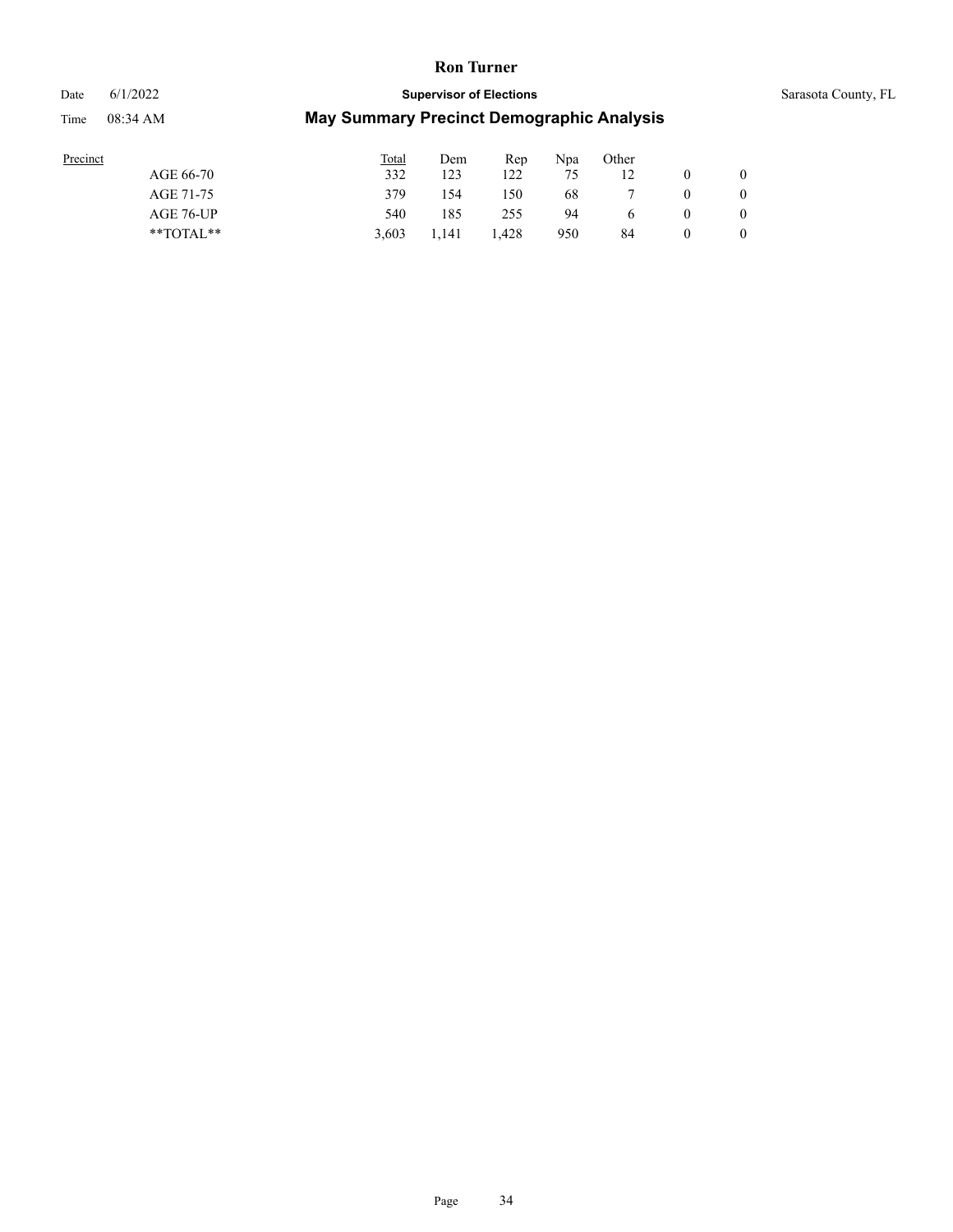| Precinct | Total | Dem | Rep | Npa | Other | | |
|---|---|---|---|---|---|---|---|
| AGE 66-70 | 332 | 123 | 122 | 75 | 12 | 0 | 0 |
| AGE 71-75 | 379 | 154 | 150 | 68 | 7 | 0 | 0 |
| AGE 76-UP | 540 | 185 | 255 | 94 | 6 | 0 | 0 |
| **TOTAL** | 3,603 | 1,141 | 1,428 | 950 | 84 | 0 | 0 |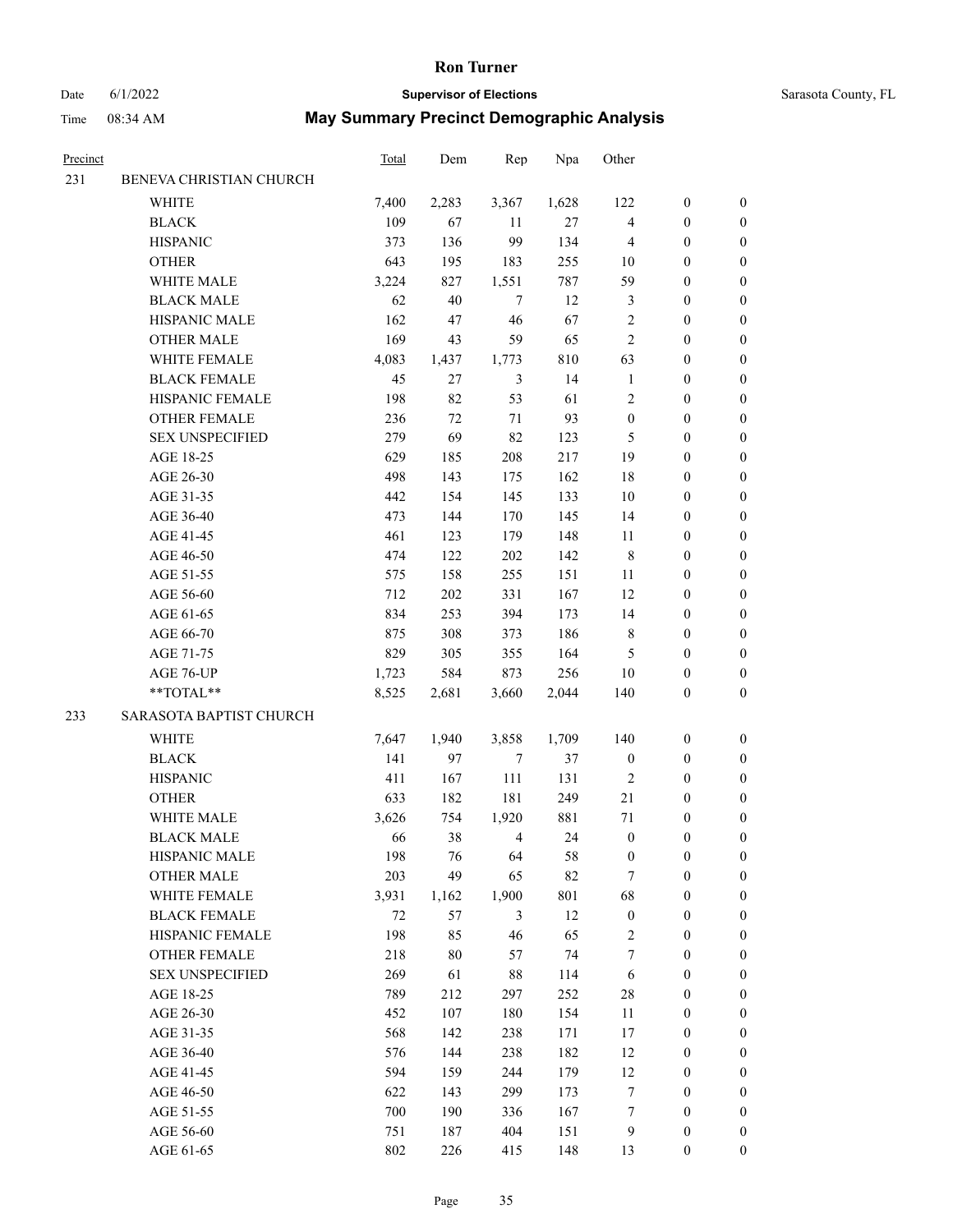# Ron Turner

Date 6/1/2022 **Supervisor of Elections** Sarasota County, FL

Time 08:34 AM **May Summary Precinct Demographic Analysis**

| Precinct | | Total | Dem | Rep | Npa | Other | | |
|---|---|---|---|---|---|---|---|---|
| 231 | BENEVA CHRISTIAN CHURCH | | | | | | | |
| | WHITE | 7,400 | 2,283 | 3,367 | 1,628 | 122 | 0 | 0 |
| | BLACK | 109 | 67 | 11 | 27 | 4 | 0 | 0 |
| | HISPANIC | 373 | 136 | 99 | 134 | 4 | 0 | 0 |
| | OTHER | 643 | 195 | 183 | 255 | 10 | 0 | 0 |
| | WHITE MALE | 3,224 | 827 | 1,551 | 787 | 59 | 0 | 0 |
| | BLACK MALE | 62 | 40 | 7 | 12 | 3 | 0 | 0 |
| | HISPANIC MALE | 162 | 47 | 46 | 67 | 2 | 0 | 0 |
| | OTHER MALE | 169 | 43 | 59 | 65 | 2 | 0 | 0 |
| | WHITE FEMALE | 4,083 | 1,437 | 1,773 | 810 | 63 | 0 | 0 |
| | BLACK FEMALE | 45 | 27 | 3 | 14 | 1 | 0 | 0 |
| | HISPANIC FEMALE | 198 | 82 | 53 | 61 | 2 | 0 | 0 |
| | OTHER FEMALE | 236 | 72 | 71 | 93 | 0 | 0 | 0 |
| | SEX UNSPECIFIED | 279 | 69 | 82 | 123 | 5 | 0 | 0 |
| | AGE 18-25 | 629 | 185 | 208 | 217 | 19 | 0 | 0 |
| | AGE 26-30 | 498 | 143 | 175 | 162 | 18 | 0 | 0 |
| | AGE 31-35 | 442 | 154 | 145 | 133 | 10 | 0 | 0 |
| | AGE 36-40 | 473 | 144 | 170 | 145 | 14 | 0 | 0 |
| | AGE 41-45 | 461 | 123 | 179 | 148 | 11 | 0 | 0 |
| | AGE 46-50 | 474 | 122 | 202 | 142 | 8 | 0 | 0 |
| | AGE 51-55 | 575 | 158 | 255 | 151 | 11 | 0 | 0 |
| | AGE 56-60 | 712 | 202 | 331 | 167 | 12 | 0 | 0 |
| | AGE 61-65 | 834 | 253 | 394 | 173 | 14 | 0 | 0 |
| | AGE 66-70 | 875 | 308 | 373 | 186 | 8 | 0 | 0 |
| | AGE 71-75 | 829 | 305 | 355 | 164 | 5 | 0 | 0 |
| | AGE 76-UP | 1,723 | 584 | 873 | 256 | 10 | 0 | 0 |
| | **TOTAL** | 8,525 | 2,681 | 3,660 | 2,044 | 140 | 0 | 0 |
| 233 | SARASOTA BAPTIST CHURCH | | | | | | | |
| | WHITE | 7,647 | 1,940 | 3,858 | 1,709 | 140 | 0 | 0 |
| | BLACK | 141 | 97 | 7 | 37 | 0 | 0 | 0 |
| | HISPANIC | 411 | 167 | 111 | 131 | 2 | 0 | 0 |
| | OTHER | 633 | 182 | 181 | 249 | 21 | 0 | 0 |
| | WHITE MALE | 3,626 | 754 | 1,920 | 881 | 71 | 0 | 0 |
| | BLACK MALE | 66 | 38 | 4 | 24 | 0 | 0 | 0 |
| | HISPANIC MALE | 198 | 76 | 64 | 58 | 0 | 0 | 0 |
| | OTHER MALE | 203 | 49 | 65 | 82 | 7 | 0 | 0 |
| | WHITE FEMALE | 3,931 | 1,162 | 1,900 | 801 | 68 | 0 | 0 |
| | BLACK FEMALE | 72 | 57 | 3 | 12 | 0 | 0 | 0 |
| | HISPANIC FEMALE | 198 | 85 | 46 | 65 | 2 | 0 | 0 |
| | OTHER FEMALE | 218 | 80 | 57 | 74 | 7 | 0 | 0 |
| | SEX UNSPECIFIED | 269 | 61 | 88 | 114 | 6 | 0 | 0 |
| | AGE 18-25 | 789 | 212 | 297 | 252 | 28 | 0 | 0 |
| | AGE 26-30 | 452 | 107 | 180 | 154 | 11 | 0 | 0 |
| | AGE 31-35 | 568 | 142 | 238 | 171 | 17 | 0 | 0 |
| | AGE 36-40 | 576 | 144 | 238 | 182 | 12 | 0 | 0 |
| | AGE 41-45 | 594 | 159 | 244 | 179 | 12 | 0 | 0 |
| | AGE 46-50 | 622 | 143 | 299 | 173 | 7 | 0 | 0 |
| | AGE 51-55 | 700 | 190 | 336 | 167 | 7 | 0 | 0 |
| | AGE 56-60 | 751 | 187 | 404 | 151 | 9 | 0 | 0 |
| | AGE 61-65 | 802 | 226 | 415 | 148 | 13 | 0 | 0 |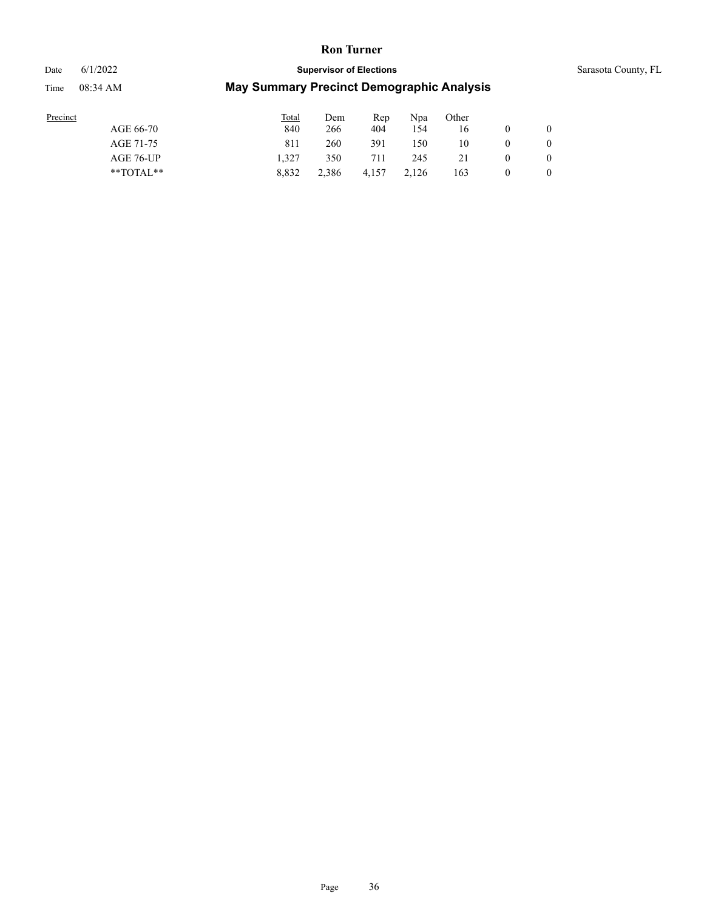| Precinct | Total | Dem | Rep | Npa | Other | | |
|---|---|---|---|---|---|---|---|
| AGE 66-70 | 840 | 266 | 404 | 154 | 16 | 0 | 0 |
| AGE 71-75 | 811 | 260 | 391 | 150 | 10 | 0 | 0 |
| AGE 76-UP | 1,327 | 350 | 711 | 245 | 21 | 0 | 0 |
| **TOTAL** | 8,832 | 2,386 | 4,157 | 2,126 | 163 | 0 | 0 |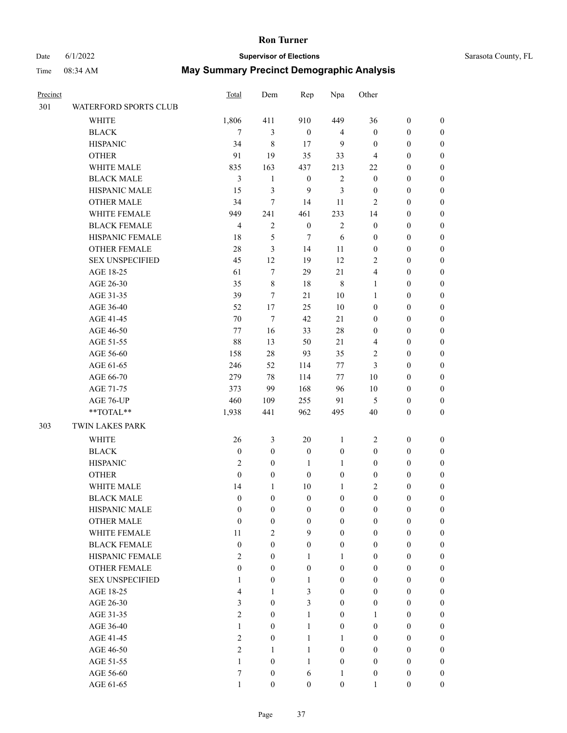# Ron Turner

Date 6/1/2022 **Supervisor of Elections** Sarasota County, FL

Time 08:34 AM **May Summary Precinct Demographic Analysis**

| Precinct | | Total | Dem | Rep | Npa | Other | | |
|---|---|---|---|---|---|---|---|---|
| 301 | WATERFORD SPORTS CLUB | | | | | | | |
| | WHITE | 1,806 | 411 | 910 | 449 | 36 | 0 | 0 |
| | BLACK | 7 | 3 | 0 | 4 | 0 | 0 | 0 |
| | HISPANIC | 34 | 8 | 17 | 9 | 0 | 0 | 0 |
| | OTHER | 91 | 19 | 35 | 33 | 4 | 0 | 0 |
| | WHITE MALE | 835 | 163 | 437 | 213 | 22 | 0 | 0 |
| | BLACK MALE | 3 | 1 | 0 | 2 | 0 | 0 | 0 |
| | HISPANIC MALE | 15 | 3 | 9 | 3 | 0 | 0 | 0 |
| | OTHER MALE | 34 | 7 | 14 | 11 | 2 | 0 | 0 |
| | WHITE FEMALE | 949 | 241 | 461 | 233 | 14 | 0 | 0 |
| | BLACK FEMALE | 4 | 2 | 0 | 2 | 0 | 0 | 0 |
| | HISPANIC FEMALE | 18 | 5 | 7 | 6 | 0 | 0 | 0 |
| | OTHER FEMALE | 28 | 3 | 14 | 11 | 0 | 0 | 0 |
| | SEX UNSPECIFIED | 45 | 12 | 19 | 12 | 2 | 0 | 0 |
| | AGE 18-25 | 61 | 7 | 29 | 21 | 4 | 0 | 0 |
| | AGE 26-30 | 35 | 8 | 18 | 8 | 1 | 0 | 0 |
| | AGE 31-35 | 39 | 7 | 21 | 10 | 1 | 0 | 0 |
| | AGE 36-40 | 52 | 17 | 25 | 10 | 0 | 0 | 0 |
| | AGE 41-45 | 70 | 7 | 42 | 21 | 0 | 0 | 0 |
| | AGE 46-50 | 77 | 16 | 33 | 28 | 0 | 0 | 0 |
| | AGE 51-55 | 88 | 13 | 50 | 21 | 4 | 0 | 0 |
| | AGE 56-60 | 158 | 28 | 93 | 35 | 2 | 0 | 0 |
| | AGE 61-65 | 246 | 52 | 114 | 77 | 3 | 0 | 0 |
| | AGE 66-70 | 279 | 78 | 114 | 77 | 10 | 0 | 0 |
| | AGE 71-75 | 373 | 99 | 168 | 96 | 10 | 0 | 0 |
| | AGE 76-UP | 460 | 109 | 255 | 91 | 5 | 0 | 0 |
| | **TOTAL** | 1,938 | 441 | 962 | 495 | 40 | 0 | 0 |
| 303 | TWIN LAKES PARK | | | | | | | |
| | WHITE | 26 | 3 | 20 | 1 | 2 | 0 | 0 |
| | BLACK | 0 | 0 | 0 | 0 | 0 | 0 | 0 |
| | HISPANIC | 2 | 0 | 1 | 1 | 0 | 0 | 0 |
| | OTHER | 0 | 0 | 0 | 0 | 0 | 0 | 0 |
| | WHITE MALE | 14 | 1 | 10 | 1 | 2 | 0 | 0 |
| | BLACK MALE | 0 | 0 | 0 | 0 | 0 | 0 | 0 |
| | HISPANIC MALE | 0 | 0 | 0 | 0 | 0 | 0 | 0 |
| | OTHER MALE | 0 | 0 | 0 | 0 | 0 | 0 | 0 |
| | WHITE FEMALE | 11 | 2 | 9 | 0 | 0 | 0 | 0 |
| | BLACK FEMALE | 0 | 0 | 0 | 0 | 0 | 0 | 0 |
| | HISPANIC FEMALE | 2 | 0 | 1 | 1 | 0 | 0 | 0 |
| | OTHER FEMALE | 0 | 0 | 0 | 0 | 0 | 0 | 0 |
| | SEX UNSPECIFIED | 1 | 0 | 1 | 0 | 0 | 0 | 0 |
| | AGE 18-25 | 4 | 1 | 3 | 0 | 0 | 0 | 0 |
| | AGE 26-30 | 3 | 0 | 3 | 0 | 0 | 0 | 0 |
| | AGE 31-35 | 2 | 0 | 1 | 0 | 1 | 0 | 0 |
| | AGE 36-40 | 1 | 0 | 1 | 0 | 0 | 0 | 0 |
| | AGE 41-45 | 2 | 0 | 1 | 1 | 0 | 0 | 0 |
| | AGE 46-50 | 2 | 1 | 1 | 0 | 0 | 0 | 0 |
| | AGE 51-55 | 1 | 0 | 1 | 0 | 0 | 0 | 0 |
| | AGE 56-60 | 7 | 0 | 6 | 1 | 0 | 0 | 0 |
| | AGE 61-65 | 1 | 0 | 0 | 0 | 1 | 0 | 0 |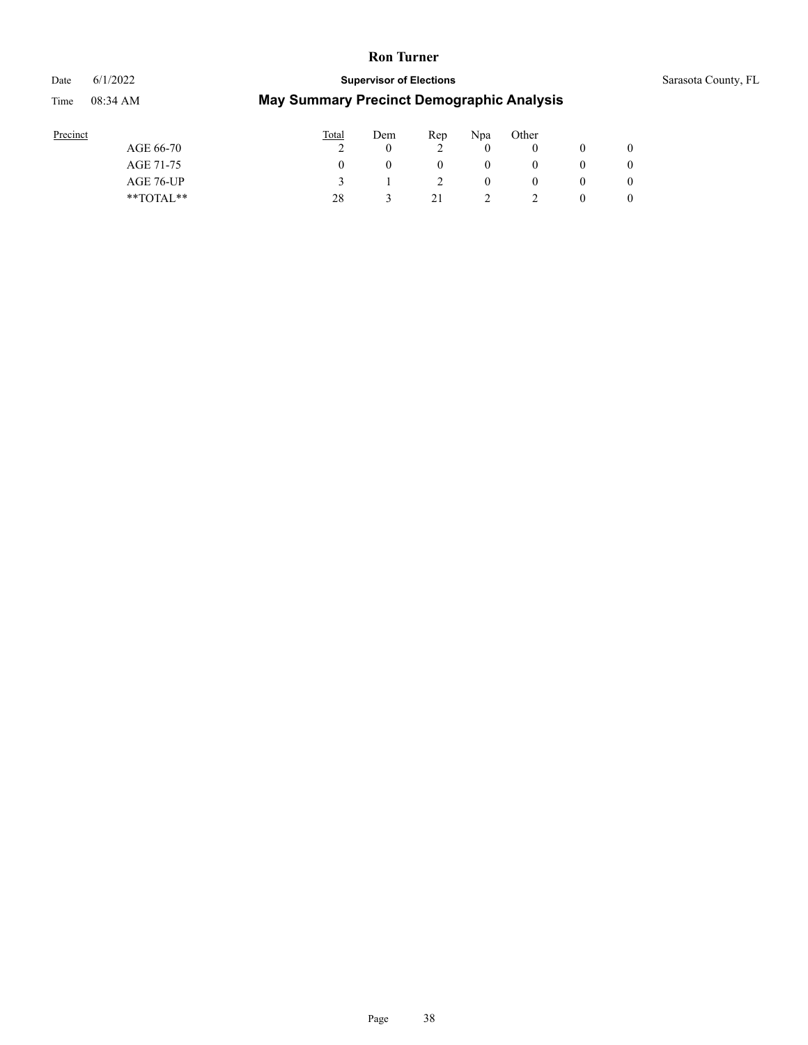| Precinct | Total | Dem | Rep | Npa | Other | | |
|---|---|---|---|---|---|---|---|
| AGE 66-70 | 2 | 0 | 2 | 0 | 0 | 0 | 0 |
| AGE 71-75 | 0 | 0 | 0 | 0 | 0 | 0 | 0 |
| AGE 76-UP | 3 | 1 | 2 | 0 | 0 | 0 | 0 |
| **TOTAL** | 28 | 3 | 21 | 2 | 2 | 0 | 0 |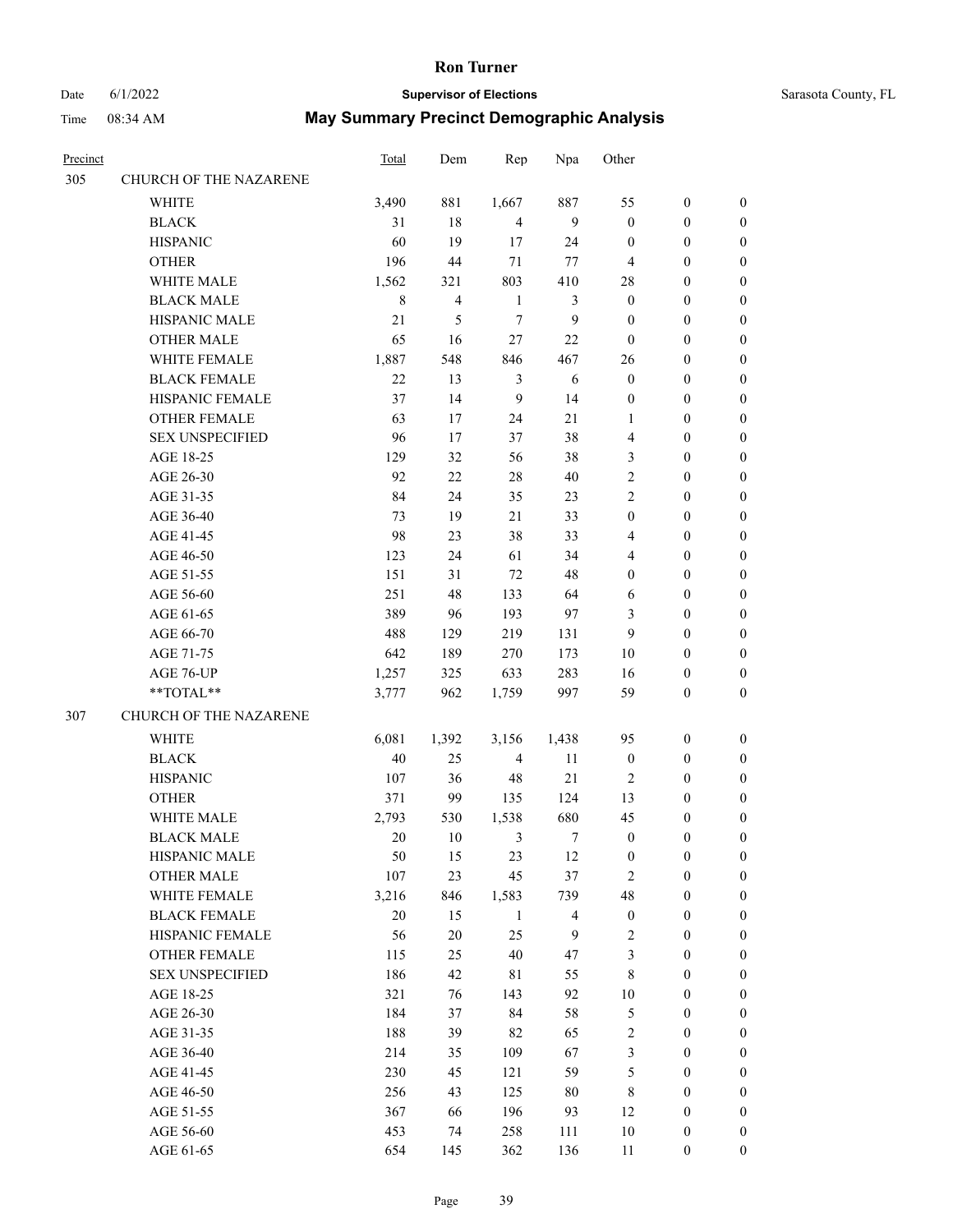# Ron Turner

Date 6/1/2022 **Supervisor of Elections** Sarasota County, FL

Time 08:34 AM **May Summary Precinct Demographic Analysis**

| Precinct | | Total | Dem | Rep | Npa | Other | | |
|---|---|---|---|---|---|---|---|---|
| 305 | CHURCH OF THE NAZARENE | | | | | | | |
| | WHITE | 3,490 | 881 | 1,667 | 887 | 55 | 0 | 0 |
| | BLACK | 31 | 18 | 4 | 9 | 0 | 0 | 0 |
| | HISPANIC | 60 | 19 | 17 | 24 | 0 | 0 | 0 |
| | OTHER | 196 | 44 | 71 | 77 | 4 | 0 | 0 |
| | WHITE MALE | 1,562 | 321 | 803 | 410 | 28 | 0 | 0 |
| | BLACK MALE | 8 | 4 | 1 | 3 | 0 | 0 | 0 |
| | HISPANIC MALE | 21 | 5 | 7 | 9 | 0 | 0 | 0 |
| | OTHER MALE | 65 | 16 | 27 | 22 | 0 | 0 | 0 |
| | WHITE FEMALE | 1,887 | 548 | 846 | 467 | 26 | 0 | 0 |
| | BLACK FEMALE | 22 | 13 | 3 | 6 | 0 | 0 | 0 |
| | HISPANIC FEMALE | 37 | 14 | 9 | 14 | 0 | 0 | 0 |
| | OTHER FEMALE | 63 | 17 | 24 | 21 | 1 | 0 | 0 |
| | SEX UNSPECIFIED | 96 | 17 | 37 | 38 | 4 | 0 | 0 |
| | AGE 18-25 | 129 | 32 | 56 | 38 | 3 | 0 | 0 |
| | AGE 26-30 | 92 | 22 | 28 | 40 | 2 | 0 | 0 |
| | AGE 31-35 | 84 | 24 | 35 | 23 | 2 | 0 | 0 |
| | AGE 36-40 | 73 | 19 | 21 | 33 | 0 | 0 | 0 |
| | AGE 41-45 | 98 | 23 | 38 | 33 | 4 | 0 | 0 |
| | AGE 46-50 | 123 | 24 | 61 | 34 | 4 | 0 | 0 |
| | AGE 51-55 | 151 | 31 | 72 | 48 | 0 | 0 | 0 |
| | AGE 56-60 | 251 | 48 | 133 | 64 | 6 | 0 | 0 |
| | AGE 61-65 | 389 | 96 | 193 | 97 | 3 | 0 | 0 |
| | AGE 66-70 | 488 | 129 | 219 | 131 | 9 | 0 | 0 |
| | AGE 71-75 | 642 | 189 | 270 | 173 | 10 | 0 | 0 |
| | AGE 76-UP | 1,257 | 325 | 633 | 283 | 16 | 0 | 0 |
| | **TOTAL** | 3,777 | 962 | 1,759 | 997 | 59 | 0 | 0 |
| 307 | CHURCH OF THE NAZARENE | | | | | | | |
| | WHITE | 6,081 | 1,392 | 3,156 | 1,438 | 95 | 0 | 0 |
| | BLACK | 40 | 25 | 4 | 11 | 0 | 0 | 0 |
| | HISPANIC | 107 | 36 | 48 | 21 | 2 | 0 | 0 |
| | OTHER | 371 | 99 | 135 | 124 | 13 | 0 | 0 |
| | WHITE MALE | 2,793 | 530 | 1,538 | 680 | 45 | 0 | 0 |
| | BLACK MALE | 20 | 10 | 3 | 7 | 0 | 0 | 0 |
| | HISPANIC MALE | 50 | 15 | 23 | 12 | 0 | 0 | 0 |
| | OTHER MALE | 107 | 23 | 45 | 37 | 2 | 0 | 0 |
| | WHITE FEMALE | 3,216 | 846 | 1,583 | 739 | 48 | 0 | 0 |
| | BLACK FEMALE | 20 | 15 | 1 | 4 | 0 | 0 | 0 |
| | HISPANIC FEMALE | 56 | 20 | 25 | 9 | 2 | 0 | 0 |
| | OTHER FEMALE | 115 | 25 | 40 | 47 | 3 | 0 | 0 |
| | SEX UNSPECIFIED | 186 | 42 | 81 | 55 | 8 | 0 | 0 |
| | AGE 18-25 | 321 | 76 | 143 | 92 | 10 | 0 | 0 |
| | AGE 26-30 | 184 | 37 | 84 | 58 | 5 | 0 | 0 |
| | AGE 31-35 | 188 | 39 | 82 | 65 | 2 | 0 | 0 |
| | AGE 36-40 | 214 | 35 | 109 | 67 | 3 | 0 | 0 |
| | AGE 41-45 | 230 | 45 | 121 | 59 | 5 | 0 | 0 |
| | AGE 46-50 | 256 | 43 | 125 | 80 | 8 | 0 | 0 |
| | AGE 51-55 | 367 | 66 | 196 | 93 | 12 | 0 | 0 |
| | AGE 56-60 | 453 | 74 | 258 | 111 | 10 | 0 | 0 |
| | AGE 61-65 | 654 | 145 | 362 | 136 | 11 | 0 | 0 |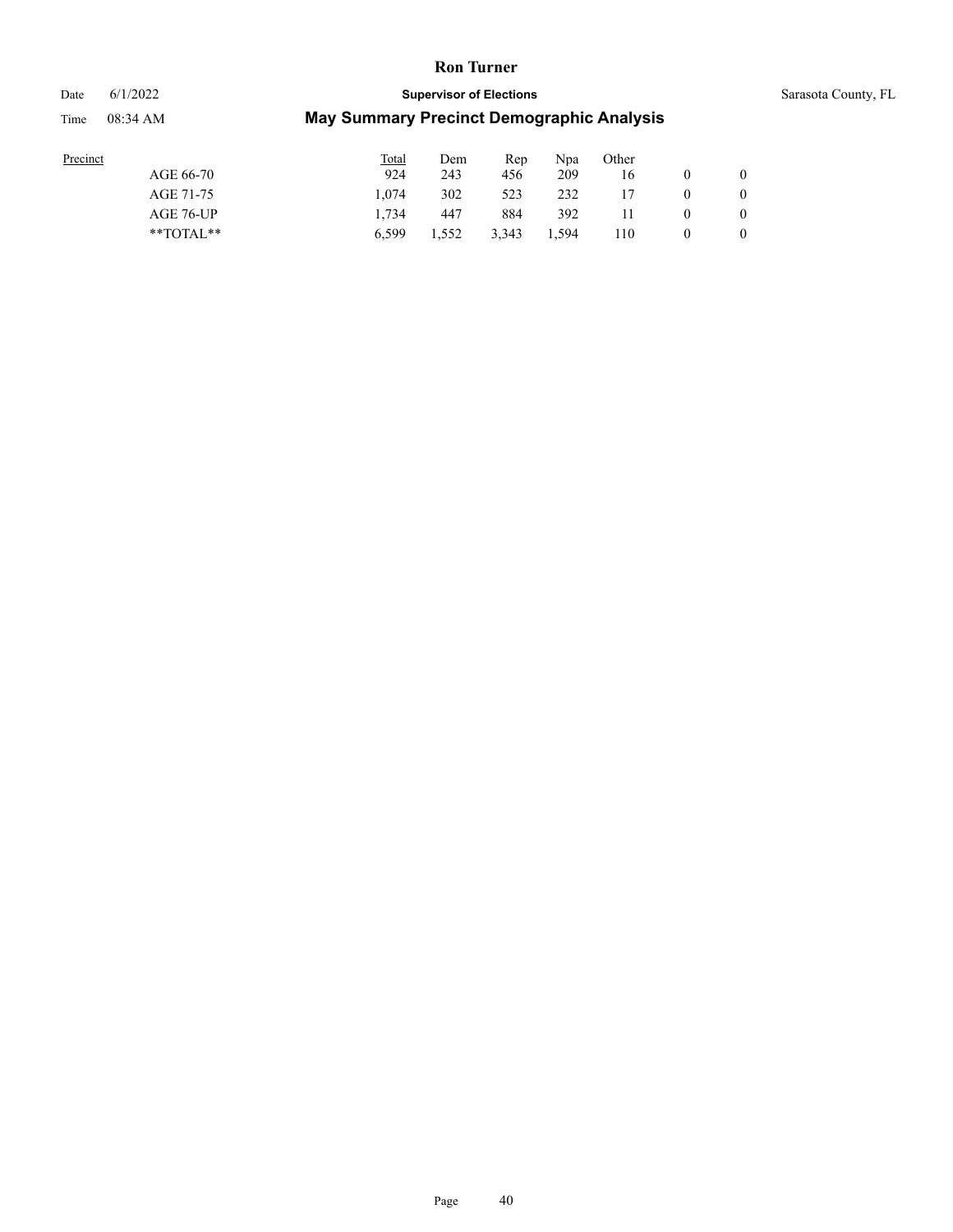| Precinct | Total | Dem | Rep | Npa | Other | | |
|---|---|---|---|---|---|---|---|
| AGE 66-70 | 924 | 243 | 456 | 209 | 16 | 0 | 0 |
| AGE 71-75 | 1,074 | 302 | 523 | 232 | 17 | 0 | 0 |
| AGE 76-UP | 1,734 | 447 | 884 | 392 | 11 | 0 | 0 |
| **TOTAL** | 6,599 | 1,552 | 3,343 | 1,594 | 110 | 0 | 0 |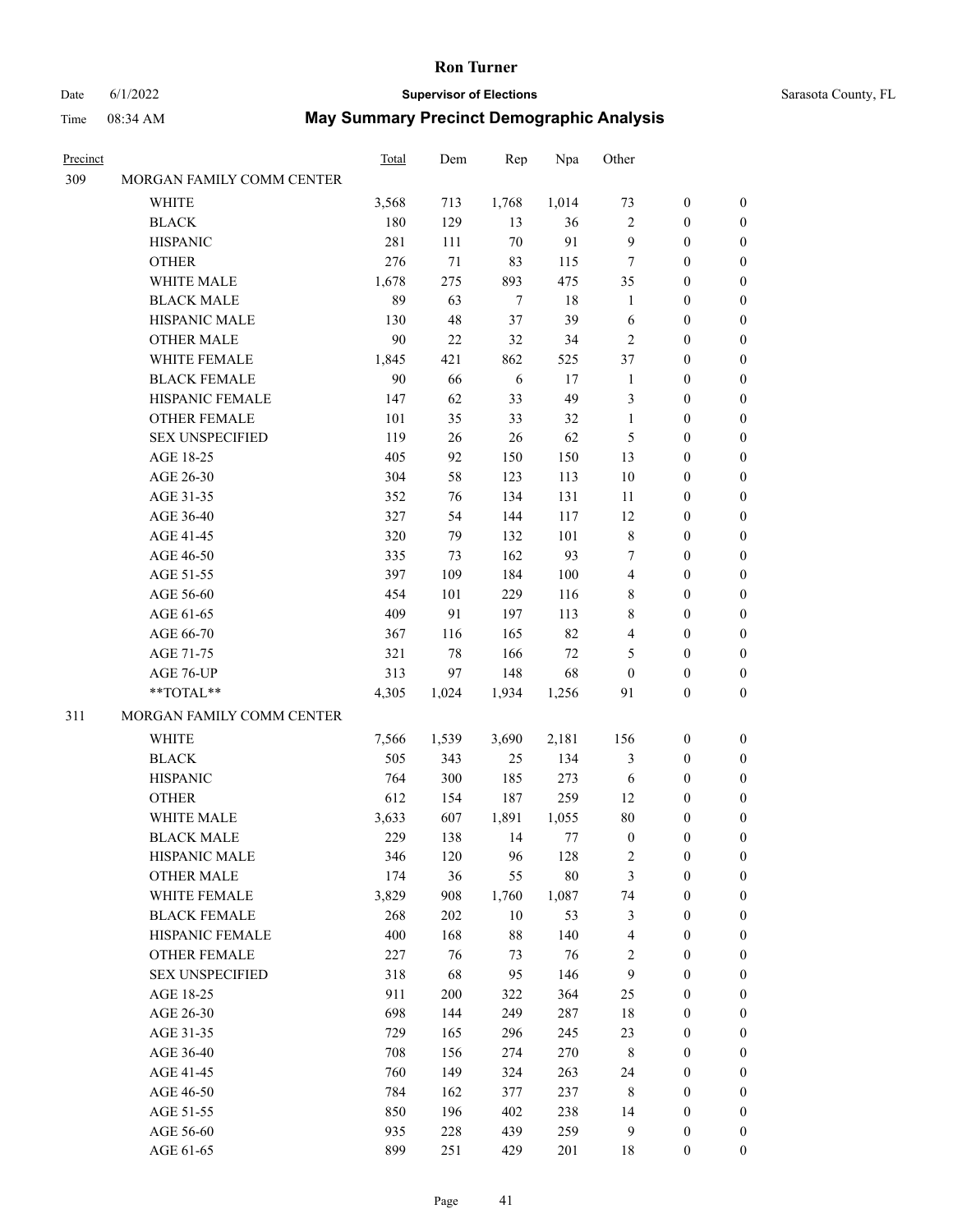# Ron Turner

Date 6/1/2022 **Supervisor of Elections** Sarasota County, FL

Time 08:34 AM **May Summary Precinct Demographic Analysis**

| Precinct | | Total | Dem | Rep | Npa | Other | | |
|---|---|---|---|---|---|---|---|---|
| 309 | MORGAN FAMILY COMM CENTER | | | | | | | |
| | WHITE | 3,568 | 713 | 1,768 | 1,014 | 73 | 0 | 0 |
| | BLACK | 180 | 129 | 13 | 36 | 2 | 0 | 0 |
| | HISPANIC | 281 | 111 | 70 | 91 | 9 | 0 | 0 |
| | OTHER | 276 | 71 | 83 | 115 | 7 | 0 | 0 |
| | WHITE MALE | 1,678 | 275 | 893 | 475 | 35 | 0 | 0 |
| | BLACK MALE | 89 | 63 | 7 | 18 | 1 | 0 | 0 |
| | HISPANIC MALE | 130 | 48 | 37 | 39 | 6 | 0 | 0 |
| | OTHER MALE | 90 | 22 | 32 | 34 | 2 | 0 | 0 |
| | WHITE FEMALE | 1,845 | 421 | 862 | 525 | 37 | 0 | 0 |
| | BLACK FEMALE | 90 | 66 | 6 | 17 | 1 | 0 | 0 |
| | HISPANIC FEMALE | 147 | 62 | 33 | 49 | 3 | 0 | 0 |
| | OTHER FEMALE | 101 | 35 | 33 | 32 | 1 | 0 | 0 |
| | SEX UNSPECIFIED | 119 | 26 | 26 | 62 | 5 | 0 | 0 |
| | AGE 18-25 | 405 | 92 | 150 | 150 | 13 | 0 | 0 |
| | AGE 26-30 | 304 | 58 | 123 | 113 | 10 | 0 | 0 |
| | AGE 31-35 | 352 | 76 | 134 | 131 | 11 | 0 | 0 |
| | AGE 36-40 | 327 | 54 | 144 | 117 | 12 | 0 | 0 |
| | AGE 41-45 | 320 | 79 | 132 | 101 | 8 | 0 | 0 |
| | AGE 46-50 | 335 | 73 | 162 | 93 | 7 | 0 | 0 |
| | AGE 51-55 | 397 | 109 | 184 | 100 | 4 | 0 | 0 |
| | AGE 56-60 | 454 | 101 | 229 | 116 | 8 | 0 | 0 |
| | AGE 61-65 | 409 | 91 | 197 | 113 | 8 | 0 | 0 |
| | AGE 66-70 | 367 | 116 | 165 | 82 | 4 | 0 | 0 |
| | AGE 71-75 | 321 | 78 | 166 | 72 | 5 | 0 | 0 |
| | AGE 76-UP | 313 | 97 | 148 | 68 | 0 | 0 | 0 |
| | **TOTAL** | 4,305 | 1,024 | 1,934 | 1,256 | 91 | 0 | 0 |
| 311 | MORGAN FAMILY COMM CENTER | | | | | | | |
| | WHITE | 7,566 | 1,539 | 3,690 | 2,181 | 156 | 0 | 0 |
| | BLACK | 505 | 343 | 25 | 134 | 3 | 0 | 0 |
| | HISPANIC | 764 | 300 | 185 | 273 | 6 | 0 | 0 |
| | OTHER | 612 | 154 | 187 | 259 | 12 | 0 | 0 |
| | WHITE MALE | 3,633 | 607 | 1,891 | 1,055 | 80 | 0 | 0 |
| | BLACK MALE | 229 | 138 | 14 | 77 | 0 | 0 | 0 |
| | HISPANIC MALE | 346 | 120 | 96 | 128 | 2 | 0 | 0 |
| | OTHER MALE | 174 | 36 | 55 | 80 | 3 | 0 | 0 |
| | WHITE FEMALE | 3,829 | 908 | 1,760 | 1,087 | 74 | 0 | 0 |
| | BLACK FEMALE | 268 | 202 | 10 | 53 | 3 | 0 | 0 |
| | HISPANIC FEMALE | 400 | 168 | 88 | 140 | 4 | 0 | 0 |
| | OTHER FEMALE | 227 | 76 | 73 | 76 | 2 | 0 | 0 |
| | SEX UNSPECIFIED | 318 | 68 | 95 | 146 | 9 | 0 | 0 |
| | AGE 18-25 | 911 | 200 | 322 | 364 | 25 | 0 | 0 |
| | AGE 26-30 | 698 | 144 | 249 | 287 | 18 | 0 | 0 |
| | AGE 31-35 | 729 | 165 | 296 | 245 | 23 | 0 | 0 |
| | AGE 36-40 | 708 | 156 | 274 | 270 | 8 | 0 | 0 |
| | AGE 41-45 | 760 | 149 | 324 | 263 | 24 | 0 | 0 |
| | AGE 46-50 | 784 | 162 | 377 | 237 | 8 | 0 | 0 |
| | AGE 51-55 | 850 | 196 | 402 | 238 | 14 | 0 | 0 |
| | AGE 56-60 | 935 | 228 | 439 | 259 | 9 | 0 | 0 |
| | AGE 61-65 | 899 | 251 | 429 | 201 | 18 | 0 | 0 |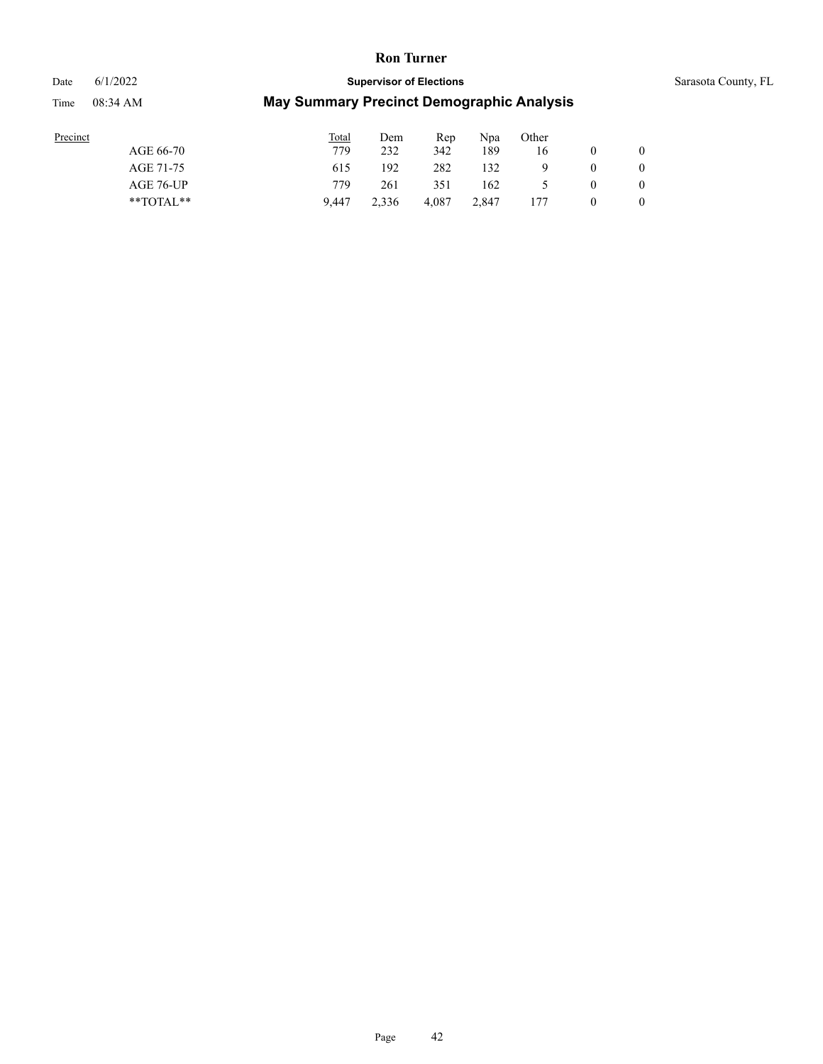| Precinct | Total | Dem | Rep | Npa | Other | | |
|---|---|---|---|---|---|---|---|
| AGE 66-70 | 779 | 232 | 342 | 189 | 16 | 0 | 0 |
| AGE 71-75 | 615 | 192 | 282 | 132 | 9 | 0 | 0 |
| AGE 76-UP | 779 | 261 | 351 | 162 | 5 | 0 | 0 |
| **TOTAL** | 9,447 | 2,336 | 4,087 | 2,847 | 177 | 0 | 0 |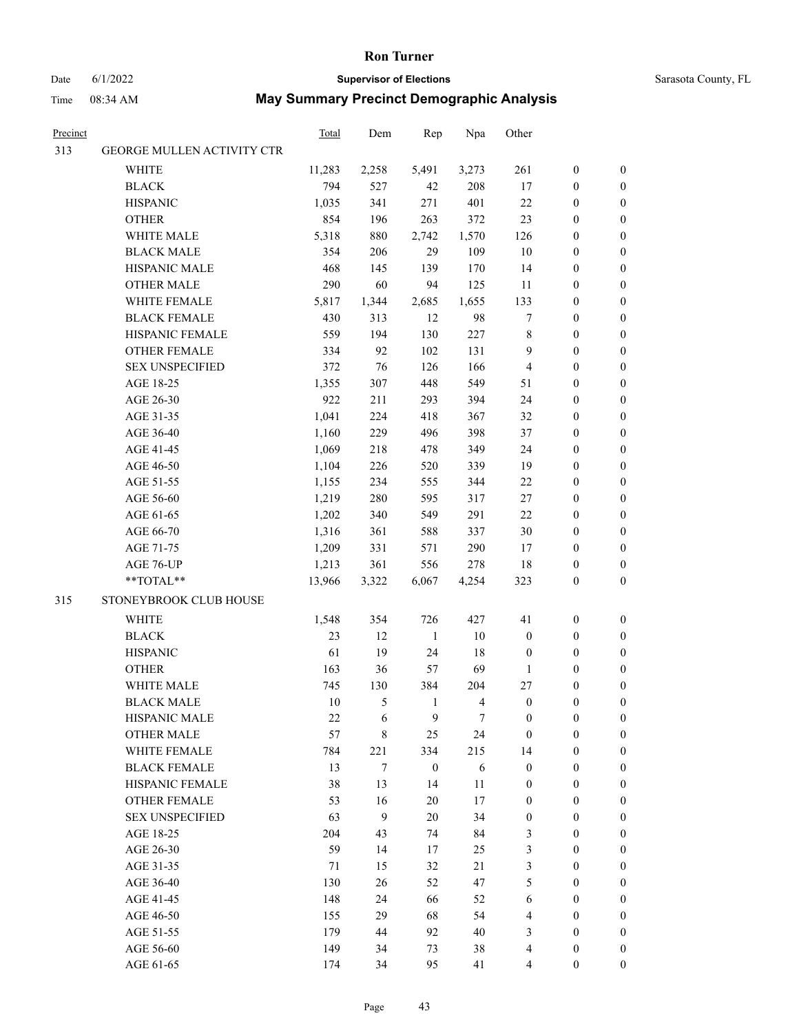# Ron Turner

Date 6/1/2022 **Supervisor of Elections** Sarasota County, FL

Time 08:34 AM **May Summary Precinct Demographic Analysis**

| Precinct | | Total | Dem | Rep | Npa | Other | | |
|---|---|---|---|---|---|---|---|---|
| 313 | GEORGE MULLEN ACTIVITY CTR | | | | | | | |
| | WHITE | 11,283 | 2,258 | 5,491 | 3,273 | 261 | 0 | 0 |
| | BLACK | 794 | 527 | 42 | 208 | 17 | 0 | 0 |
| | HISPANIC | 1,035 | 341 | 271 | 401 | 22 | 0 | 0 |
| | OTHER | 854 | 196 | 263 | 372 | 23 | 0 | 0 |
| | WHITE MALE | 5,318 | 880 | 2,742 | 1,570 | 126 | 0 | 0 |
| | BLACK MALE | 354 | 206 | 29 | 109 | 10 | 0 | 0 |
| | HISPANIC MALE | 468 | 145 | 139 | 170 | 14 | 0 | 0 |
| | OTHER MALE | 290 | 60 | 94 | 125 | 11 | 0 | 0 |
| | WHITE FEMALE | 5,817 | 1,344 | 2,685 | 1,655 | 133 | 0 | 0 |
| | BLACK FEMALE | 430 | 313 | 12 | 98 | 7 | 0 | 0 |
| | HISPANIC FEMALE | 559 | 194 | 130 | 227 | 8 | 0 | 0 |
| | OTHER FEMALE | 334 | 92 | 102 | 131 | 9 | 0 | 0 |
| | SEX UNSPECIFIED | 372 | 76 | 126 | 166 | 4 | 0 | 0 |
| | AGE 18-25 | 1,355 | 307 | 448 | 549 | 51 | 0 | 0 |
| | AGE 26-30 | 922 | 211 | 293 | 394 | 24 | 0 | 0 |
| | AGE 31-35 | 1,041 | 224 | 418 | 367 | 32 | 0 | 0 |
| | AGE 36-40 | 1,160 | 229 | 496 | 398 | 37 | 0 | 0 |
| | AGE 41-45 | 1,069 | 218 | 478 | 349 | 24 | 0 | 0 |
| | AGE 46-50 | 1,104 | 226 | 520 | 339 | 19 | 0 | 0 |
| | AGE 51-55 | 1,155 | 234 | 555 | 344 | 22 | 0 | 0 |
| | AGE 56-60 | 1,219 | 280 | 595 | 317 | 27 | 0 | 0 |
| | AGE 61-65 | 1,202 | 340 | 549 | 291 | 22 | 0 | 0 |
| | AGE 66-70 | 1,316 | 361 | 588 | 337 | 30 | 0 | 0 |
| | AGE 71-75 | 1,209 | 331 | 571 | 290 | 17 | 0 | 0 |
| | AGE 76-UP | 1,213 | 361 | 556 | 278 | 18 | 0 | 0 |
| | **TOTAL** | 13,966 | 3,322 | 6,067 | 4,254 | 323 | 0 | 0 |
| 315 | STONEYBROOK CLUB HOUSE | | | | | | | |
| | WHITE | 1,548 | 354 | 726 | 427 | 41 | 0 | 0 |
| | BLACK | 23 | 12 | 1 | 10 | 0 | 0 | 0 |
| | HISPANIC | 61 | 19 | 24 | 18 | 0 | 0 | 0 |
| | OTHER | 163 | 36 | 57 | 69 | 1 | 0 | 0 |
| | WHITE MALE | 745 | 130 | 384 | 204 | 27 | 0 | 0 |
| | BLACK MALE | 10 | 5 | 1 | 4 | 0 | 0 | 0 |
| | HISPANIC MALE | 22 | 6 | 9 | 7 | 0 | 0 | 0 |
| | OTHER MALE | 57 | 8 | 25 | 24 | 0 | 0 | 0 |
| | WHITE FEMALE | 784 | 221 | 334 | 215 | 14 | 0 | 0 |
| | BLACK FEMALE | 13 | 7 | 0 | 6 | 0 | 0 | 0 |
| | HISPANIC FEMALE | 38 | 13 | 14 | 11 | 0 | 0 | 0 |
| | OTHER FEMALE | 53 | 16 | 20 | 17 | 0 | 0 | 0 |
| | SEX UNSPECIFIED | 63 | 9 | 20 | 34 | 0 | 0 | 0 |
| | AGE 18-25 | 204 | 43 | 74 | 84 | 3 | 0 | 0 |
| | AGE 26-30 | 59 | 14 | 17 | 25 | 3 | 0 | 0 |
| | AGE 31-35 | 71 | 15 | 32 | 21 | 3 | 0 | 0 |
| | AGE 36-40 | 130 | 26 | 52 | 47 | 5 | 0 | 0 |
| | AGE 41-45 | 148 | 24 | 66 | 52 | 6 | 0 | 0 |
| | AGE 46-50 | 155 | 29 | 68 | 54 | 4 | 0 | 0 |
| | AGE 51-55 | 179 | 44 | 92 | 40 | 3 | 0 | 0 |
| | AGE 56-60 | 149 | 34 | 73 | 38 | 4 | 0 | 0 |
| | AGE 61-65 | 174 | 34 | 95 | 41 | 4 | 0 | 0 |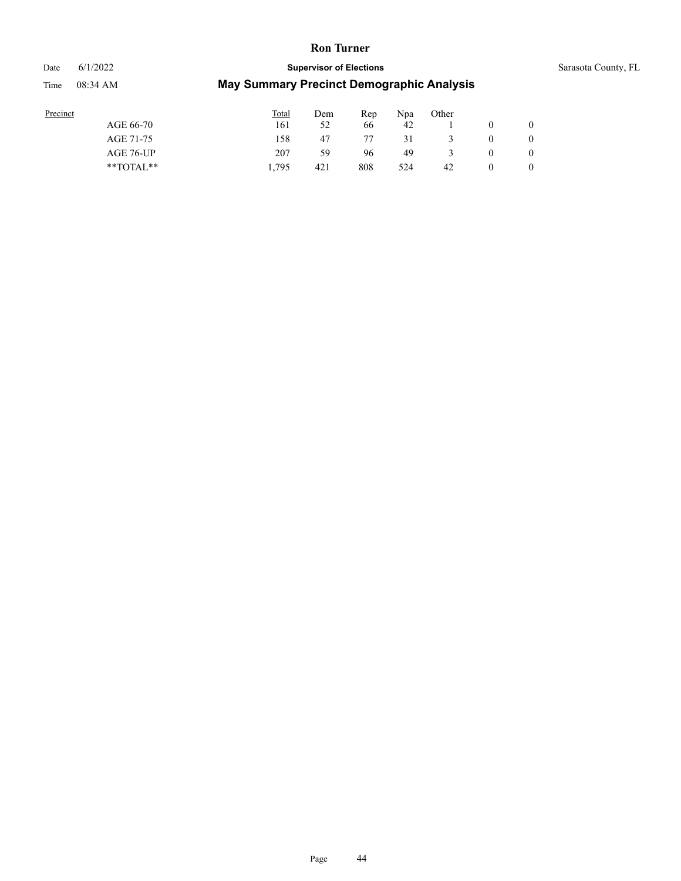| Precinct | Total | Dem | Rep | Npa | Other | | |
|---|---|---|---|---|---|---|---|
| AGE 66-70 | 161 | 52 | 66 | 42 | 1 | 0 | 0 |
| AGE 71-75 | 158 | 47 | 77 | 31 | 3 | 0 | 0 |
| AGE 76-UP | 207 | 59 | 96 | 49 | 3 | 0 | 0 |
| **TOTAL** | 1,795 | 421 | 808 | 524 | 42 | 0 | 0 |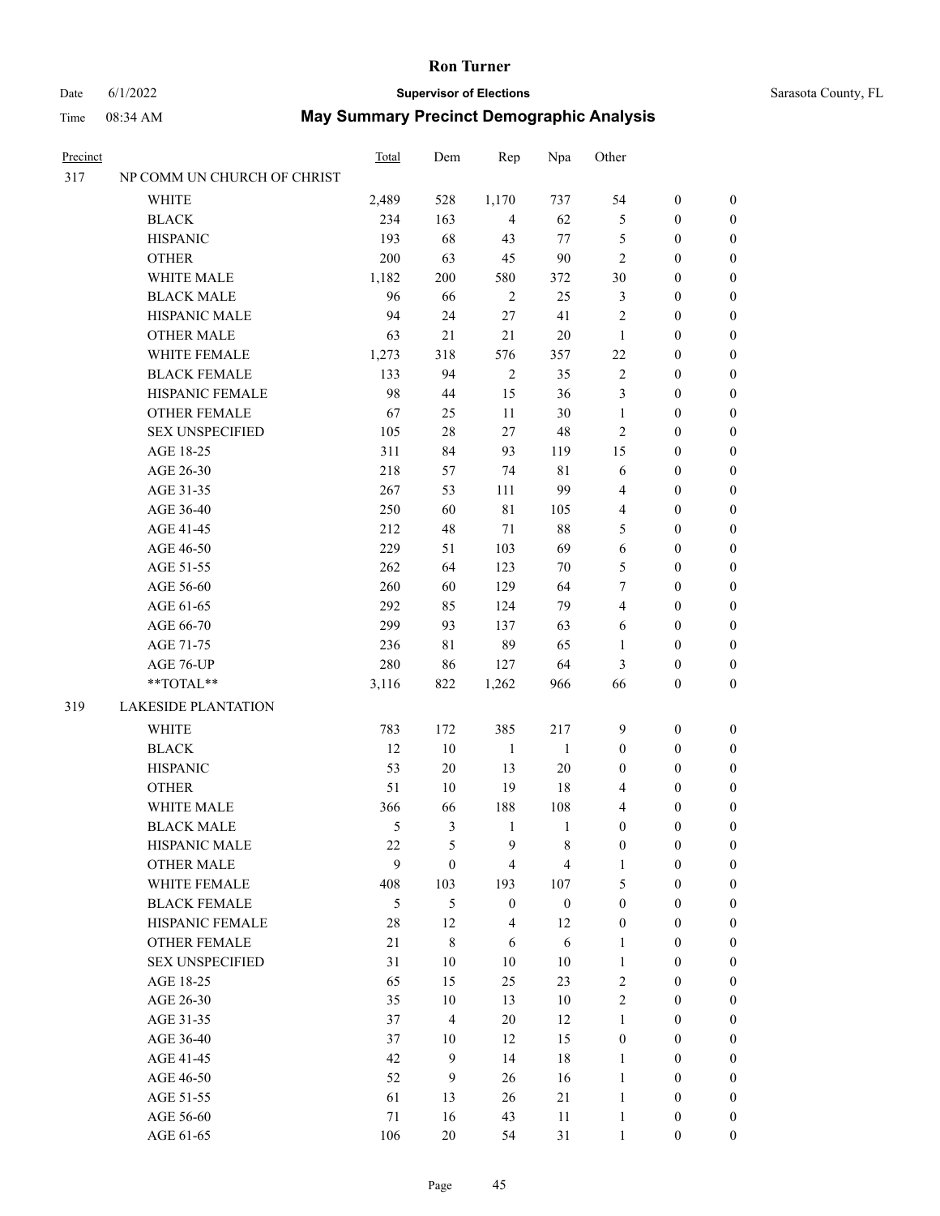# Ron Turner

Date 6/1/2022 **Supervisor of Elections** Sarasota County, FL

Time 08:34 AM **May Summary Precinct Demographic Analysis**

| Precinct | | Total | Dem | Rep | Npa | Other | | |
|---|---|---|---|---|---|---|---|---|
| 317 | NP COMM UN CHURCH OF CHRIST | | | | | | | |
| | WHITE | 2,489 | 528 | 1,170 | 737 | 54 | 0 | 0 |
| | BLACK | 234 | 163 | 4 | 62 | 5 | 0 | 0 |
| | HISPANIC | 193 | 68 | 43 | 77 | 5 | 0 | 0 |
| | OTHER | 200 | 63 | 45 | 90 | 2 | 0 | 0 |
| | WHITE MALE | 1,182 | 200 | 580 | 372 | 30 | 0 | 0 |
| | BLACK MALE | 96 | 66 | 2 | 25 | 3 | 0 | 0 |
| | HISPANIC MALE | 94 | 24 | 27 | 41 | 2 | 0 | 0 |
| | OTHER MALE | 63 | 21 | 21 | 20 | 1 | 0 | 0 |
| | WHITE FEMALE | 1,273 | 318 | 576 | 357 | 22 | 0 | 0 |
| | BLACK FEMALE | 133 | 94 | 2 | 35 | 2 | 0 | 0 |
| | HISPANIC FEMALE | 98 | 44 | 15 | 36 | 3 | 0 | 0 |
| | OTHER FEMALE | 67 | 25 | 11 | 30 | 1 | 0 | 0 |
| | SEX UNSPECIFIED | 105 | 28 | 27 | 48 | 2 | 0 | 0 |
| | AGE 18-25 | 311 | 84 | 93 | 119 | 15 | 0 | 0 |
| | AGE 26-30 | 218 | 57 | 74 | 81 | 6 | 0 | 0 |
| | AGE 31-35 | 267 | 53 | 111 | 99 | 4 | 0 | 0 |
| | AGE 36-40 | 250 | 60 | 81 | 105 | 4 | 0 | 0 |
| | AGE 41-45 | 212 | 48 | 71 | 88 | 5 | 0 | 0 |
| | AGE 46-50 | 229 | 51 | 103 | 69 | 6 | 0 | 0 |
| | AGE 51-55 | 262 | 64 | 123 | 70 | 5 | 0 | 0 |
| | AGE 56-60 | 260 | 60 | 129 | 64 | 7 | 0 | 0 |
| | AGE 61-65 | 292 | 85 | 124 | 79 | 4 | 0 | 0 |
| | AGE 66-70 | 299 | 93 | 137 | 63 | 6 | 0 | 0 |
| | AGE 71-75 | 236 | 81 | 89 | 65 | 1 | 0 | 0 |
| | AGE 76-UP | 280 | 86 | 127 | 64 | 3 | 0 | 0 |
| | **TOTAL** | 3,116 | 822 | 1,262 | 966 | 66 | 0 | 0 |
| 319 | LAKESIDE PLANTATION | | | | | | | |
| | WHITE | 783 | 172 | 385 | 217 | 9 | 0 | 0 |
| | BLACK | 12 | 10 | 1 | 1 | 0 | 0 | 0 |
| | HISPANIC | 53 | 20 | 13 | 20 | 0 | 0 | 0 |
| | OTHER | 51 | 10 | 19 | 18 | 4 | 0 | 0 |
| | WHITE MALE | 366 | 66 | 188 | 108 | 4 | 0 | 0 |
| | BLACK MALE | 5 | 3 | 1 | 1 | 0 | 0 | 0 |
| | HISPANIC MALE | 22 | 5 | 9 | 8 | 0 | 0 | 0 |
| | OTHER MALE | 9 | 0 | 4 | 4 | 1 | 0 | 0 |
| | WHITE FEMALE | 408 | 103 | 193 | 107 | 5 | 0 | 0 |
| | BLACK FEMALE | 5 | 5 | 0 | 0 | 0 | 0 | 0 |
| | HISPANIC FEMALE | 28 | 12 | 4 | 12 | 0 | 0 | 0 |
| | OTHER FEMALE | 21 | 8 | 6 | 6 | 1 | 0 | 0 |
| | SEX UNSPECIFIED | 31 | 10 | 10 | 10 | 1 | 0 | 0 |
| | AGE 18-25 | 65 | 15 | 25 | 23 | 2 | 0 | 0 |
| | AGE 26-30 | 35 | 10 | 13 | 10 | 2 | 0 | 0 |
| | AGE 31-35 | 37 | 4 | 20 | 12 | 1 | 0 | 0 |
| | AGE 36-40 | 37 | 10 | 12 | 15 | 0 | 0 | 0 |
| | AGE 41-45 | 42 | 9 | 14 | 18 | 1 | 0 | 0 |
| | AGE 46-50 | 52 | 9 | 26 | 16 | 1 | 0 | 0 |
| | AGE 51-55 | 61 | 13 | 26 | 21 | 1 | 0 | 0 |
| | AGE 56-60 | 71 | 16 | 43 | 11 | 1 | 0 | 0 |
| | AGE 61-65 | 106 | 20 | 54 | 31 | 1 | 0 | 0 |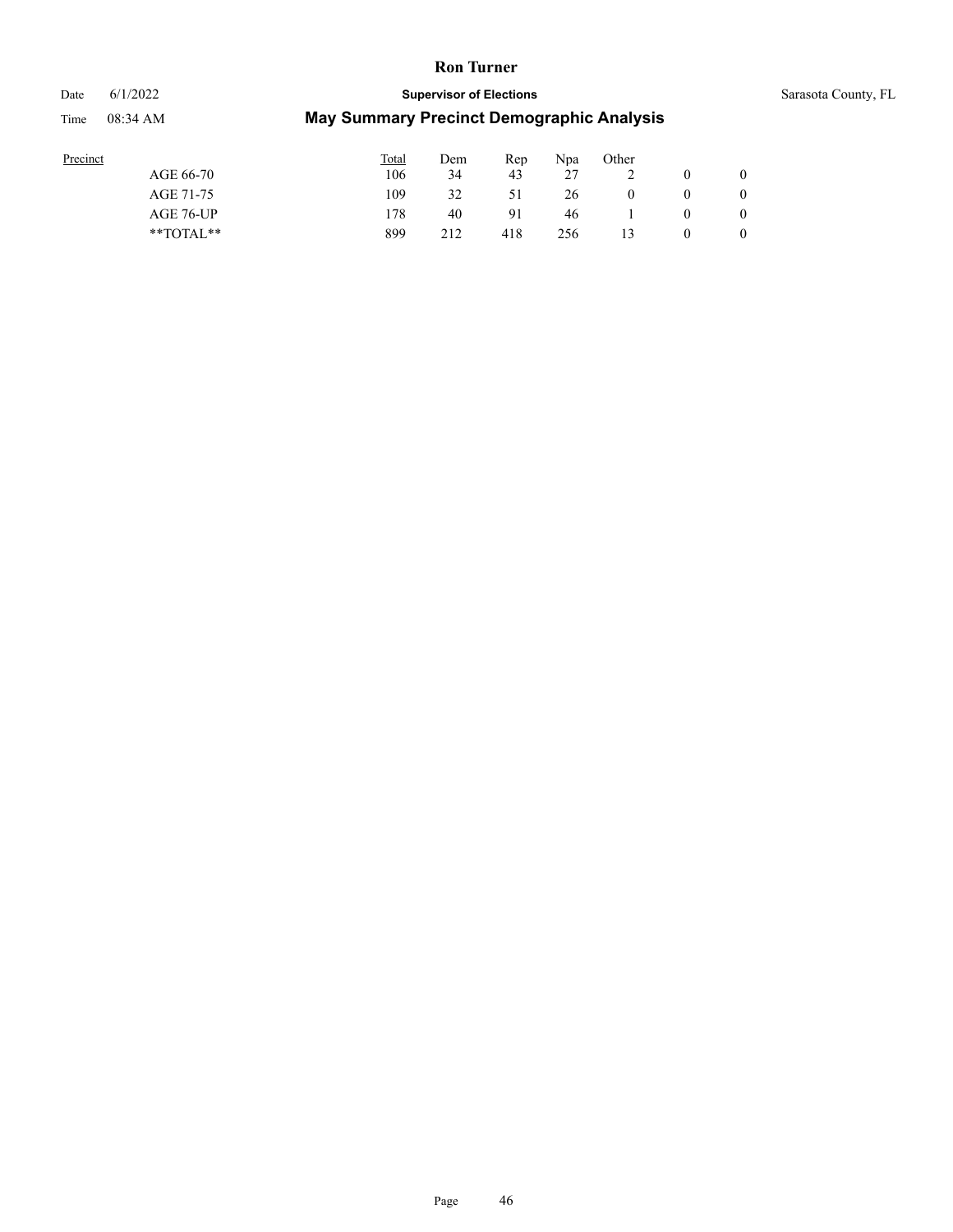| Precinct | Total | Dem | Rep | Npa | Other | | |
|---|---|---|---|---|---|---|---|
| AGE 66-70 | 106 | 34 | 43 | 27 | 2 | 0 | 0 |
| AGE 71-75 | 109 | 32 | 51 | 26 | 0 | 0 | 0 |
| AGE 76-UP | 178 | 40 | 91 | 46 | 1 | 0 | 0 |
| **TOTAL** | 899 | 212 | 418 | 256 | 13 | 0 | 0 |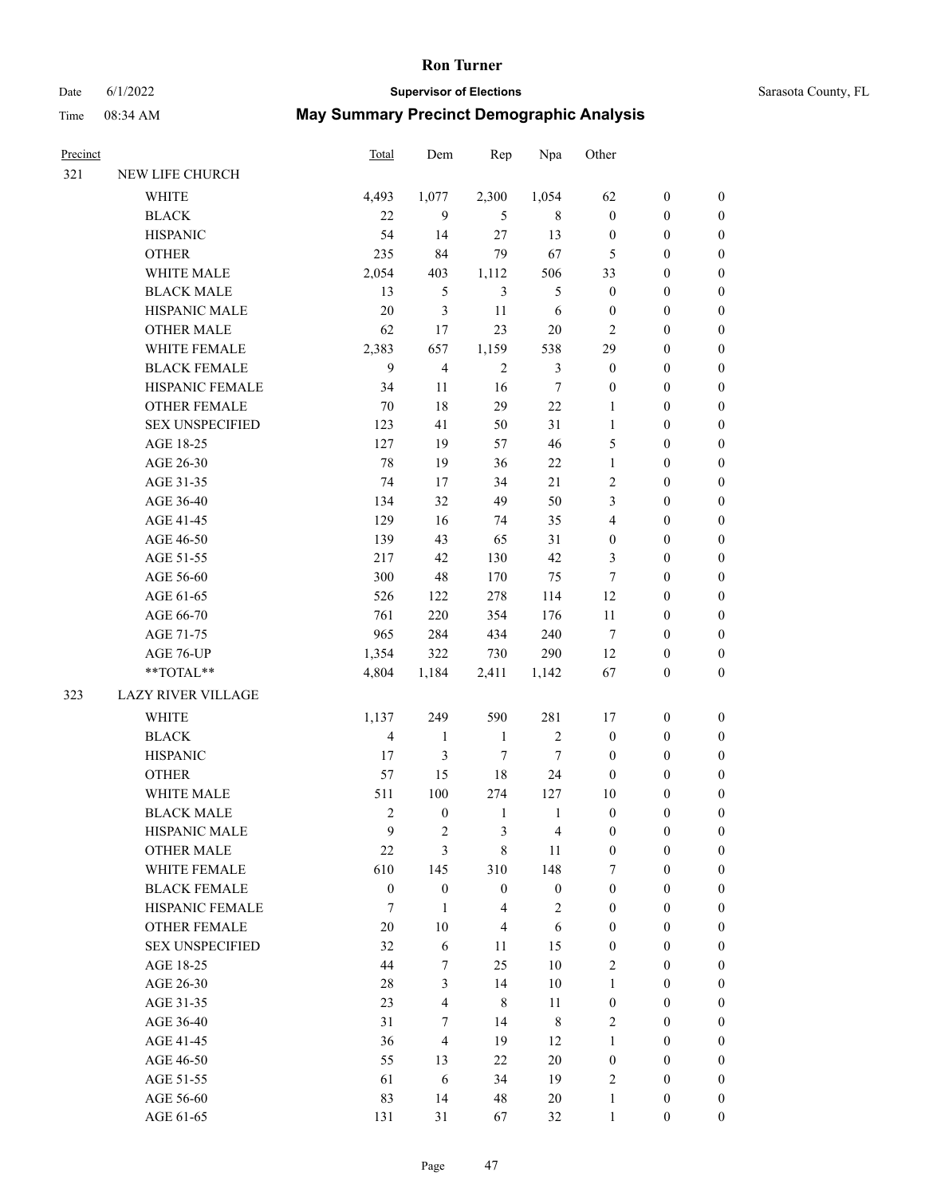# Ron Turner

Date 6/1/2022 **Supervisor of Elections** Sarasota County, FL

Time 08:34 AM **May Summary Precinct Demographic Analysis**

| Precinct | | Total | Dem | Rep | Npa | Other | | |
|---|---|---|---|---|---|---|---|---|
| 321 | NEW LIFE CHURCH | | | | | | | |
| | WHITE | 4,493 | 1,077 | 2,300 | 1,054 | 62 | 0 | 0 |
| | BLACK | 22 | 9 | 5 | 8 | 0 | 0 | 0 |
| | HISPANIC | 54 | 14 | 27 | 13 | 0 | 0 | 0 |
| | OTHER | 235 | 84 | 79 | 67 | 5 | 0 | 0 |
| | WHITE MALE | 2,054 | 403 | 1,112 | 506 | 33 | 0 | 0 |
| | BLACK MALE | 13 | 5 | 3 | 5 | 0 | 0 | 0 |
| | HISPANIC MALE | 20 | 3 | 11 | 6 | 0 | 0 | 0 |
| | OTHER MALE | 62 | 17 | 23 | 20 | 2 | 0 | 0 |
| | WHITE FEMALE | 2,383 | 657 | 1,159 | 538 | 29 | 0 | 0 |
| | BLACK FEMALE | 9 | 4 | 2 | 3 | 0 | 0 | 0 |
| | HISPANIC FEMALE | 34 | 11 | 16 | 7 | 0 | 0 | 0 |
| | OTHER FEMALE | 70 | 18 | 29 | 22 | 1 | 0 | 0 |
| | SEX UNSPECIFIED | 123 | 41 | 50 | 31 | 1 | 0 | 0 |
| | AGE 18-25 | 127 | 19 | 57 | 46 | 5 | 0 | 0 |
| | AGE 26-30 | 78 | 19 | 36 | 22 | 1 | 0 | 0 |
| | AGE 31-35 | 74 | 17 | 34 | 21 | 2 | 0 | 0 |
| | AGE 36-40 | 134 | 32 | 49 | 50 | 3 | 0 | 0 |
| | AGE 41-45 | 129 | 16 | 74 | 35 | 4 | 0 | 0 |
| | AGE 46-50 | 139 | 43 | 65 | 31 | 0 | 0 | 0 |
| | AGE 51-55 | 217 | 42 | 130 | 42 | 3 | 0 | 0 |
| | AGE 56-60 | 300 | 48 | 170 | 75 | 7 | 0 | 0 |
| | AGE 61-65 | 526 | 122 | 278 | 114 | 12 | 0 | 0 |
| | AGE 66-70 | 761 | 220 | 354 | 176 | 11 | 0 | 0 |
| | AGE 71-75 | 965 | 284 | 434 | 240 | 7 | 0 | 0 |
| | AGE 76-UP | 1,354 | 322 | 730 | 290 | 12 | 0 | 0 |
| | **TOTAL** | 4,804 | 1,184 | 2,411 | 1,142 | 67 | 0 | 0 |
| 323 | LAZY RIVER VILLAGE | | | | | | | |
| | WHITE | 1,137 | 249 | 590 | 281 | 17 | 0 | 0 |
| | BLACK | 4 | 1 | 1 | 2 | 0 | 0 | 0 |
| | HISPANIC | 17 | 3 | 7 | 7 | 0 | 0 | 0 |
| | OTHER | 57 | 15 | 18 | 24 | 0 | 0 | 0 |
| | WHITE MALE | 511 | 100 | 274 | 127 | 10 | 0 | 0 |
| | BLACK MALE | 2 | 0 | 1 | 1 | 0 | 0 | 0 |
| | HISPANIC MALE | 9 | 2 | 3 | 4 | 0 | 0 | 0 |
| | OTHER MALE | 22 | 3 | 8 | 11 | 0 | 0 | 0 |
| | WHITE FEMALE | 610 | 145 | 310 | 148 | 7 | 0 | 0 |
| | BLACK FEMALE | 0 | 0 | 0 | 0 | 0 | 0 | 0 |
| | HISPANIC FEMALE | 7 | 1 | 4 | 2 | 0 | 0 | 0 |
| | OTHER FEMALE | 20 | 10 | 4 | 6 | 0 | 0 | 0 |
| | SEX UNSPECIFIED | 32 | 6 | 11 | 15 | 0 | 0 | 0 |
| | AGE 18-25 | 44 | 7 | 25 | 10 | 2 | 0 | 0 |
| | AGE 26-30 | 28 | 3 | 14 | 10 | 1 | 0 | 0 |
| | AGE 31-35 | 23 | 4 | 8 | 11 | 0 | 0 | 0 |
| | AGE 36-40 | 31 | 7 | 14 | 8 | 2 | 0 | 0 |
| | AGE 41-45 | 36 | 4 | 19 | 12 | 1 | 0 | 0 |
| | AGE 46-50 | 55 | 13 | 22 | 20 | 0 | 0 | 0 |
| | AGE 51-55 | 61 | 6 | 34 | 19 | 2 | 0 | 0 |
| | AGE 56-60 | 83 | 14 | 48 | 20 | 1 | 0 | 0 |
| | AGE 61-65 | 131 | 31 | 67 | 32 | 1 | 0 | 0 |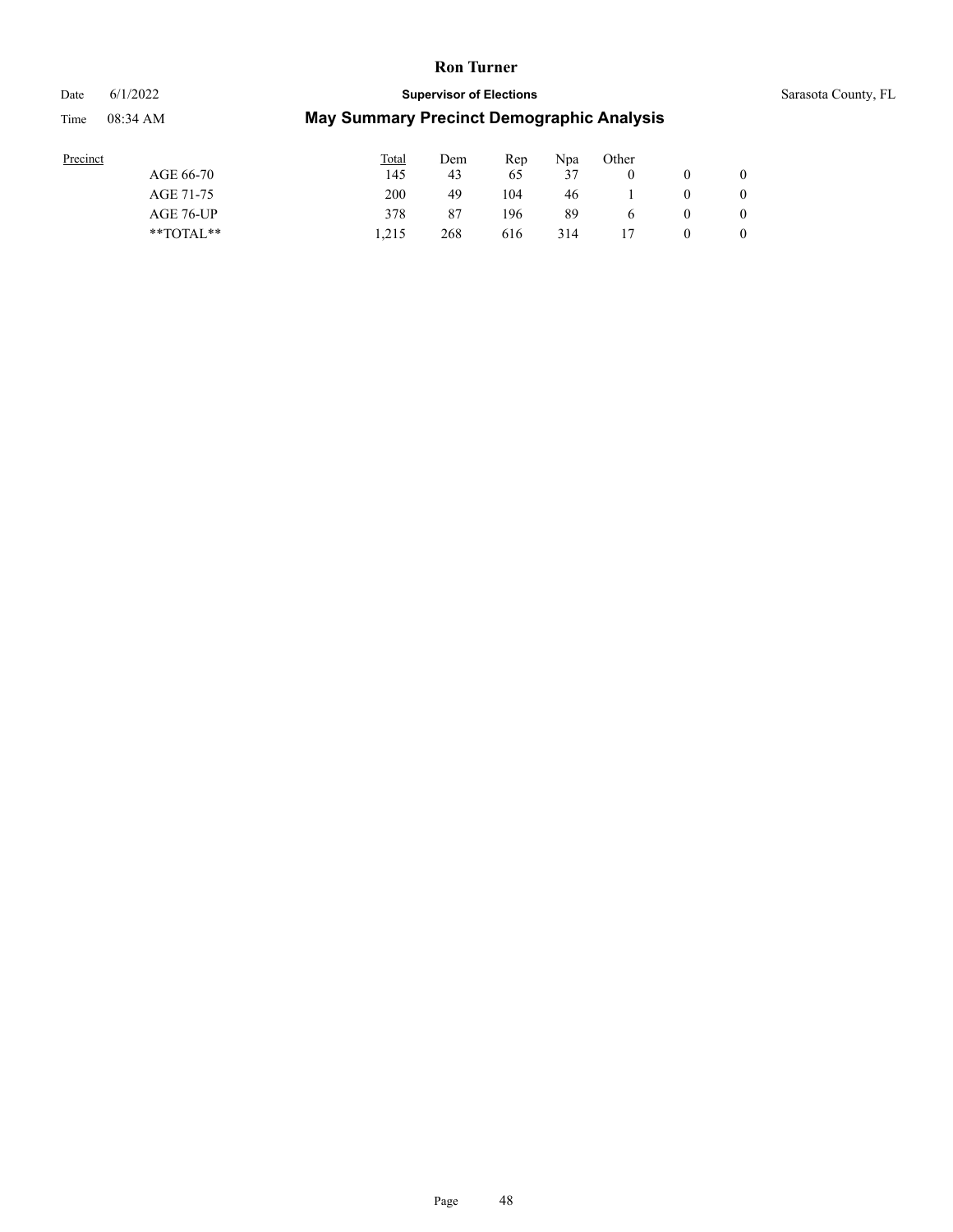| Precinct | Total | Dem | Rep | Npa | Other | | |
|---|---|---|---|---|---|---|---|
| AGE 66-70 | 145 | 43 | 65 | 37 | 0 | 0 | 0 |
| AGE 71-75 | 200 | 49 | 104 | 46 | 1 | 0 | 0 |
| AGE 76-UP | 378 | 87 | 196 | 89 | 6 | 0 | 0 |
| **TOTAL** | 1,215 | 268 | 616 | 314 | 17 | 0 | 0 |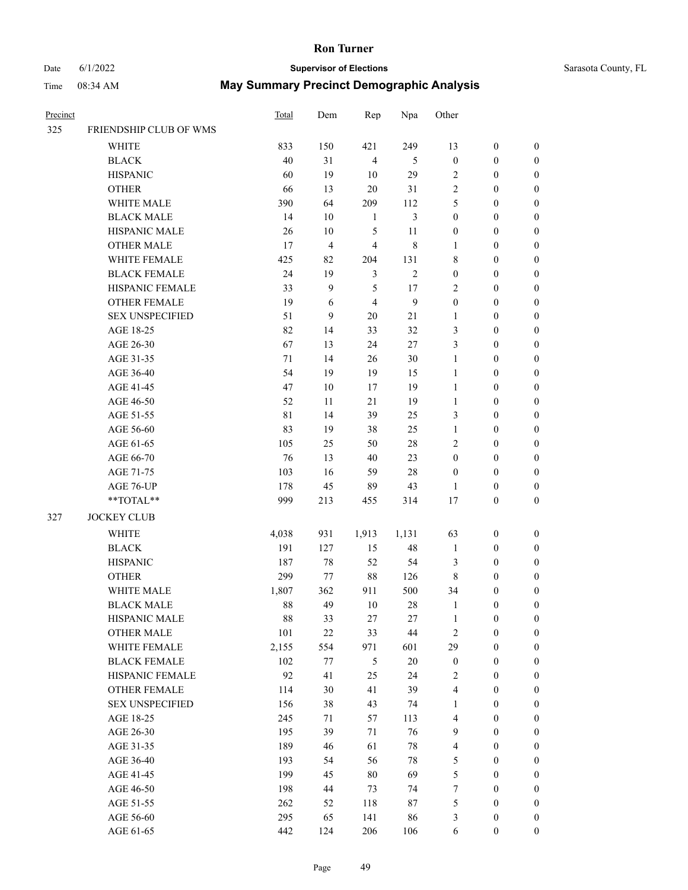# Ron Turner

**Supervisor of Elections**

Date 6/1/2022 — Sarasota County, FL

Time 08:34 AM

## May Summary Precinct Demographic Analysis

| Precinct | | Total | Dem | Rep | Npa | Other | | |
|---|---|---|---|---|---|---|---|---|
| 325 | FRIENDSHIP CLUB OF WMS | | | | | | | |
| | WHITE | 833 | 150 | 421 | 249 | 13 | 0 | 0 |
| | BLACK | 40 | 31 | 4 | 5 | 0 | 0 | 0 |
| | HISPANIC | 60 | 19 | 10 | 29 | 2 | 0 | 0 |
| | OTHER | 66 | 13 | 20 | 31 | 2 | 0 | 0 |
| | WHITE MALE | 390 | 64 | 209 | 112 | 5 | 0 | 0 |
| | BLACK MALE | 14 | 10 | 1 | 3 | 0 | 0 | 0 |
| | HISPANIC MALE | 26 | 10 | 5 | 11 | 0 | 0 | 0 |
| | OTHER MALE | 17 | 4 | 4 | 8 | 1 | 0 | 0 |
| | WHITE FEMALE | 425 | 82 | 204 | 131 | 8 | 0 | 0 |
| | BLACK FEMALE | 24 | 19 | 3 | 2 | 0 | 0 | 0 |
| | HISPANIC FEMALE | 33 | 9 | 5 | 17 | 2 | 0 | 0 |
| | OTHER FEMALE | 19 | 6 | 4 | 9 | 0 | 0 | 0 |
| | SEX UNSPECIFIED | 51 | 9 | 20 | 21 | 1 | 0 | 0 |
| | AGE 18-25 | 82 | 14 | 33 | 32 | 3 | 0 | 0 |
| | AGE 26-30 | 67 | 13 | 24 | 27 | 3 | 0 | 0 |
| | AGE 31-35 | 71 | 14 | 26 | 30 | 1 | 0 | 0 |
| | AGE 36-40 | 54 | 19 | 19 | 15 | 1 | 0 | 0 |
| | AGE 41-45 | 47 | 10 | 17 | 19 | 1 | 0 | 0 |
| | AGE 46-50 | 52 | 11 | 21 | 19 | 1 | 0 | 0 |
| | AGE 51-55 | 81 | 14 | 39 | 25 | 3 | 0 | 0 |
| | AGE 56-60 | 83 | 19 | 38 | 25 | 1 | 0 | 0 |
| | AGE 61-65 | 105 | 25 | 50 | 28 | 2 | 0 | 0 |
| | AGE 66-70 | 76 | 13 | 40 | 23 | 0 | 0 | 0 |
| | AGE 71-75 | 103 | 16 | 59 | 28 | 0 | 0 | 0 |
| | AGE 76-UP | 178 | 45 | 89 | 43 | 1 | 0 | 0 |
| | **TOTAL** | 999 | 213 | 455 | 314 | 17 | 0 | 0 |
| 327 | JOCKEY CLUB | | | | | | | |
| | WHITE | 4,038 | 931 | 1,913 | 1,131 | 63 | 0 | 0 |
| | BLACK | 191 | 127 | 15 | 48 | 1 | 0 | 0 |
| | HISPANIC | 187 | 78 | 52 | 54 | 3 | 0 | 0 |
| | OTHER | 299 | 77 | 88 | 126 | 8 | 0 | 0 |
| | WHITE MALE | 1,807 | 362 | 911 | 500 | 34 | 0 | 0 |
| | BLACK MALE | 88 | 49 | 10 | 28 | 1 | 0 | 0 |
| | HISPANIC MALE | 88 | 33 | 27 | 27 | 1 | 0 | 0 |
| | OTHER MALE | 101 | 22 | 33 | 44 | 2 | 0 | 0 |
| | WHITE FEMALE | 2,155 | 554 | 971 | 601 | 29 | 0 | 0 |
| | BLACK FEMALE | 102 | 77 | 5 | 20 | 0 | 0 | 0 |
| | HISPANIC FEMALE | 92 | 41 | 25 | 24 | 2 | 0 | 0 |
| | OTHER FEMALE | 114 | 30 | 41 | 39 | 4 | 0 | 0 |
| | SEX UNSPECIFIED | 156 | 38 | 43 | 74 | 1 | 0 | 0 |
| | AGE 18-25 | 245 | 71 | 57 | 113 | 4 | 0 | 0 |
| | AGE 26-30 | 195 | 39 | 71 | 76 | 9 | 0 | 0 |
| | AGE 31-35 | 189 | 46 | 61 | 78 | 4 | 0 | 0 |
| | AGE 36-40 | 193 | 54 | 56 | 78 | 5 | 0 | 0 |
| | AGE 41-45 | 199 | 45 | 80 | 69 | 5 | 0 | 0 |
| | AGE 46-50 | 198 | 44 | 73 | 74 | 7 | 0 | 0 |
| | AGE 51-55 | 262 | 52 | 118 | 87 | 5 | 0 | 0 |
| | AGE 56-60 | 295 | 65 | 141 | 86 | 3 | 0 | 0 |
| | AGE 61-65 | 442 | 124 | 206 | 106 | 6 | 0 | 0 |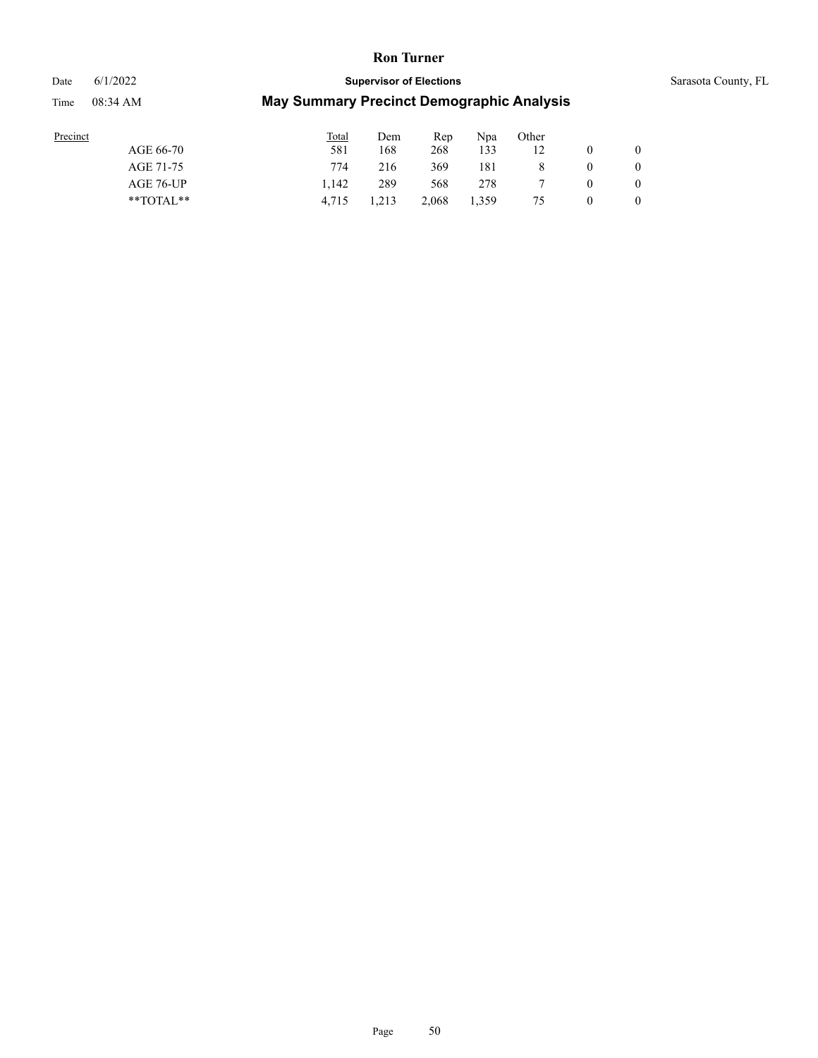| Precinct | Total | Dem | Rep | Npa | Other | | |
|---|---|---|---|---|---|---|---|
| AGE 66-70 | 581 | 168 | 268 | 133 | 12 | 0 | 0 |
| AGE 71-75 | 774 | 216 | 369 | 181 | 8 | 0 | 0 |
| AGE 76-UP | 1,142 | 289 | 568 | 278 | 7 | 0 | 0 |
| **TOTAL** | 4,715 | 1,213 | 2,068 | 1,359 | 75 | 0 | 0 |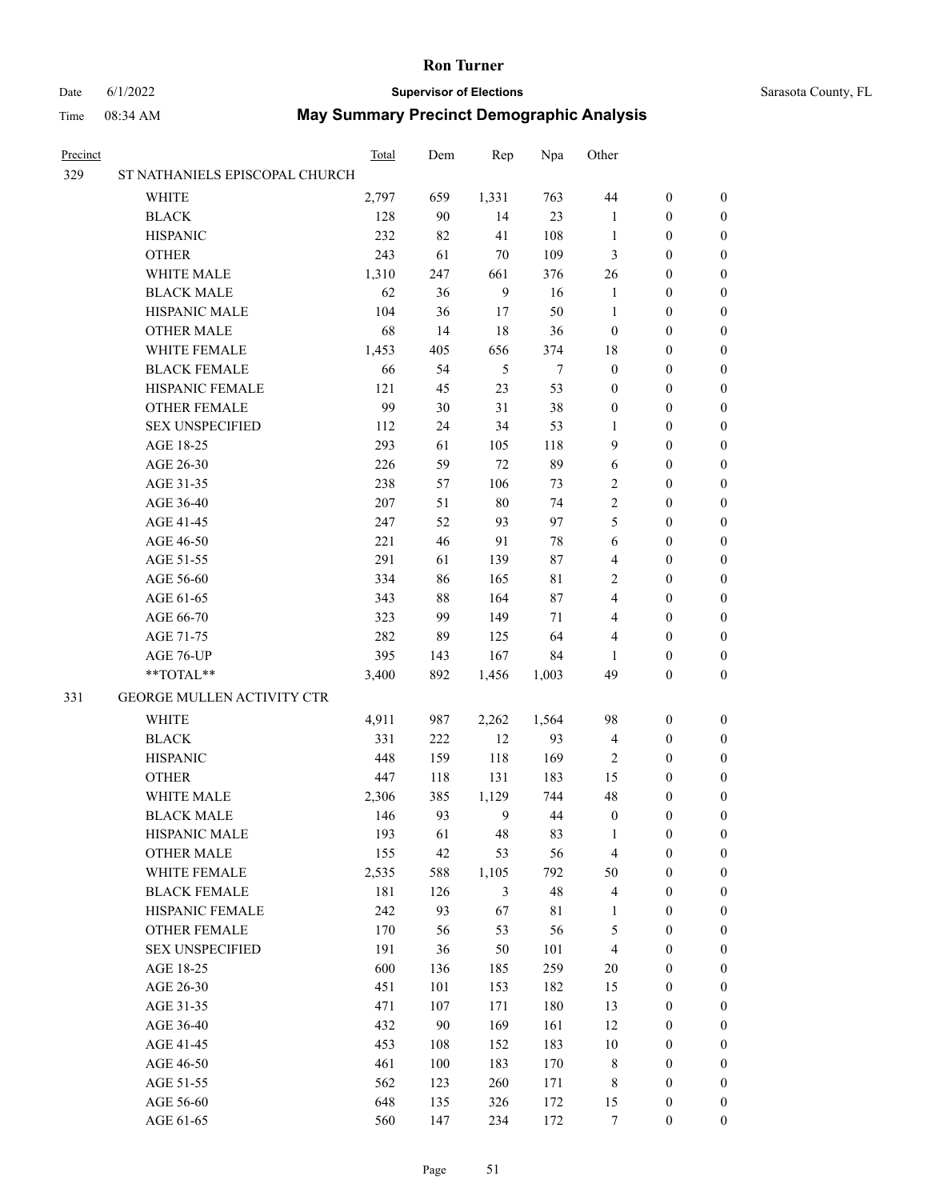# Ron Turner

Date 6/1/2022 **Supervisor of Elections** Sarasota County, FL

Time 08:34 AM **May Summary Precinct Demographic Analysis**

| Precinct | | Total | Dem | Rep | Npa | Other | | |
|---|---|---|---|---|---|---|---|---|
| 329 | ST NATHANIELS EPISCOPAL CHURCH | | | | | | | |
| | WHITE | 2,797 | 659 | 1,331 | 763 | 44 | 0 | 0 |
| | BLACK | 128 | 90 | 14 | 23 | 1 | 0 | 0 |
| | HISPANIC | 232 | 82 | 41 | 108 | 1 | 0 | 0 |
| | OTHER | 243 | 61 | 70 | 109 | 3 | 0 | 0 |
| | WHITE MALE | 1,310 | 247 | 661 | 376 | 26 | 0 | 0 |
| | BLACK MALE | 62 | 36 | 9 | 16 | 1 | 0 | 0 |
| | HISPANIC MALE | 104 | 36 | 17 | 50 | 1 | 0 | 0 |
| | OTHER MALE | 68 | 14 | 18 | 36 | 0 | 0 | 0 |
| | WHITE FEMALE | 1,453 | 405 | 656 | 374 | 18 | 0 | 0 |
| | BLACK FEMALE | 66 | 54 | 5 | 7 | 0 | 0 | 0 |
| | HISPANIC FEMALE | 121 | 45 | 23 | 53 | 0 | 0 | 0 |
| | OTHER FEMALE | 99 | 30 | 31 | 38 | 0 | 0 | 0 |
| | SEX UNSPECIFIED | 112 | 24 | 34 | 53 | 1 | 0 | 0 |
| | AGE 18-25 | 293 | 61 | 105 | 118 | 9 | 0 | 0 |
| | AGE 26-30 | 226 | 59 | 72 | 89 | 6 | 0 | 0 |
| | AGE 31-35 | 238 | 57 | 106 | 73 | 2 | 0 | 0 |
| | AGE 36-40 | 207 | 51 | 80 | 74 | 2 | 0 | 0 |
| | AGE 41-45 | 247 | 52 | 93 | 97 | 5 | 0 | 0 |
| | AGE 46-50 | 221 | 46 | 91 | 78 | 6 | 0 | 0 |
| | AGE 51-55 | 291 | 61 | 139 | 87 | 4 | 0 | 0 |
| | AGE 56-60 | 334 | 86 | 165 | 81 | 2 | 0 | 0 |
| | AGE 61-65 | 343 | 88 | 164 | 87 | 4 | 0 | 0 |
| | AGE 66-70 | 323 | 99 | 149 | 71 | 4 | 0 | 0 |
| | AGE 71-75 | 282 | 89 | 125 | 64 | 4 | 0 | 0 |
| | AGE 76-UP | 395 | 143 | 167 | 84 | 1 | 0 | 0 |
| | **TOTAL** | 3,400 | 892 | 1,456 | 1,003 | 49 | 0 | 0 |
| 331 | GEORGE MULLEN ACTIVITY CTR | | | | | | | |
| | WHITE | 4,911 | 987 | 2,262 | 1,564 | 98 | 0 | 0 |
| | BLACK | 331 | 222 | 12 | 93 | 4 | 0 | 0 |
| | HISPANIC | 448 | 159 | 118 | 169 | 2 | 0 | 0 |
| | OTHER | 447 | 118 | 131 | 183 | 15 | 0 | 0 |
| | WHITE MALE | 2,306 | 385 | 1,129 | 744 | 48 | 0 | 0 |
| | BLACK MALE | 146 | 93 | 9 | 44 | 0 | 0 | 0 |
| | HISPANIC MALE | 193 | 61 | 48 | 83 | 1 | 0 | 0 |
| | OTHER MALE | 155 | 42 | 53 | 56 | 4 | 0 | 0 |
| | WHITE FEMALE | 2,535 | 588 | 1,105 | 792 | 50 | 0 | 0 |
| | BLACK FEMALE | 181 | 126 | 3 | 48 | 4 | 0 | 0 |
| | HISPANIC FEMALE | 242 | 93 | 67 | 81 | 1 | 0 | 0 |
| | OTHER FEMALE | 170 | 56 | 53 | 56 | 5 | 0 | 0 |
| | SEX UNSPECIFIED | 191 | 36 | 50 | 101 | 4 | 0 | 0 |
| | AGE 18-25 | 600 | 136 | 185 | 259 | 20 | 0 | 0 |
| | AGE 26-30 | 451 | 101 | 153 | 182 | 15 | 0 | 0 |
| | AGE 31-35 | 471 | 107 | 171 | 180 | 13 | 0 | 0 |
| | AGE 36-40 | 432 | 90 | 169 | 161 | 12 | 0 | 0 |
| | AGE 41-45 | 453 | 108 | 152 | 183 | 10 | 0 | 0 |
| | AGE 46-50 | 461 | 100 | 183 | 170 | 8 | 0 | 0 |
| | AGE 51-55 | 562 | 123 | 260 | 171 | 8 | 0 | 0 |
| | AGE 56-60 | 648 | 135 | 326 | 172 | 15 | 0 | 0 |
| | AGE 61-65 | 560 | 147 | 234 | 172 | 7 | 0 | 0 |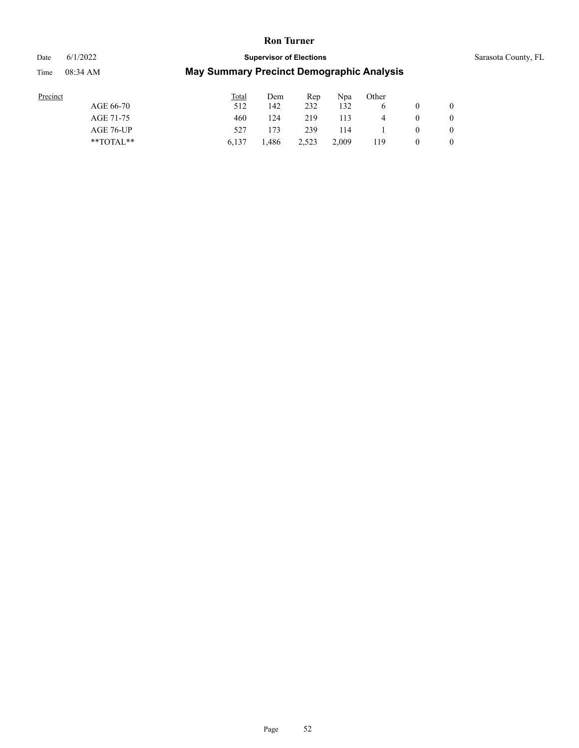| Precinct | Total | Dem | Rep | Npa | Other | | |
|---|---|---|---|---|---|---|---|
| AGE 66-70 | 512 | 142 | 232 | 132 | 6 | 0 | 0 |
| AGE 71-75 | 460 | 124 | 219 | 113 | 4 | 0 | 0 |
| AGE 76-UP | 527 | 173 | 239 | 114 | 1 | 0 | 0 |
| **TOTAL** | 6,137 | 1,486 | 2,523 | 2,009 | 119 | 0 | 0 |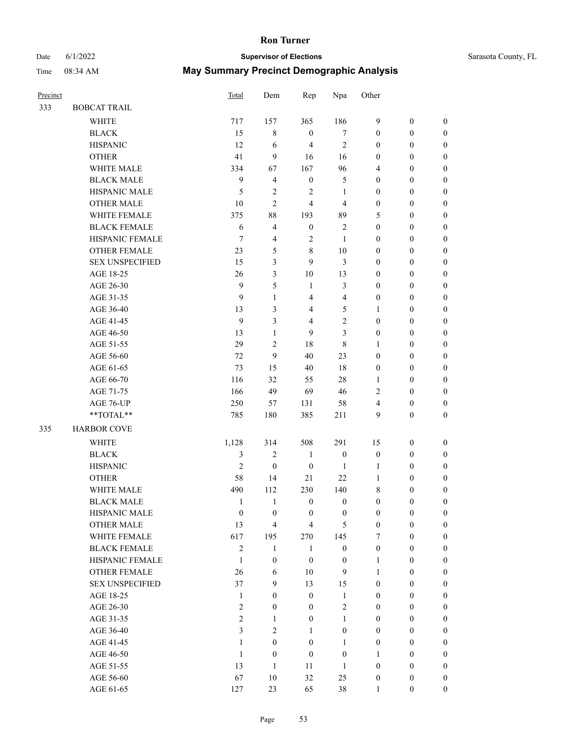# Ron Turner

Date 6/1/2022 **Supervisor of Elections** Sarasota County, FL

Time 08:34 AM **May Summary Precinct Demographic Analysis**

| Precinct | | Total | Dem | Rep | Npa | Other | | |
|---|---|---|---|---|---|---|---|---|
| 333 | BOBCAT TRAIL | | | | | | | |
| | WHITE | 717 | 157 | 365 | 186 | 9 | 0 | 0 |
| | BLACK | 15 | 8 | 0 | 7 | 0 | 0 | 0 |
| | HISPANIC | 12 | 6 | 4 | 2 | 0 | 0 | 0 |
| | OTHER | 41 | 9 | 16 | 16 | 0 | 0 | 0 |
| | WHITE MALE | 334 | 67 | 167 | 96 | 4 | 0 | 0 |
| | BLACK MALE | 9 | 4 | 0 | 5 | 0 | 0 | 0 |
| | HISPANIC MALE | 5 | 2 | 2 | 1 | 0 | 0 | 0 |
| | OTHER MALE | 10 | 2 | 4 | 4 | 0 | 0 | 0 |
| | WHITE FEMALE | 375 | 88 | 193 | 89 | 5 | 0 | 0 |
| | BLACK FEMALE | 6 | 4 | 0 | 2 | 0 | 0 | 0 |
| | HISPANIC FEMALE | 7 | 4 | 2 | 1 | 0 | 0 | 0 |
| | OTHER FEMALE | 23 | 5 | 8 | 10 | 0 | 0 | 0 |
| | SEX UNSPECIFIED | 15 | 3 | 9 | 3 | 0 | 0 | 0 |
| | AGE 18-25 | 26 | 3 | 10 | 13 | 0 | 0 | 0 |
| | AGE 26-30 | 9 | 5 | 1 | 3 | 0 | 0 | 0 |
| | AGE 31-35 | 9 | 1 | 4 | 4 | 0 | 0 | 0 |
| | AGE 36-40 | 13 | 3 | 4 | 5 | 1 | 0 | 0 |
| | AGE 41-45 | 9 | 3 | 4 | 2 | 0 | 0 | 0 |
| | AGE 46-50 | 13 | 1 | 9 | 3 | 0 | 0 | 0 |
| | AGE 51-55 | 29 | 2 | 18 | 8 | 1 | 0 | 0 |
| | AGE 56-60 | 72 | 9 | 40 | 23 | 0 | 0 | 0 |
| | AGE 61-65 | 73 | 15 | 40 | 18 | 0 | 0 | 0 |
| | AGE 66-70 | 116 | 32 | 55 | 28 | 1 | 0 | 0 |
| | AGE 71-75 | 166 | 49 | 69 | 46 | 2 | 0 | 0 |
| | AGE 76-UP | 250 | 57 | 131 | 58 | 4 | 0 | 0 |
| | **TOTAL** | 785 | 180 | 385 | 211 | 9 | 0 | 0 |
| 335 | HARBOR COVE | | | | | | | |
| | WHITE | 1,128 | 314 | 508 | 291 | 15 | 0 | 0 |
| | BLACK | 3 | 2 | 1 | 0 | 0 | 0 | 0 |
| | HISPANIC | 2 | 0 | 0 | 1 | 1 | 0 | 0 |
| | OTHER | 58 | 14 | 21 | 22 | 1 | 0 | 0 |
| | WHITE MALE | 490 | 112 | 230 | 140 | 8 | 0 | 0 |
| | BLACK MALE | 1 | 1 | 0 | 0 | 0 | 0 | 0 |
| | HISPANIC MALE | 0 | 0 | 0 | 0 | 0 | 0 | 0 |
| | OTHER MALE | 13 | 4 | 4 | 5 | 0 | 0 | 0 |
| | WHITE FEMALE | 617 | 195 | 270 | 145 | 7 | 0 | 0 |
| | BLACK FEMALE | 2 | 1 | 1 | 0 | 0 | 0 | 0 |
| | HISPANIC FEMALE | 1 | 0 | 0 | 0 | 1 | 0 | 0 |
| | OTHER FEMALE | 26 | 6 | 10 | 9 | 1 | 0 | 0 |
| | SEX UNSPECIFIED | 37 | 9 | 13 | 15 | 0 | 0 | 0 |
| | AGE 18-25 | 1 | 0 | 0 | 1 | 0 | 0 | 0 |
| | AGE 26-30 | 2 | 0 | 0 | 2 | 0 | 0 | 0 |
| | AGE 31-35 | 2 | 1 | 0 | 1 | 0 | 0 | 0 |
| | AGE 36-40 | 3 | 2 | 1 | 0 | 0 | 0 | 0 |
| | AGE 41-45 | 1 | 0 | 0 | 1 | 0 | 0 | 0 |
| | AGE 46-50 | 1 | 0 | 0 | 0 | 1 | 0 | 0 |
| | AGE 51-55 | 13 | 1 | 11 | 1 | 0 | 0 | 0 |
| | AGE 56-60 | 67 | 10 | 32 | 25 | 0 | 0 | 0 |
| | AGE 61-65 | 127 | 23 | 65 | 38 | 1 | 0 | 0 |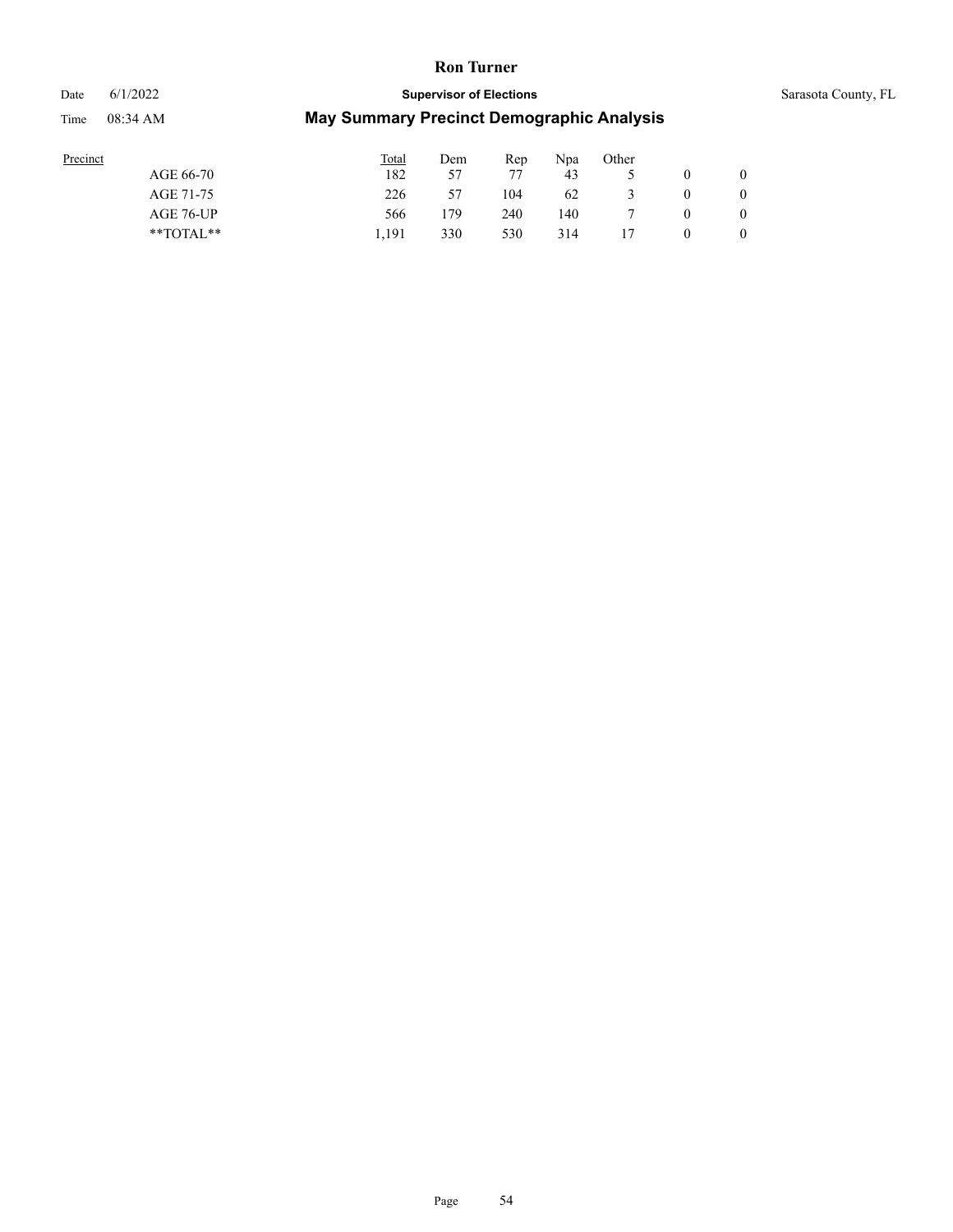| Precinct | Total | Dem | Rep | Npa | Other | | |
|---|---|---|---|---|---|---|---|
| AGE 66-70 | 182 | 57 | 77 | 43 | 5 | 0 | 0 |
| AGE 71-75 | 226 | 57 | 104 | 62 | 3 | 0 | 0 |
| AGE 76-UP | 566 | 179 | 240 | 140 | 7 | 0 | 0 |
| **TOTAL** | 1,191 | 330 | 530 | 314 | 17 | 0 | 0 |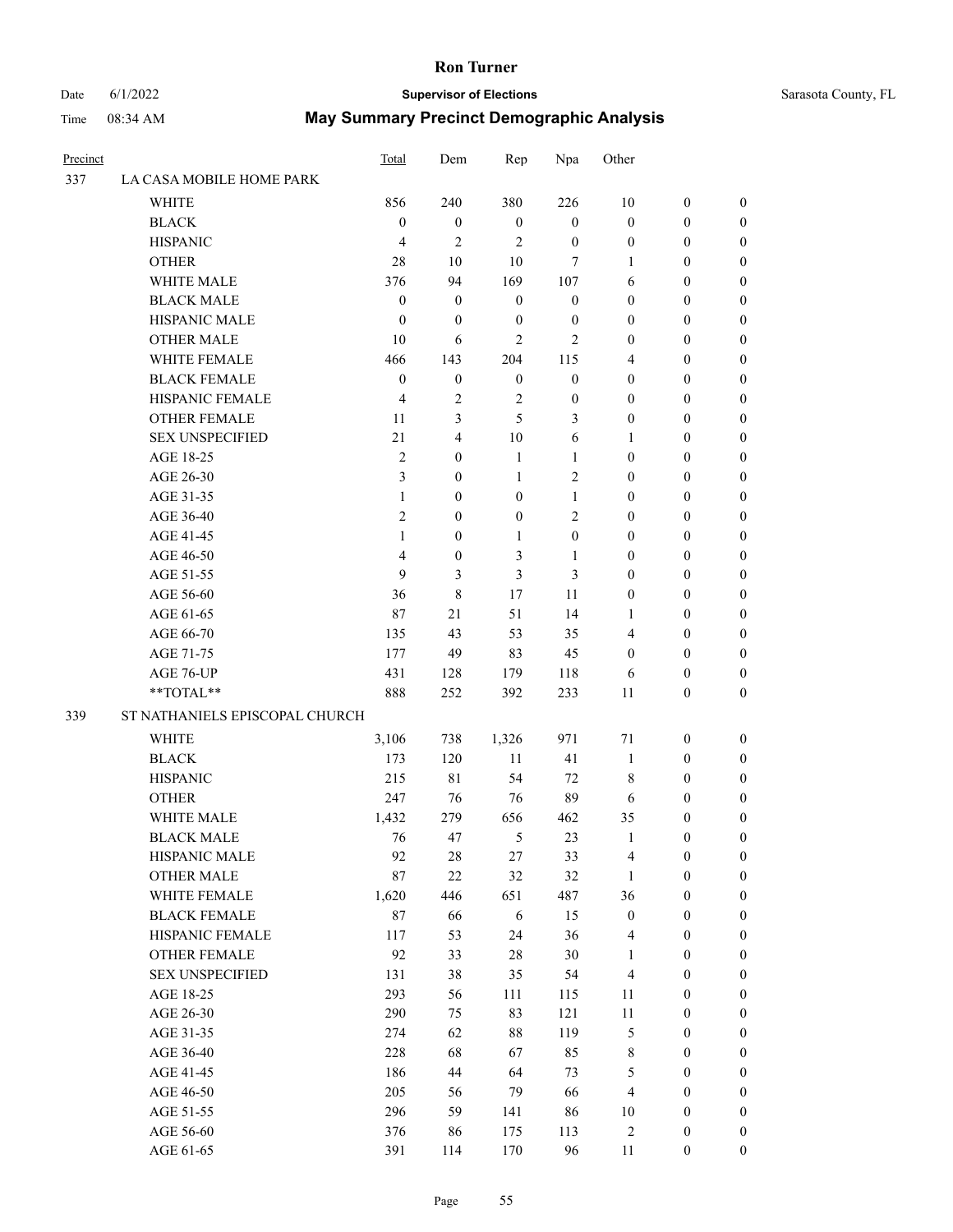# Ron Turner

Date 6/1/2022 **Supervisor of Elections** Sarasota County, FL

Time 08:34 AM **May Summary Precinct Demographic Analysis**

| Precinct | | Total | Dem | Rep | Npa | Other | | |
|---|---|---|---|---|---|---|---|---|
| 337 | LA CASA MOBILE HOME PARK | | | | | | | |
| | WHITE | 856 | 240 | 380 | 226 | 10 | 0 | 0 |
| | BLACK | 0 | 0 | 0 | 0 | 0 | 0 | 0 |
| | HISPANIC | 4 | 2 | 2 | 0 | 0 | 0 | 0 |
| | OTHER | 28 | 10 | 10 | 7 | 1 | 0 | 0 |
| | WHITE MALE | 376 | 94 | 169 | 107 | 6 | 0 | 0 |
| | BLACK MALE | 0 | 0 | 0 | 0 | 0 | 0 | 0 |
| | HISPANIC MALE | 0 | 0 | 0 | 0 | 0 | 0 | 0 |
| | OTHER MALE | 10 | 6 | 2 | 2 | 0 | 0 | 0 |
| | WHITE FEMALE | 466 | 143 | 204 | 115 | 4 | 0 | 0 |
| | BLACK FEMALE | 0 | 0 | 0 | 0 | 0 | 0 | 0 |
| | HISPANIC FEMALE | 4 | 2 | 2 | 0 | 0 | 0 | 0 |
| | OTHER FEMALE | 11 | 3 | 5 | 3 | 0 | 0 | 0 |
| | SEX UNSPECIFIED | 21 | 4 | 10 | 6 | 1 | 0 | 0 |
| | AGE 18-25 | 2 | 0 | 1 | 1 | 0 | 0 | 0 |
| | AGE 26-30 | 3 | 0 | 1 | 2 | 0 | 0 | 0 |
| | AGE 31-35 | 1 | 0 | 0 | 1 | 0 | 0 | 0 |
| | AGE 36-40 | 2 | 0 | 0 | 2 | 0 | 0 | 0 |
| | AGE 41-45 | 1 | 0 | 1 | 0 | 0 | 0 | 0 |
| | AGE 46-50 | 4 | 0 | 3 | 1 | 0 | 0 | 0 |
| | AGE 51-55 | 9 | 3 | 3 | 3 | 0 | 0 | 0 |
| | AGE 56-60 | 36 | 8 | 17 | 11 | 0 | 0 | 0 |
| | AGE 61-65 | 87 | 21 | 51 | 14 | 1 | 0 | 0 |
| | AGE 66-70 | 135 | 43 | 53 | 35 | 4 | 0 | 0 |
| | AGE 71-75 | 177 | 49 | 83 | 45 | 0 | 0 | 0 |
| | AGE 76-UP | 431 | 128 | 179 | 118 | 6 | 0 | 0 |
| | **TOTAL** | 888 | 252 | 392 | 233 | 11 | 0 | 0 |
| 339 | ST NATHANIELS EPISCOPAL CHURCH | | | | | | | |
| | WHITE | 3,106 | 738 | 1,326 | 971 | 71 | 0 | 0 |
| | BLACK | 173 | 120 | 11 | 41 | 1 | 0 | 0 |
| | HISPANIC | 215 | 81 | 54 | 72 | 8 | 0 | 0 |
| | OTHER | 247 | 76 | 76 | 89 | 6 | 0 | 0 |
| | WHITE MALE | 1,432 | 279 | 656 | 462 | 35 | 0 | 0 |
| | BLACK MALE | 76 | 47 | 5 | 23 | 1 | 0 | 0 |
| | HISPANIC MALE | 92 | 28 | 27 | 33 | 4 | 0 | 0 |
| | OTHER MALE | 87 | 22 | 32 | 32 | 1 | 0 | 0 |
| | WHITE FEMALE | 1,620 | 446 | 651 | 487 | 36 | 0 | 0 |
| | BLACK FEMALE | 87 | 66 | 6 | 15 | 0 | 0 | 0 |
| | HISPANIC FEMALE | 117 | 53 | 24 | 36 | 4 | 0 | 0 |
| | OTHER FEMALE | 92 | 33 | 28 | 30 | 1 | 0 | 0 |
| | SEX UNSPECIFIED | 131 | 38 | 35 | 54 | 4 | 0 | 0 |
| | AGE 18-25 | 293 | 56 | 111 | 115 | 11 | 0 | 0 |
| | AGE 26-30 | 290 | 75 | 83 | 121 | 11 | 0 | 0 |
| | AGE 31-35 | 274 | 62 | 88 | 119 | 5 | 0 | 0 |
| | AGE 36-40 | 228 | 68 | 67 | 85 | 8 | 0 | 0 |
| | AGE 41-45 | 186 | 44 | 64 | 73 | 5 | 0 | 0 |
| | AGE 46-50 | 205 | 56 | 79 | 66 | 4 | 0 | 0 |
| | AGE 51-55 | 296 | 59 | 141 | 86 | 10 | 0 | 0 |
| | AGE 56-60 | 376 | 86 | 175 | 113 | 2 | 0 | 0 |
| | AGE 61-65 | 391 | 114 | 170 | 96 | 11 | 0 | 0 |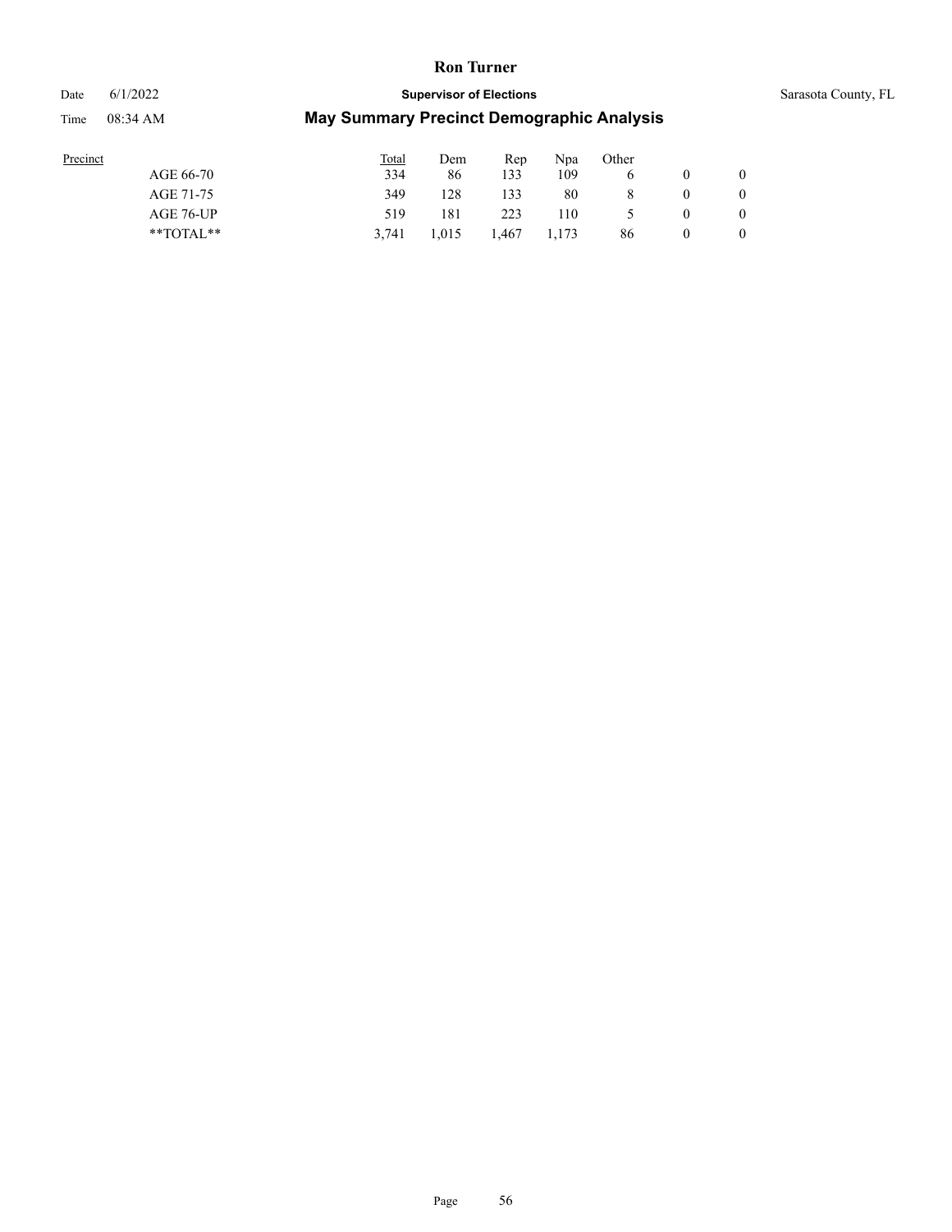| Precinct | Total | Dem | Rep | Npa | Other | | |
|---|---|---|---|---|---|---|---|
| AGE 66-70 | 334 | 86 | 133 | 109 | 6 | 0 | 0 |
| AGE 71-75 | 349 | 128 | 133 | 80 | 8 | 0 | 0 |
| AGE 76-UP | 519 | 181 | 223 | 110 | 5 | 0 | 0 |
| **TOTAL** | 3,741 | 1,015 | 1,467 | 1,173 | 86 | 0 | 0 |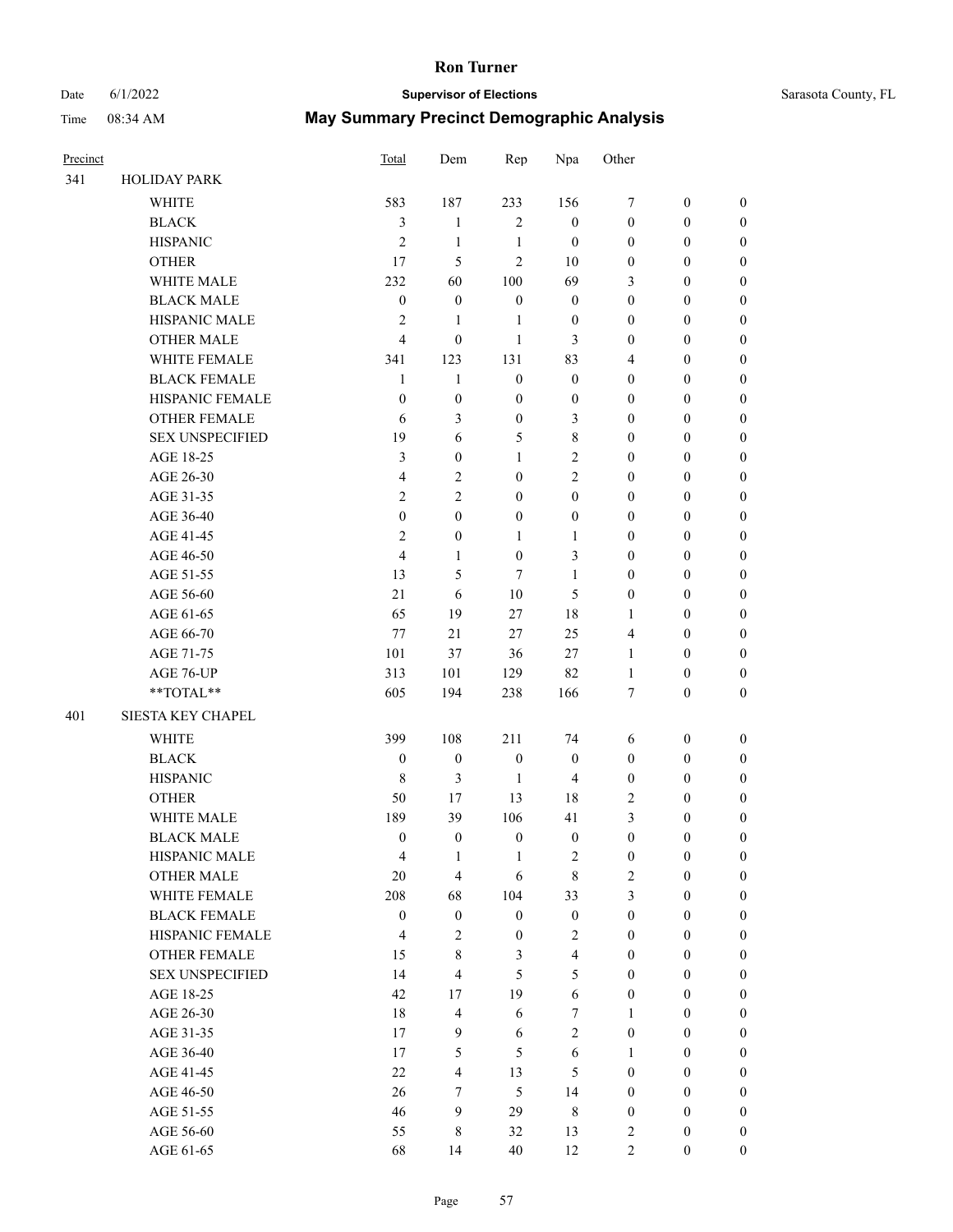# Ron Turner

Date 6/1/2022 **Supervisor of Elections** Sarasota County, FL

Time 08:34 AM **May Summary Precinct Demographic Analysis**

| Precinct | | Total | Dem | Rep | Npa | Other | | |
|---|---|---|---|---|---|---|---|---|
| 341 | HOLIDAY PARK | | | | | | | |
| | WHITE | 583 | 187 | 233 | 156 | 7 | 0 | 0 |
| | BLACK | 3 | 1 | 2 | 0 | 0 | 0 | 0 |
| | HISPANIC | 2 | 1 | 1 | 0 | 0 | 0 | 0 |
| | OTHER | 17 | 5 | 2 | 10 | 0 | 0 | 0 |
| | WHITE MALE | 232 | 60 | 100 | 69 | 3 | 0 | 0 |
| | BLACK MALE | 0 | 0 | 0 | 0 | 0 | 0 | 0 |
| | HISPANIC MALE | 2 | 1 | 1 | 0 | 0 | 0 | 0 |
| | OTHER MALE | 4 | 0 | 1 | 3 | 0 | 0 | 0 |
| | WHITE FEMALE | 341 | 123 | 131 | 83 | 4 | 0 | 0 |
| | BLACK FEMALE | 1 | 1 | 0 | 0 | 0 | 0 | 0 |
| | HISPANIC FEMALE | 0 | 0 | 0 | 0 | 0 | 0 | 0 |
| | OTHER FEMALE | 6 | 3 | 0 | 3 | 0 | 0 | 0 |
| | SEX UNSPECIFIED | 19 | 6 | 5 | 8 | 0 | 0 | 0 |
| | AGE 18-25 | 3 | 0 | 1 | 2 | 0 | 0 | 0 |
| | AGE 26-30 | 4 | 2 | 0 | 2 | 0 | 0 | 0 |
| | AGE 31-35 | 2 | 2 | 0 | 0 | 0 | 0 | 0 |
| | AGE 36-40 | 0 | 0 | 0 | 0 | 0 | 0 | 0 |
| | AGE 41-45 | 2 | 0 | 1 | 1 | 0 | 0 | 0 |
| | AGE 46-50 | 4 | 1 | 0 | 3 | 0 | 0 | 0 |
| | AGE 51-55 | 13 | 5 | 7 | 1 | 0 | 0 | 0 |
| | AGE 56-60 | 21 | 6 | 10 | 5 | 0 | 0 | 0 |
| | AGE 61-65 | 65 | 19 | 27 | 18 | 1 | 0 | 0 |
| | AGE 66-70 | 77 | 21 | 27 | 25 | 4 | 0 | 0 |
| | AGE 71-75 | 101 | 37 | 36 | 27 | 1 | 0 | 0 |
| | AGE 76-UP | 313 | 101 | 129 | 82 | 1 | 0 | 0 |
| | **TOTAL** | 605 | 194 | 238 | 166 | 7 | 0 | 0 |
| 401 | SIESTA KEY CHAPEL | | | | | | | |
| | WHITE | 399 | 108 | 211 | 74 | 6 | 0 | 0 |
| | BLACK | 0 | 0 | 0 | 0 | 0 | 0 | 0 |
| | HISPANIC | 8 | 3 | 1 | 4 | 0 | 0 | 0 |
| | OTHER | 50 | 17 | 13 | 18 | 2 | 0 | 0 |
| | WHITE MALE | 189 | 39 | 106 | 41 | 3 | 0 | 0 |
| | BLACK MALE | 0 | 0 | 0 | 0 | 0 | 0 | 0 |
| | HISPANIC MALE | 4 | 1 | 1 | 2 | 0 | 0 | 0 |
| | OTHER MALE | 20 | 4 | 6 | 8 | 2 | 0 | 0 |
| | WHITE FEMALE | 208 | 68 | 104 | 33 | 3 | 0 | 0 |
| | BLACK FEMALE | 0 | 0 | 0 | 0 | 0 | 0 | 0 |
| | HISPANIC FEMALE | 4 | 2 | 0 | 2 | 0 | 0 | 0 |
| | OTHER FEMALE | 15 | 8 | 3 | 4 | 0 | 0 | 0 |
| | SEX UNSPECIFIED | 14 | 4 | 5 | 5 | 0 | 0 | 0 |
| | AGE 18-25 | 42 | 17 | 19 | 6 | 0 | 0 | 0 |
| | AGE 26-30 | 18 | 4 | 6 | 7 | 1 | 0 | 0 |
| | AGE 31-35 | 17 | 9 | 6 | 2 | 0 | 0 | 0 |
| | AGE 36-40 | 17 | 5 | 5 | 6 | 1 | 0 | 0 |
| | AGE 41-45 | 22 | 4 | 13 | 5 | 0 | 0 | 0 |
| | AGE 46-50 | 26 | 7 | 5 | 14 | 0 | 0 | 0 |
| | AGE 51-55 | 46 | 9 | 29 | 8 | 0 | 0 | 0 |
| | AGE 56-60 | 55 | 8 | 32 | 13 | 2 | 0 | 0 |
| | AGE 61-65 | 68 | 14 | 40 | 12 | 2 | 0 | 0 |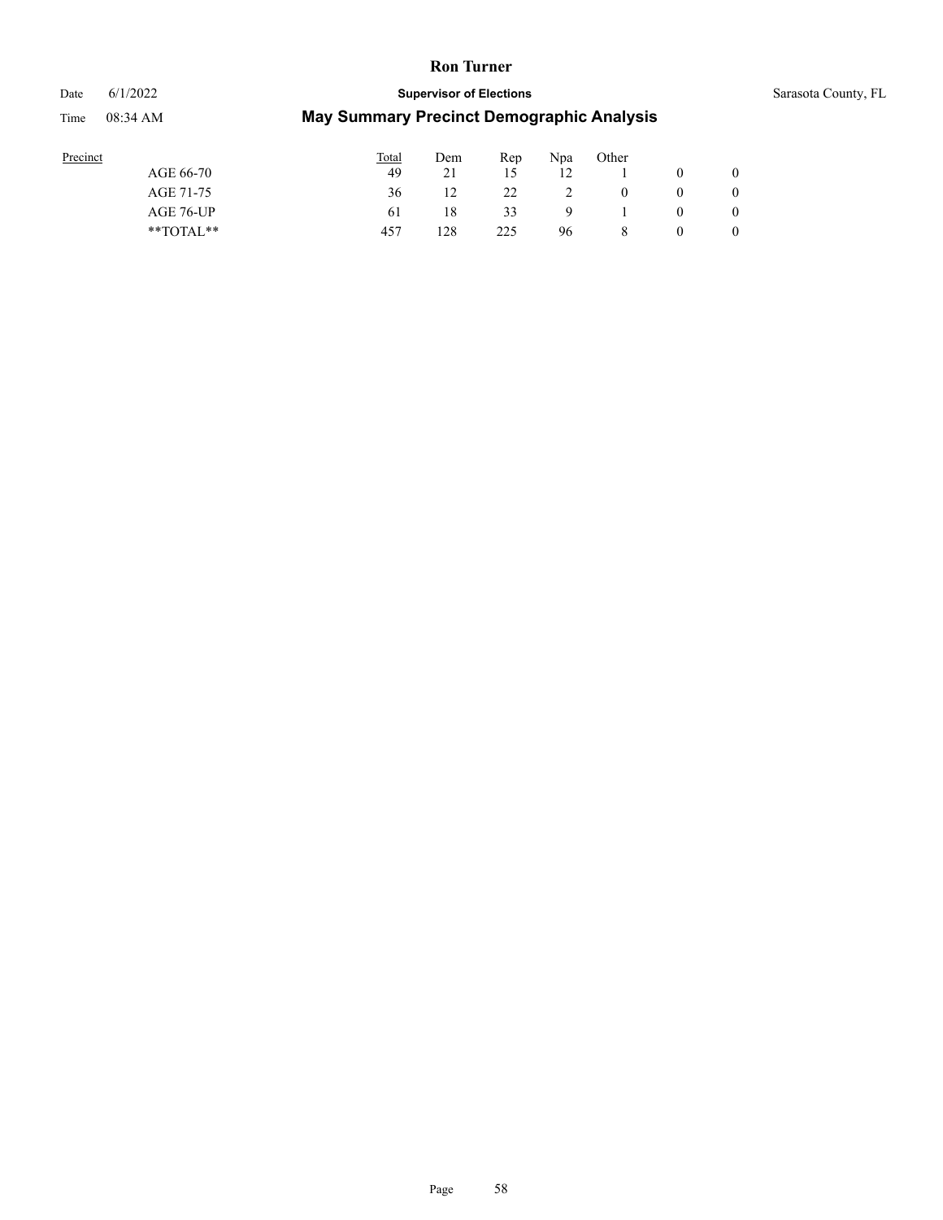# Ron Turner

Date 6/1/2022 **Supervisor of Elections** Sarasota County, FL

Time 08:34 AM **May Summary Precinct Demographic Analysis**

| Precinct | Total | Dem | Rep | Npa | Other | | |
|---|---|---|---|---|---|---|---|
| AGE 66-70 | 49 | 21 | 15 | 12 | 1 | 0 | 0 |
| AGE 71-75 | 36 | 12 | 22 | 2 | 0 | 0 | 0 |
| AGE 76-UP | 61 | 18 | 33 | 9 | 1 | 0 | 0 |
| **TOTAL** | 457 | 128 | 225 | 96 | 8 | 0 | 0 |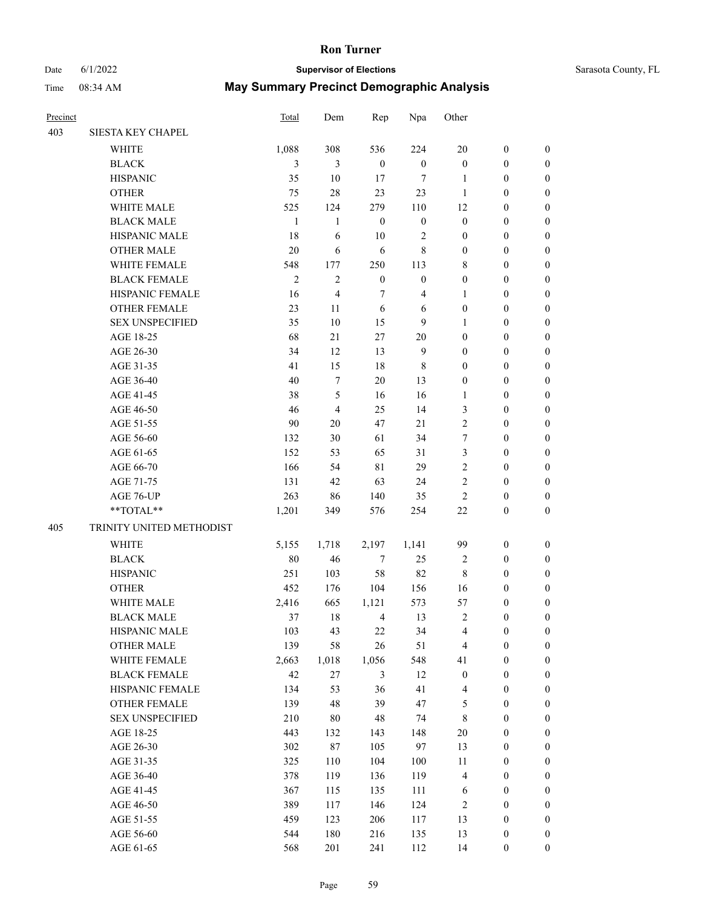# Ron Turner

Date 6/1/2022 **Supervisor of Elections** Sarasota County, FL

Time 08:34 AM **May Summary Precinct Demographic Analysis**

| Precinct | | Total | Dem | Rep | Npa | Other | | |
|---|---|---|---|---|---|---|---|---|
| 403 | SIESTA KEY CHAPEL | | | | | | | |
| | WHITE | 1,088 | 308 | 536 | 224 | 20 | 0 | 0 |
| | BLACK | 3 | 3 | 0 | 0 | 0 | 0 | 0 |
| | HISPANIC | 35 | 10 | 17 | 7 | 1 | 0 | 0 |
| | OTHER | 75 | 28 | 23 | 23 | 1 | 0 | 0 |
| | WHITE MALE | 525 | 124 | 279 | 110 | 12 | 0 | 0 |
| | BLACK MALE | 1 | 1 | 0 | 0 | 0 | 0 | 0 |
| | HISPANIC MALE | 18 | 6 | 10 | 2 | 0 | 0 | 0 |
| | OTHER MALE | 20 | 6 | 6 | 8 | 0 | 0 | 0 |
| | WHITE FEMALE | 548 | 177 | 250 | 113 | 8 | 0 | 0 |
| | BLACK FEMALE | 2 | 2 | 0 | 0 | 0 | 0 | 0 |
| | HISPANIC FEMALE | 16 | 4 | 7 | 4 | 1 | 0 | 0 |
| | OTHER FEMALE | 23 | 11 | 6 | 6 | 0 | 0 | 0 |
| | SEX UNSPECIFIED | 35 | 10 | 15 | 9 | 1 | 0 | 0 |
| | AGE 18-25 | 68 | 21 | 27 | 20 | 0 | 0 | 0 |
| | AGE 26-30 | 34 | 12 | 13 | 9 | 0 | 0 | 0 |
| | AGE 31-35 | 41 | 15 | 18 | 8 | 0 | 0 | 0 |
| | AGE 36-40 | 40 | 7 | 20 | 13 | 0 | 0 | 0 |
| | AGE 41-45 | 38 | 5 | 16 | 16 | 1 | 0 | 0 |
| | AGE 46-50 | 46 | 4 | 25 | 14 | 3 | 0 | 0 |
| | AGE 51-55 | 90 | 20 | 47 | 21 | 2 | 0 | 0 |
| | AGE 56-60 | 132 | 30 | 61 | 34 | 7 | 0 | 0 |
| | AGE 61-65 | 152 | 53 | 65 | 31 | 3 | 0 | 0 |
| | AGE 66-70 | 166 | 54 | 81 | 29 | 2 | 0 | 0 |
| | AGE 71-75 | 131 | 42 | 63 | 24 | 2 | 0 | 0 |
| | AGE 76-UP | 263 | 86 | 140 | 35 | 2 | 0 | 0 |
| | **TOTAL** | 1,201 | 349 | 576 | 254 | 22 | 0 | 0 |
| 405 | TRINITY UNITED METHODIST | | | | | | | |
| | WHITE | 5,155 | 1,718 | 2,197 | 1,141 | 99 | 0 | 0 |
| | BLACK | 80 | 46 | 7 | 25 | 2 | 0 | 0 |
| | HISPANIC | 251 | 103 | 58 | 82 | 8 | 0 | 0 |
| | OTHER | 452 | 176 | 104 | 156 | 16 | 0 | 0 |
| | WHITE MALE | 2,416 | 665 | 1,121 | 573 | 57 | 0 | 0 |
| | BLACK MALE | 37 | 18 | 4 | 13 | 2 | 0 | 0 |
| | HISPANIC MALE | 103 | 43 | 22 | 34 | 4 | 0 | 0 |
| | OTHER MALE | 139 | 58 | 26 | 51 | 4 | 0 | 0 |
| | WHITE FEMALE | 2,663 | 1,018 | 1,056 | 548 | 41 | 0 | 0 |
| | BLACK FEMALE | 42 | 27 | 3 | 12 | 0 | 0 | 0 |
| | HISPANIC FEMALE | 134 | 53 | 36 | 41 | 4 | 0 | 0 |
| | OTHER FEMALE | 139 | 48 | 39 | 47 | 5 | 0 | 0 |
| | SEX UNSPECIFIED | 210 | 80 | 48 | 74 | 8 | 0 | 0 |
| | AGE 18-25 | 443 | 132 | 143 | 148 | 20 | 0 | 0 |
| | AGE 26-30 | 302 | 87 | 105 | 97 | 13 | 0 | 0 |
| | AGE 31-35 | 325 | 110 | 104 | 100 | 11 | 0 | 0 |
| | AGE 36-40 | 378 | 119 | 136 | 119 | 4 | 0 | 0 |
| | AGE 41-45 | 367 | 115 | 135 | 111 | 6 | 0 | 0 |
| | AGE 46-50 | 389 | 117 | 146 | 124 | 2 | 0 | 0 |
| | AGE 51-55 | 459 | 123 | 206 | 117 | 13 | 0 | 0 |
| | AGE 56-60 | 544 | 180 | 216 | 135 | 13 | 0 | 0 |
| | AGE 61-65 | 568 | 201 | 241 | 112 | 14 | 0 | 0 |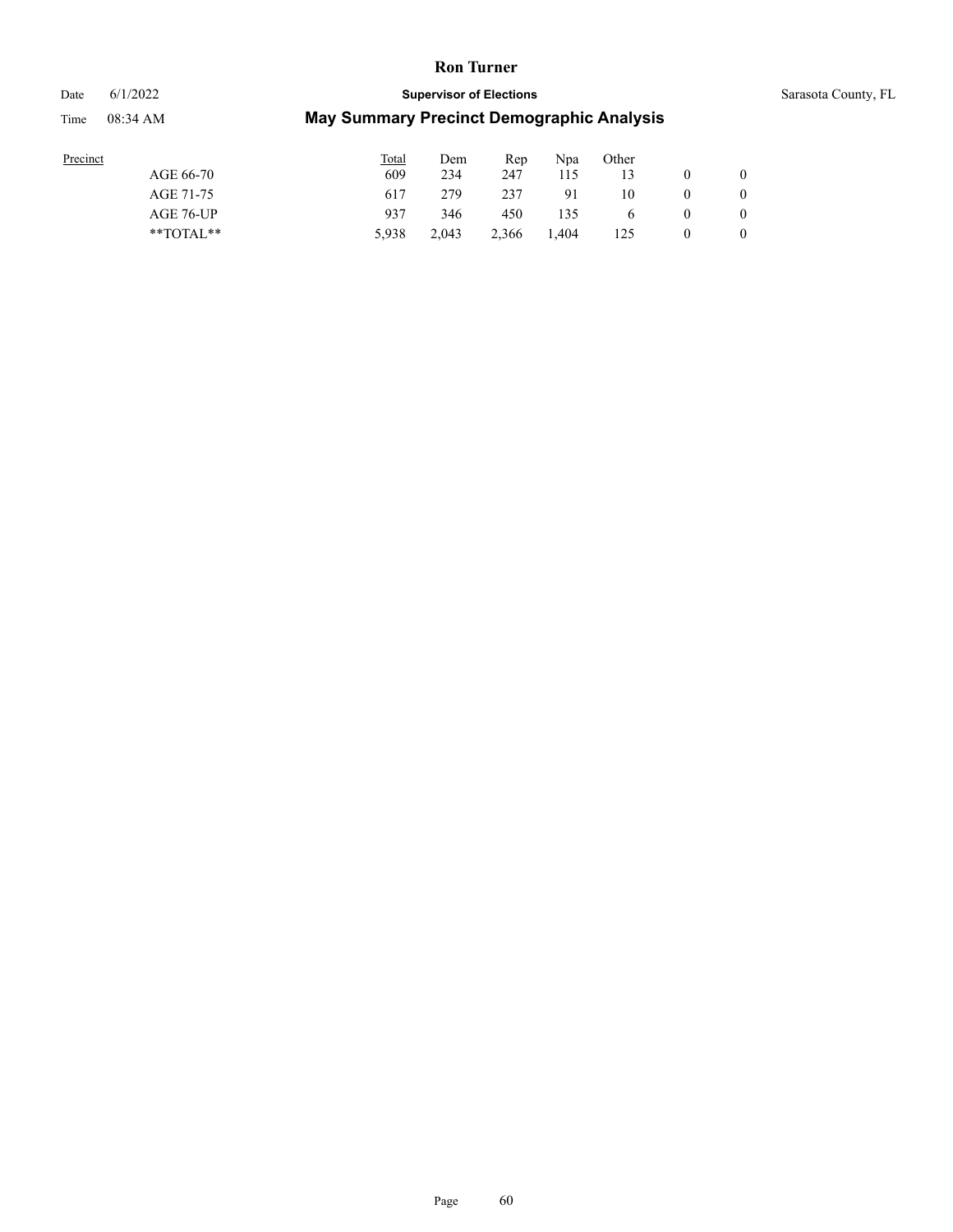| Precinct | Total | Dem | Rep | Npa | Other | | |
|---|---|---|---|---|---|---|---|
| AGE 66-70 | 609 | 234 | 247 | 115 | 13 | 0 | 0 |
| AGE 71-75 | 617 | 279 | 237 | 91 | 10 | 0 | 0 |
| AGE 76-UP | 937 | 346 | 450 | 135 | 6 | 0 | 0 |
| **TOTAL** | 5,938 | 2,043 | 2,366 | 1,404 | 125 | 0 | 0 |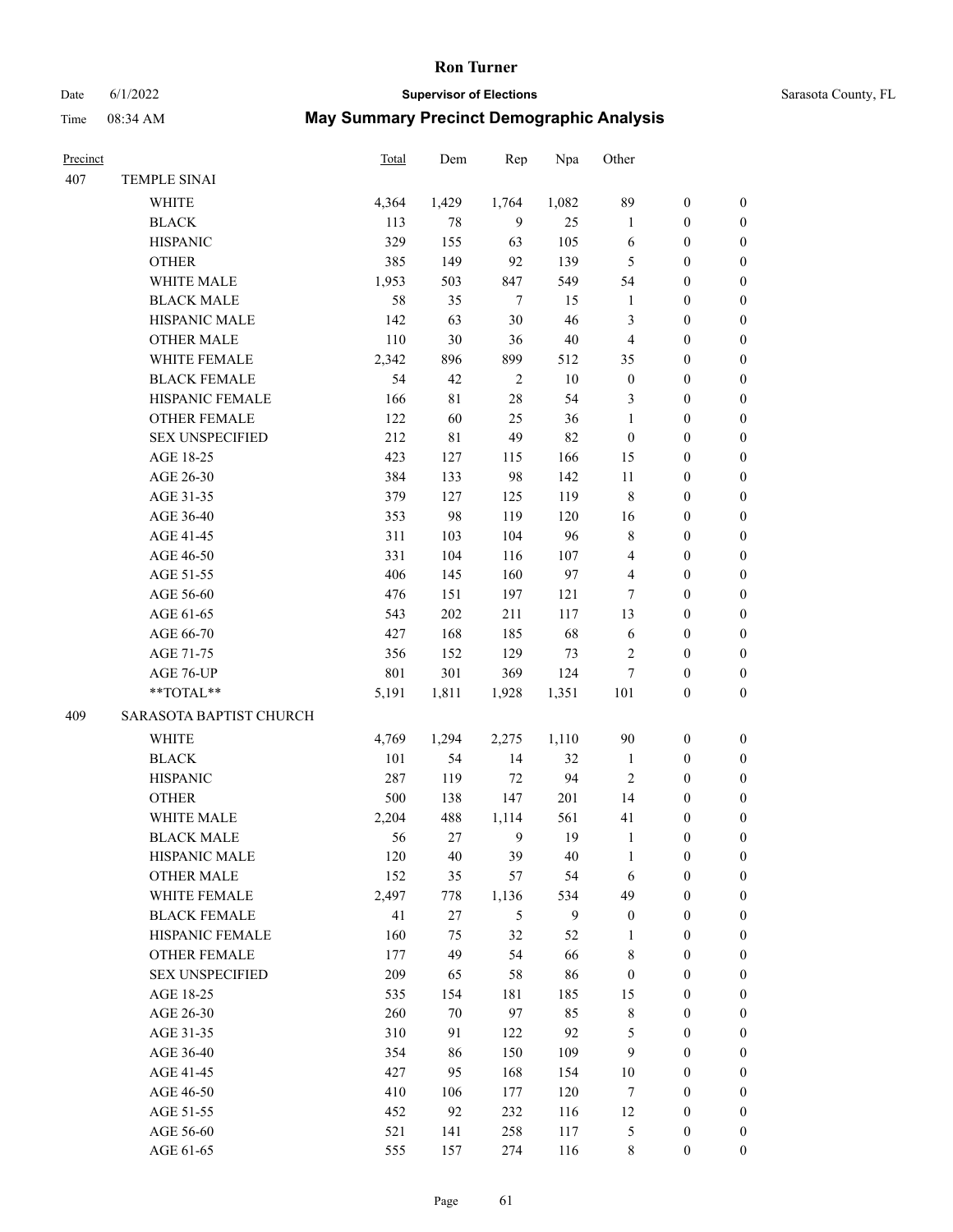# Ron Turner

Date 6/1/2022 **Supervisor of Elections** Sarasota County, FL

Time 08:34 AM **May Summary Precinct Demographic Analysis**

| Precinct | | Total | Dem | Rep | Npa | Other | | |
|---|---|---|---|---|---|---|---|---|
| 407 | TEMPLE SINAI | | | | | | | |
| | WHITE | 4,364 | 1,429 | 1,764 | 1,082 | 89 | 0 | 0 |
| | BLACK | 113 | 78 | 9 | 25 | 1 | 0 | 0 |
| | HISPANIC | 329 | 155 | 63 | 105 | 6 | 0 | 0 |
| | OTHER | 385 | 149 | 92 | 139 | 5 | 0 | 0 |
| | WHITE MALE | 1,953 | 503 | 847 | 549 | 54 | 0 | 0 |
| | BLACK MALE | 58 | 35 | 7 | 15 | 1 | 0 | 0 |
| | HISPANIC MALE | 142 | 63 | 30 | 46 | 3 | 0 | 0 |
| | OTHER MALE | 110 | 30 | 36 | 40 | 4 | 0 | 0 |
| | WHITE FEMALE | 2,342 | 896 | 899 | 512 | 35 | 0 | 0 |
| | BLACK FEMALE | 54 | 42 | 2 | 10 | 0 | 0 | 0 |
| | HISPANIC FEMALE | 166 | 81 | 28 | 54 | 3 | 0 | 0 |
| | OTHER FEMALE | 122 | 60 | 25 | 36 | 1 | 0 | 0 |
| | SEX UNSPECIFIED | 212 | 81 | 49 | 82 | 0 | 0 | 0 |
| | AGE 18-25 | 423 | 127 | 115 | 166 | 15 | 0 | 0 |
| | AGE 26-30 | 384 | 133 | 98 | 142 | 11 | 0 | 0 |
| | AGE 31-35 | 379 | 127 | 125 | 119 | 8 | 0 | 0 |
| | AGE 36-40 | 353 | 98 | 119 | 120 | 16 | 0 | 0 |
| | AGE 41-45 | 311 | 103 | 104 | 96 | 8 | 0 | 0 |
| | AGE 46-50 | 331 | 104 | 116 | 107 | 4 | 0 | 0 |
| | AGE 51-55 | 406 | 145 | 160 | 97 | 4 | 0 | 0 |
| | AGE 56-60 | 476 | 151 | 197 | 121 | 7 | 0 | 0 |
| | AGE 61-65 | 543 | 202 | 211 | 117 | 13 | 0 | 0 |
| | AGE 66-70 | 427 | 168 | 185 | 68 | 6 | 0 | 0 |
| | AGE 71-75 | 356 | 152 | 129 | 73 | 2 | 0 | 0 |
| | AGE 76-UP | 801 | 301 | 369 | 124 | 7 | 0 | 0 |
| | **TOTAL** | 5,191 | 1,811 | 1,928 | 1,351 | 101 | 0 | 0 |
| 409 | SARASOTA BAPTIST CHURCH | | | | | | | |
| | WHITE | 4,769 | 1,294 | 2,275 | 1,110 | 90 | 0 | 0 |
| | BLACK | 101 | 54 | 14 | 32 | 1 | 0 | 0 |
| | HISPANIC | 287 | 119 | 72 | 94 | 2 | 0 | 0 |
| | OTHER | 500 | 138 | 147 | 201 | 14 | 0 | 0 |
| | WHITE MALE | 2,204 | 488 | 1,114 | 561 | 41 | 0 | 0 |
| | BLACK MALE | 56 | 27 | 9 | 19 | 1 | 0 | 0 |
| | HISPANIC MALE | 120 | 40 | 39 | 40 | 1 | 0 | 0 |
| | OTHER MALE | 152 | 35 | 57 | 54 | 6 | 0 | 0 |
| | WHITE FEMALE | 2,497 | 778 | 1,136 | 534 | 49 | 0 | 0 |
| | BLACK FEMALE | 41 | 27 | 5 | 9 | 0 | 0 | 0 |
| | HISPANIC FEMALE | 160 | 75 | 32 | 52 | 1 | 0 | 0 |
| | OTHER FEMALE | 177 | 49 | 54 | 66 | 8 | 0 | 0 |
| | SEX UNSPECIFIED | 209 | 65 | 58 | 86 | 0 | 0 | 0 |
| | AGE 18-25 | 535 | 154 | 181 | 185 | 15 | 0 | 0 |
| | AGE 26-30 | 260 | 70 | 97 | 85 | 8 | 0 | 0 |
| | AGE 31-35 | 310 | 91 | 122 | 92 | 5 | 0 | 0 |
| | AGE 36-40 | 354 | 86 | 150 | 109 | 9 | 0 | 0 |
| | AGE 41-45 | 427 | 95 | 168 | 154 | 10 | 0 | 0 |
| | AGE 46-50 | 410 | 106 | 177 | 120 | 7 | 0 | 0 |
| | AGE 51-55 | 452 | 92 | 232 | 116 | 12 | 0 | 0 |
| | AGE 56-60 | 521 | 141 | 258 | 117 | 5 | 0 | 0 |
| | AGE 61-65 | 555 | 157 | 274 | 116 | 8 | 0 | 0 |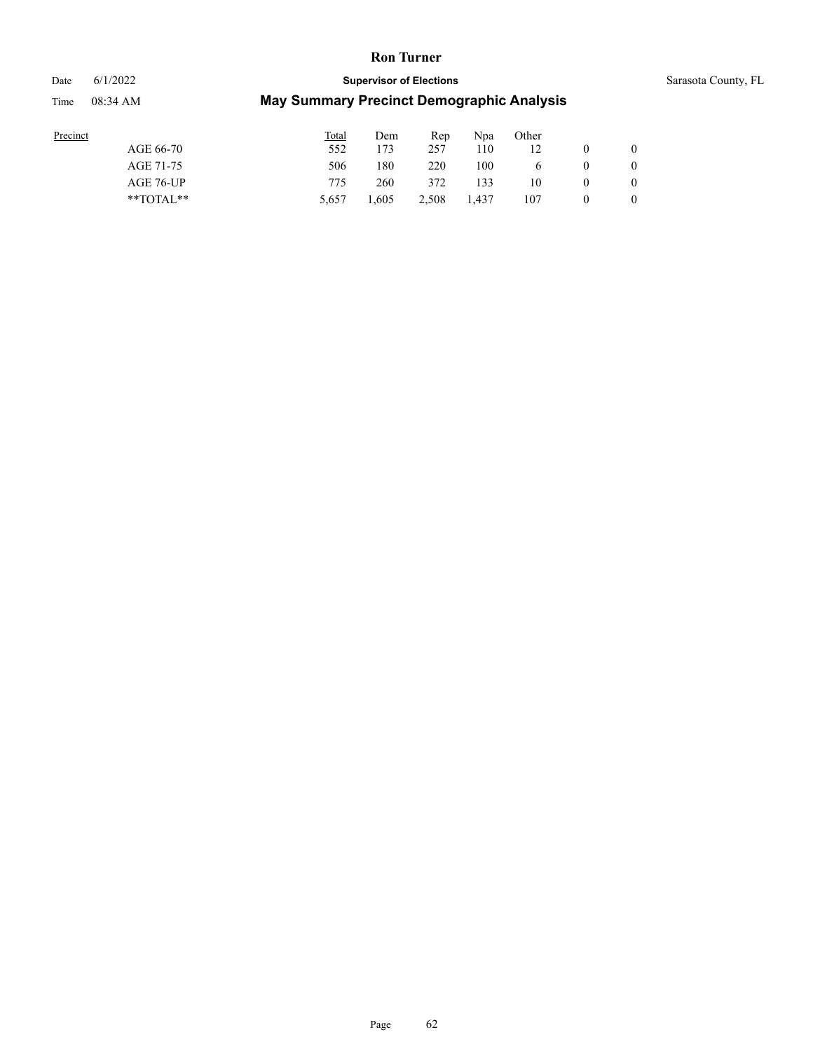| Precinct | Total | Dem | Rep | Npa | Other | | |
|---|---|---|---|---|---|---|---|
| AGE 66-70 | 552 | 173 | 257 | 110 | 12 | 0 | 0 |
| AGE 71-75 | 506 | 180 | 220 | 100 | 6 | 0 | 0 |
| AGE 76-UP | 775 | 260 | 372 | 133 | 10 | 0 | 0 |
| **TOTAL** | 5,657 | 1,605 | 2,508 | 1,437 | 107 | 0 | 0 |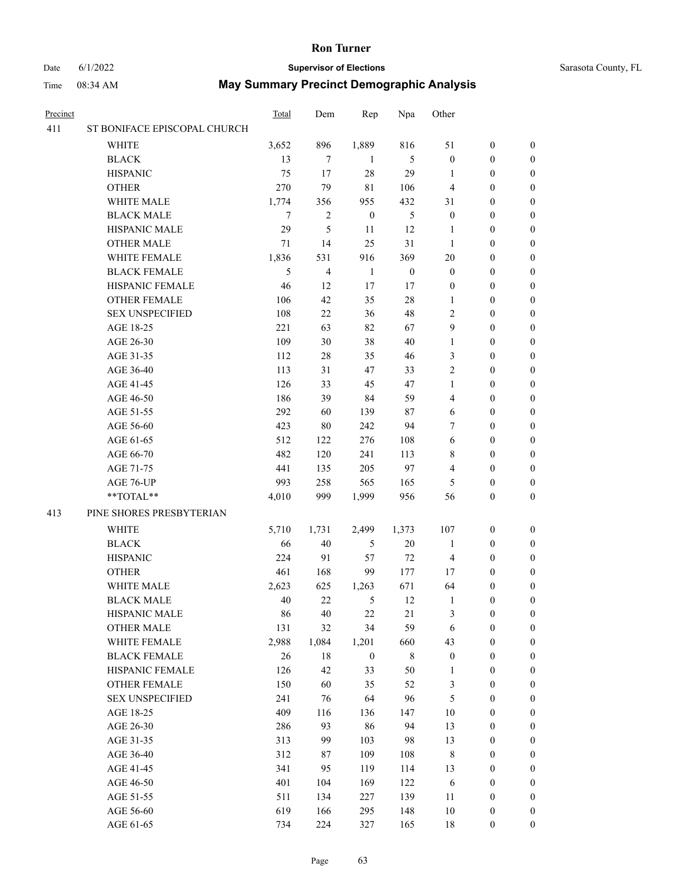# Ron Turner

Date 6/1/2022 **Supervisor of Elections** Sarasota County, FL

Time 08:34 AM **May Summary Precinct Demographic Analysis**

| Precinct | | Total | Dem | Rep | Npa | Other | | |
|---|---|---|---|---|---|---|---|---|
| 411 | ST BONIFACE EPISCOPAL CHURCH | | | | | | | |
| | WHITE | 3,652 | 896 | 1,889 | 816 | 51 | 0 | 0 |
| | BLACK | 13 | 7 | 1 | 5 | 0 | 0 | 0 |
| | HISPANIC | 75 | 17 | 28 | 29 | 1 | 0 | 0 |
| | OTHER | 270 | 79 | 81 | 106 | 4 | 0 | 0 |
| | WHITE MALE | 1,774 | 356 | 955 | 432 | 31 | 0 | 0 |
| | BLACK MALE | 7 | 2 | 0 | 5 | 0 | 0 | 0 |
| | HISPANIC MALE | 29 | 5 | 11 | 12 | 1 | 0 | 0 |
| | OTHER MALE | 71 | 14 | 25 | 31 | 1 | 0 | 0 |
| | WHITE FEMALE | 1,836 | 531 | 916 | 369 | 20 | 0 | 0 |
| | BLACK FEMALE | 5 | 4 | 1 | 0 | 0 | 0 | 0 |
| | HISPANIC FEMALE | 46 | 12 | 17 | 17 | 0 | 0 | 0 |
| | OTHER FEMALE | 106 | 42 | 35 | 28 | 1 | 0 | 0 |
| | SEX UNSPECIFIED | 108 | 22 | 36 | 48 | 2 | 0 | 0 |
| | AGE 18-25 | 221 | 63 | 82 | 67 | 9 | 0 | 0 |
| | AGE 26-30 | 109 | 30 | 38 | 40 | 1 | 0 | 0 |
| | AGE 31-35 | 112 | 28 | 35 | 46 | 3 | 0 | 0 |
| | AGE 36-40 | 113 | 31 | 47 | 33 | 2 | 0 | 0 |
| | AGE 41-45 | 126 | 33 | 45 | 47 | 1 | 0 | 0 |
| | AGE 46-50 | 186 | 39 | 84 | 59 | 4 | 0 | 0 |
| | AGE 51-55 | 292 | 60 | 139 | 87 | 6 | 0 | 0 |
| | AGE 56-60 | 423 | 80 | 242 | 94 | 7 | 0 | 0 |
| | AGE 61-65 | 512 | 122 | 276 | 108 | 6 | 0 | 0 |
| | AGE 66-70 | 482 | 120 | 241 | 113 | 8 | 0 | 0 |
| | AGE 71-75 | 441 | 135 | 205 | 97 | 4 | 0 | 0 |
| | AGE 76-UP | 993 | 258 | 565 | 165 | 5 | 0 | 0 |
| | **TOTAL** | 4,010 | 999 | 1,999 | 956 | 56 | 0 | 0 |
| 413 | PINE SHORES PRESBYTERIAN | | | | | | | |
| | WHITE | 5,710 | 1,731 | 2,499 | 1,373 | 107 | 0 | 0 |
| | BLACK | 66 | 40 | 5 | 20 | 1 | 0 | 0 |
| | HISPANIC | 224 | 91 | 57 | 72 | 4 | 0 | 0 |
| | OTHER | 461 | 168 | 99 | 177 | 17 | 0 | 0 |
| | WHITE MALE | 2,623 | 625 | 1,263 | 671 | 64 | 0 | 0 |
| | BLACK MALE | 40 | 22 | 5 | 12 | 1 | 0 | 0 |
| | HISPANIC MALE | 86 | 40 | 22 | 21 | 3 | 0 | 0 |
| | OTHER MALE | 131 | 32 | 34 | 59 | 6 | 0 | 0 |
| | WHITE FEMALE | 2,988 | 1,084 | 1,201 | 660 | 43 | 0 | 0 |
| | BLACK FEMALE | 26 | 18 | 0 | 8 | 0 | 0 | 0 |
| | HISPANIC FEMALE | 126 | 42 | 33 | 50 | 1 | 0 | 0 |
| | OTHER FEMALE | 150 | 60 | 35 | 52 | 3 | 0 | 0 |
| | SEX UNSPECIFIED | 241 | 76 | 64 | 96 | 5 | 0 | 0 |
| | AGE 18-25 | 409 | 116 | 136 | 147 | 10 | 0 | 0 |
| | AGE 26-30 | 286 | 93 | 86 | 94 | 13 | 0 | 0 |
| | AGE 31-35 | 313 | 99 | 103 | 98 | 13 | 0 | 0 |
| | AGE 36-40 | 312 | 87 | 109 | 108 | 8 | 0 | 0 |
| | AGE 41-45 | 341 | 95 | 119 | 114 | 13 | 0 | 0 |
| | AGE 46-50 | 401 | 104 | 169 | 122 | 6 | 0 | 0 |
| | AGE 51-55 | 511 | 134 | 227 | 139 | 11 | 0 | 0 |
| | AGE 56-60 | 619 | 166 | 295 | 148 | 10 | 0 | 0 |
| | AGE 61-65 | 734 | 224 | 327 | 165 | 18 | 0 | 0 |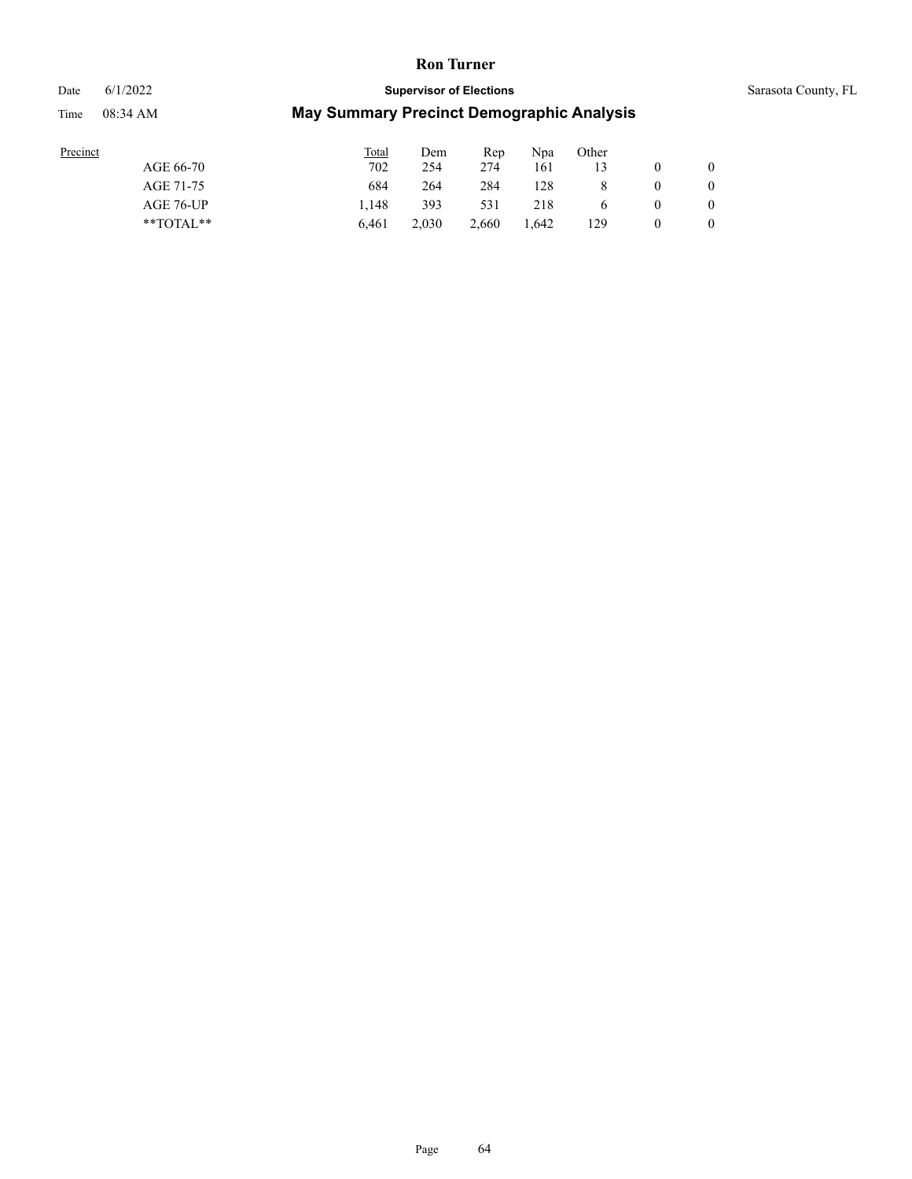| Precinct | Total | Dem | Rep | Npa | Other | | |
|---|---|---|---|---|---|---|---|
| AGE 66-70 | 702 | 254 | 274 | 161 | 13 | 0 | 0 |
| AGE 71-75 | 684 | 264 | 284 | 128 | 8 | 0 | 0 |
| AGE 76-UP | 1,148 | 393 | 531 | 218 | 6 | 0 | 0 |
| **TOTAL** | 6,461 | 2,030 | 2,660 | 1,642 | 129 | 0 | 0 |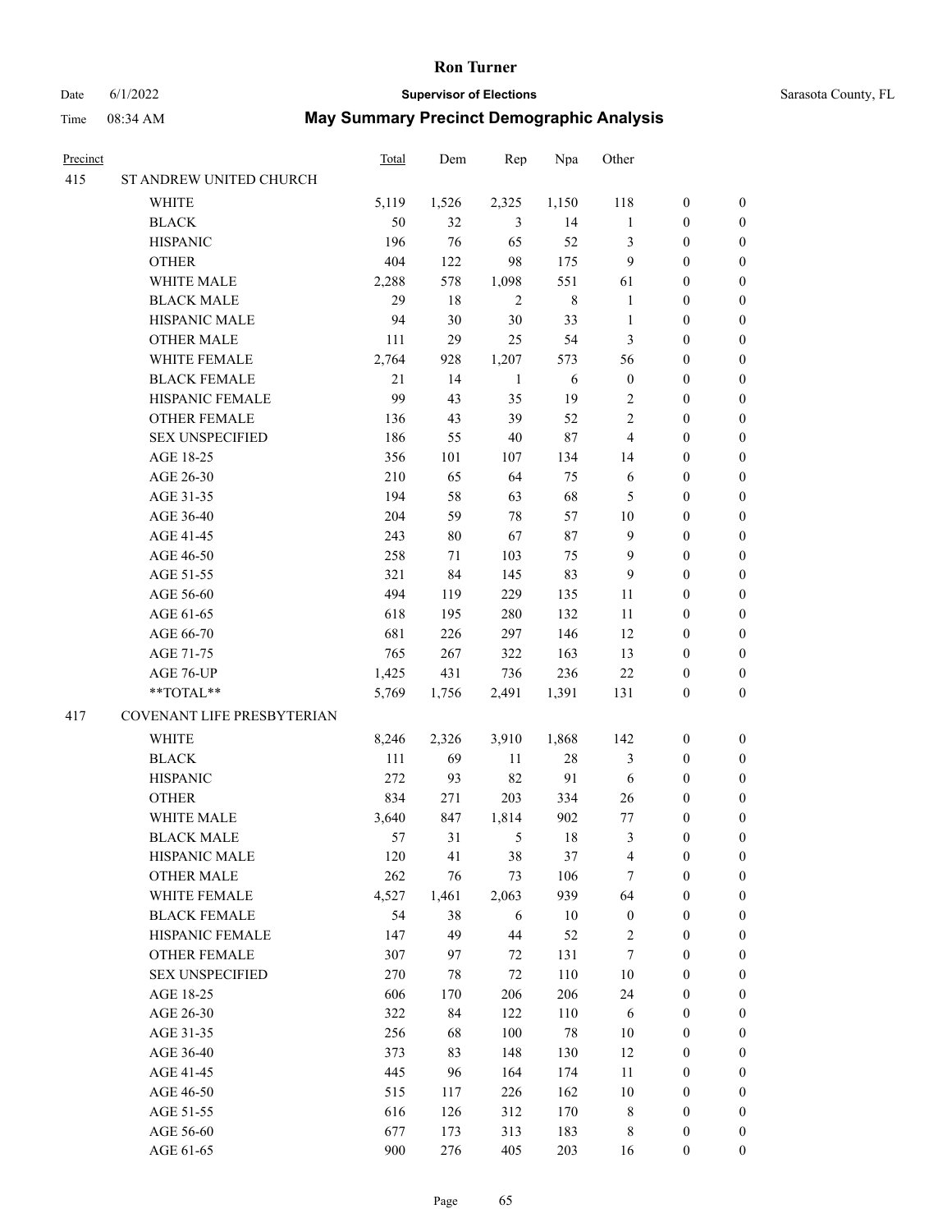# Ron Turner

Date 6/1/2022 **Supervisor of Elections** Sarasota County, FL

Time 08:34 AM **May Summary Precinct Demographic Analysis**

| Precinct | | Total | Dem | Rep | Npa | Other | | |
|---|---|---|---|---|---|---|---|---|
| 415 | ST ANDREW UNITED CHURCH | | | | | | | |
| | WHITE | 5,119 | 1,526 | 2,325 | 1,150 | 118 | 0 | 0 |
| | BLACK | 50 | 32 | 3 | 14 | 1 | 0 | 0 |
| | HISPANIC | 196 | 76 | 65 | 52 | 3 | 0 | 0 |
| | OTHER | 404 | 122 | 98 | 175 | 9 | 0 | 0 |
| | WHITE MALE | 2,288 | 578 | 1,098 | 551 | 61 | 0 | 0 |
| | BLACK MALE | 29 | 18 | 2 | 8 | 1 | 0 | 0 |
| | HISPANIC MALE | 94 | 30 | 30 | 33 | 1 | 0 | 0 |
| | OTHER MALE | 111 | 29 | 25 | 54 | 3 | 0 | 0 |
| | WHITE FEMALE | 2,764 | 928 | 1,207 | 573 | 56 | 0 | 0 |
| | BLACK FEMALE | 21 | 14 | 1 | 6 | 0 | 0 | 0 |
| | HISPANIC FEMALE | 99 | 43 | 35 | 19 | 2 | 0 | 0 |
| | OTHER FEMALE | 136 | 43 | 39 | 52 | 2 | 0 | 0 |
| | SEX UNSPECIFIED | 186 | 55 | 40 | 87 | 4 | 0 | 0 |
| | AGE 18-25 | 356 | 101 | 107 | 134 | 14 | 0 | 0 |
| | AGE 26-30 | 210 | 65 | 64 | 75 | 6 | 0 | 0 |
| | AGE 31-35 | 194 | 58 | 63 | 68 | 5 | 0 | 0 |
| | AGE 36-40 | 204 | 59 | 78 | 57 | 10 | 0 | 0 |
| | AGE 41-45 | 243 | 80 | 67 | 87 | 9 | 0 | 0 |
| | AGE 46-50 | 258 | 71 | 103 | 75 | 9 | 0 | 0 |
| | AGE 51-55 | 321 | 84 | 145 | 83 | 9 | 0 | 0 |
| | AGE 56-60 | 494 | 119 | 229 | 135 | 11 | 0 | 0 |
| | AGE 61-65 | 618 | 195 | 280 | 132 | 11 | 0 | 0 |
| | AGE 66-70 | 681 | 226 | 297 | 146 | 12 | 0 | 0 |
| | AGE 71-75 | 765 | 267 | 322 | 163 | 13 | 0 | 0 |
| | AGE 76-UP | 1,425 | 431 | 736 | 236 | 22 | 0 | 0 |
| | **TOTAL** | 5,769 | 1,756 | 2,491 | 1,391 | 131 | 0 | 0 |
| 417 | COVENANT LIFE PRESBYTERIAN | | | | | | | |
| | WHITE | 8,246 | 2,326 | 3,910 | 1,868 | 142 | 0 | 0 |
| | BLACK | 111 | 69 | 11 | 28 | 3 | 0 | 0 |
| | HISPANIC | 272 | 93 | 82 | 91 | 6 | 0 | 0 |
| | OTHER | 834 | 271 | 203 | 334 | 26 | 0 | 0 |
| | WHITE MALE | 3,640 | 847 | 1,814 | 902 | 77 | 0 | 0 |
| | BLACK MALE | 57 | 31 | 5 | 18 | 3 | 0 | 0 |
| | HISPANIC MALE | 120 | 41 | 38 | 37 | 4 | 0 | 0 |
| | OTHER MALE | 262 | 76 | 73 | 106 | 7 | 0 | 0 |
| | WHITE FEMALE | 4,527 | 1,461 | 2,063 | 939 | 64 | 0 | 0 |
| | BLACK FEMALE | 54 | 38 | 6 | 10 | 0 | 0 | 0 |
| | HISPANIC FEMALE | 147 | 49 | 44 | 52 | 2 | 0 | 0 |
| | OTHER FEMALE | 307 | 97 | 72 | 131 | 7 | 0 | 0 |
| | SEX UNSPECIFIED | 270 | 78 | 72 | 110 | 10 | 0 | 0 |
| | AGE 18-25 | 606 | 170 | 206 | 206 | 24 | 0 | 0 |
| | AGE 26-30 | 322 | 84 | 122 | 110 | 6 | 0 | 0 |
| | AGE 31-35 | 256 | 68 | 100 | 78 | 10 | 0 | 0 |
| | AGE 36-40 | 373 | 83 | 148 | 130 | 12 | 0 | 0 |
| | AGE 41-45 | 445 | 96 | 164 | 174 | 11 | 0 | 0 |
| | AGE 46-50 | 515 | 117 | 226 | 162 | 10 | 0 | 0 |
| | AGE 51-55 | 616 | 126 | 312 | 170 | 8 | 0 | 0 |
| | AGE 56-60 | 677 | 173 | 313 | 183 | 8 | 0 | 0 |
| | AGE 61-65 | 900 | 276 | 405 | 203 | 16 | 0 | 0 |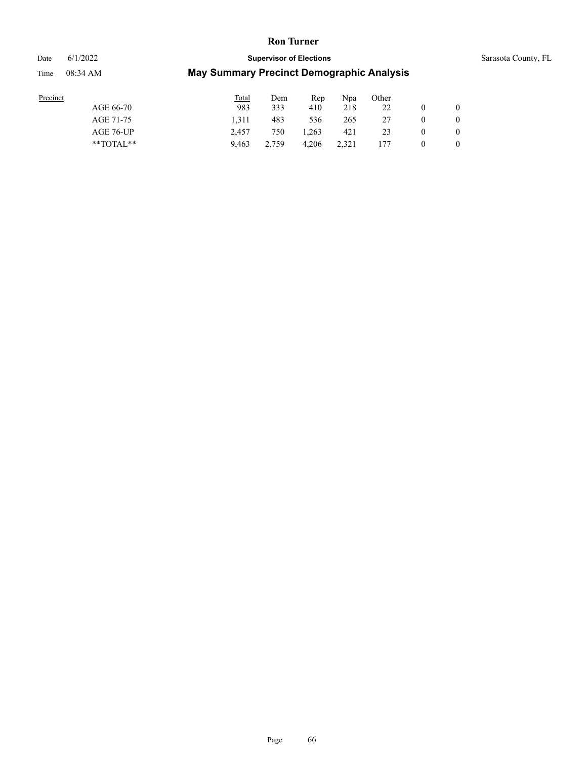| Precinct | Total | Dem | Rep | Npa | Other | | |
|---|---|---|---|---|---|---|---|
| AGE 66-70 | 983 | 333 | 410 | 218 | 22 | 0 | 0 |
| AGE 71-75 | 1,311 | 483 | 536 | 265 | 27 | 0 | 0 |
| AGE 76-UP | 2,457 | 750 | 1,263 | 421 | 23 | 0 | 0 |
| **TOTAL** | 9,463 | 2,759 | 4,206 | 2,321 | 177 | 0 | 0 |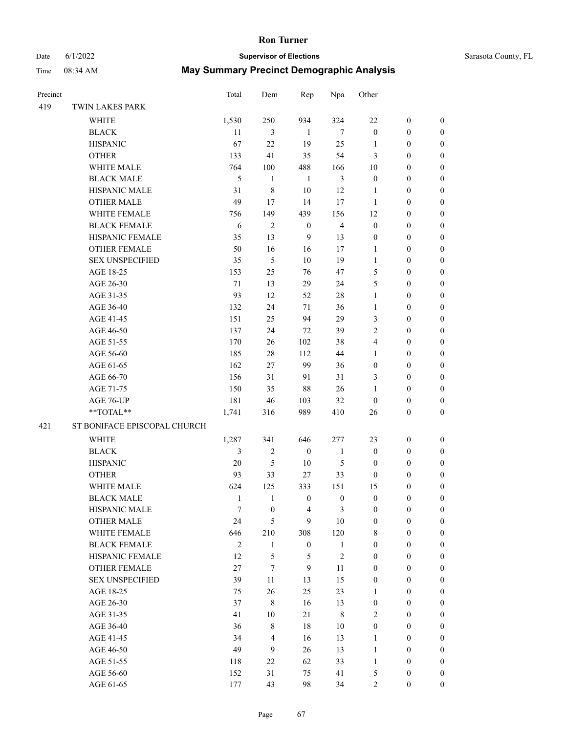# Ron Turner

Date 6/1/2022 **Supervisor of Elections** Sarasota County, FL

Time 08:34 AM **May Summary Precinct Demographic Analysis**

| Precinct | | Total | Dem | Rep | Npa | Other | | |
|---|---|---|---|---|---|---|---|---|
| 419 | TWIN LAKES PARK | | | | | | | |
| | WHITE | 1,530 | 250 | 934 | 324 | 22 | 0 | 0 |
| | BLACK | 11 | 3 | 1 | 7 | 0 | 0 | 0 |
| | HISPANIC | 67 | 22 | 19 | 25 | 1 | 0 | 0 |
| | OTHER | 133 | 41 | 35 | 54 | 3 | 0 | 0 |
| | WHITE MALE | 764 | 100 | 488 | 166 | 10 | 0 | 0 |
| | BLACK MALE | 5 | 1 | 1 | 3 | 0 | 0 | 0 |
| | HISPANIC MALE | 31 | 8 | 10 | 12 | 1 | 0 | 0 |
| | OTHER MALE | 49 | 17 | 14 | 17 | 1 | 0 | 0 |
| | WHITE FEMALE | 756 | 149 | 439 | 156 | 12 | 0 | 0 |
| | BLACK FEMALE | 6 | 2 | 0 | 4 | 0 | 0 | 0 |
| | HISPANIC FEMALE | 35 | 13 | 9 | 13 | 0 | 0 | 0 |
| | OTHER FEMALE | 50 | 16 | 16 | 17 | 1 | 0 | 0 |
| | SEX UNSPECIFIED | 35 | 5 | 10 | 19 | 1 | 0 | 0 |
| | AGE 18-25 | 153 | 25 | 76 | 47 | 5 | 0 | 0 |
| | AGE 26-30 | 71 | 13 | 29 | 24 | 5 | 0 | 0 |
| | AGE 31-35 | 93 | 12 | 52 | 28 | 1 | 0 | 0 |
| | AGE 36-40 | 132 | 24 | 71 | 36 | 1 | 0 | 0 |
| | AGE 41-45 | 151 | 25 | 94 | 29 | 3 | 0 | 0 |
| | AGE 46-50 | 137 | 24 | 72 | 39 | 2 | 0 | 0 |
| | AGE 51-55 | 170 | 26 | 102 | 38 | 4 | 0 | 0 |
| | AGE 56-60 | 185 | 28 | 112 | 44 | 1 | 0 | 0 |
| | AGE 61-65 | 162 | 27 | 99 | 36 | 0 | 0 | 0 |
| | AGE 66-70 | 156 | 31 | 91 | 31 | 3 | 0 | 0 |
| | AGE 71-75 | 150 | 35 | 88 | 26 | 1 | 0 | 0 |
| | AGE 76-UP | 181 | 46 | 103 | 32 | 0 | 0 | 0 |
| | **TOTAL** | 1,741 | 316 | 989 | 410 | 26 | 0 | 0 |
| 421 | ST BONIFACE EPISCOPAL CHURCH | | | | | | | |
| | WHITE | 1,287 | 341 | 646 | 277 | 23 | 0 | 0 |
| | BLACK | 3 | 2 | 0 | 1 | 0 | 0 | 0 |
| | HISPANIC | 20 | 5 | 10 | 5 | 0 | 0 | 0 |
| | OTHER | 93 | 33 | 27 | 33 | 0 | 0 | 0 |
| | WHITE MALE | 624 | 125 | 333 | 151 | 15 | 0 | 0 |
| | BLACK MALE | 1 | 1 | 0 | 0 | 0 | 0 | 0 |
| | HISPANIC MALE | 7 | 0 | 4 | 3 | 0 | 0 | 0 |
| | OTHER MALE | 24 | 5 | 9 | 10 | 0 | 0 | 0 |
| | WHITE FEMALE | 646 | 210 | 308 | 120 | 8 | 0 | 0 |
| | BLACK FEMALE | 2 | 1 | 0 | 1 | 0 | 0 | 0 |
| | HISPANIC FEMALE | 12 | 5 | 5 | 2 | 0 | 0 | 0 |
| | OTHER FEMALE | 27 | 7 | 9 | 11 | 0 | 0 | 0 |
| | SEX UNSPECIFIED | 39 | 11 | 13 | 15 | 0 | 0 | 0 |
| | AGE 18-25 | 75 | 26 | 25 | 23 | 1 | 0 | 0 |
| | AGE 26-30 | 37 | 8 | 16 | 13 | 0 | 0 | 0 |
| | AGE 31-35 | 41 | 10 | 21 | 8 | 2 | 0 | 0 |
| | AGE 36-40 | 36 | 8 | 18 | 10 | 0 | 0 | 0 |
| | AGE 41-45 | 34 | 4 | 16 | 13 | 1 | 0 | 0 |
| | AGE 46-50 | 49 | 9 | 26 | 13 | 1 | 0 | 0 |
| | AGE 51-55 | 118 | 22 | 62 | 33 | 1 | 0 | 0 |
| | AGE 56-60 | 152 | 31 | 75 | 41 | 5 | 0 | 0 |
| | AGE 61-65 | 177 | 43 | 98 | 34 | 2 | 0 | 0 |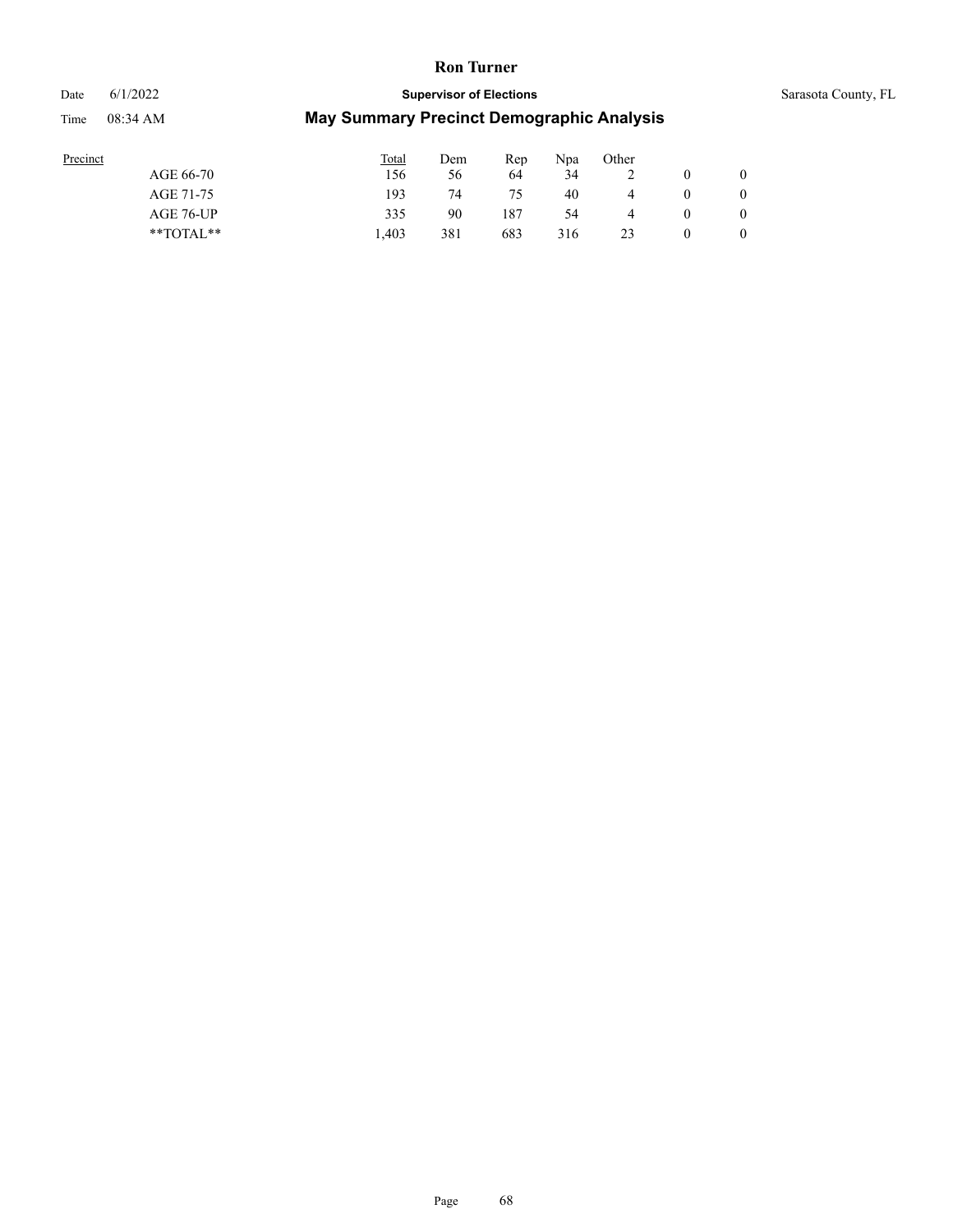| Precinct | Total | Dem | Rep | Npa | Other | | |
|---|---|---|---|---|---|---|---|
| AGE 66-70 | 156 | 56 | 64 | 34 | 2 | 0 | 0 |
| AGE 71-75 | 193 | 74 | 75 | 40 | 4 | 0 | 0 |
| AGE 76-UP | 335 | 90 | 187 | 54 | 4 | 0 | 0 |
| **TOTAL** | 1,403 | 381 | 683 | 316 | 23 | 0 | 0 |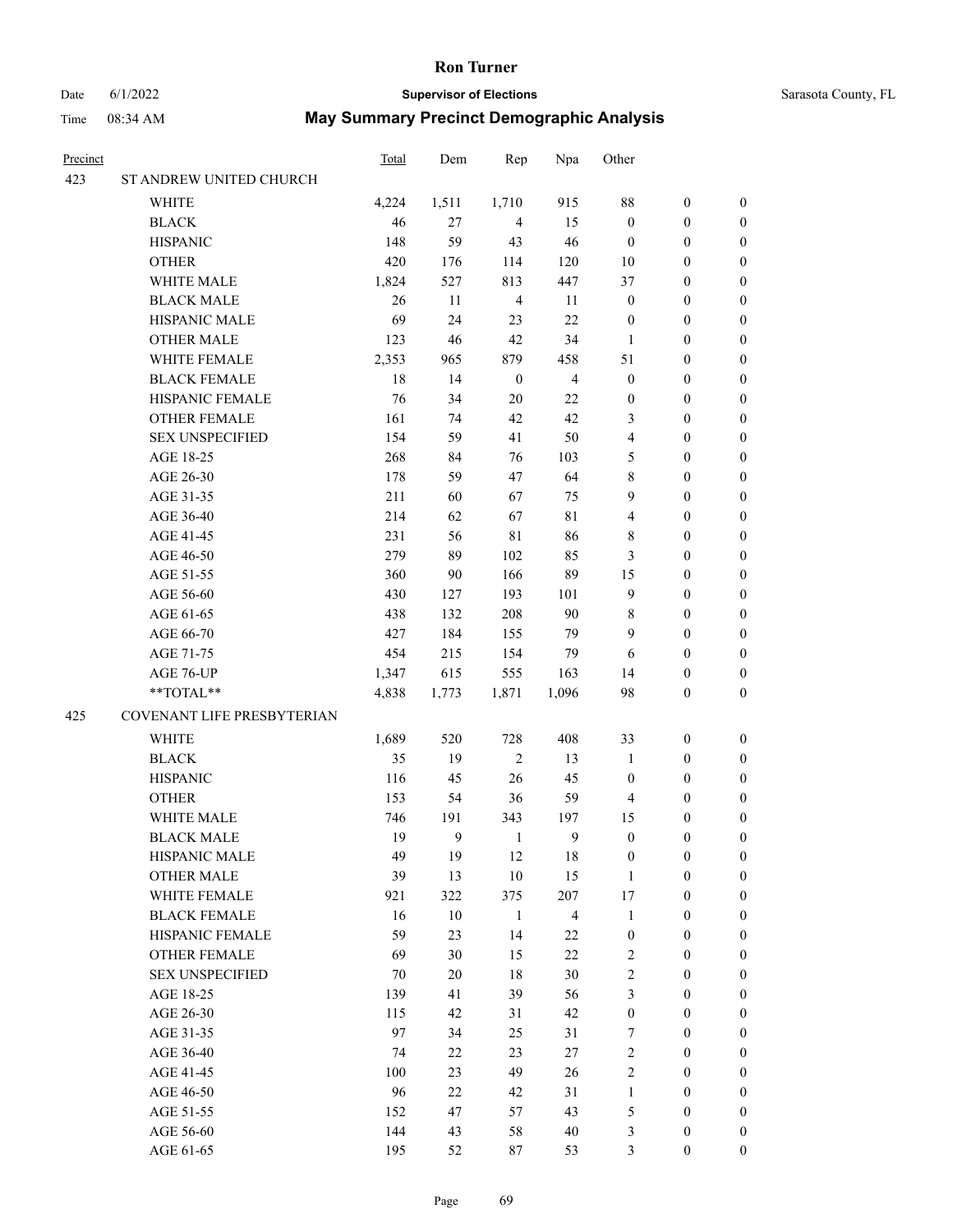# Ron Turner

Date 6/1/2022 **Supervisor of Elections** Sarasota County, FL

Time 08:34 AM **May Summary Precinct Demographic Analysis**

| Precinct | | Total | Dem | Rep | Npa | Other | | |
|---|---|---|---|---|---|---|---|---|
| 423 | ST ANDREW UNITED CHURCH | | | | | | | |
| | WHITE | 4,224 | 1,511 | 1,710 | 915 | 88 | 0 | 0 |
| | BLACK | 46 | 27 | 4 | 15 | 0 | 0 | 0 |
| | HISPANIC | 148 | 59 | 43 | 46 | 0 | 0 | 0 |
| | OTHER | 420 | 176 | 114 | 120 | 10 | 0 | 0 |
| | WHITE MALE | 1,824 | 527 | 813 | 447 | 37 | 0 | 0 |
| | BLACK MALE | 26 | 11 | 4 | 11 | 0 | 0 | 0 |
| | HISPANIC MALE | 69 | 24 | 23 | 22 | 0 | 0 | 0 |
| | OTHER MALE | 123 | 46 | 42 | 34 | 1 | 0 | 0 |
| | WHITE FEMALE | 2,353 | 965 | 879 | 458 | 51 | 0 | 0 |
| | BLACK FEMALE | 18 | 14 | 0 | 4 | 0 | 0 | 0 |
| | HISPANIC FEMALE | 76 | 34 | 20 | 22 | 0 | 0 | 0 |
| | OTHER FEMALE | 161 | 74 | 42 | 42 | 3 | 0 | 0 |
| | SEX UNSPECIFIED | 154 | 59 | 41 | 50 | 4 | 0 | 0 |
| | AGE 18-25 | 268 | 84 | 76 | 103 | 5 | 0 | 0 |
| | AGE 26-30 | 178 | 59 | 47 | 64 | 8 | 0 | 0 |
| | AGE 31-35 | 211 | 60 | 67 | 75 | 9 | 0 | 0 |
| | AGE 36-40 | 214 | 62 | 67 | 81 | 4 | 0 | 0 |
| | AGE 41-45 | 231 | 56 | 81 | 86 | 8 | 0 | 0 |
| | AGE 46-50 | 279 | 89 | 102 | 85 | 3 | 0 | 0 |
| | AGE 51-55 | 360 | 90 | 166 | 89 | 15 | 0 | 0 |
| | AGE 56-60 | 430 | 127 | 193 | 101 | 9 | 0 | 0 |
| | AGE 61-65 | 438 | 132 | 208 | 90 | 8 | 0 | 0 |
| | AGE 66-70 | 427 | 184 | 155 | 79 | 9 | 0 | 0 |
| | AGE 71-75 | 454 | 215 | 154 | 79 | 6 | 0 | 0 |
| | AGE 76-UP | 1,347 | 615 | 555 | 163 | 14 | 0 | 0 |
| | **TOTAL** | 4,838 | 1,773 | 1,871 | 1,096 | 98 | 0 | 0 |
| 425 | COVENANT LIFE PRESBYTERIAN | | | | | | | |
| | WHITE | 1,689 | 520 | 728 | 408 | 33 | 0 | 0 |
| | BLACK | 35 | 19 | 2 | 13 | 1 | 0 | 0 |
| | HISPANIC | 116 | 45 | 26 | 45 | 0 | 0 | 0 |
| | OTHER | 153 | 54 | 36 | 59 | 4 | 0 | 0 |
| | WHITE MALE | 746 | 191 | 343 | 197 | 15 | 0 | 0 |
| | BLACK MALE | 19 | 9 | 1 | 9 | 0 | 0 | 0 |
| | HISPANIC MALE | 49 | 19 | 12 | 18 | 0 | 0 | 0 |
| | OTHER MALE | 39 | 13 | 10 | 15 | 1 | 0 | 0 |
| | WHITE FEMALE | 921 | 322 | 375 | 207 | 17 | 0 | 0 |
| | BLACK FEMALE | 16 | 10 | 1 | 4 | 1 | 0 | 0 |
| | HISPANIC FEMALE | 59 | 23 | 14 | 22 | 0 | 0 | 0 |
| | OTHER FEMALE | 69 | 30 | 15 | 22 | 2 | 0 | 0 |
| | SEX UNSPECIFIED | 70 | 20 | 18 | 30 | 2 | 0 | 0 |
| | AGE 18-25 | 139 | 41 | 39 | 56 | 3 | 0 | 0 |
| | AGE 26-30 | 115 | 42 | 31 | 42 | 0 | 0 | 0 |
| | AGE 31-35 | 97 | 34 | 25 | 31 | 7 | 0 | 0 |
| | AGE 36-40 | 74 | 22 | 23 | 27 | 2 | 0 | 0 |
| | AGE 41-45 | 100 | 23 | 49 | 26 | 2 | 0 | 0 |
| | AGE 46-50 | 96 | 22 | 42 | 31 | 1 | 0 | 0 |
| | AGE 51-55 | 152 | 47 | 57 | 43 | 5 | 0 | 0 |
| | AGE 56-60 | 144 | 43 | 58 | 40 | 3 | 0 | 0 |
| | AGE 61-65 | 195 | 52 | 87 | 53 | 3 | 0 | 0 |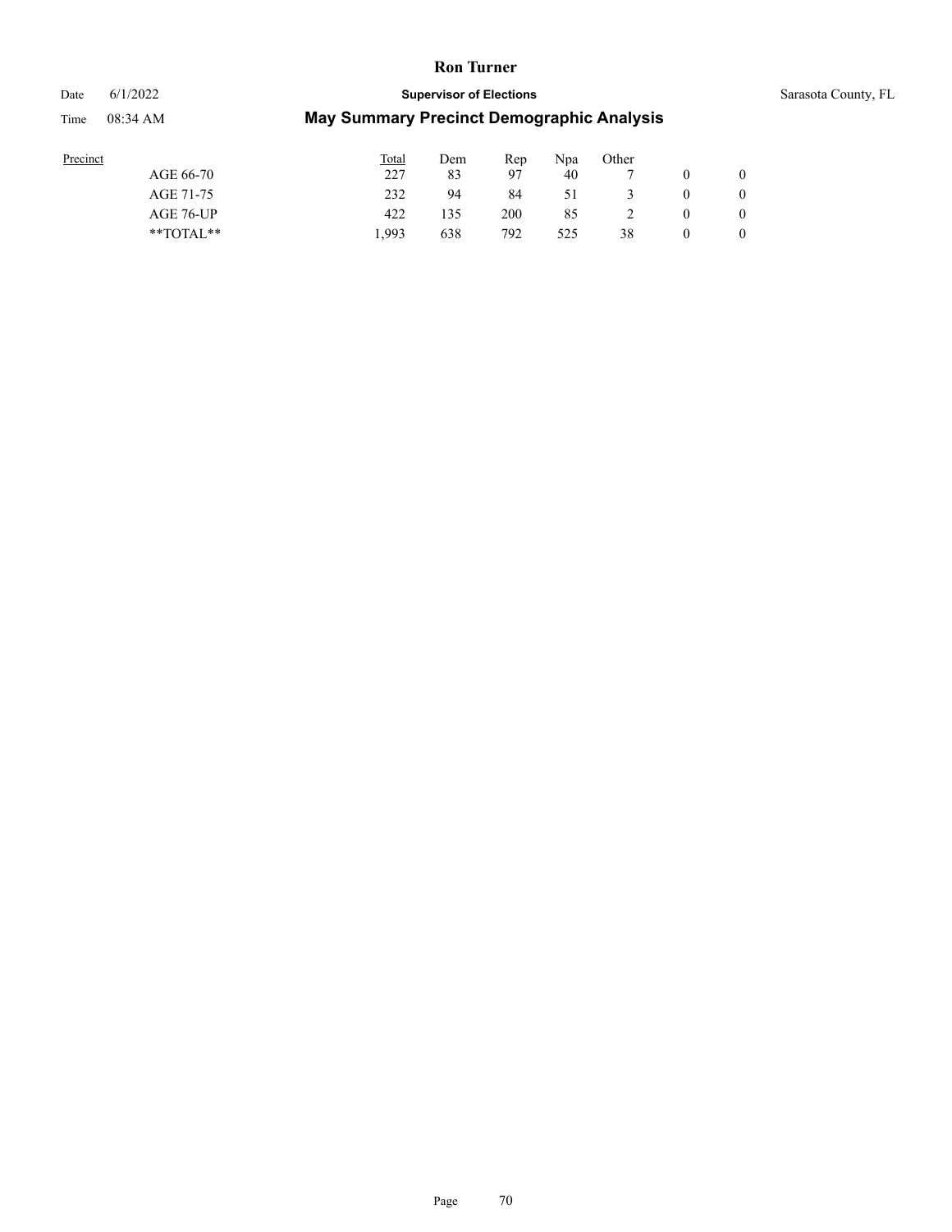| Precinct | Total | Dem | Rep | Npa | Other | | |
|---|---|---|---|---|---|---|---|
| AGE 66-70 | 227 | 83 | 97 | 40 | 7 | 0 | 0 |
| AGE 71-75 | 232 | 94 | 84 | 51 | 3 | 0 | 0 |
| AGE 76-UP | 422 | 135 | 200 | 85 | 2 | 0 | 0 |
| **TOTAL** | 1,993 | 638 | 792 | 525 | 38 | 0 | 0 |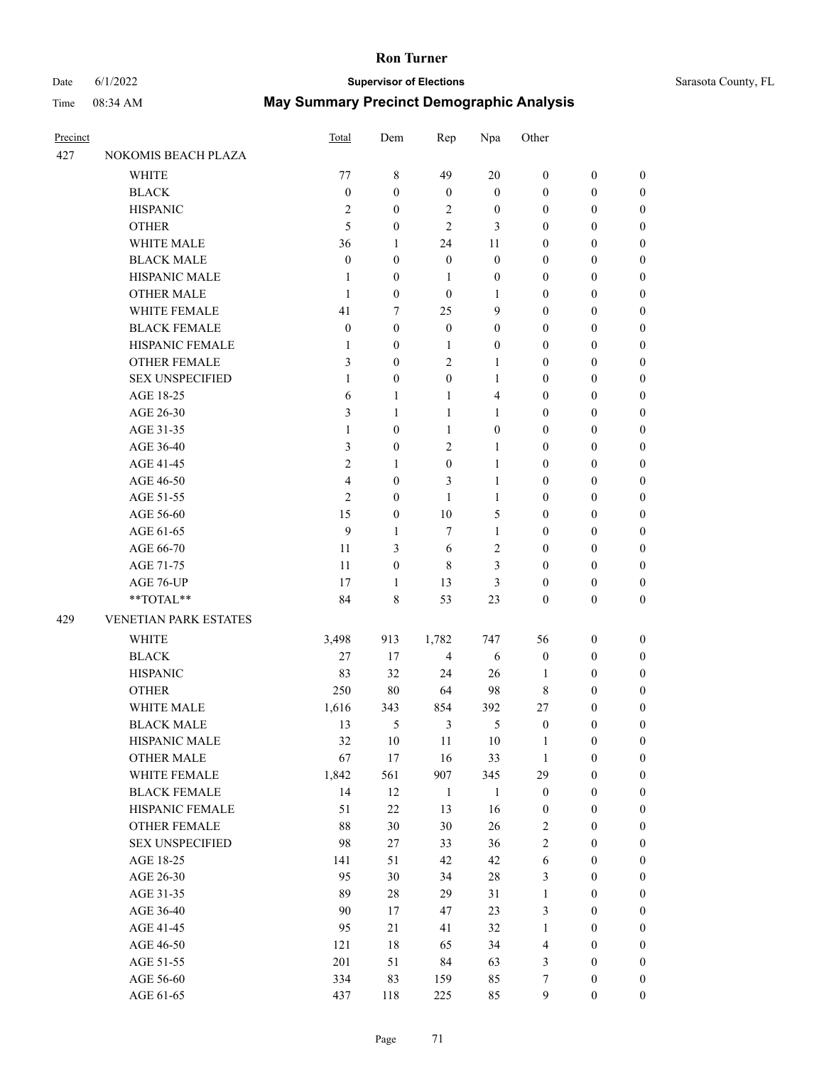# Ron Turner

Date 6/1/2022 **Supervisor of Elections** Sarasota County, FL

Time 08:34 AM **May Summary Precinct Demographic Analysis**

| Precinct | | Total | Dem | Rep | Npa | Other | | |
|---|---|---|---|---|---|---|---|---|
| 427 | NOKOMIS BEACH PLAZA | | | | | | | |
| | WHITE | 77 | 8 | 49 | 20 | 0 | 0 | 0 |
| | BLACK | 0 | 0 | 0 | 0 | 0 | 0 | 0 |
| | HISPANIC | 2 | 0 | 2 | 0 | 0 | 0 | 0 |
| | OTHER | 5 | 0 | 2 | 3 | 0 | 0 | 0 |
| | WHITE MALE | 36 | 1 | 24 | 11 | 0 | 0 | 0 |
| | BLACK MALE | 0 | 0 | 0 | 0 | 0 | 0 | 0 |
| | HISPANIC MALE | 1 | 0 | 1 | 0 | 0 | 0 | 0 |
| | OTHER MALE | 1 | 0 | 0 | 1 | 0 | 0 | 0 |
| | WHITE FEMALE | 41 | 7 | 25 | 9 | 0 | 0 | 0 |
| | BLACK FEMALE | 0 | 0 | 0 | 0 | 0 | 0 | 0 |
| | HISPANIC FEMALE | 1 | 0 | 1 | 0 | 0 | 0 | 0 |
| | OTHER FEMALE | 3 | 0 | 2 | 1 | 0 | 0 | 0 |
| | SEX UNSPECIFIED | 1 | 0 | 0 | 1 | 0 | 0 | 0 |
| | AGE 18-25 | 6 | 1 | 1 | 4 | 0 | 0 | 0 |
| | AGE 26-30 | 3 | 1 | 1 | 1 | 0 | 0 | 0 |
| | AGE 31-35 | 1 | 0 | 1 | 0 | 0 | 0 | 0 |
| | AGE 36-40 | 3 | 0 | 2 | 1 | 0 | 0 | 0 |
| | AGE 41-45 | 2 | 1 | 0 | 1 | 0 | 0 | 0 |
| | AGE 46-50 | 4 | 0 | 3 | 1 | 0 | 0 | 0 |
| | AGE 51-55 | 2 | 0 | 1 | 1 | 0 | 0 | 0 |
| | AGE 56-60 | 15 | 0 | 10 | 5 | 0 | 0 | 0 |
| | AGE 61-65 | 9 | 1 | 7 | 1 | 0 | 0 | 0 |
| | AGE 66-70 | 11 | 3 | 6 | 2 | 0 | 0 | 0 |
| | AGE 71-75 | 11 | 0 | 8 | 3 | 0 | 0 | 0 |
| | AGE 76-UP | 17 | 1 | 13 | 3 | 0 | 0 | 0 |
| | **TOTAL** | 84 | 8 | 53 | 23 | 0 | 0 | 0 |
| 429 | VENETIAN PARK ESTATES | | | | | | | |
| | WHITE | 3,498 | 913 | 1,782 | 747 | 56 | 0 | 0 |
| | BLACK | 27 | 17 | 4 | 6 | 0 | 0 | 0 |
| | HISPANIC | 83 | 32 | 24 | 26 | 1 | 0 | 0 |
| | OTHER | 250 | 80 | 64 | 98 | 8 | 0 | 0 |
| | WHITE MALE | 1,616 | 343 | 854 | 392 | 27 | 0 | 0 |
| | BLACK MALE | 13 | 5 | 3 | 5 | 0 | 0 | 0 |
| | HISPANIC MALE | 32 | 10 | 11 | 10 | 1 | 0 | 0 |
| | OTHER MALE | 67 | 17 | 16 | 33 | 1 | 0 | 0 |
| | WHITE FEMALE | 1,842 | 561 | 907 | 345 | 29 | 0 | 0 |
| | BLACK FEMALE | 14 | 12 | 1 | 1 | 0 | 0 | 0 |
| | HISPANIC FEMALE | 51 | 22 | 13 | 16 | 0 | 0 | 0 |
| | OTHER FEMALE | 88 | 30 | 30 | 26 | 2 | 0 | 0 |
| | SEX UNSPECIFIED | 98 | 27 | 33 | 36 | 2 | 0 | 0 |
| | AGE 18-25 | 141 | 51 | 42 | 42 | 6 | 0 | 0 |
| | AGE 26-30 | 95 | 30 | 34 | 28 | 3 | 0 | 0 |
| | AGE 31-35 | 89 | 28 | 29 | 31 | 1 | 0 | 0 |
| | AGE 36-40 | 90 | 17 | 47 | 23 | 3 | 0 | 0 |
| | AGE 41-45 | 95 | 21 | 41 | 32 | 1 | 0 | 0 |
| | AGE 46-50 | 121 | 18 | 65 | 34 | 4 | 0 | 0 |
| | AGE 51-55 | 201 | 51 | 84 | 63 | 3 | 0 | 0 |
| | AGE 56-60 | 334 | 83 | 159 | 85 | 7 | 0 | 0 |
| | AGE 61-65 | 437 | 118 | 225 | 85 | 9 | 0 | 0 |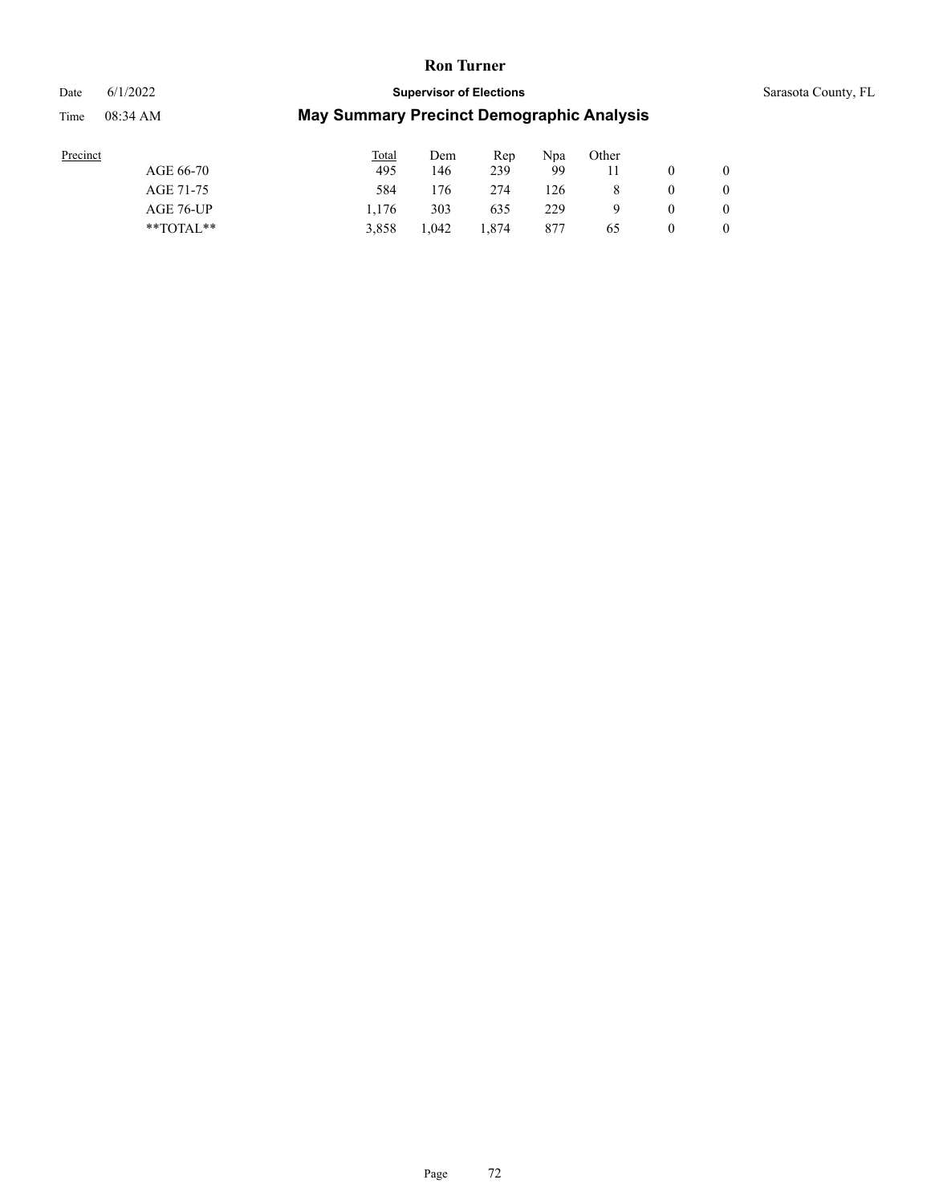| Precinct | Total | Dem | Rep | Npa | Other | | |
|---|---|---|---|---|---|---|---|
| AGE 66-70 | 495 | 146 | 239 | 99 | 11 | 0 | 0 |
| AGE 71-75 | 584 | 176 | 274 | 126 | 8 | 0 | 0 |
| AGE 76-UP | 1,176 | 303 | 635 | 229 | 9 | 0 | 0 |
| **TOTAL** | 3,858 | 1,042 | 1,874 | 877 | 65 | 0 | 0 |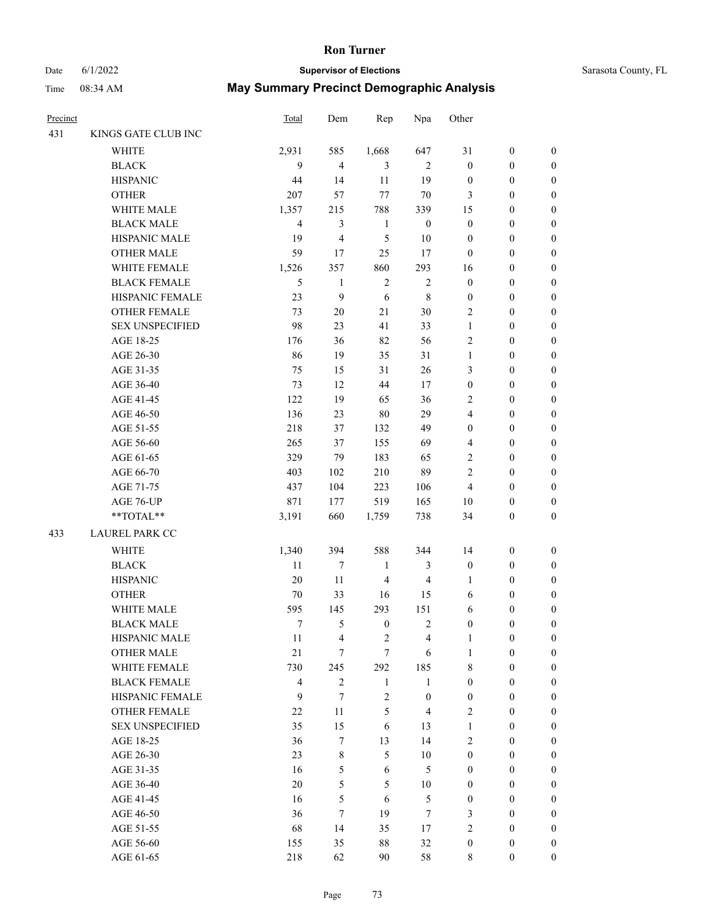# Ron Turner

Date 6/1/2022 **Supervisor of Elections** Sarasota County, FL

Time 08:34 AM **May Summary Precinct Demographic Analysis**

| Precinct | | Total | Dem | Rep | Npa | Other | | |
|---|---|---|---|---|---|---|---|---|
| 431 | KINGS GATE CLUB INC | | | | | | | |
| | WHITE | 2,931 | 585 | 1,668 | 647 | 31 | 0 | 0 |
| | BLACK | 9 | 4 | 3 | 2 | 0 | 0 | 0 |
| | HISPANIC | 44 | 14 | 11 | 19 | 0 | 0 | 0 |
| | OTHER | 207 | 57 | 77 | 70 | 3 | 0 | 0 |
| | WHITE MALE | 1,357 | 215 | 788 | 339 | 15 | 0 | 0 |
| | BLACK MALE | 4 | 3 | 1 | 0 | 0 | 0 | 0 |
| | HISPANIC MALE | 19 | 4 | 5 | 10 | 0 | 0 | 0 |
| | OTHER MALE | 59 | 17 | 25 | 17 | 0 | 0 | 0 |
| | WHITE FEMALE | 1,526 | 357 | 860 | 293 | 16 | 0 | 0 |
| | BLACK FEMALE | 5 | 1 | 2 | 2 | 0 | 0 | 0 |
| | HISPANIC FEMALE | 23 | 9 | 6 | 8 | 0 | 0 | 0 |
| | OTHER FEMALE | 73 | 20 | 21 | 30 | 2 | 0 | 0 |
| | SEX UNSPECIFIED | 98 | 23 | 41 | 33 | 1 | 0 | 0 |
| | AGE 18-25 | 176 | 36 | 82 | 56 | 2 | 0 | 0 |
| | AGE 26-30 | 86 | 19 | 35 | 31 | 1 | 0 | 0 |
| | AGE 31-35 | 75 | 15 | 31 | 26 | 3 | 0 | 0 |
| | AGE 36-40 | 73 | 12 | 44 | 17 | 0 | 0 | 0 |
| | AGE 41-45 | 122 | 19 | 65 | 36 | 2 | 0 | 0 |
| | AGE 46-50 | 136 | 23 | 80 | 29 | 4 | 0 | 0 |
| | AGE 51-55 | 218 | 37 | 132 | 49 | 0 | 0 | 0 |
| | AGE 56-60 | 265 | 37 | 155 | 69 | 4 | 0 | 0 |
| | AGE 61-65 | 329 | 79 | 183 | 65 | 2 | 0 | 0 |
| | AGE 66-70 | 403 | 102 | 210 | 89 | 2 | 0 | 0 |
| | AGE 71-75 | 437 | 104 | 223 | 106 | 4 | 0 | 0 |
| | AGE 76-UP | 871 | 177 | 519 | 165 | 10 | 0 | 0 |
| | **TOTAL** | 3,191 | 660 | 1,759 | 738 | 34 | 0 | 0 |
| 433 | LAUREL PARK CC | | | | | | | |
| | WHITE | 1,340 | 394 | 588 | 344 | 14 | 0 | 0 |
| | BLACK | 11 | 7 | 1 | 3 | 0 | 0 | 0 |
| | HISPANIC | 20 | 11 | 4 | 4 | 1 | 0 | 0 |
| | OTHER | 70 | 33 | 16 | 15 | 6 | 0 | 0 |
| | WHITE MALE | 595 | 145 | 293 | 151 | 6 | 0 | 0 |
| | BLACK MALE | 7 | 5 | 0 | 2 | 0 | 0 | 0 |
| | HISPANIC MALE | 11 | 4 | 2 | 4 | 1 | 0 | 0 |
| | OTHER MALE | 21 | 7 | 7 | 6 | 1 | 0 | 0 |
| | WHITE FEMALE | 730 | 245 | 292 | 185 | 8 | 0 | 0 |
| | BLACK FEMALE | 4 | 2 | 1 | 1 | 0 | 0 | 0 |
| | HISPANIC FEMALE | 9 | 7 | 2 | 0 | 0 | 0 | 0 |
| | OTHER FEMALE | 22 | 11 | 5 | 4 | 2 | 0 | 0 |
| | SEX UNSPECIFIED | 35 | 15 | 6 | 13 | 1 | 0 | 0 |
| | AGE 18-25 | 36 | 7 | 13 | 14 | 2 | 0 | 0 |
| | AGE 26-30 | 23 | 8 | 5 | 10 | 0 | 0 | 0 |
| | AGE 31-35 | 16 | 5 | 6 | 5 | 0 | 0 | 0 |
| | AGE 36-40 | 20 | 5 | 5 | 10 | 0 | 0 | 0 |
| | AGE 41-45 | 16 | 5 | 6 | 5 | 0 | 0 | 0 |
| | AGE 46-50 | 36 | 7 | 19 | 7 | 3 | 0 | 0 |
| | AGE 51-55 | 68 | 14 | 35 | 17 | 2 | 0 | 0 |
| | AGE 56-60 | 155 | 35 | 88 | 32 | 0 | 0 | 0 |
| | AGE 61-65 | 218 | 62 | 90 | 58 | 8 | 0 | 0 |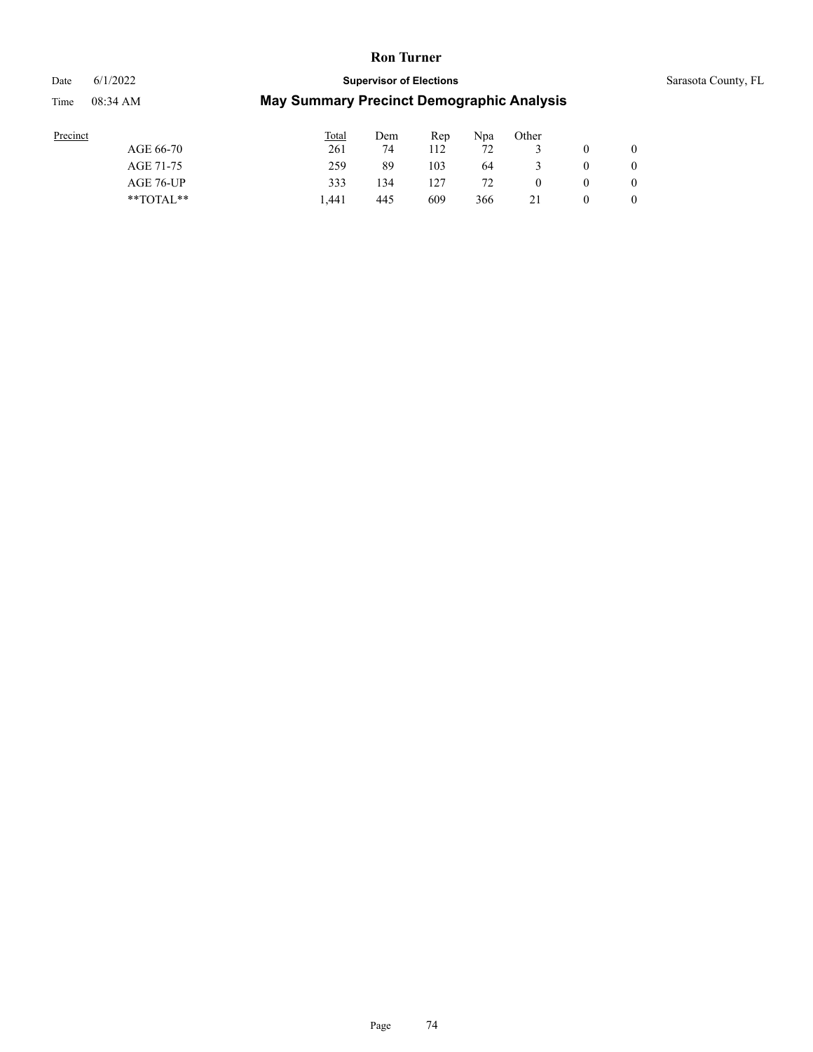| Precinct | Total | Dem | Rep | Npa | Other | | |
|---|---|---|---|---|---|---|---|
| AGE 66-70 | 261 | 74 | 112 | 72 | 3 | 0 | 0 |
| AGE 71-75 | 259 | 89 | 103 | 64 | 3 | 0 | 0 |
| AGE 76-UP | 333 | 134 | 127 | 72 | 0 | 0 | 0 |
| **TOTAL** | 1,441 | 445 | 609 | 366 | 21 | 0 | 0 |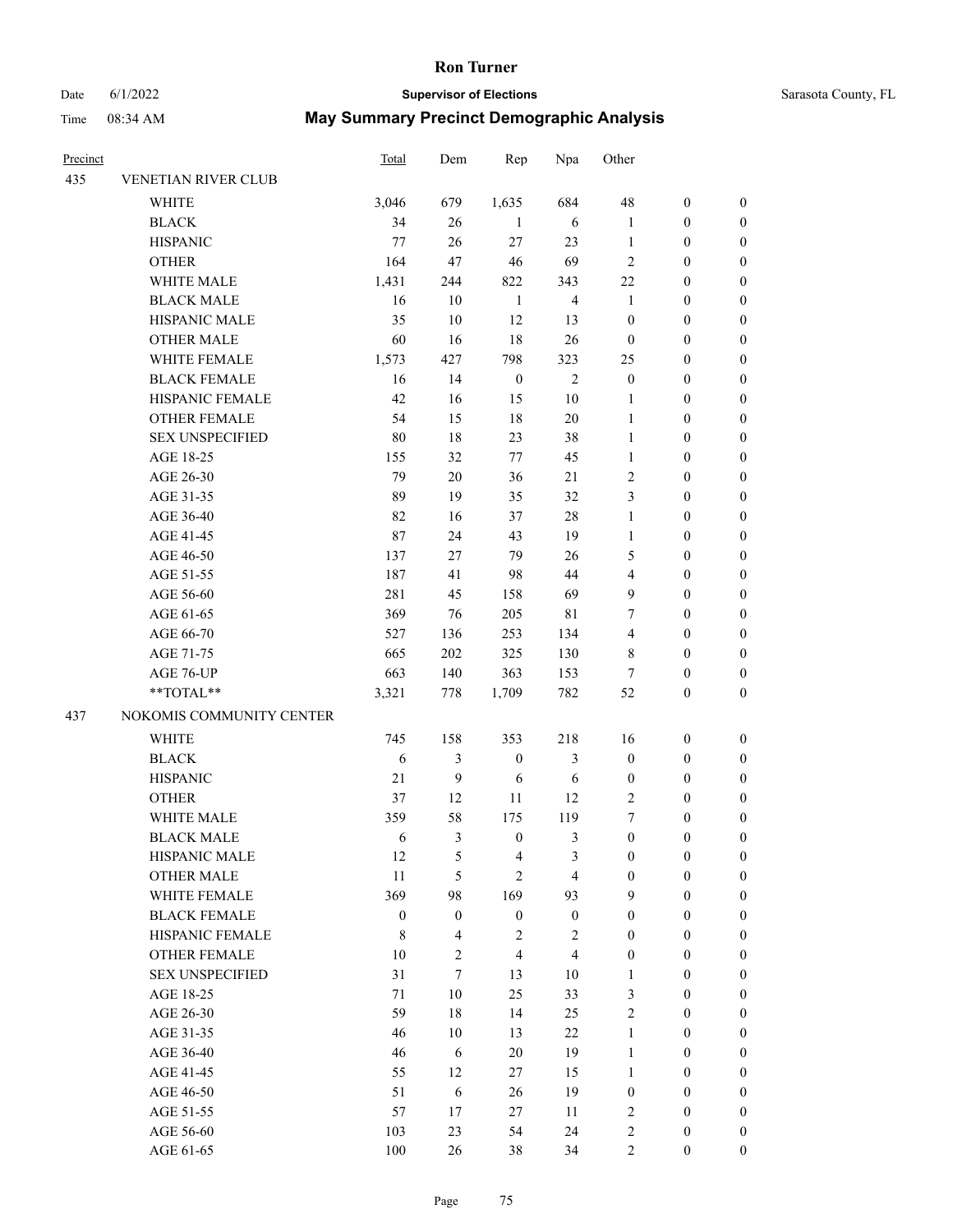# Ron Turner

Date 6/1/2022 **Supervisor of Elections** Sarasota County, FL

Time 08:34 AM **May Summary Precinct Demographic Analysis**

| Precinct | | Total | Dem | Rep | Npa | Other | | |
|---|---|---|---|---|---|---|---|---|
| 435 | VENETIAN RIVER CLUB | | | | | | | |
| | WHITE | 3,046 | 679 | 1,635 | 684 | 48 | 0 | 0 |
| | BLACK | 34 | 26 | 1 | 6 | 1 | 0 | 0 |
| | HISPANIC | 77 | 26 | 27 | 23 | 1 | 0 | 0 |
| | OTHER | 164 | 47 | 46 | 69 | 2 | 0 | 0 |
| | WHITE MALE | 1,431 | 244 | 822 | 343 | 22 | 0 | 0 |
| | BLACK MALE | 16 | 10 | 1 | 4 | 1 | 0 | 0 |
| | HISPANIC MALE | 35 | 10 | 12 | 13 | 0 | 0 | 0 |
| | OTHER MALE | 60 | 16 | 18 | 26 | 0 | 0 | 0 |
| | WHITE FEMALE | 1,573 | 427 | 798 | 323 | 25 | 0 | 0 |
| | BLACK FEMALE | 16 | 14 | 0 | 2 | 0 | 0 | 0 |
| | HISPANIC FEMALE | 42 | 16 | 15 | 10 | 1 | 0 | 0 |
| | OTHER FEMALE | 54 | 15 | 18 | 20 | 1 | 0 | 0 |
| | SEX UNSPECIFIED | 80 | 18 | 23 | 38 | 1 | 0 | 0 |
| | AGE 18-25 | 155 | 32 | 77 | 45 | 1 | 0 | 0 |
| | AGE 26-30 | 79 | 20 | 36 | 21 | 2 | 0 | 0 |
| | AGE 31-35 | 89 | 19 | 35 | 32 | 3 | 0 | 0 |
| | AGE 36-40 | 82 | 16 | 37 | 28 | 1 | 0 | 0 |
| | AGE 41-45 | 87 | 24 | 43 | 19 | 1 | 0 | 0 |
| | AGE 46-50 | 137 | 27 | 79 | 26 | 5 | 0 | 0 |
| | AGE 51-55 | 187 | 41 | 98 | 44 | 4 | 0 | 0 |
| | AGE 56-60 | 281 | 45 | 158 | 69 | 9 | 0 | 0 |
| | AGE 61-65 | 369 | 76 | 205 | 81 | 7 | 0 | 0 |
| | AGE 66-70 | 527 | 136 | 253 | 134 | 4 | 0 | 0 |
| | AGE 71-75 | 665 | 202 | 325 | 130 | 8 | 0 | 0 |
| | AGE 76-UP | 663 | 140 | 363 | 153 | 7 | 0 | 0 |
| | **TOTAL** | 3,321 | 778 | 1,709 | 782 | 52 | 0 | 0 |
| 437 | NOKOMIS COMMUNITY CENTER | | | | | | | |
| | WHITE | 745 | 158 | 353 | 218 | 16 | 0 | 0 |
| | BLACK | 6 | 3 | 0 | 3 | 0 | 0 | 0 |
| | HISPANIC | 21 | 9 | 6 | 6 | 0 | 0 | 0 |
| | OTHER | 37 | 12 | 11 | 12 | 2 | 0 | 0 |
| | WHITE MALE | 359 | 58 | 175 | 119 | 7 | 0 | 0 |
| | BLACK MALE | 6 | 3 | 0 | 3 | 0 | 0 | 0 |
| | HISPANIC MALE | 12 | 5 | 4 | 3 | 0 | 0 | 0 |
| | OTHER MALE | 11 | 5 | 2 | 4 | 0 | 0 | 0 |
| | WHITE FEMALE | 369 | 98 | 169 | 93 | 9 | 0 | 0 |
| | BLACK FEMALE | 0 | 0 | 0 | 0 | 0 | 0 | 0 |
| | HISPANIC FEMALE | 8 | 4 | 2 | 2 | 0 | 0 | 0 |
| | OTHER FEMALE | 10 | 2 | 4 | 4 | 0 | 0 | 0 |
| | SEX UNSPECIFIED | 31 | 7 | 13 | 10 | 1 | 0 | 0 |
| | AGE 18-25 | 71 | 10 | 25 | 33 | 3 | 0 | 0 |
| | AGE 26-30 | 59 | 18 | 14 | 25 | 2 | 0 | 0 |
| | AGE 31-35 | 46 | 10 | 13 | 22 | 1 | 0 | 0 |
| | AGE 36-40 | 46 | 6 | 20 | 19 | 1 | 0 | 0 |
| | AGE 41-45 | 55 | 12 | 27 | 15 | 1 | 0 | 0 |
| | AGE 46-50 | 51 | 6 | 26 | 19 | 0 | 0 | 0 |
| | AGE 51-55 | 57 | 17 | 27 | 11 | 2 | 0 | 0 |
| | AGE 56-60 | 103 | 23 | 54 | 24 | 2 | 0 | 0 |
| | AGE 61-65 | 100 | 26 | 38 | 34 | 2 | 0 | 0 |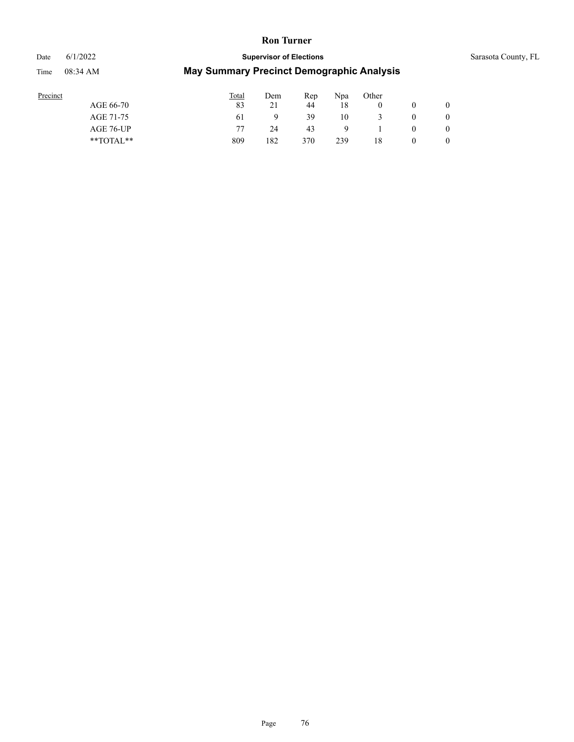| Precinct | Total | Dem | Rep | Npa | Other | | |
|---|---|---|---|---|---|---|---|
| AGE 66-70 | 83 | 21 | 44 | 18 | 0 | 0 | 0 |
| AGE 71-75 | 61 | 9 | 39 | 10 | 3 | 0 | 0 |
| AGE 76-UP | 77 | 24 | 43 | 9 | 1 | 0 | 0 |
| **TOTAL** | 809 | 182 | 370 | 239 | 18 | 0 | 0 |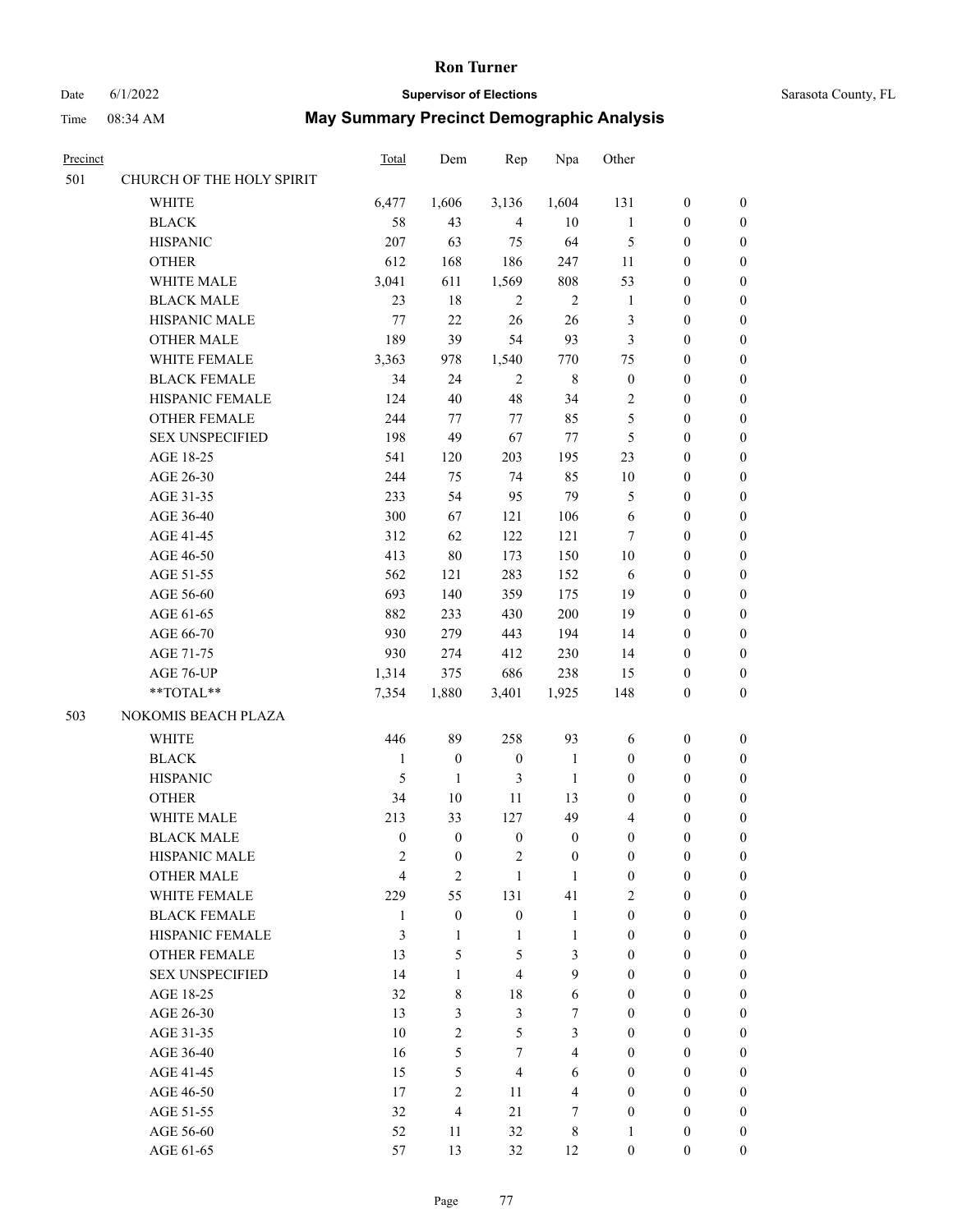# Ron Turner

Date 6/1/2022 **Supervisor of Elections** Sarasota County, FL

Time 08:34 AM **May Summary Precinct Demographic Analysis**

| Precinct | | Total | Dem | Rep | Npa | Other | | |
|---|---|---|---|---|---|---|---|---|
| 501 | CHURCH OF THE HOLY SPIRIT | | | | | | | |
| | WHITE | 6,477 | 1,606 | 3,136 | 1,604 | 131 | 0 | 0 |
| | BLACK | 58 | 43 | 4 | 10 | 1 | 0 | 0 |
| | HISPANIC | 207 | 63 | 75 | 64 | 5 | 0 | 0 |
| | OTHER | 612 | 168 | 186 | 247 | 11 | 0 | 0 |
| | WHITE MALE | 3,041 | 611 | 1,569 | 808 | 53 | 0 | 0 |
| | BLACK MALE | 23 | 18 | 2 | 2 | 1 | 0 | 0 |
| | HISPANIC MALE | 77 | 22 | 26 | 26 | 3 | 0 | 0 |
| | OTHER MALE | 189 | 39 | 54 | 93 | 3 | 0 | 0 |
| | WHITE FEMALE | 3,363 | 978 | 1,540 | 770 | 75 | 0 | 0 |
| | BLACK FEMALE | 34 | 24 | 2 | 8 | 0 | 0 | 0 |
| | HISPANIC FEMALE | 124 | 40 | 48 | 34 | 2 | 0 | 0 |
| | OTHER FEMALE | 244 | 77 | 77 | 85 | 5 | 0 | 0 |
| | SEX UNSPECIFIED | 198 | 49 | 67 | 77 | 5 | 0 | 0 |
| | AGE 18-25 | 541 | 120 | 203 | 195 | 23 | 0 | 0 |
| | AGE 26-30 | 244 | 75 | 74 | 85 | 10 | 0 | 0 |
| | AGE 31-35 | 233 | 54 | 95 | 79 | 5 | 0 | 0 |
| | AGE 36-40 | 300 | 67 | 121 | 106 | 6 | 0 | 0 |
| | AGE 41-45 | 312 | 62 | 122 | 121 | 7 | 0 | 0 |
| | AGE 46-50 | 413 | 80 | 173 | 150 | 10 | 0 | 0 |
| | AGE 51-55 | 562 | 121 | 283 | 152 | 6 | 0 | 0 |
| | AGE 56-60 | 693 | 140 | 359 | 175 | 19 | 0 | 0 |
| | AGE 61-65 | 882 | 233 | 430 | 200 | 19 | 0 | 0 |
| | AGE 66-70 | 930 | 279 | 443 | 194 | 14 | 0 | 0 |
| | AGE 71-75 | 930 | 274 | 412 | 230 | 14 | 0 | 0 |
| | AGE 76-UP | 1,314 | 375 | 686 | 238 | 15 | 0 | 0 |
| | **TOTAL** | 7,354 | 1,880 | 3,401 | 1,925 | 148 | 0 | 0 |
| 503 | NOKOMIS BEACH PLAZA | | | | | | | |
| | WHITE | 446 | 89 | 258 | 93 | 6 | 0 | 0 |
| | BLACK | 1 | 0 | 0 | 1 | 0 | 0 | 0 |
| | HISPANIC | 5 | 1 | 3 | 1 | 0 | 0 | 0 |
| | OTHER | 34 | 10 | 11 | 13 | 0 | 0 | 0 |
| | WHITE MALE | 213 | 33 | 127 | 49 | 4 | 0 | 0 |
| | BLACK MALE | 0 | 0 | 0 | 0 | 0 | 0 | 0 |
| | HISPANIC MALE | 2 | 0 | 2 | 0 | 0 | 0 | 0 |
| | OTHER MALE | 4 | 2 | 1 | 1 | 0 | 0 | 0 |
| | WHITE FEMALE | 229 | 55 | 131 | 41 | 2 | 0 | 0 |
| | BLACK FEMALE | 1 | 0 | 0 | 1 | 0 | 0 | 0 |
| | HISPANIC FEMALE | 3 | 1 | 1 | 1 | 0 | 0 | 0 |
| | OTHER FEMALE | 13 | 5 | 5 | 3 | 0 | 0 | 0 |
| | SEX UNSPECIFIED | 14 | 1 | 4 | 9 | 0 | 0 | 0 |
| | AGE 18-25 | 32 | 8 | 18 | 6 | 0 | 0 | 0 |
| | AGE 26-30 | 13 | 3 | 3 | 7 | 0 | 0 | 0 |
| | AGE 31-35 | 10 | 2 | 5 | 3 | 0 | 0 | 0 |
| | AGE 36-40 | 16 | 5 | 7 | 4 | 0 | 0 | 0 |
| | AGE 41-45 | 15 | 5 | 4 | 6 | 0 | 0 | 0 |
| | AGE 46-50 | 17 | 2 | 11 | 4 | 0 | 0 | 0 |
| | AGE 51-55 | 32 | 4 | 21 | 7 | 0 | 0 | 0 |
| | AGE 56-60 | 52 | 11 | 32 | 8 | 1 | 0 | 0 |
| | AGE 61-65 | 57 | 13 | 32 | 12 | 0 | 0 | 0 |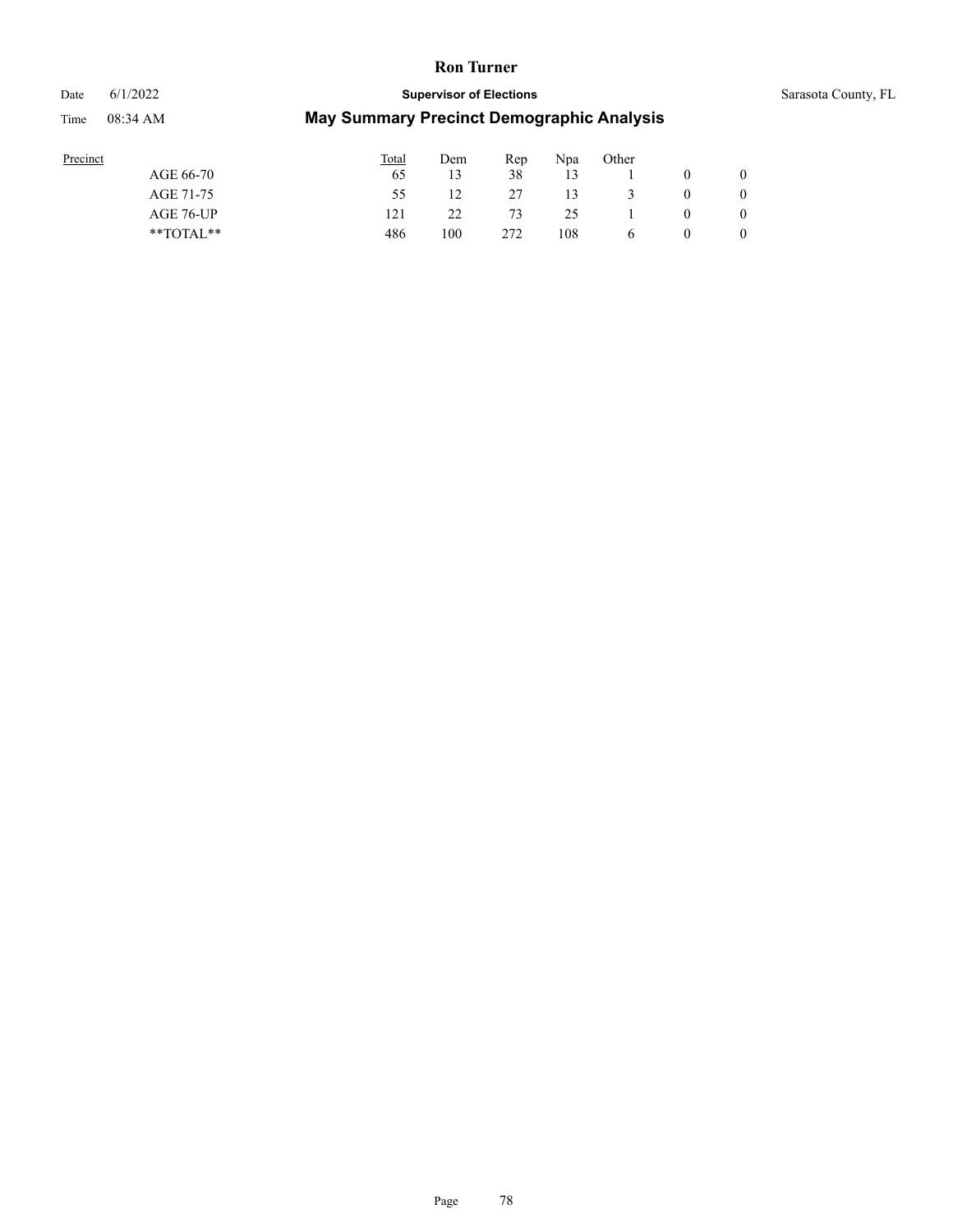| Precinct | Total | Dem | Rep | Npa | Other | | |
|---|---|---|---|---|---|---|---|
| AGE 66-70 | 65 | 13 | 38 | 13 | 1 | 0 | 0 |
| AGE 71-75 | 55 | 12 | 27 | 13 | 3 | 0 | 0 |
| AGE 76-UP | 121 | 22 | 73 | 25 | 1 | 0 | 0 |
| **TOTAL** | 486 | 100 | 272 | 108 | 6 | 0 | 0 |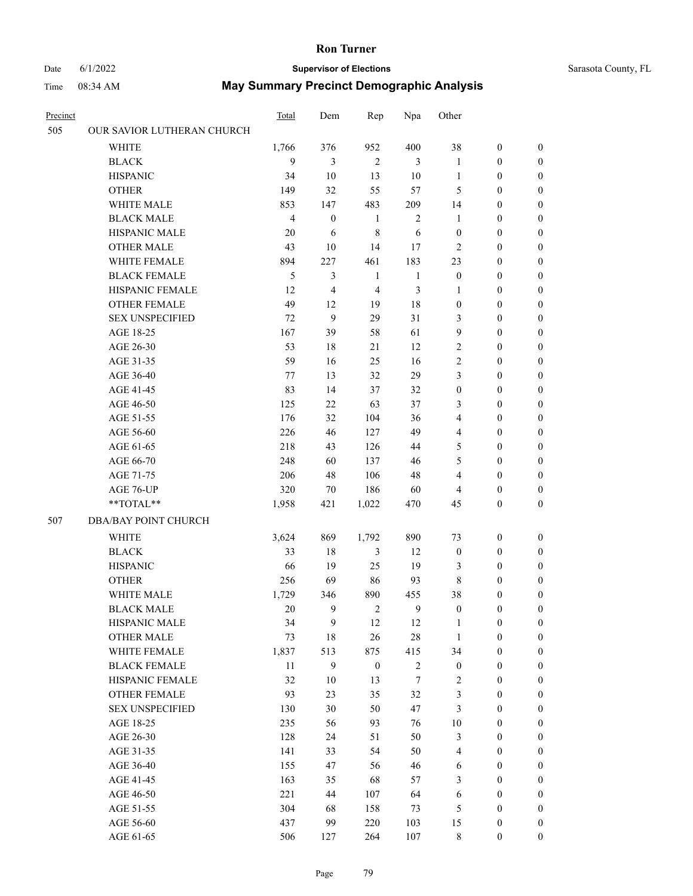# Ron Turner

Date 6/1/2022 **Supervisor of Elections** Sarasota County, FL

Time 08:34 AM **May Summary Precinct Demographic Analysis**

| Precinct | | Total | Dem | Rep | Npa | Other | | |
|---|---|---|---|---|---|---|---|---|
| 505 | OUR SAVIOR LUTHERAN CHURCH | | | | | | | |
| | WHITE | 1,766 | 376 | 952 | 400 | 38 | 0 | 0 |
| | BLACK | 9 | 3 | 2 | 3 | 1 | 0 | 0 |
| | HISPANIC | 34 | 10 | 13 | 10 | 1 | 0 | 0 |
| | OTHER | 149 | 32 | 55 | 57 | 5 | 0 | 0 |
| | WHITE MALE | 853 | 147 | 483 | 209 | 14 | 0 | 0 |
| | BLACK MALE | 4 | 0 | 1 | 2 | 1 | 0 | 0 |
| | HISPANIC MALE | 20 | 6 | 8 | 6 | 0 | 0 | 0 |
| | OTHER MALE | 43 | 10 | 14 | 17 | 2 | 0 | 0 |
| | WHITE FEMALE | 894 | 227 | 461 | 183 | 23 | 0 | 0 |
| | BLACK FEMALE | 5 | 3 | 1 | 1 | 0 | 0 | 0 |
| | HISPANIC FEMALE | 12 | 4 | 4 | 3 | 1 | 0 | 0 |
| | OTHER FEMALE | 49 | 12 | 19 | 18 | 0 | 0 | 0 |
| | SEX UNSPECIFIED | 72 | 9 | 29 | 31 | 3 | 0 | 0 |
| | AGE 18-25 | 167 | 39 | 58 | 61 | 9 | 0 | 0 |
| | AGE 26-30 | 53 | 18 | 21 | 12 | 2 | 0 | 0 |
| | AGE 31-35 | 59 | 16 | 25 | 16 | 2 | 0 | 0 |
| | AGE 36-40 | 77 | 13 | 32 | 29 | 3 | 0 | 0 |
| | AGE 41-45 | 83 | 14 | 37 | 32 | 0 | 0 | 0 |
| | AGE 46-50 | 125 | 22 | 63 | 37 | 3 | 0 | 0 |
| | AGE 51-55 | 176 | 32 | 104 | 36 | 4 | 0 | 0 |
| | AGE 56-60 | 226 | 46 | 127 | 49 | 4 | 0 | 0 |
| | AGE 61-65 | 218 | 43 | 126 | 44 | 5 | 0 | 0 |
| | AGE 66-70 | 248 | 60 | 137 | 46 | 5 | 0 | 0 |
| | AGE 71-75 | 206 | 48 | 106 | 48 | 4 | 0 | 0 |
| | AGE 76-UP | 320 | 70 | 186 | 60 | 4 | 0 | 0 |
| | **TOTAL** | 1,958 | 421 | 1,022 | 470 | 45 | 0 | 0 |
| 507 | DBA/BAY POINT CHURCH | | | | | | | |
| | WHITE | 3,624 | 869 | 1,792 | 890 | 73 | 0 | 0 |
| | BLACK | 33 | 18 | 3 | 12 | 0 | 0 | 0 |
| | HISPANIC | 66 | 19 | 25 | 19 | 3 | 0 | 0 |
| | OTHER | 256 | 69 | 86 | 93 | 8 | 0 | 0 |
| | WHITE MALE | 1,729 | 346 | 890 | 455 | 38 | 0 | 0 |
| | BLACK MALE | 20 | 9 | 2 | 9 | 0 | 0 | 0 |
| | HISPANIC MALE | 34 | 9 | 12 | 12 | 1 | 0 | 0 |
| | OTHER MALE | 73 | 18 | 26 | 28 | 1 | 0 | 0 |
| | WHITE FEMALE | 1,837 | 513 | 875 | 415 | 34 | 0 | 0 |
| | BLACK FEMALE | 11 | 9 | 0 | 2 | 0 | 0 | 0 |
| | HISPANIC FEMALE | 32 | 10 | 13 | 7 | 2 | 0 | 0 |
| | OTHER FEMALE | 93 | 23 | 35 | 32 | 3 | 0 | 0 |
| | SEX UNSPECIFIED | 130 | 30 | 50 | 47 | 3 | 0 | 0 |
| | AGE 18-25 | 235 | 56 | 93 | 76 | 10 | 0 | 0 |
| | AGE 26-30 | 128 | 24 | 51 | 50 | 3 | 0 | 0 |
| | AGE 31-35 | 141 | 33 | 54 | 50 | 4 | 0 | 0 |
| | AGE 36-40 | 155 | 47 | 56 | 46 | 6 | 0 | 0 |
| | AGE 41-45 | 163 | 35 | 68 | 57 | 3 | 0 | 0 |
| | AGE 46-50 | 221 | 44 | 107 | 64 | 6 | 0 | 0 |
| | AGE 51-55 | 304 | 68 | 158 | 73 | 5 | 0 | 0 |
| | AGE 56-60 | 437 | 99 | 220 | 103 | 15 | 0 | 0 |
| | AGE 61-65 | 506 | 127 | 264 | 107 | 8 | 0 | 0 |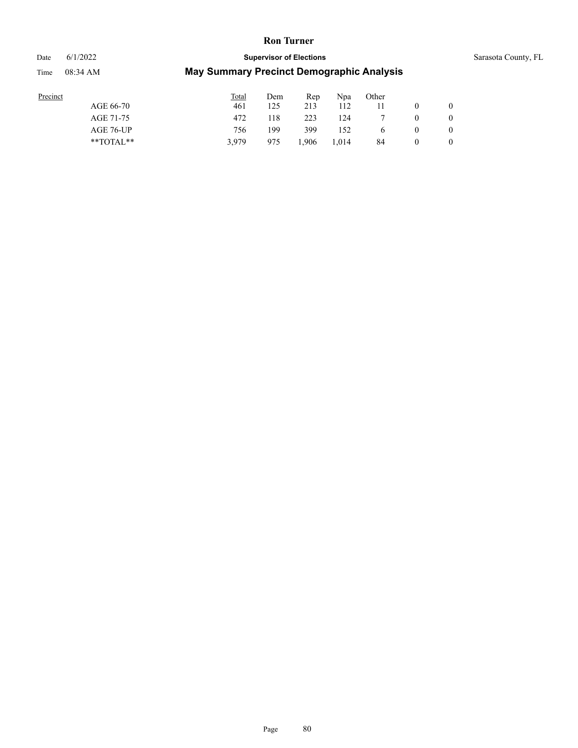| Precinct | Total | Dem | Rep | Npa | Other | | |
|---|---|---|---|---|---|---|---|
| AGE 66-70 | 461 | 125 | 213 | 112 | 11 | 0 | 0 |
| AGE 71-75 | 472 | 118 | 223 | 124 | 7 | 0 | 0 |
| AGE 76-UP | 756 | 199 | 399 | 152 | 6 | 0 | 0 |
| **TOTAL** | 3,979 | 975 | 1,906 | 1,014 | 84 | 0 | 0 |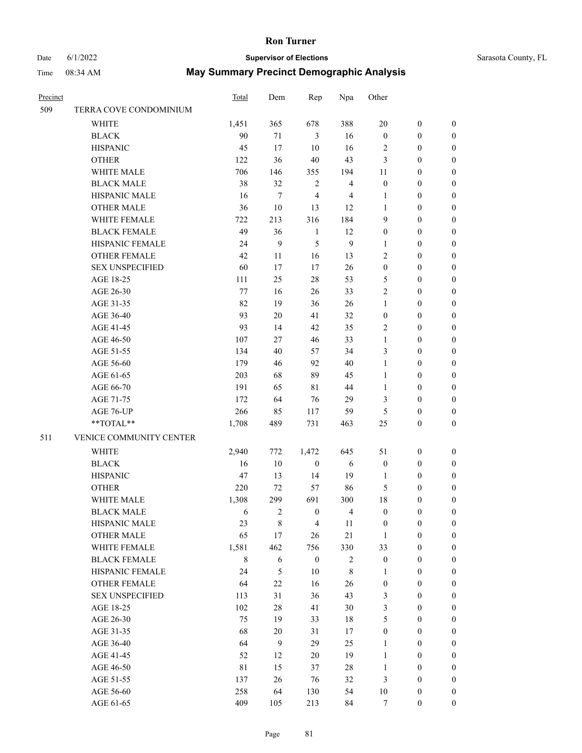# Ron Turner

Date 6/1/2022 **Supervisor of Elections** Sarasota County, FL

Time 08:34 AM **May Summary Precinct Demographic Analysis**

| Precinct | | Total | Dem | Rep | Npa | Other | | |
|---|---|---|---|---|---|---|---|---|
| 509 | TERRA COVE CONDOMINIUM | | | | | | | |
| | WHITE | 1,451 | 365 | 678 | 388 | 20 | 0 | 0 |
| | BLACK | 90 | 71 | 3 | 16 | 0 | 0 | 0 |
| | HISPANIC | 45 | 17 | 10 | 16 | 2 | 0 | 0 |
| | OTHER | 122 | 36 | 40 | 43 | 3 | 0 | 0 |
| | WHITE MALE | 706 | 146 | 355 | 194 | 11 | 0 | 0 |
| | BLACK MALE | 38 | 32 | 2 | 4 | 0 | 0 | 0 |
| | HISPANIC MALE | 16 | 7 | 4 | 4 | 1 | 0 | 0 |
| | OTHER MALE | 36 | 10 | 13 | 12 | 1 | 0 | 0 |
| | WHITE FEMALE | 722 | 213 | 316 | 184 | 9 | 0 | 0 |
| | BLACK FEMALE | 49 | 36 | 1 | 12 | 0 | 0 | 0 |
| | HISPANIC FEMALE | 24 | 9 | 5 | 9 | 1 | 0 | 0 |
| | OTHER FEMALE | 42 | 11 | 16 | 13 | 2 | 0 | 0 |
| | SEX UNSPECIFIED | 60 | 17 | 17 | 26 | 0 | 0 | 0 |
| | AGE 18-25 | 111 | 25 | 28 | 53 | 5 | 0 | 0 |
| | AGE 26-30 | 77 | 16 | 26 | 33 | 2 | 0 | 0 |
| | AGE 31-35 | 82 | 19 | 36 | 26 | 1 | 0 | 0 |
| | AGE 36-40 | 93 | 20 | 41 | 32 | 0 | 0 | 0 |
| | AGE 41-45 | 93 | 14 | 42 | 35 | 2 | 0 | 0 |
| | AGE 46-50 | 107 | 27 | 46 | 33 | 1 | 0 | 0 |
| | AGE 51-55 | 134 | 40 | 57 | 34 | 3 | 0 | 0 |
| | AGE 56-60 | 179 | 46 | 92 | 40 | 1 | 0 | 0 |
| | AGE 61-65 | 203 | 68 | 89 | 45 | 1 | 0 | 0 |
| | AGE 66-70 | 191 | 65 | 81 | 44 | 1 | 0 | 0 |
| | AGE 71-75 | 172 | 64 | 76 | 29 | 3 | 0 | 0 |
| | AGE 76-UP | 266 | 85 | 117 | 59 | 5 | 0 | 0 |
| | **TOTAL** | 1,708 | 489 | 731 | 463 | 25 | 0 | 0 |
| 511 | VENICE COMMUNITY CENTER | | | | | | | |
| | WHITE | 2,940 | 772 | 1,472 | 645 | 51 | 0 | 0 |
| | BLACK | 16 | 10 | 0 | 6 | 0 | 0 | 0 |
| | HISPANIC | 47 | 13 | 14 | 19 | 1 | 0 | 0 |
| | OTHER | 220 | 72 | 57 | 86 | 5 | 0 | 0 |
| | WHITE MALE | 1,308 | 299 | 691 | 300 | 18 | 0 | 0 |
| | BLACK MALE | 6 | 2 | 0 | 4 | 0 | 0 | 0 |
| | HISPANIC MALE | 23 | 8 | 4 | 11 | 0 | 0 | 0 |
| | OTHER MALE | 65 | 17 | 26 | 21 | 1 | 0 | 0 |
| | WHITE FEMALE | 1,581 | 462 | 756 | 330 | 33 | 0 | 0 |
| | BLACK FEMALE | 8 | 6 | 0 | 2 | 0 | 0 | 0 |
| | HISPANIC FEMALE | 24 | 5 | 10 | 8 | 1 | 0 | 0 |
| | OTHER FEMALE | 64 | 22 | 16 | 26 | 0 | 0 | 0 |
| | SEX UNSPECIFIED | 113 | 31 | 36 | 43 | 3 | 0 | 0 |
| | AGE 18-25 | 102 | 28 | 41 | 30 | 3 | 0 | 0 |
| | AGE 26-30 | 75 | 19 | 33 | 18 | 5 | 0 | 0 |
| | AGE 31-35 | 68 | 20 | 31 | 17 | 0 | 0 | 0 |
| | AGE 36-40 | 64 | 9 | 29 | 25 | 1 | 0 | 0 |
| | AGE 41-45 | 52 | 12 | 20 | 19 | 1 | 0 | 0 |
| | AGE 46-50 | 81 | 15 | 37 | 28 | 1 | 0 | 0 |
| | AGE 51-55 | 137 | 26 | 76 | 32 | 3 | 0 | 0 |
| | AGE 56-60 | 258 | 64 | 130 | 54 | 10 | 0 | 0 |
| | AGE 61-65 | 409 | 105 | 213 | 84 | 7 | 0 | 0 |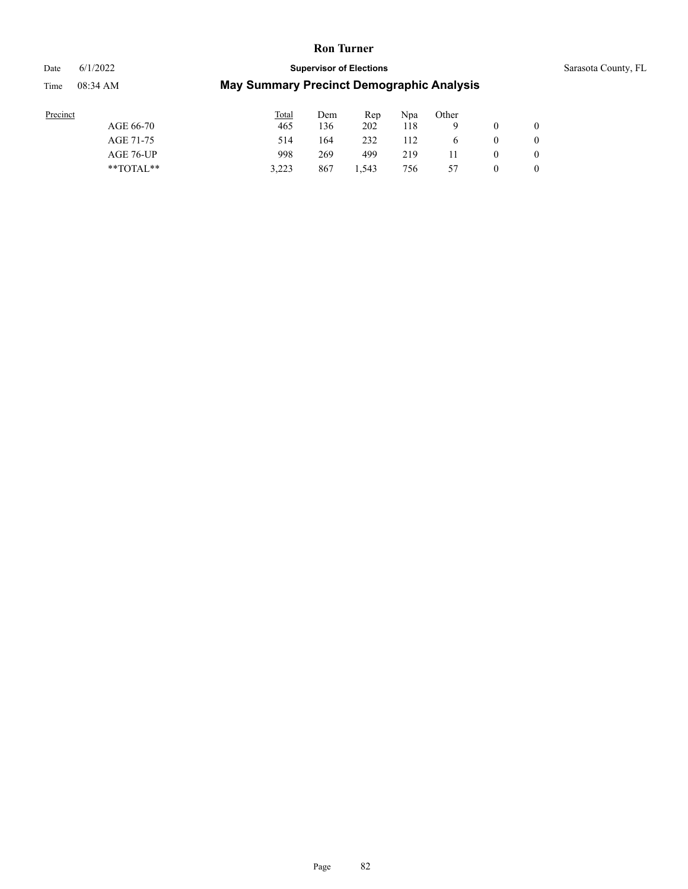| Precinct | Total | Dem | Rep | Npa | Other | | |
|---|---|---|---|---|---|---|---|
| AGE 66-70 | 465 | 136 | 202 | 118 | 9 | 0 | 0 |
| AGE 71-75 | 514 | 164 | 232 | 112 | 6 | 0 | 0 |
| AGE 76-UP | 998 | 269 | 499 | 219 | 11 | 0 | 0 |
| **TOTAL** | 3,223 | 867 | 1,543 | 756 | 57 | 0 | 0 |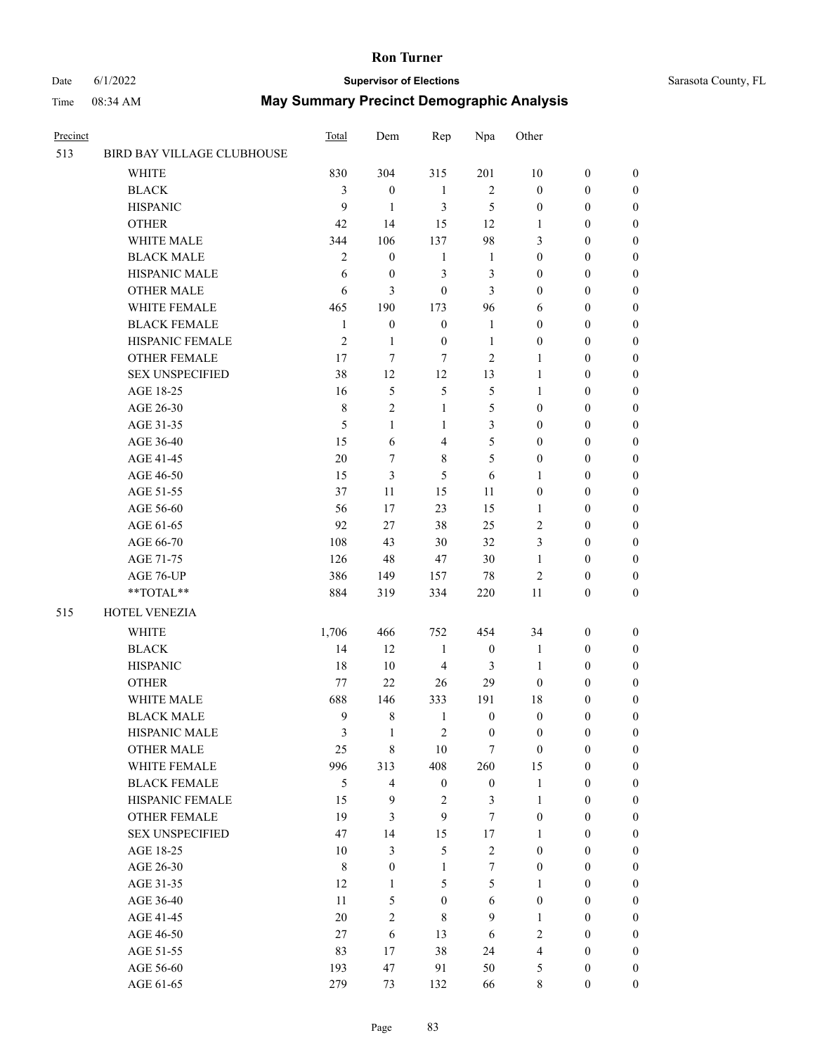# Ron Turner

Date 6/1/2022 **Supervisor of Elections** Sarasota County, FL

Time 08:34 AM **May Summary Precinct Demographic Analysis**

| Precinct | | Total | Dem | Rep | Npa | Other | | |
|---|---|---|---|---|---|---|---|---|
| 513 | BIRD BAY VILLAGE CLUBHOUSE | | | | | | | |
| | WHITE | 830 | 304 | 315 | 201 | 10 | 0 | 0 |
| | BLACK | 3 | 0 | 1 | 2 | 0 | 0 | 0 |
| | HISPANIC | 9 | 1 | 3 | 5 | 0 | 0 | 0 |
| | OTHER | 42 | 14 | 15 | 12 | 1 | 0 | 0 |
| | WHITE MALE | 344 | 106 | 137 | 98 | 3 | 0 | 0 |
| | BLACK MALE | 2 | 0 | 1 | 1 | 0 | 0 | 0 |
| | HISPANIC MALE | 6 | 0 | 3 | 3 | 0 | 0 | 0 |
| | OTHER MALE | 6 | 3 | 0 | 3 | 0 | 0 | 0 |
| | WHITE FEMALE | 465 | 190 | 173 | 96 | 6 | 0 | 0 |
| | BLACK FEMALE | 1 | 0 | 0 | 1 | 0 | 0 | 0 |
| | HISPANIC FEMALE | 2 | 1 | 0 | 1 | 0 | 0 | 0 |
| | OTHER FEMALE | 17 | 7 | 7 | 2 | 1 | 0 | 0 |
| | SEX UNSPECIFIED | 38 | 12 | 12 | 13 | 1 | 0 | 0 |
| | AGE 18-25 | 16 | 5 | 5 | 5 | 1 | 0 | 0 |
| | AGE 26-30 | 8 | 2 | 1 | 5 | 0 | 0 | 0 |
| | AGE 31-35 | 5 | 1 | 1 | 3 | 0 | 0 | 0 |
| | AGE 36-40 | 15 | 6 | 4 | 5 | 0 | 0 | 0 |
| | AGE 41-45 | 20 | 7 | 8 | 5 | 0 | 0 | 0 |
| | AGE 46-50 | 15 | 3 | 5 | 6 | 1 | 0 | 0 |
| | AGE 51-55 | 37 | 11 | 15 | 11 | 0 | 0 | 0 |
| | AGE 56-60 | 56 | 17 | 23 | 15 | 1 | 0 | 0 |
| | AGE 61-65 | 92 | 27 | 38 | 25 | 2 | 0 | 0 |
| | AGE 66-70 | 108 | 43 | 30 | 32 | 3 | 0 | 0 |
| | AGE 71-75 | 126 | 48 | 47 | 30 | 1 | 0 | 0 |
| | AGE 76-UP | 386 | 149 | 157 | 78 | 2 | 0 | 0 |
| | **TOTAL** | 884 | 319 | 334 | 220 | 11 | 0 | 0 |
| 515 | HOTEL VENEZIA | | | | | | | |
| | WHITE | 1,706 | 466 | 752 | 454 | 34 | 0 | 0 |
| | BLACK | 14 | 12 | 1 | 0 | 1 | 0 | 0 |
| | HISPANIC | 18 | 10 | 4 | 3 | 1 | 0 | 0 |
| | OTHER | 77 | 22 | 26 | 29 | 0 | 0 | 0 |
| | WHITE MALE | 688 | 146 | 333 | 191 | 18 | 0 | 0 |
| | BLACK MALE | 9 | 8 | 1 | 0 | 0 | 0 | 0 |
| | HISPANIC MALE | 3 | 1 | 2 | 0 | 0 | 0 | 0 |
| | OTHER MALE | 25 | 8 | 10 | 7 | 0 | 0 | 0 |
| | WHITE FEMALE | 996 | 313 | 408 | 260 | 15 | 0 | 0 |
| | BLACK FEMALE | 5 | 4 | 0 | 0 | 1 | 0 | 0 |
| | HISPANIC FEMALE | 15 | 9 | 2 | 3 | 1 | 0 | 0 |
| | OTHER FEMALE | 19 | 3 | 9 | 7 | 0 | 0 | 0 |
| | SEX UNSPECIFIED | 47 | 14 | 15 | 17 | 1 | 0 | 0 |
| | AGE 18-25 | 10 | 3 | 5 | 2 | 0 | 0 | 0 |
| | AGE 26-30 | 8 | 0 | 1 | 7 | 0 | 0 | 0 |
| | AGE 31-35 | 12 | 1 | 5 | 5 | 1 | 0 | 0 |
| | AGE 36-40 | 11 | 5 | 0 | 6 | 0 | 0 | 0 |
| | AGE 41-45 | 20 | 2 | 8 | 9 | 1 | 0 | 0 |
| | AGE 46-50 | 27 | 6 | 13 | 6 | 2 | 0 | 0 |
| | AGE 51-55 | 83 | 17 | 38 | 24 | 4 | 0 | 0 |
| | AGE 56-60 | 193 | 47 | 91 | 50 | 5 | 0 | 0 |
| | AGE 61-65 | 279 | 73 | 132 | 66 | 8 | 0 | 0 |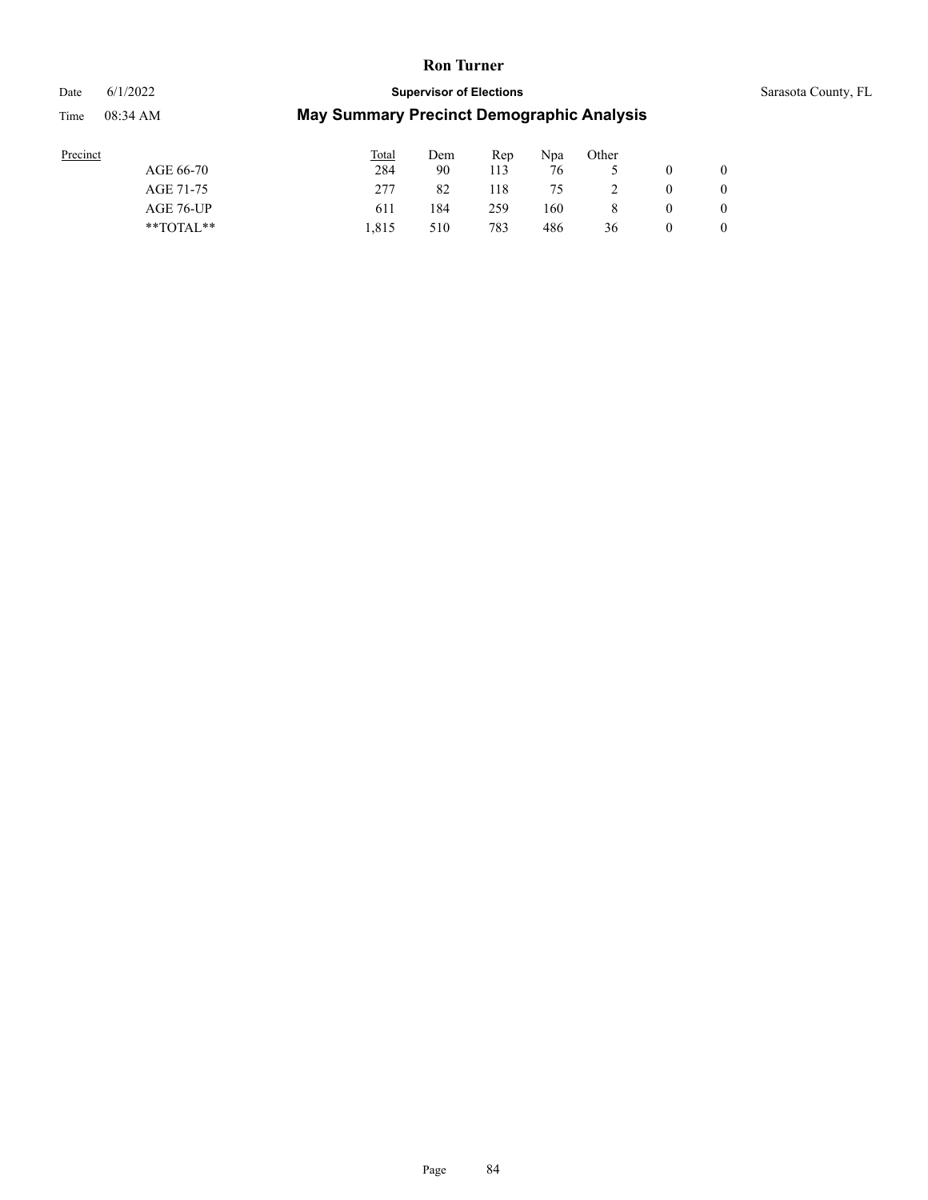| Precinct | Total | Dem | Rep | Npa | Other | | |
|---|---|---|---|---|---|---|---|
| AGE 66-70 | 284 | 90 | 113 | 76 | 5 | 0 | 0 |
| AGE 71-75 | 277 | 82 | 118 | 75 | 2 | 0 | 0 |
| AGE 76-UP | 611 | 184 | 259 | 160 | 8 | 0 | 0 |
| **TOTAL** | 1,815 | 510 | 783 | 486 | 36 | 0 | 0 |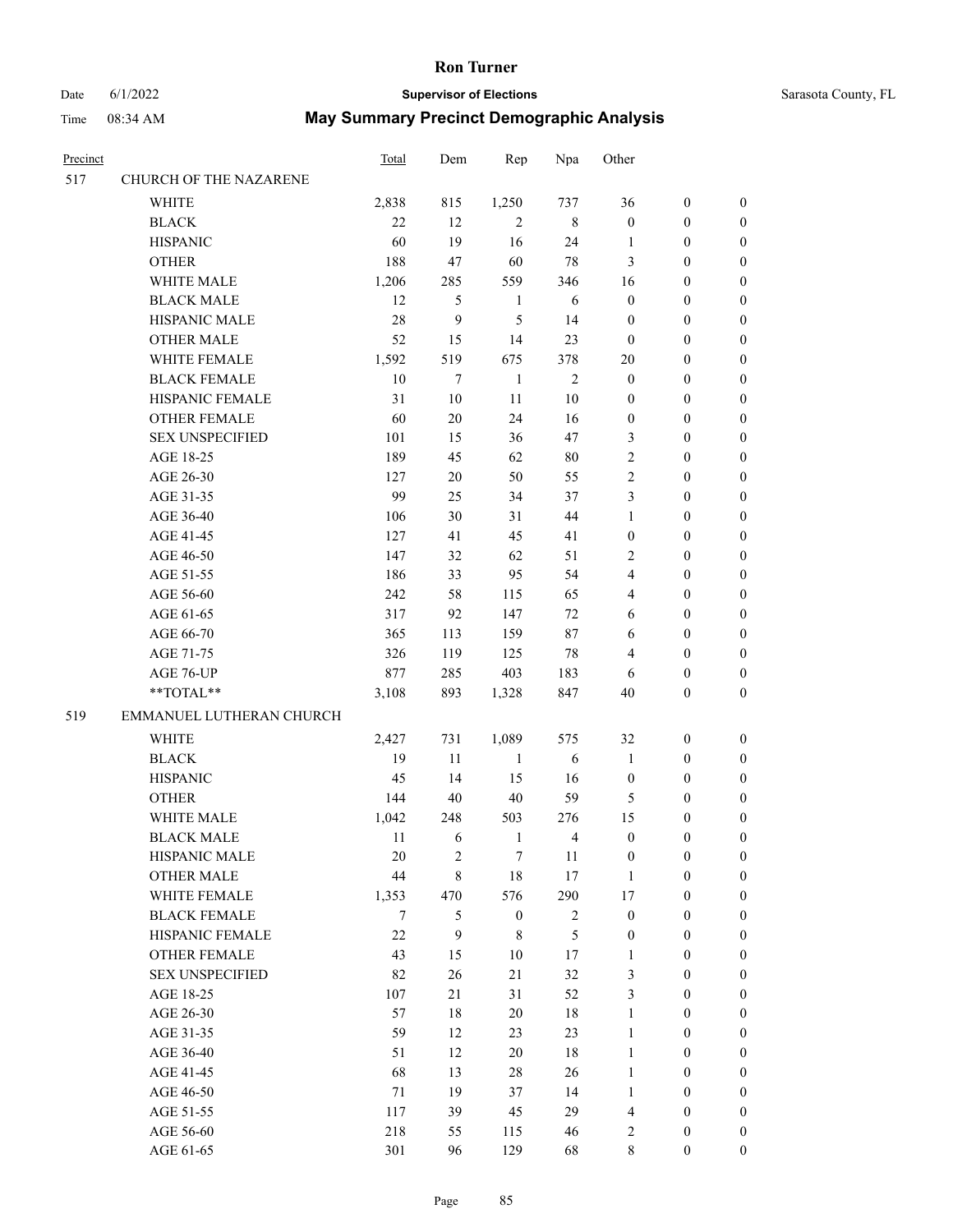# Ron Turner

Date 6/1/2022 **Supervisor of Elections** Sarasota County, FL

Time 08:34 AM **May Summary Precinct Demographic Analysis**

| Precinct | | Total | Dem | Rep | Npa | Other | | |
|---|---|---|---|---|---|---|---|---|
| 517 | CHURCH OF THE NAZARENE | | | | | | | |
| | WHITE | 2,838 | 815 | 1,250 | 737 | 36 | 0 | 0 |
| | BLACK | 22 | 12 | 2 | 8 | 0 | 0 | 0 |
| | HISPANIC | 60 | 19 | 16 | 24 | 1 | 0 | 0 |
| | OTHER | 188 | 47 | 60 | 78 | 3 | 0 | 0 |
| | WHITE MALE | 1,206 | 285 | 559 | 346 | 16 | 0 | 0 |
| | BLACK MALE | 12 | 5 | 1 | 6 | 0 | 0 | 0 |
| | HISPANIC MALE | 28 | 9 | 5 | 14 | 0 | 0 | 0 |
| | OTHER MALE | 52 | 15 | 14 | 23 | 0 | 0 | 0 |
| | WHITE FEMALE | 1,592 | 519 | 675 | 378 | 20 | 0 | 0 |
| | BLACK FEMALE | 10 | 7 | 1 | 2 | 0 | 0 | 0 |
| | HISPANIC FEMALE | 31 | 10 | 11 | 10 | 0 | 0 | 0 |
| | OTHER FEMALE | 60 | 20 | 24 | 16 | 0 | 0 | 0 |
| | SEX UNSPECIFIED | 101 | 15 | 36 | 47 | 3 | 0 | 0 |
| | AGE 18-25 | 189 | 45 | 62 | 80 | 2 | 0 | 0 |
| | AGE 26-30 | 127 | 20 | 50 | 55 | 2 | 0 | 0 |
| | AGE 31-35 | 99 | 25 | 34 | 37 | 3 | 0 | 0 |
| | AGE 36-40 | 106 | 30 | 31 | 44 | 1 | 0 | 0 |
| | AGE 41-45 | 127 | 41 | 45 | 41 | 0 | 0 | 0 |
| | AGE 46-50 | 147 | 32 | 62 | 51 | 2 | 0 | 0 |
| | AGE 51-55 | 186 | 33 | 95 | 54 | 4 | 0 | 0 |
| | AGE 56-60 | 242 | 58 | 115 | 65 | 4 | 0 | 0 |
| | AGE 61-65 | 317 | 92 | 147 | 72 | 6 | 0 | 0 |
| | AGE 66-70 | 365 | 113 | 159 | 87 | 6 | 0 | 0 |
| | AGE 71-75 | 326 | 119 | 125 | 78 | 4 | 0 | 0 |
| | AGE 76-UP | 877 | 285 | 403 | 183 | 6 | 0 | 0 |
| | **TOTAL** | 3,108 | 893 | 1,328 | 847 | 40 | 0 | 0 |
| 519 | EMMANUEL LUTHERAN CHURCH | | | | | | | |
| | WHITE | 2,427 | 731 | 1,089 | 575 | 32 | 0 | 0 |
| | BLACK | 19 | 11 | 1 | 6 | 1 | 0 | 0 |
| | HISPANIC | 45 | 14 | 15 | 16 | 0 | 0 | 0 |
| | OTHER | 144 | 40 | 40 | 59 | 5 | 0 | 0 |
| | WHITE MALE | 1,042 | 248 | 503 | 276 | 15 | 0 | 0 |
| | BLACK MALE | 11 | 6 | 1 | 4 | 0 | 0 | 0 |
| | HISPANIC MALE | 20 | 2 | 7 | 11 | 0 | 0 | 0 |
| | OTHER MALE | 44 | 8 | 18 | 17 | 1 | 0 | 0 |
| | WHITE FEMALE | 1,353 | 470 | 576 | 290 | 17 | 0 | 0 |
| | BLACK FEMALE | 7 | 5 | 0 | 2 | 0 | 0 | 0 |
| | HISPANIC FEMALE | 22 | 9 | 8 | 5 | 0 | 0 | 0 |
| | OTHER FEMALE | 43 | 15 | 10 | 17 | 1 | 0 | 0 |
| | SEX UNSPECIFIED | 82 | 26 | 21 | 32 | 3 | 0 | 0 |
| | AGE 18-25 | 107 | 21 | 31 | 52 | 3 | 0 | 0 |
| | AGE 26-30 | 57 | 18 | 20 | 18 | 1 | 0 | 0 |
| | AGE 31-35 | 59 | 12 | 23 | 23 | 1 | 0 | 0 |
| | AGE 36-40 | 51 | 12 | 20 | 18 | 1 | 0 | 0 |
| | AGE 41-45 | 68 | 13 | 28 | 26 | 1 | 0 | 0 |
| | AGE 46-50 | 71 | 19 | 37 | 14 | 1 | 0 | 0 |
| | AGE 51-55 | 117 | 39 | 45 | 29 | 4 | 0 | 0 |
| | AGE 56-60 | 218 | 55 | 115 | 46 | 2 | 0 | 0 |
| | AGE 61-65 | 301 | 96 | 129 | 68 | 8 | 0 | 0 |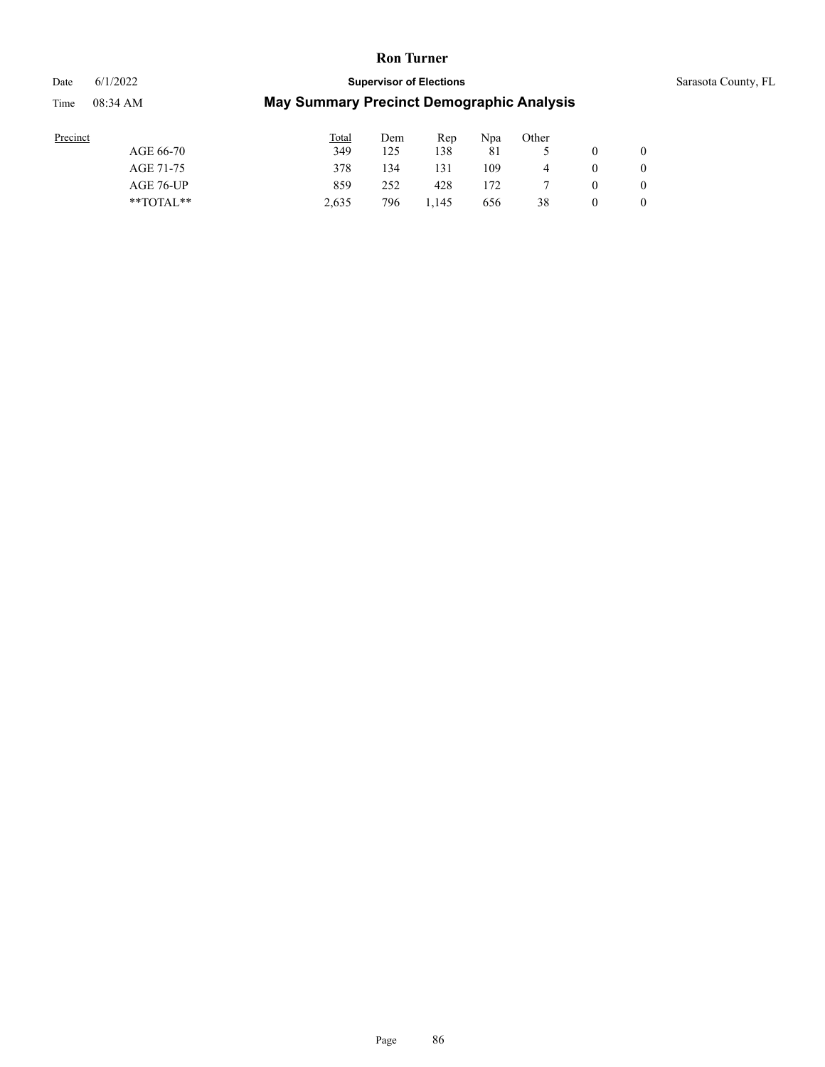| Precinct | Total | Dem | Rep | Npa | Other | | |
|---|---|---|---|---|---|---|---|
| AGE 66-70 | 349 | 125 | 138 | 81 | 5 | 0 | 0 |
| AGE 71-75 | 378 | 134 | 131 | 109 | 4 | 0 | 0 |
| AGE 76-UP | 859 | 252 | 428 | 172 | 7 | 0 | 0 |
| **TOTAL** | 2,635 | 796 | 1,145 | 656 | 38 | 0 | 0 |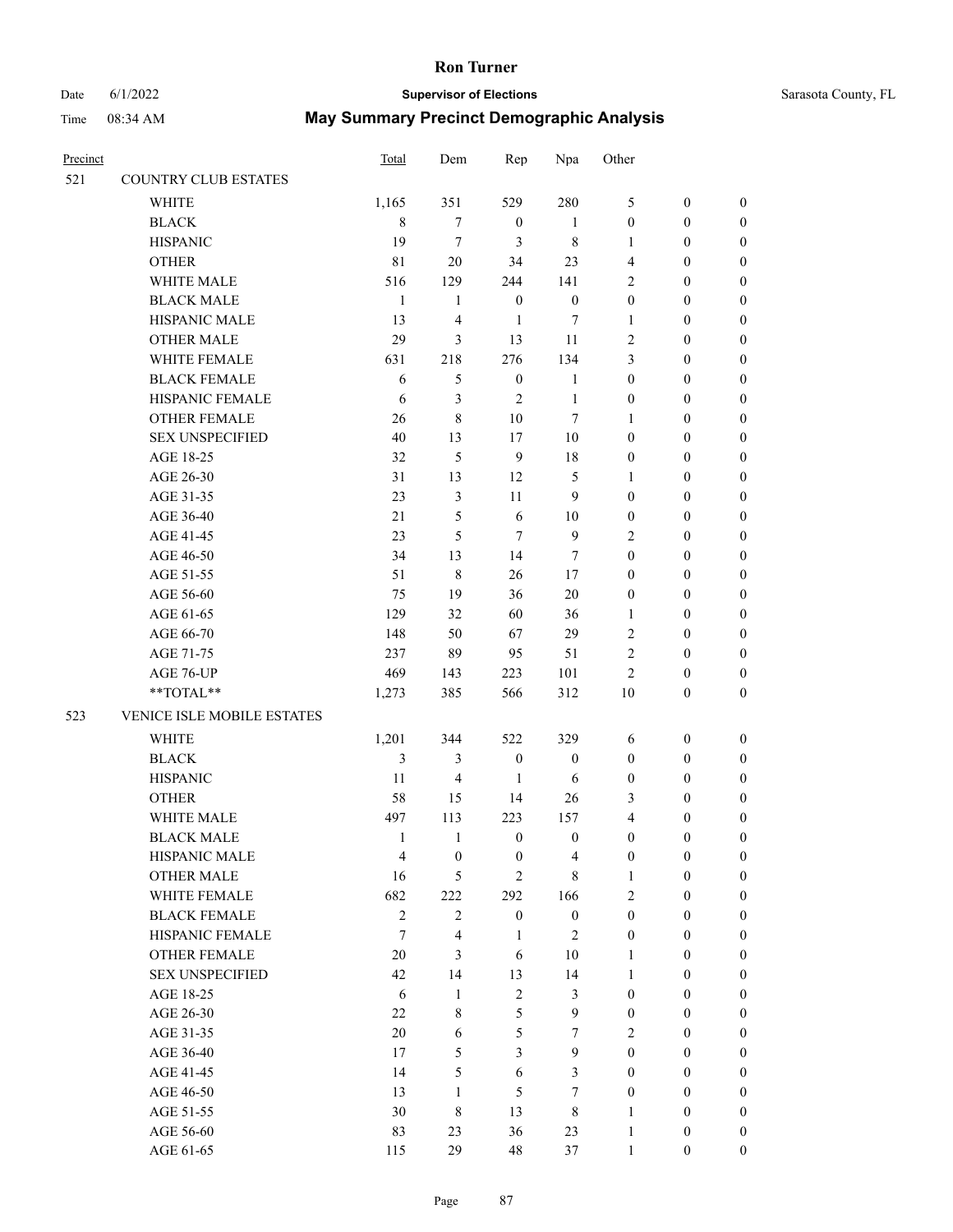# Ron Turner

Date 6/1/2022 **Supervisor of Elections** Sarasota County, FL

Time 08:34 AM **May Summary Precinct Demographic Analysis**

| Precinct | | Total | Dem | Rep | Npa | Other | | |
|---|---|---|---|---|---|---|---|---|
| 521 | COUNTRY CLUB ESTATES | | | | | | | |
| | WHITE | 1,165 | 351 | 529 | 280 | 5 | 0 | 0 |
| | BLACK | 8 | 7 | 0 | 1 | 0 | 0 | 0 |
| | HISPANIC | 19 | 7 | 3 | 8 | 1 | 0 | 0 |
| | OTHER | 81 | 20 | 34 | 23 | 4 | 0 | 0 |
| | WHITE MALE | 516 | 129 | 244 | 141 | 2 | 0 | 0 |
| | BLACK MALE | 1 | 1 | 0 | 0 | 0 | 0 | 0 |
| | HISPANIC MALE | 13 | 4 | 1 | 7 | 1 | 0 | 0 |
| | OTHER MALE | 29 | 3 | 13 | 11 | 2 | 0 | 0 |
| | WHITE FEMALE | 631 | 218 | 276 | 134 | 3 | 0 | 0 |
| | BLACK FEMALE | 6 | 5 | 0 | 1 | 0 | 0 | 0 |
| | HISPANIC FEMALE | 6 | 3 | 2 | 1 | 0 | 0 | 0 |
| | OTHER FEMALE | 26 | 8 | 10 | 7 | 1 | 0 | 0 |
| | SEX UNSPECIFIED | 40 | 13 | 17 | 10 | 0 | 0 | 0 |
| | AGE 18-25 | 32 | 5 | 9 | 18 | 0 | 0 | 0 |
| | AGE 26-30 | 31 | 13 | 12 | 5 | 1 | 0 | 0 |
| | AGE 31-35 | 23 | 3 | 11 | 9 | 0 | 0 | 0 |
| | AGE 36-40 | 21 | 5 | 6 | 10 | 0 | 0 | 0 |
| | AGE 41-45 | 23 | 5 | 7 | 9 | 2 | 0 | 0 |
| | AGE 46-50 | 34 | 13 | 14 | 7 | 0 | 0 | 0 |
| | AGE 51-55 | 51 | 8 | 26 | 17 | 0 | 0 | 0 |
| | AGE 56-60 | 75 | 19 | 36 | 20 | 0 | 0 | 0 |
| | AGE 61-65 | 129 | 32 | 60 | 36 | 1 | 0 | 0 |
| | AGE 66-70 | 148 | 50 | 67 | 29 | 2 | 0 | 0 |
| | AGE 71-75 | 237 | 89 | 95 | 51 | 2 | 0 | 0 |
| | AGE 76-UP | 469 | 143 | 223 | 101 | 2 | 0 | 0 |
| | **TOTAL** | 1,273 | 385 | 566 | 312 | 10 | 0 | 0 |
| 523 | VENICE ISLE MOBILE ESTATES | | | | | | | |
| | WHITE | 1,201 | 344 | 522 | 329 | 6 | 0 | 0 |
| | BLACK | 3 | 3 | 0 | 0 | 0 | 0 | 0 |
| | HISPANIC | 11 | 4 | 1 | 6 | 0 | 0 | 0 |
| | OTHER | 58 | 15 | 14 | 26 | 3 | 0 | 0 |
| | WHITE MALE | 497 | 113 | 223 | 157 | 4 | 0 | 0 |
| | BLACK MALE | 1 | 1 | 0 | 0 | 0 | 0 | 0 |
| | HISPANIC MALE | 4 | 0 | 0 | 4 | 0 | 0 | 0 |
| | OTHER MALE | 16 | 5 | 2 | 8 | 1 | 0 | 0 |
| | WHITE FEMALE | 682 | 222 | 292 | 166 | 2 | 0 | 0 |
| | BLACK FEMALE | 2 | 2 | 0 | 0 | 0 | 0 | 0 |
| | HISPANIC FEMALE | 7 | 4 | 1 | 2 | 0 | 0 | 0 |
| | OTHER FEMALE | 20 | 3 | 6 | 10 | 1 | 0 | 0 |
| | SEX UNSPECIFIED | 42 | 14 | 13 | 14 | 1 | 0 | 0 |
| | AGE 18-25 | 6 | 1 | 2 | 3 | 0 | 0 | 0 |
| | AGE 26-30 | 22 | 8 | 5 | 9 | 0 | 0 | 0 |
| | AGE 31-35 | 20 | 6 | 5 | 7 | 2 | 0 | 0 |
| | AGE 36-40 | 17 | 5 | 3 | 9 | 0 | 0 | 0 |
| | AGE 41-45 | 14 | 5 | 6 | 3 | 0 | 0 | 0 |
| | AGE 46-50 | 13 | 1 | 5 | 7 | 0 | 0 | 0 |
| | AGE 51-55 | 30 | 8 | 13 | 8 | 1 | 0 | 0 |
| | AGE 56-60 | 83 | 23 | 36 | 23 | 1 | 0 | 0 |
| | AGE 61-65 | 115 | 29 | 48 | 37 | 1 | 0 | 0 |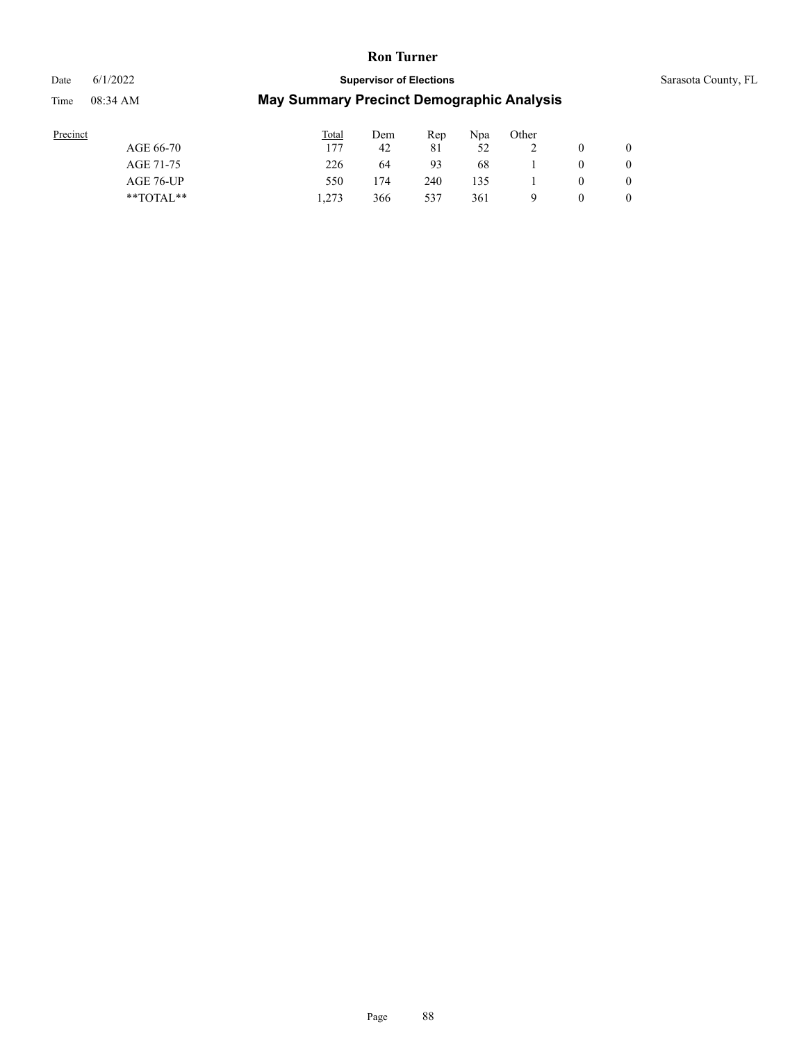| Precinct | Total | Dem | Rep | Npa | Other | | |
|---|---|---|---|---|---|---|---|
| AGE 66-70 | 177 | 42 | 81 | 52 | 2 | 0 | 0 |
| AGE 71-75 | 226 | 64 | 93 | 68 | 1 | 0 | 0 |
| AGE 76-UP | 550 | 174 | 240 | 135 | 1 | 0 | 0 |
| **TOTAL** | 1,273 | 366 | 537 | 361 | 9 | 0 | 0 |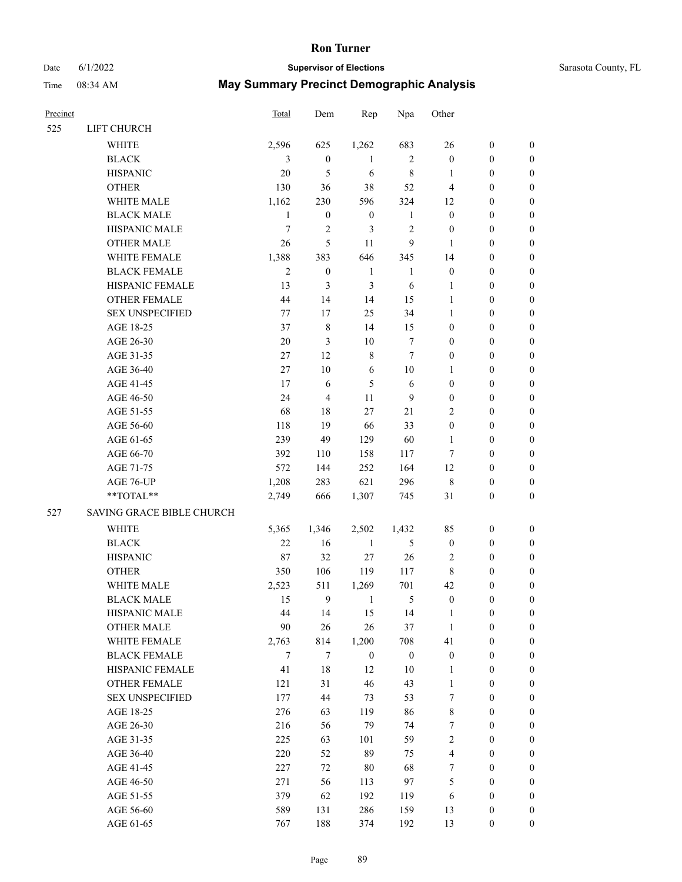# Ron Turner

Date 6/1/2022 **Supervisor of Elections** Sarasota County, FL

Time 08:34 AM **May Summary Precinct Demographic Analysis**

| Precinct | | Total | Dem | Rep | Npa | Other | | |
|---|---|---|---|---|---|---|---|---|
| 525 | LIFT CHURCH | | | | | | | |
| | WHITE | 2,596 | 625 | 1,262 | 683 | 26 | 0 | 0 |
| | BLACK | 3 | 0 | 1 | 2 | 0 | 0 | 0 |
| | HISPANIC | 20 | 5 | 6 | 8 | 1 | 0 | 0 |
| | OTHER | 130 | 36 | 38 | 52 | 4 | 0 | 0 |
| | WHITE MALE | 1,162 | 230 | 596 | 324 | 12 | 0 | 0 |
| | BLACK MALE | 1 | 0 | 0 | 1 | 0 | 0 | 0 |
| | HISPANIC MALE | 7 | 2 | 3 | 2 | 0 | 0 | 0 |
| | OTHER MALE | 26 | 5 | 11 | 9 | 1 | 0 | 0 |
| | WHITE FEMALE | 1,388 | 383 | 646 | 345 | 14 | 0 | 0 |
| | BLACK FEMALE | 2 | 0 | 1 | 1 | 0 | 0 | 0 |
| | HISPANIC FEMALE | 13 | 3 | 3 | 6 | 1 | 0 | 0 |
| | OTHER FEMALE | 44 | 14 | 14 | 15 | 1 | 0 | 0 |
| | SEX UNSPECIFIED | 77 | 17 | 25 | 34 | 1 | 0 | 0 |
| | AGE 18-25 | 37 | 8 | 14 | 15 | 0 | 0 | 0 |
| | AGE 26-30 | 20 | 3 | 10 | 7 | 0 | 0 | 0 |
| | AGE 31-35 | 27 | 12 | 8 | 7 | 0 | 0 | 0 |
| | AGE 36-40 | 27 | 10 | 6 | 10 | 1 | 0 | 0 |
| | AGE 41-45 | 17 | 6 | 5 | 6 | 0 | 0 | 0 |
| | AGE 46-50 | 24 | 4 | 11 | 9 | 0 | 0 | 0 |
| | AGE 51-55 | 68 | 18 | 27 | 21 | 2 | 0 | 0 |
| | AGE 56-60 | 118 | 19 | 66 | 33 | 0 | 0 | 0 |
| | AGE 61-65 | 239 | 49 | 129 | 60 | 1 | 0 | 0 |
| | AGE 66-70 | 392 | 110 | 158 | 117 | 7 | 0 | 0 |
| | AGE 71-75 | 572 | 144 | 252 | 164 | 12 | 0 | 0 |
| | AGE 76-UP | 1,208 | 283 | 621 | 296 | 8 | 0 | 0 |
| | **TOTAL** | 2,749 | 666 | 1,307 | 745 | 31 | 0 | 0 |
| 527 | SAVING GRACE BIBLE CHURCH | | | | | | | |
| | WHITE | 5,365 | 1,346 | 2,502 | 1,432 | 85 | 0 | 0 |
| | BLACK | 22 | 16 | 1 | 5 | 0 | 0 | 0 |
| | HISPANIC | 87 | 32 | 27 | 26 | 2 | 0 | 0 |
| | OTHER | 350 | 106 | 119 | 117 | 8 | 0 | 0 |
| | WHITE MALE | 2,523 | 511 | 1,269 | 701 | 42 | 0 | 0 |
| | BLACK MALE | 15 | 9 | 1 | 5 | 0 | 0 | 0 |
| | HISPANIC MALE | 44 | 14 | 15 | 14 | 1 | 0 | 0 |
| | OTHER MALE | 90 | 26 | 26 | 37 | 1 | 0 | 0 |
| | WHITE FEMALE | 2,763 | 814 | 1,200 | 708 | 41 | 0 | 0 |
| | BLACK FEMALE | 7 | 7 | 0 | 0 | 0 | 0 | 0 |
| | HISPANIC FEMALE | 41 | 18 | 12 | 10 | 1 | 0 | 0 |
| | OTHER FEMALE | 121 | 31 | 46 | 43 | 1 | 0 | 0 |
| | SEX UNSPECIFIED | 177 | 44 | 73 | 53 | 7 | 0 | 0 |
| | AGE 18-25 | 276 | 63 | 119 | 86 | 8 | 0 | 0 |
| | AGE 26-30 | 216 | 56 | 79 | 74 | 7 | 0 | 0 |
| | AGE 31-35 | 225 | 63 | 101 | 59 | 2 | 0 | 0 |
| | AGE 36-40 | 220 | 52 | 89 | 75 | 4 | 0 | 0 |
| | AGE 41-45 | 227 | 72 | 80 | 68 | 7 | 0 | 0 |
| | AGE 46-50 | 271 | 56 | 113 | 97 | 5 | 0 | 0 |
| | AGE 51-55 | 379 | 62 | 192 | 119 | 6 | 0 | 0 |
| | AGE 56-60 | 589 | 131 | 286 | 159 | 13 | 0 | 0 |
| | AGE 61-65 | 767 | 188 | 374 | 192 | 13 | 0 | 0 |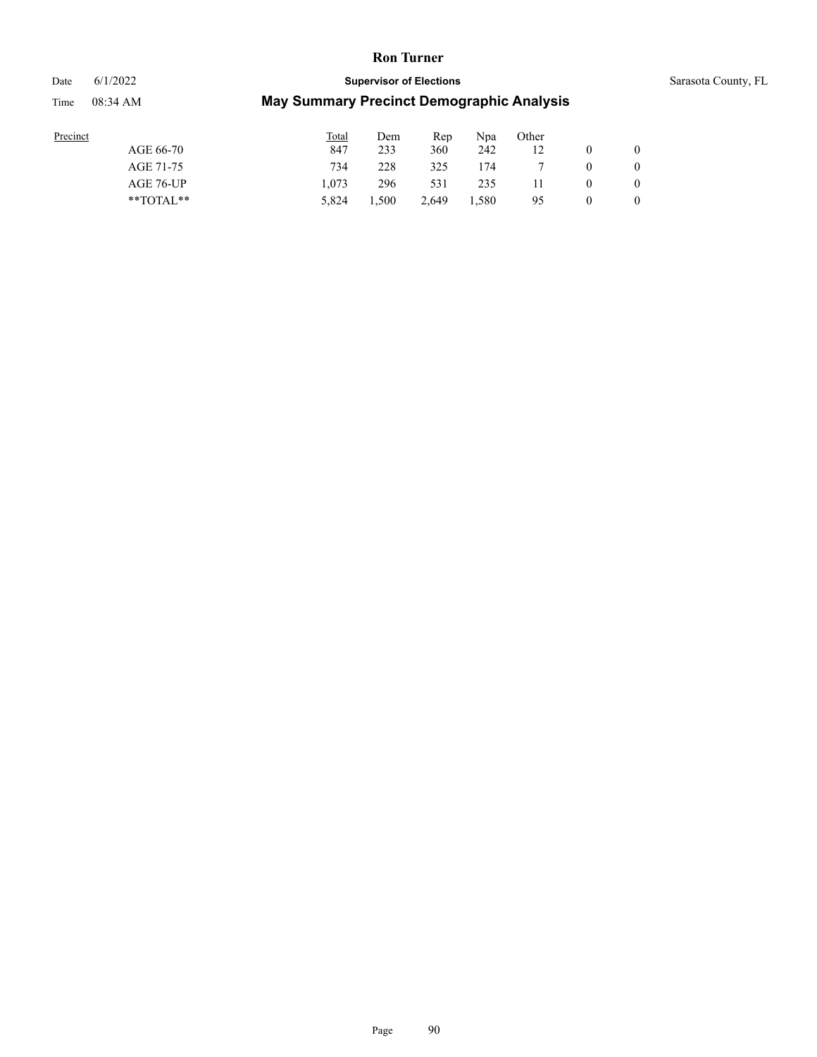| Precinct | Total | Dem | Rep | Npa | Other | | |
|---|---|---|---|---|---|---|---|
| AGE 66-70 | 847 | 233 | 360 | 242 | 12 | 0 | 0 |
| AGE 71-75 | 734 | 228 | 325 | 174 | 7 | 0 | 0 |
| AGE 76-UP | 1,073 | 296 | 531 | 235 | 11 | 0 | 0 |
| **TOTAL** | 5,824 | 1,500 | 2,649 | 1,580 | 95 | 0 | 0 |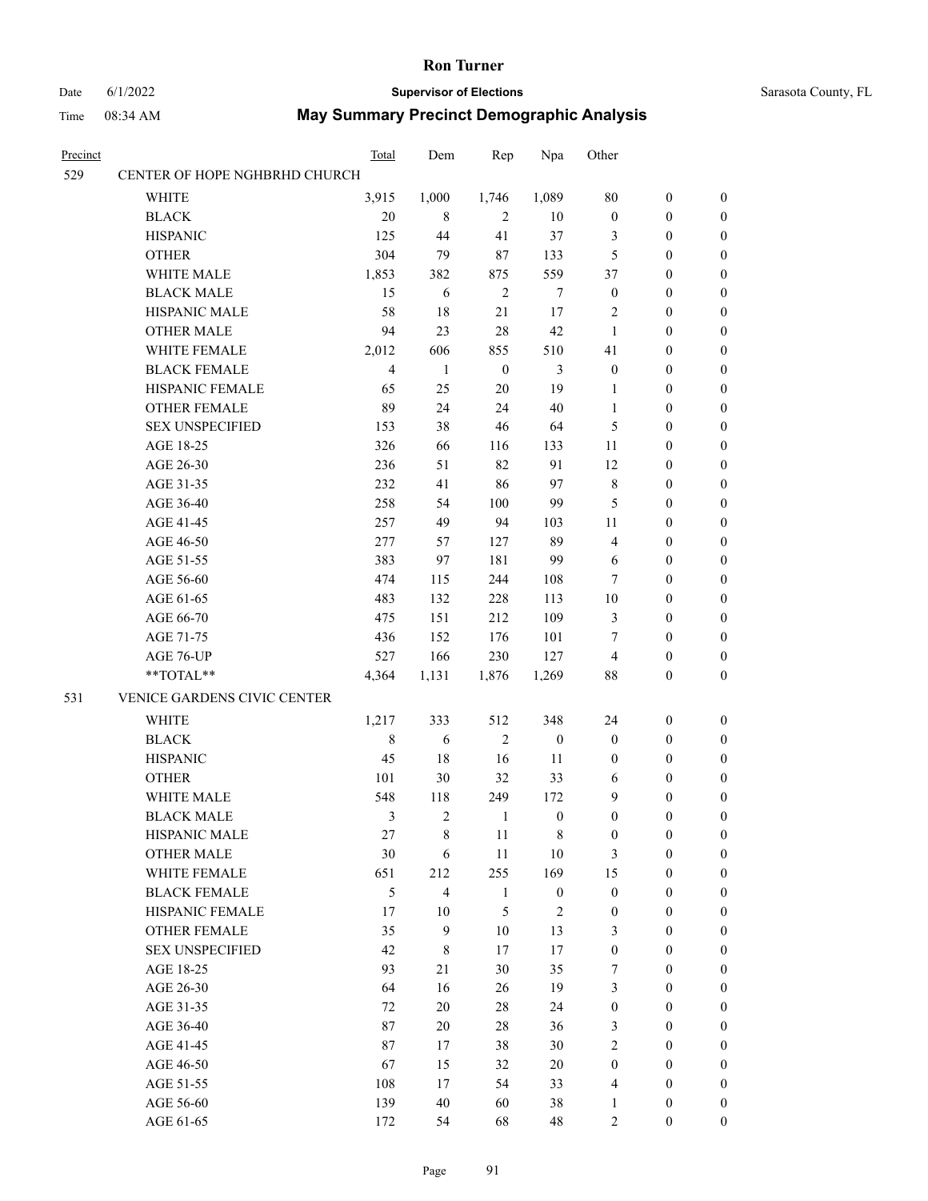# Ron Turner

Date 6/1/2022 **Supervisor of Elections** Sarasota County, FL

Time 08:34 AM **May Summary Precinct Demographic Analysis**

| Precinct | | Total | Dem | Rep | Npa | Other | | |
|---|---|---|---|---|---|---|---|---|
| 529 | CENTER OF HOPE NGHBRHD CHURCH | | | | | | | |
| | WHITE | 3,915 | 1,000 | 1,746 | 1,089 | 80 | 0 | 0 |
| | BLACK | 20 | 8 | 2 | 10 | 0 | 0 | 0 |
| | HISPANIC | 125 | 44 | 41 | 37 | 3 | 0 | 0 |
| | OTHER | 304 | 79 | 87 | 133 | 5 | 0 | 0 |
| | WHITE MALE | 1,853 | 382 | 875 | 559 | 37 | 0 | 0 |
| | BLACK MALE | 15 | 6 | 2 | 7 | 0 | 0 | 0 |
| | HISPANIC MALE | 58 | 18 | 21 | 17 | 2 | 0 | 0 |
| | OTHER MALE | 94 | 23 | 28 | 42 | 1 | 0 | 0 |
| | WHITE FEMALE | 2,012 | 606 | 855 | 510 | 41 | 0 | 0 |
| | BLACK FEMALE | 4 | 1 | 0 | 3 | 0 | 0 | 0 |
| | HISPANIC FEMALE | 65 | 25 | 20 | 19 | 1 | 0 | 0 |
| | OTHER FEMALE | 89 | 24 | 24 | 40 | 1 | 0 | 0 |
| | SEX UNSPECIFIED | 153 | 38 | 46 | 64 | 5 | 0 | 0 |
| | AGE 18-25 | 326 | 66 | 116 | 133 | 11 | 0 | 0 |
| | AGE 26-30 | 236 | 51 | 82 | 91 | 12 | 0 | 0 |
| | AGE 31-35 | 232 | 41 | 86 | 97 | 8 | 0 | 0 |
| | AGE 36-40 | 258 | 54 | 100 | 99 | 5 | 0 | 0 |
| | AGE 41-45 | 257 | 49 | 94 | 103 | 11 | 0 | 0 |
| | AGE 46-50 | 277 | 57 | 127 | 89 | 4 | 0 | 0 |
| | AGE 51-55 | 383 | 97 | 181 | 99 | 6 | 0 | 0 |
| | AGE 56-60 | 474 | 115 | 244 | 108 | 7 | 0 | 0 |
| | AGE 61-65 | 483 | 132 | 228 | 113 | 10 | 0 | 0 |
| | AGE 66-70 | 475 | 151 | 212 | 109 | 3 | 0 | 0 |
| | AGE 71-75 | 436 | 152 | 176 | 101 | 7 | 0 | 0 |
| | AGE 76-UP | 527 | 166 | 230 | 127 | 4 | 0 | 0 |
| | **TOTAL** | 4,364 | 1,131 | 1,876 | 1,269 | 88 | 0 | 0 |
| 531 | VENICE GARDENS CIVIC CENTER | | | | | | | |
| | WHITE | 1,217 | 333 | 512 | 348 | 24 | 0 | 0 |
| | BLACK | 8 | 6 | 2 | 0 | 0 | 0 | 0 |
| | HISPANIC | 45 | 18 | 16 | 11 | 0 | 0 | 0 |
| | OTHER | 101 | 30 | 32 | 33 | 6 | 0 | 0 |
| | WHITE MALE | 548 | 118 | 249 | 172 | 9 | 0 | 0 |
| | BLACK MALE | 3 | 2 | 1 | 0 | 0 | 0 | 0 |
| | HISPANIC MALE | 27 | 8 | 11 | 8 | 0 | 0 | 0 |
| | OTHER MALE | 30 | 6 | 11 | 10 | 3 | 0 | 0 |
| | WHITE FEMALE | 651 | 212 | 255 | 169 | 15 | 0 | 0 |
| | BLACK FEMALE | 5 | 4 | 1 | 0 | 0 | 0 | 0 |
| | HISPANIC FEMALE | 17 | 10 | 5 | 2 | 0 | 0 | 0 |
| | OTHER FEMALE | 35 | 9 | 10 | 13 | 3 | 0 | 0 |
| | SEX UNSPECIFIED | 42 | 8 | 17 | 17 | 0 | 0 | 0 |
| | AGE 18-25 | 93 | 21 | 30 | 35 | 7 | 0 | 0 |
| | AGE 26-30 | 64 | 16 | 26 | 19 | 3 | 0 | 0 |
| | AGE 31-35 | 72 | 20 | 28 | 24 | 0 | 0 | 0 |
| | AGE 36-40 | 87 | 20 | 28 | 36 | 3 | 0 | 0 |
| | AGE 41-45 | 87 | 17 | 38 | 30 | 2 | 0 | 0 |
| | AGE 46-50 | 67 | 15 | 32 | 20 | 0 | 0 | 0 |
| | AGE 51-55 | 108 | 17 | 54 | 33 | 4 | 0 | 0 |
| | AGE 56-60 | 139 | 40 | 60 | 38 | 1 | 0 | 0 |
| | AGE 61-65 | 172 | 54 | 68 | 48 | 2 | 0 | 0 |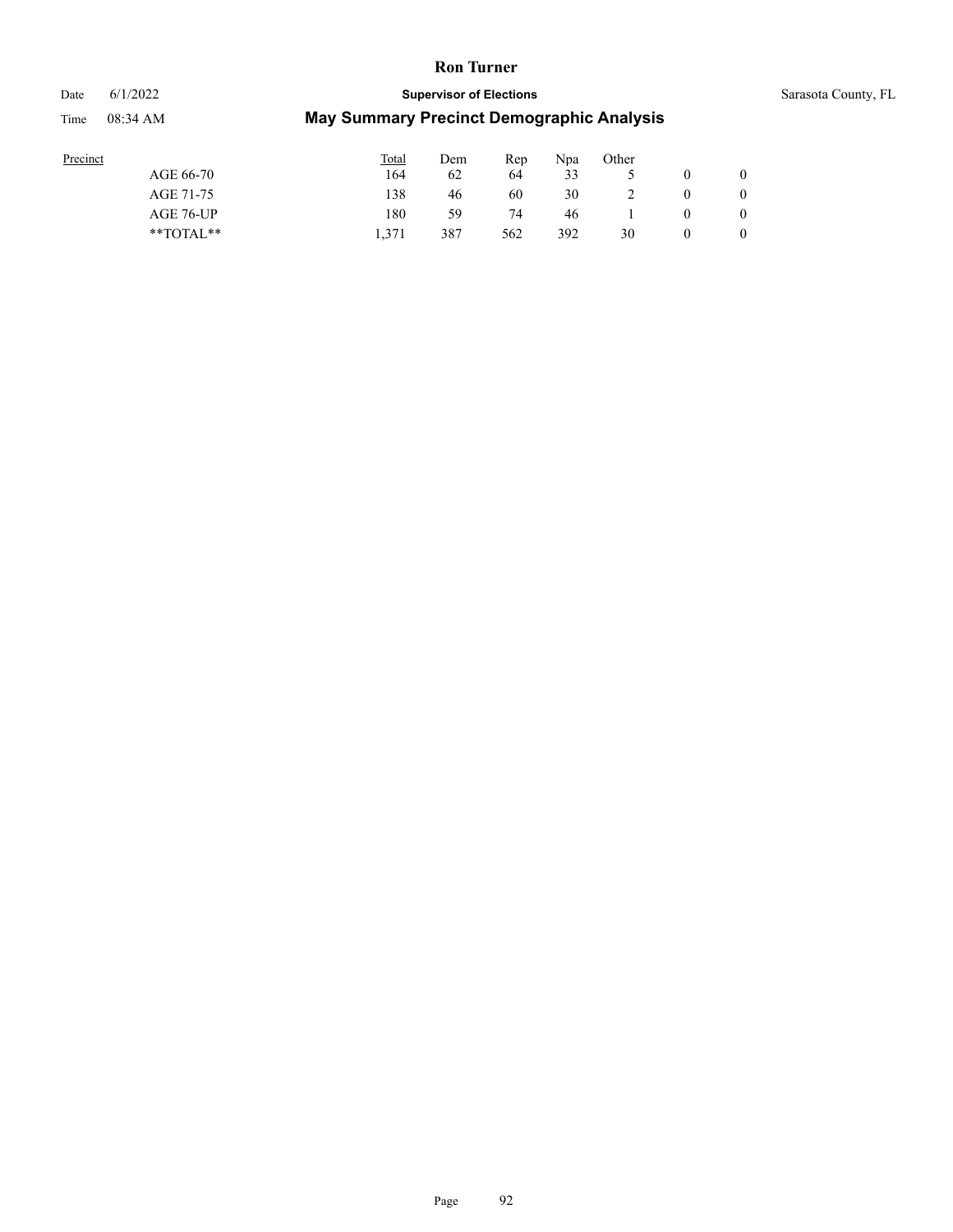| Precinct | Total | Dem | Rep | Npa | Other | | |
|---|---|---|---|---|---|---|---|
| AGE 66-70 | 164 | 62 | 64 | 33 | 5 | 0 | 0 |
| AGE 71-75 | 138 | 46 | 60 | 30 | 2 | 0 | 0 |
| AGE 76-UP | 180 | 59 | 74 | 46 | 1 | 0 | 0 |
| **TOTAL** | 1,371 | 387 | 562 | 392 | 30 | 0 | 0 |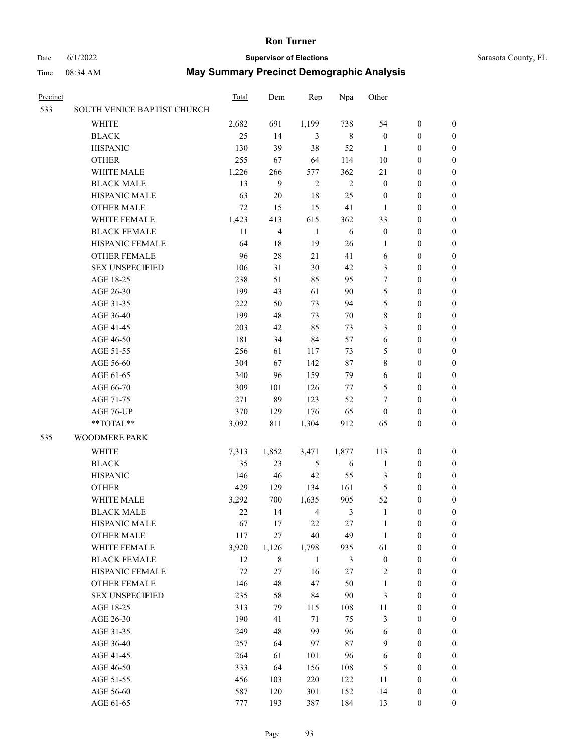# Ron Turner

Date 6/1/2022 **Supervisor of Elections** Sarasota County, FL

Time 08:34 AM **May Summary Precinct Demographic Analysis**

| Precinct | | Total | Dem | Rep | Npa | Other | | |
|---|---|---|---|---|---|---|---|---|
| 533 | SOUTH VENICE BAPTIST CHURCH | | | | | | | |
| | WHITE | 2,682 | 691 | 1,199 | 738 | 54 | 0 | 0 |
| | BLACK | 25 | 14 | 3 | 8 | 0 | 0 | 0 |
| | HISPANIC | 130 | 39 | 38 | 52 | 1 | 0 | 0 |
| | OTHER | 255 | 67 | 64 | 114 | 10 | 0 | 0 |
| | WHITE MALE | 1,226 | 266 | 577 | 362 | 21 | 0 | 0 |
| | BLACK MALE | 13 | 9 | 2 | 2 | 0 | 0 | 0 |
| | HISPANIC MALE | 63 | 20 | 18 | 25 | 0 | 0 | 0 |
| | OTHER MALE | 72 | 15 | 15 | 41 | 1 | 0 | 0 |
| | WHITE FEMALE | 1,423 | 413 | 615 | 362 | 33 | 0 | 0 |
| | BLACK FEMALE | 11 | 4 | 1 | 6 | 0 | 0 | 0 |
| | HISPANIC FEMALE | 64 | 18 | 19 | 26 | 1 | 0 | 0 |
| | OTHER FEMALE | 96 | 28 | 21 | 41 | 6 | 0 | 0 |
| | SEX UNSPECIFIED | 106 | 31 | 30 | 42 | 3 | 0 | 0 |
| | AGE 18-25 | 238 | 51 | 85 | 95 | 7 | 0 | 0 |
| | AGE 26-30 | 199 | 43 | 61 | 90 | 5 | 0 | 0 |
| | AGE 31-35 | 222 | 50 | 73 | 94 | 5 | 0 | 0 |
| | AGE 36-40 | 199 | 48 | 73 | 70 | 8 | 0 | 0 |
| | AGE 41-45 | 203 | 42 | 85 | 73 | 3 | 0 | 0 |
| | AGE 46-50 | 181 | 34 | 84 | 57 | 6 | 0 | 0 |
| | AGE 51-55 | 256 | 61 | 117 | 73 | 5 | 0 | 0 |
| | AGE 56-60 | 304 | 67 | 142 | 87 | 8 | 0 | 0 |
| | AGE 61-65 | 340 | 96 | 159 | 79 | 6 | 0 | 0 |
| | AGE 66-70 | 309 | 101 | 126 | 77 | 5 | 0 | 0 |
| | AGE 71-75 | 271 | 89 | 123 | 52 | 7 | 0 | 0 |
| | AGE 76-UP | 370 | 129 | 176 | 65 | 0 | 0 | 0 |
| | **TOTAL** | 3,092 | 811 | 1,304 | 912 | 65 | 0 | 0 |
| 535 | WOODMERE PARK | | | | | | | |
| | WHITE | 7,313 | 1,852 | 3,471 | 1,877 | 113 | 0 | 0 |
| | BLACK | 35 | 23 | 5 | 6 | 1 | 0 | 0 |
| | HISPANIC | 146 | 46 | 42 | 55 | 3 | 0 | 0 |
| | OTHER | 429 | 129 | 134 | 161 | 5 | 0 | 0 |
| | WHITE MALE | 3,292 | 700 | 1,635 | 905 | 52 | 0 | 0 |
| | BLACK MALE | 22 | 14 | 4 | 3 | 1 | 0 | 0 |
| | HISPANIC MALE | 67 | 17 | 22 | 27 | 1 | 0 | 0 |
| | OTHER MALE | 117 | 27 | 40 | 49 | 1 | 0 | 0 |
| | WHITE FEMALE | 3,920 | 1,126 | 1,798 | 935 | 61 | 0 | 0 |
| | BLACK FEMALE | 12 | 8 | 1 | 3 | 0 | 0 | 0 |
| | HISPANIC FEMALE | 72 | 27 | 16 | 27 | 2 | 0 | 0 |
| | OTHER FEMALE | 146 | 48 | 47 | 50 | 1 | 0 | 0 |
| | SEX UNSPECIFIED | 235 | 58 | 84 | 90 | 3 | 0 | 0 |
| | AGE 18-25 | 313 | 79 | 115 | 108 | 11 | 0 | 0 |
| | AGE 26-30 | 190 | 41 | 71 | 75 | 3 | 0 | 0 |
| | AGE 31-35 | 249 | 48 | 99 | 96 | 6 | 0 | 0 |
| | AGE 36-40 | 257 | 64 | 97 | 87 | 9 | 0 | 0 |
| | AGE 41-45 | 264 | 61 | 101 | 96 | 6 | 0 | 0 |
| | AGE 46-50 | 333 | 64 | 156 | 108 | 5 | 0 | 0 |
| | AGE 51-55 | 456 | 103 | 220 | 122 | 11 | 0 | 0 |
| | AGE 56-60 | 587 | 120 | 301 | 152 | 14 | 0 | 0 |
| | AGE 61-65 | 777 | 193 | 387 | 184 | 13 | 0 | 0 |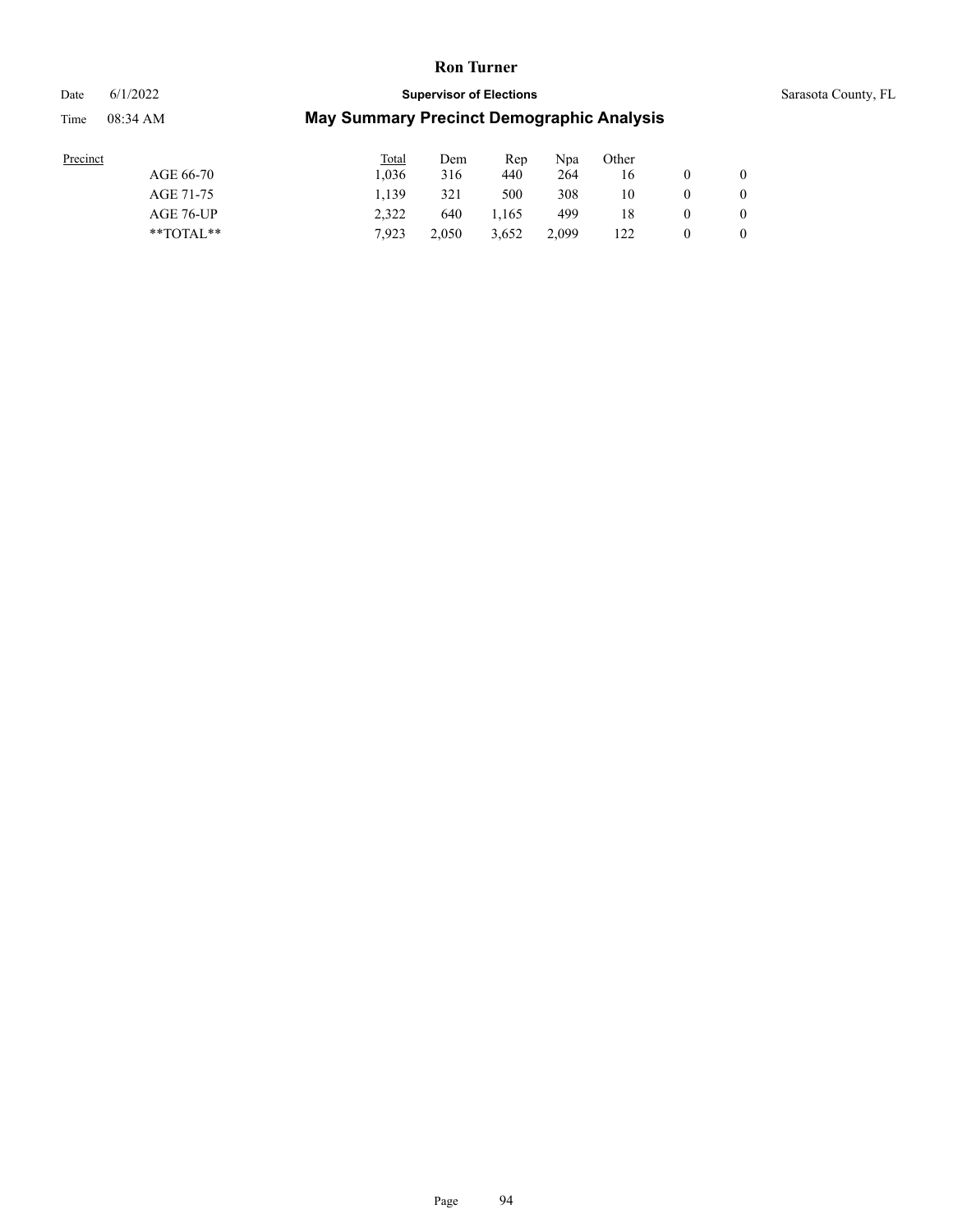| Precinct | Total | Dem | Rep | Npa | Other | | |
|---|---|---|---|---|---|---|---|
| AGE 66-70 | 1,036 | 316 | 440 | 264 | 16 | 0 | 0 |
| AGE 71-75 | 1,139 | 321 | 500 | 308 | 10 | 0 | 0 |
| AGE 76-UP | 2,322 | 640 | 1,165 | 499 | 18 | 0 | 0 |
| **TOTAL** | 7,923 | 2,050 | 3,652 | 2,099 | 122 | 0 | 0 |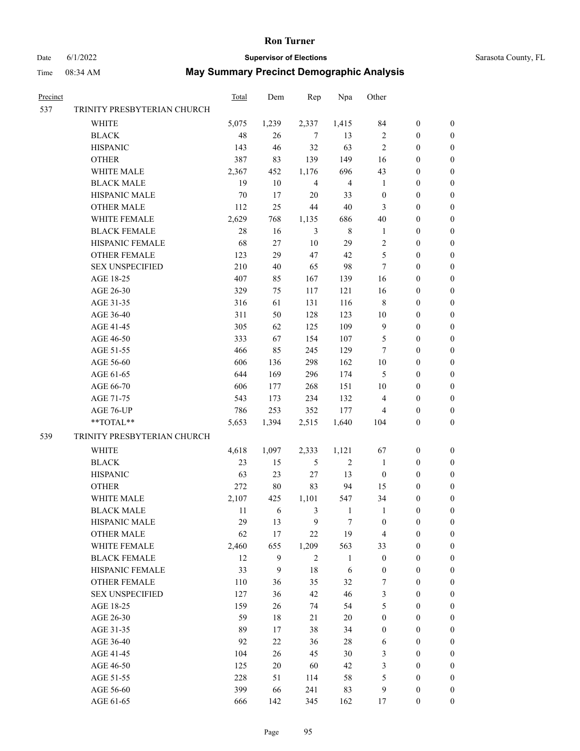# Ron Turner

Date 6/1/2022 **Supervisor of Elections** Sarasota County, FL

Time 08:34 AM **May Summary Precinct Demographic Analysis**

| Precinct | | Total | Dem | Rep | Npa | Other | | |
|---|---|---|---|---|---|---|---|---|
| 537 | TRINITY PRESBYTERIAN CHURCH | | | | | | | |
| | WHITE | 5,075 | 1,239 | 2,337 | 1,415 | 84 | 0 | 0 |
| | BLACK | 48 | 26 | 7 | 13 | 2 | 0 | 0 |
| | HISPANIC | 143 | 46 | 32 | 63 | 2 | 0 | 0 |
| | OTHER | 387 | 83 | 139 | 149 | 16 | 0 | 0 |
| | WHITE MALE | 2,367 | 452 | 1,176 | 696 | 43 | 0 | 0 |
| | BLACK MALE | 19 | 10 | 4 | 4 | 1 | 0 | 0 |
| | HISPANIC MALE | 70 | 17 | 20 | 33 | 0 | 0 | 0 |
| | OTHER MALE | 112 | 25 | 44 | 40 | 3 | 0 | 0 |
| | WHITE FEMALE | 2,629 | 768 | 1,135 | 686 | 40 | 0 | 0 |
| | BLACK FEMALE | 28 | 16 | 3 | 8 | 1 | 0 | 0 |
| | HISPANIC FEMALE | 68 | 27 | 10 | 29 | 2 | 0 | 0 |
| | OTHER FEMALE | 123 | 29 | 47 | 42 | 5 | 0 | 0 |
| | SEX UNSPECIFIED | 210 | 40 | 65 | 98 | 7 | 0 | 0 |
| | AGE 18-25 | 407 | 85 | 167 | 139 | 16 | 0 | 0 |
| | AGE 26-30 | 329 | 75 | 117 | 121 | 16 | 0 | 0 |
| | AGE 31-35 | 316 | 61 | 131 | 116 | 8 | 0 | 0 |
| | AGE 36-40 | 311 | 50 | 128 | 123 | 10 | 0 | 0 |
| | AGE 41-45 | 305 | 62 | 125 | 109 | 9 | 0 | 0 |
| | AGE 46-50 | 333 | 67 | 154 | 107 | 5 | 0 | 0 |
| | AGE 51-55 | 466 | 85 | 245 | 129 | 7 | 0 | 0 |
| | AGE 56-60 | 606 | 136 | 298 | 162 | 10 | 0 | 0 |
| | AGE 61-65 | 644 | 169 | 296 | 174 | 5 | 0 | 0 |
| | AGE 66-70 | 606 | 177 | 268 | 151 | 10 | 0 | 0 |
| | AGE 71-75 | 543 | 173 | 234 | 132 | 4 | 0 | 0 |
| | AGE 76-UP | 786 | 253 | 352 | 177 | 4 | 0 | 0 |
| | **TOTAL** | 5,653 | 1,394 | 2,515 | 1,640 | 104 | 0 | 0 |
| 539 | TRINITY PRESBYTERIAN CHURCH | | | | | | | |
| | WHITE | 4,618 | 1,097 | 2,333 | 1,121 | 67 | 0 | 0 |
| | BLACK | 23 | 15 | 5 | 2 | 1 | 0 | 0 |
| | HISPANIC | 63 | 23 | 27 | 13 | 0 | 0 | 0 |
| | OTHER | 272 | 80 | 83 | 94 | 15 | 0 | 0 |
| | WHITE MALE | 2,107 | 425 | 1,101 | 547 | 34 | 0 | 0 |
| | BLACK MALE | 11 | 6 | 3 | 1 | 1 | 0 | 0 |
| | HISPANIC MALE | 29 | 13 | 9 | 7 | 0 | 0 | 0 |
| | OTHER MALE | 62 | 17 | 22 | 19 | 4 | 0 | 0 |
| | WHITE FEMALE | 2,460 | 655 | 1,209 | 563 | 33 | 0 | 0 |
| | BLACK FEMALE | 12 | 9 | 2 | 1 | 0 | 0 | 0 |
| | HISPANIC FEMALE | 33 | 9 | 18 | 6 | 0 | 0 | 0 |
| | OTHER FEMALE | 110 | 36 | 35 | 32 | 7 | 0 | 0 |
| | SEX UNSPECIFIED | 127 | 36 | 42 | 46 | 3 | 0 | 0 |
| | AGE 18-25 | 159 | 26 | 74 | 54 | 5 | 0 | 0 |
| | AGE 26-30 | 59 | 18 | 21 | 20 | 0 | 0 | 0 |
| | AGE 31-35 | 89 | 17 | 38 | 34 | 0 | 0 | 0 |
| | AGE 36-40 | 92 | 22 | 36 | 28 | 6 | 0 | 0 |
| | AGE 41-45 | 104 | 26 | 45 | 30 | 3 | 0 | 0 |
| | AGE 46-50 | 125 | 20 | 60 | 42 | 3 | 0 | 0 |
| | AGE 51-55 | 228 | 51 | 114 | 58 | 5 | 0 | 0 |
| | AGE 56-60 | 399 | 66 | 241 | 83 | 9 | 0 | 0 |
| | AGE 61-65 | 666 | 142 | 345 | 162 | 17 | 0 | 0 |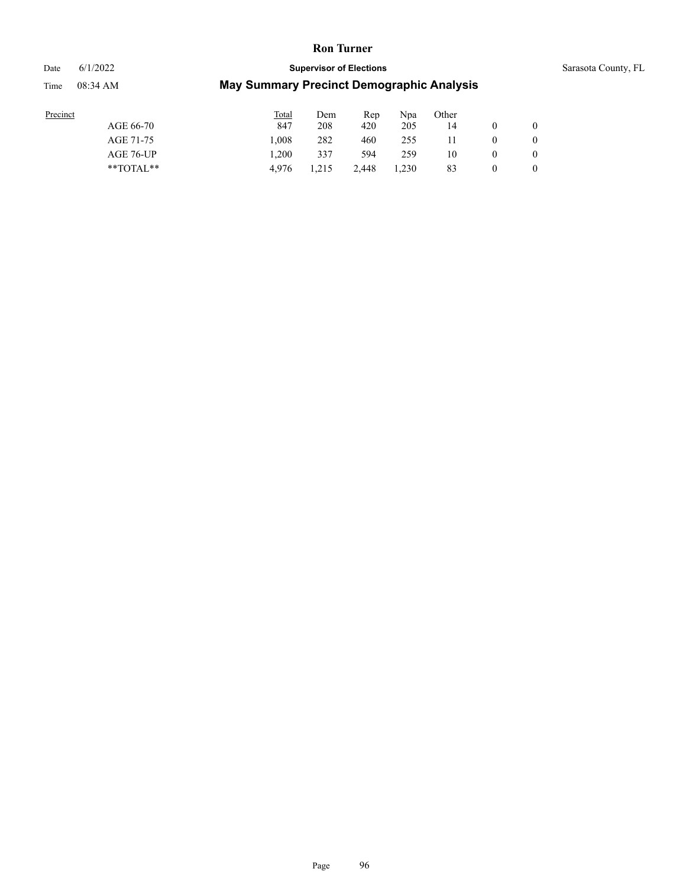| Precinct | Total | Dem | Rep | Npa | Other | | |
|---|---|---|---|---|---|---|---|
| AGE 66-70 | 847 | 208 | 420 | 205 | 14 | 0 | 0 |
| AGE 71-75 | 1,008 | 282 | 460 | 255 | 11 | 0 | 0 |
| AGE 76-UP | 1,200 | 337 | 594 | 259 | 10 | 0 | 0 |
| **TOTAL** | 4,976 | 1,215 | 2,448 | 1,230 | 83 | 0 | 0 |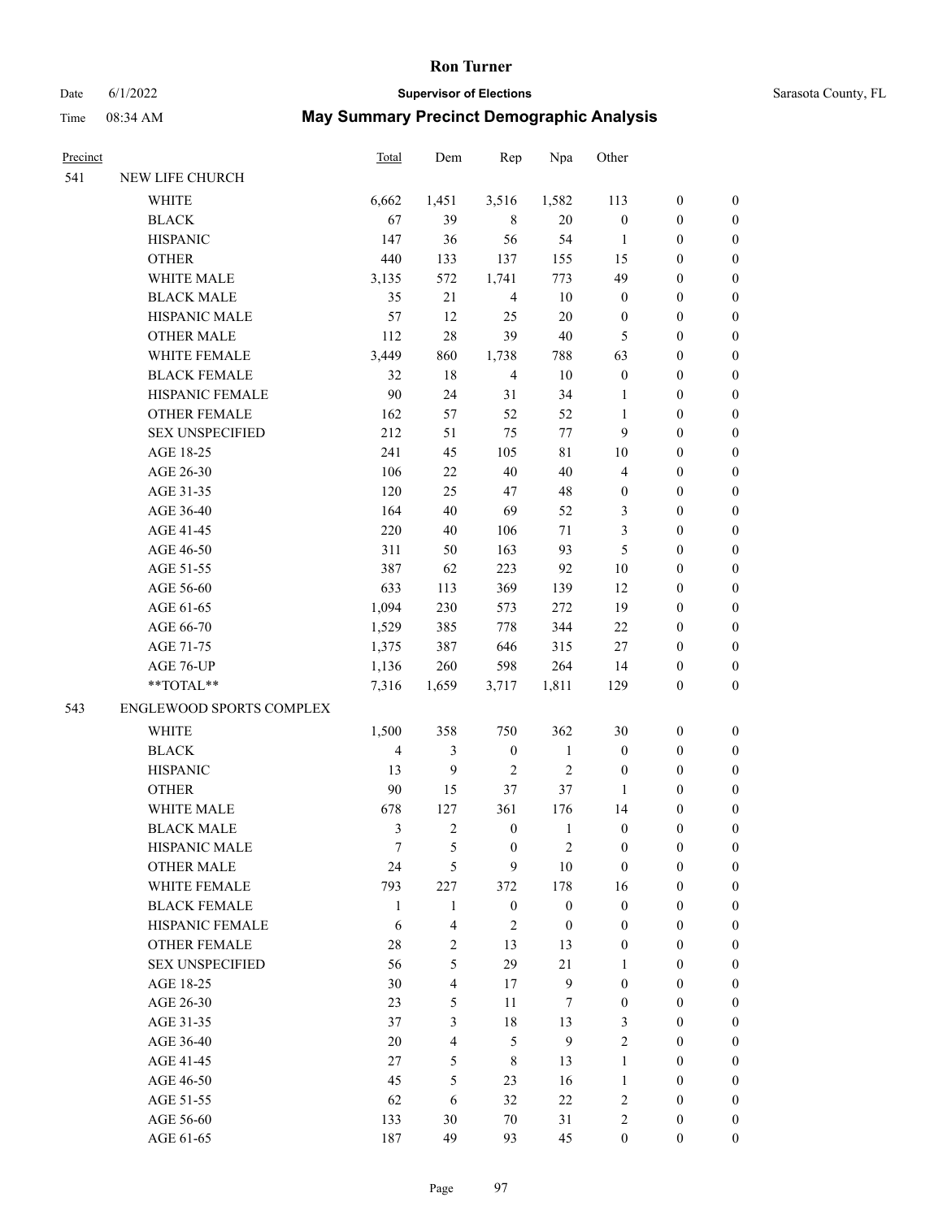# Ron Turner

**Supervisor of Elections**

Sarasota County, FL

Date 6/1/2022

Time 08:34 AM

## May Summary Precinct Demographic Analysis

| Precinct | | Total | Dem | Rep | Npa | Other | | |
|---|---|---|---|---|---|---|---|---|
| 541 | NEW LIFE CHURCH | | | | | | | |
| | WHITE | 6,662 | 1,451 | 3,516 | 1,582 | 113 | 0 | 0 |
| | BLACK | 67 | 39 | 8 | 20 | 0 | 0 | 0 |
| | HISPANIC | 147 | 36 | 56 | 54 | 1 | 0 | 0 |
| | OTHER | 440 | 133 | 137 | 155 | 15 | 0 | 0 |
| | WHITE MALE | 3,135 | 572 | 1,741 | 773 | 49 | 0 | 0 |
| | BLACK MALE | 35 | 21 | 4 | 10 | 0 | 0 | 0 |
| | HISPANIC MALE | 57 | 12 | 25 | 20 | 0 | 0 | 0 |
| | OTHER MALE | 112 | 28 | 39 | 40 | 5 | 0 | 0 |
| | WHITE FEMALE | 3,449 | 860 | 1,738 | 788 | 63 | 0 | 0 |
| | BLACK FEMALE | 32 | 18 | 4 | 10 | 0 | 0 | 0 |
| | HISPANIC FEMALE | 90 | 24 | 31 | 34 | 1 | 0 | 0 |
| | OTHER FEMALE | 162 | 57 | 52 | 52 | 1 | 0 | 0 |
| | SEX UNSPECIFIED | 212 | 51 | 75 | 77 | 9 | 0 | 0 |
| | AGE 18-25 | 241 | 45 | 105 | 81 | 10 | 0 | 0 |
| | AGE 26-30 | 106 | 22 | 40 | 40 | 4 | 0 | 0 |
| | AGE 31-35 | 120 | 25 | 47 | 48 | 0 | 0 | 0 |
| | AGE 36-40 | 164 | 40 | 69 | 52 | 3 | 0 | 0 |
| | AGE 41-45 | 220 | 40 | 106 | 71 | 3 | 0 | 0 |
| | AGE 46-50 | 311 | 50 | 163 | 93 | 5 | 0 | 0 |
| | AGE 51-55 | 387 | 62 | 223 | 92 | 10 | 0 | 0 |
| | AGE 56-60 | 633 | 113 | 369 | 139 | 12 | 0 | 0 |
| | AGE 61-65 | 1,094 | 230 | 573 | 272 | 19 | 0 | 0 |
| | AGE 66-70 | 1,529 | 385 | 778 | 344 | 22 | 0 | 0 |
| | AGE 71-75 | 1,375 | 387 | 646 | 315 | 27 | 0 | 0 |
| | AGE 76-UP | 1,136 | 260 | 598 | 264 | 14 | 0 | 0 |
| | **TOTAL** | 7,316 | 1,659 | 3,717 | 1,811 | 129 | 0 | 0 |
| 543 | ENGLEWOOD SPORTS COMPLEX | | | | | | | |
| | WHITE | 1,500 | 358 | 750 | 362 | 30 | 0 | 0 |
| | BLACK | 4 | 3 | 0 | 1 | 0 | 0 | 0 |
| | HISPANIC | 13 | 9 | 2 | 2 | 0 | 0 | 0 |
| | OTHER | 90 | 15 | 37 | 37 | 1 | 0 | 0 |
| | WHITE MALE | 678 | 127 | 361 | 176 | 14 | 0 | 0 |
| | BLACK MALE | 3 | 2 | 0 | 1 | 0 | 0 | 0 |
| | HISPANIC MALE | 7 | 5 | 0 | 2 | 0 | 0 | 0 |
| | OTHER MALE | 24 | 5 | 9 | 10 | 0 | 0 | 0 |
| | WHITE FEMALE | 793 | 227 | 372 | 178 | 16 | 0 | 0 |
| | BLACK FEMALE | 1 | 1 | 0 | 0 | 0 | 0 | 0 |
| | HISPANIC FEMALE | 6 | 4 | 2 | 0 | 0 | 0 | 0 |
| | OTHER FEMALE | 28 | 2 | 13 | 13 | 0 | 0 | 0 |
| | SEX UNSPECIFIED | 56 | 5 | 29 | 21 | 1 | 0 | 0 |
| | AGE 18-25 | 30 | 4 | 17 | 9 | 0 | 0 | 0 |
| | AGE 26-30 | 23 | 5 | 11 | 7 | 0 | 0 | 0 |
| | AGE 31-35 | 37 | 3 | 18 | 13 | 3 | 0 | 0 |
| | AGE 36-40 | 20 | 4 | 5 | 9 | 2 | 0 | 0 |
| | AGE 41-45 | 27 | 5 | 8 | 13 | 1 | 0 | 0 |
| | AGE 46-50 | 45 | 5 | 23 | 16 | 1 | 0 | 0 |
| | AGE 51-55 | 62 | 6 | 32 | 22 | 2 | 0 | 0 |
| | AGE 56-60 | 133 | 30 | 70 | 31 | 2 | 0 | 0 |
| | AGE 61-65 | 187 | 49 | 93 | 45 | 0 | 0 | 0 |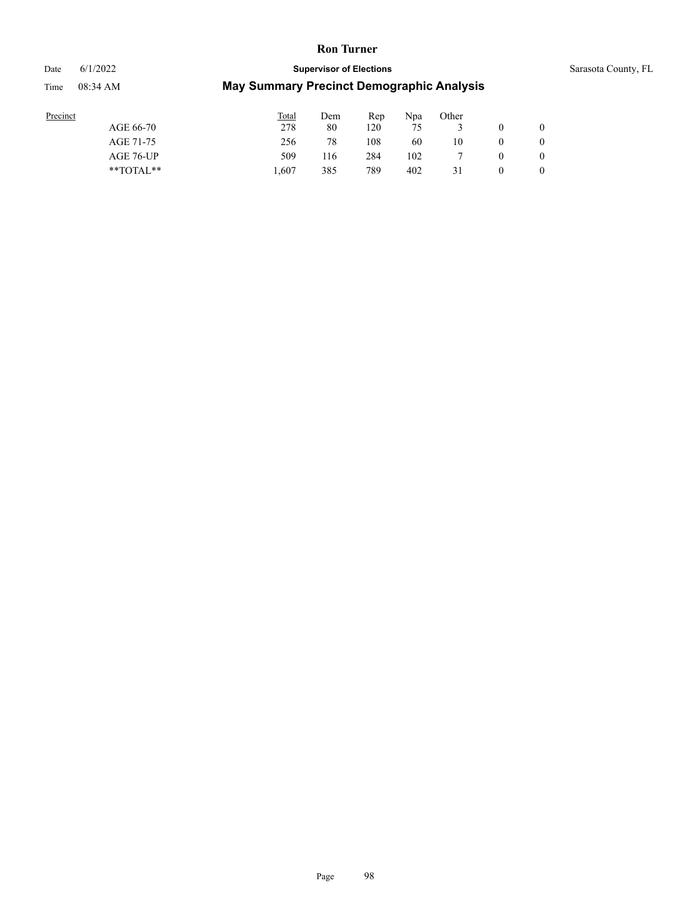| Precinct | Total | Dem | Rep | Npa | Other | | |
|---|---|---|---|---|---|---|---|
| AGE 66-70 | 278 | 80 | 120 | 75 | 3 | 0 | 0 |
| AGE 71-75 | 256 | 78 | 108 | 60 | 10 | 0 | 0 |
| AGE 76-UP | 509 | 116 | 284 | 102 | 7 | 0 | 0 |
| **TOTAL** | 1,607 | 385 | 789 | 402 | 31 | 0 | 0 |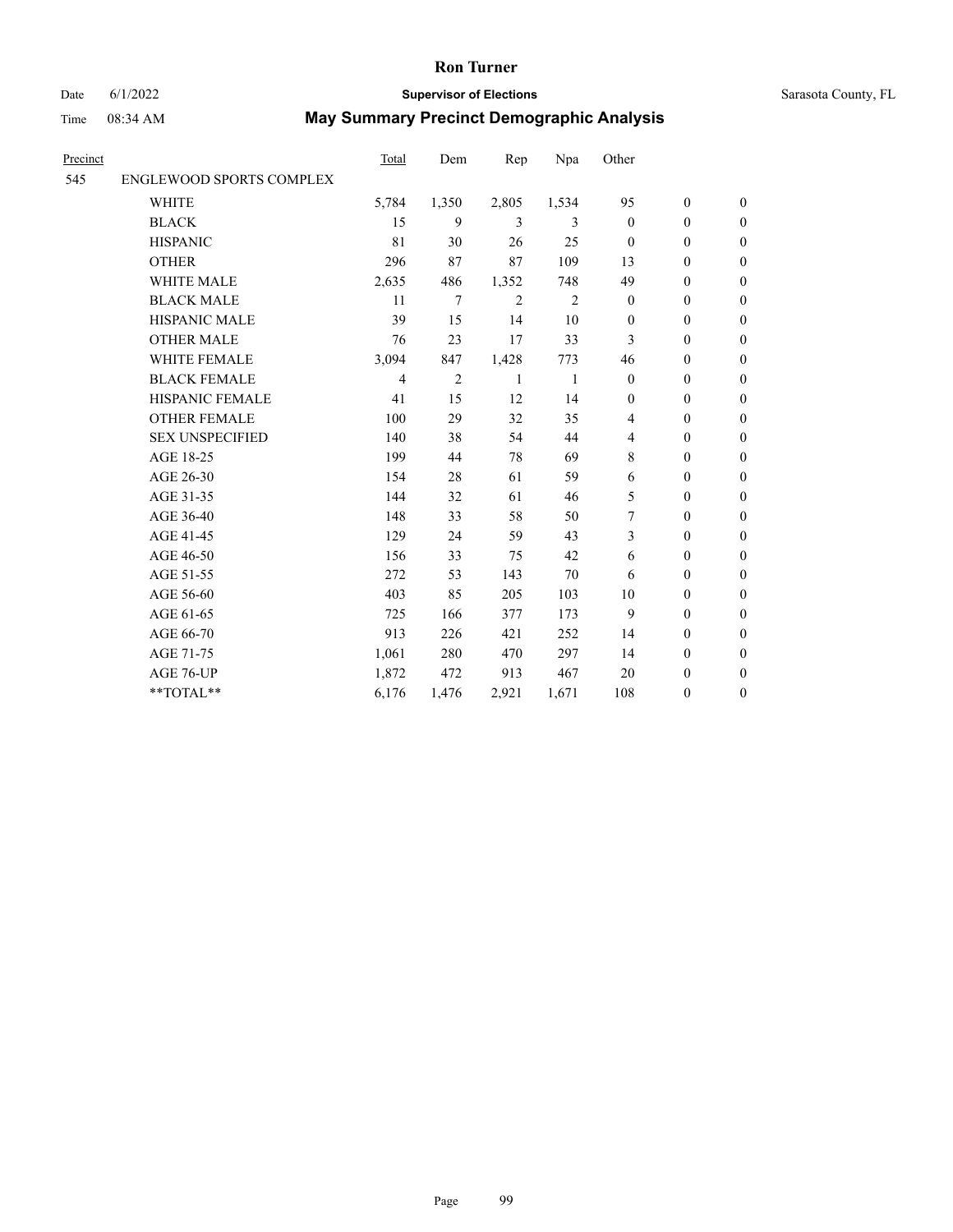# Ron Turner

Date 6/1/2022 **Supervisor of Elections** Sarasota County, FL

Time 08:34 AM **May Summary Precinct Demographic Analysis**

| Precinct | | Total | Dem | Rep | Npa | Other | | |
|---|---|---|---|---|---|---|---|---|
| 545 | ENGLEWOOD SPORTS COMPLEX | | | | | | | |
| | WHITE | 5,784 | 1,350 | 2,805 | 1,534 | 95 | 0 | 0 |
| | BLACK | 15 | 9 | 3 | 3 | 0 | 0 | 0 |
| | HISPANIC | 81 | 30 | 26 | 25 | 0 | 0 | 0 |
| | OTHER | 296 | 87 | 87 | 109 | 13 | 0 | 0 |
| | WHITE MALE | 2,635 | 486 | 1,352 | 748 | 49 | 0 | 0 |
| | BLACK MALE | 11 | 7 | 2 | 2 | 0 | 0 | 0 |
| | HISPANIC MALE | 39 | 15 | 14 | 10 | 0 | 0 | 0 |
| | OTHER MALE | 76 | 23 | 17 | 33 | 3 | 0 | 0 |
| | WHITE FEMALE | 3,094 | 847 | 1,428 | 773 | 46 | 0 | 0 |
| | BLACK FEMALE | 4 | 2 | 1 | 1 | 0 | 0 | 0 |
| | HISPANIC FEMALE | 41 | 15 | 12 | 14 | 0 | 0 | 0 |
| | OTHER FEMALE | 100 | 29 | 32 | 35 | 4 | 0 | 0 |
| | SEX UNSPECIFIED | 140 | 38 | 54 | 44 | 4 | 0 | 0 |
| | AGE 18-25 | 199 | 44 | 78 | 69 | 8 | 0 | 0 |
| | AGE 26-30 | 154 | 28 | 61 | 59 | 6 | 0 | 0 |
| | AGE 31-35 | 144 | 32 | 61 | 46 | 5 | 0 | 0 |
| | AGE 36-40 | 148 | 33 | 58 | 50 | 7 | 0 | 0 |
| | AGE 41-45 | 129 | 24 | 59 | 43 | 3 | 0 | 0 |
| | AGE 46-50 | 156 | 33 | 75 | 42 | 6 | 0 | 0 |
| | AGE 51-55 | 272 | 53 | 143 | 70 | 6 | 0 | 0 |
| | AGE 56-60 | 403 | 85 | 205 | 103 | 10 | 0 | 0 |
| | AGE 61-65 | 725 | 166 | 377 | 173 | 9 | 0 | 0 |
| | AGE 66-70 | 913 | 226 | 421 | 252 | 14 | 0 | 0 |
| | AGE 71-75 | 1,061 | 280 | 470 | 297 | 14 | 0 | 0 |
| | AGE 76-UP | 1,872 | 472 | 913 | 467 | 20 | 0 | 0 |
| | **TOTAL** | 6,176 | 1,476 | 2,921 | 1,671 | 108 | 0 | 0 |